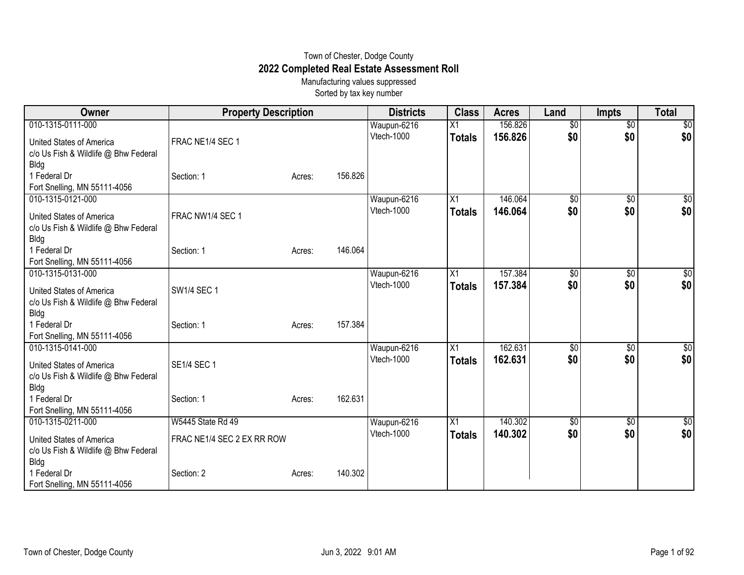Town of Chester, Dodge County

## 2022 Completed Real Estate Assessment Roll

Manufacturing values suppressed

Sorted by tax key number

| Owner | Property Description | | | Districts | Class | Acres | Land | Impts | Total |
|---|---|---|---|---|---|---|---|---|---|
| 010-1315-0111-000 | | | | Waupun-6216 | X1 | 156.826 | $0 | $0 | $0 |
| United States of America<br>c/o Us Fish & Wildlife @ Bhw Federal Bldg<br>1 Federal Dr<br>Fort Snelling, MN 55111-4056 | FRAC NE1/4 SEC 1<br>Section: 1 | Acres: | 156.826 | Vtech-1000 | **Totals** | **156.826** | **$0** | **$0** | **$0** |
| 010-1315-0121-000 | | | | Waupun-6216 | X1 | 146.064 | $0 | $0 | $0 |
| United States of America<br>c/o Us Fish & Wildlife @ Bhw Federal Bldg<br>1 Federal Dr<br>Fort Snelling, MN 55111-4056 | FRAC NW1/4 SEC 1<br>Section: 1 | Acres: | 146.064 | Vtech-1000 | **Totals** | **146.064** | **$0** | **$0** | **$0** |
| 010-1315-0131-000 | | | | Waupun-6216 | X1 | 157.384 | $0 | $0 | $0 |
| United States of America<br>c/o Us Fish & Wildlife @ Bhw Federal Bldg<br>1 Federal Dr<br>Fort Snelling, MN 55111-4056 | SW1/4 SEC 1<br>Section: 1 | Acres: | 157.384 | Vtech-1000 | **Totals** | **157.384** | **$0** | **$0** | **$0** |
| 010-1315-0141-000 | | | | Waupun-6216 | X1 | 162.631 | $0 | $0 | $0 |
| United States of America<br>c/o Us Fish & Wildlife @ Bhw Federal Bldg<br>1 Federal Dr<br>Fort Snelling, MN 55111-4056 | SE1/4 SEC 1<br>Section: 1 | Acres: | 162.631 | Vtech-1000 | **Totals** | **162.631** | **$0** | **$0** | **$0** |
| 010-1315-0211-000 | W5445 State Rd 49 | | | Waupun-6216 | X1 | 140.302 | $0 | $0 | $0 |
| United States of America<br>c/o Us Fish & Wildlife @ Bhw Federal Bldg<br>1 Federal Dr<br>Fort Snelling, MN 55111-4056 | FRAC NE1/4 SEC 2 EX RR ROW<br>Section: 2 | Acres: | 140.302 | Vtech-1000 | **Totals** | **140.302** | **$0** | **$0** | **$0** |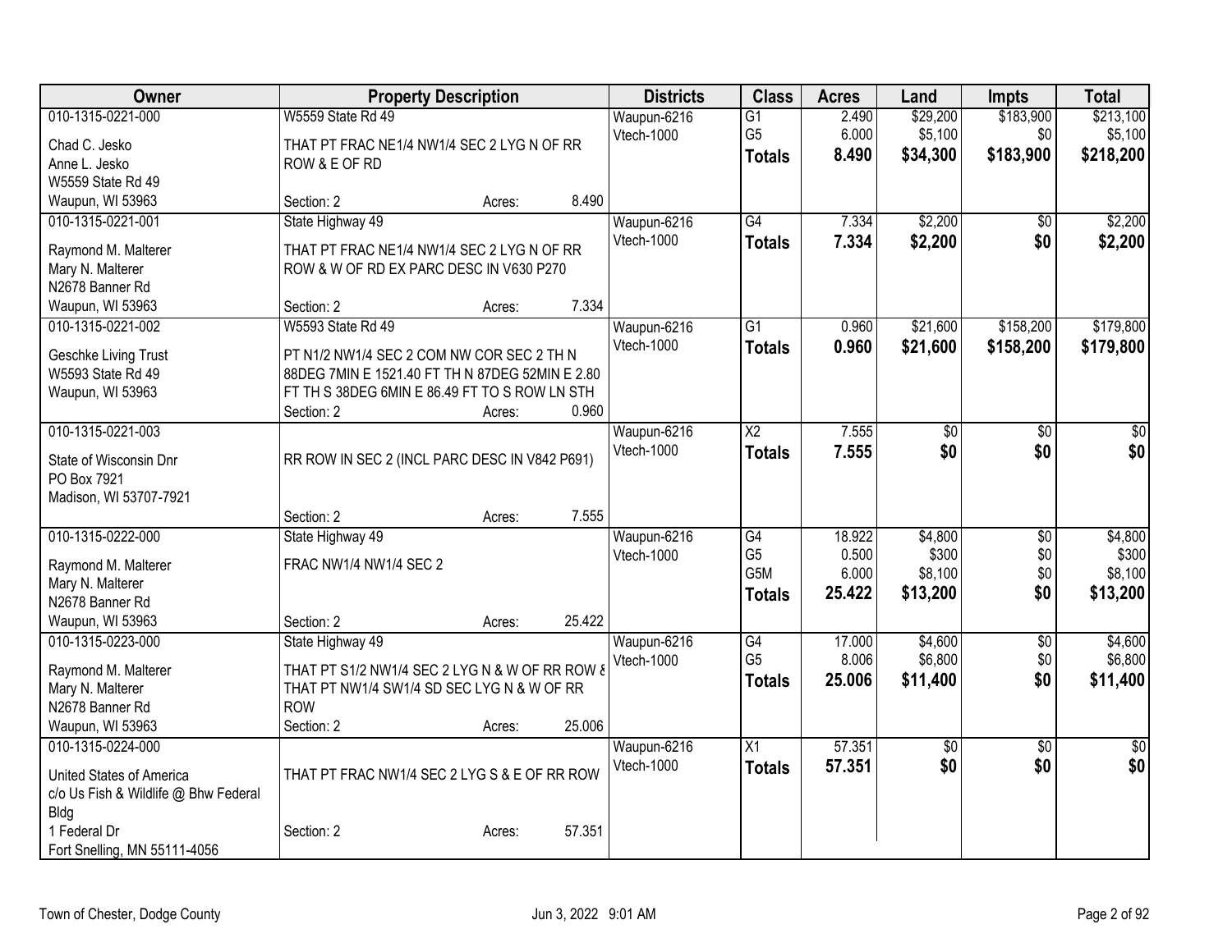| Owner | Property Description | | | Districts | Class | Acres | Land | Impts | Total |
|---|---|---|---|---|---|---|---|---|---|
| 010-1315-0221-000 | W5559 State Rd 49 | | | Waupun-6216 | G1 | 2.490 | $29,200 | $183,900 | $213,100 |
| Chad C. Jesko | THAT PT FRAC NE1/4 NW1/4 SEC 2 LYG N OF RR ROW & E OF RD | | | Vtech-1000 | G5 | 6.000 | $5,100 | $0 | $5,100 |
| Anne L. Jesko | | | | | **Totals** | **8.490** | **$34,300** | **$183,900** | **$218,200** |
| W5559 State Rd 49 | | | | | | | | | |
| Waupun, WI 53963 | Section: 2 | Acres: | 8.490 | | | | | | |
| 010-1315-0221-001 | State Highway 49 | | | Waupun-6216 | G4 | 7.334 | $2,200 | $0 | $2,200 |
| Raymond M. Malterer | THAT PT FRAC NE1/4 NW1/4 SEC 2 LYG N OF RR ROW & W OF RD EX PARC DESC IN V630 P270 | | | Vtech-1000 | **Totals** | **7.334** | **$2,200** | **$0** | **$2,200** |
| Mary N. Malterer | | | | | | | | | |
| N2678 Banner Rd | | | | | | | | | |
| Waupun, WI 53963 | Section: 2 | Acres: | 7.334 | | | | | | |
| 010-1315-0221-002 | W5593 State Rd 49 | | | Waupun-6216 | G1 | 0.960 | $21,600 | $158,200 | $179,800 |
| Geschke Living Trust | PT N1/2 NW1/4 SEC 2 COM NW COR SEC 2 TH N 88DEG 7MIN E 1521.40 FT TH N 87DEG 52MIN E 2.80 FT TH S 38DEG 6MIN E 86.49 FT TO S ROW LN STH | | | Vtech-1000 | **Totals** | **0.960** | **$21,600** | **$158,200** | **$179,800** |
| W5593 State Rd 49 | | | | | | | | | |
| Waupun, WI 53963 | Section: 2 | Acres: | 0.960 | | | | | | |
| 010-1315-0221-003 | | | | Waupun-6216 | X2 | 7.555 | $0 | $0 | $0 |
| State of Wisconsin Dnr | RR ROW IN SEC 2 (INCL PARC DESC IN V842 P691) | | | Vtech-1000 | **Totals** | **7.555** | **$0** | **$0** | **$0** |
| PO Box 7921 | | | | | | | | | |
| Madison, WI 53707-7921 | Section: 2 | Acres: | 7.555 | | | | | | |
| 010-1315-0222-000 | State Highway 49 | | | Waupun-6216 | G4 | 18.922 | $4,800 | $0 | $4,800 |
| Raymond M. Malterer | FRAC NW1/4 NW1/4 SEC 2 | | | Vtech-1000 | G5 | 0.500 | $300 | $0 | $300 |
| Mary N. Malterer | | | | | G5M | 6.000 | $8,100 | $0 | $8,100 |
| N2678 Banner Rd | | | | | **Totals** | **25.422** | **$13,200** | **$0** | **$13,200** |
| Waupun, WI 53963 | Section: 2 | Acres: | 25.422 | | | | | | |
| 010-1315-0223-000 | State Highway 49 | | | Waupun-6216 | G4 | 17.000 | $4,600 | $0 | $4,600 |
| Raymond M. Malterer | THAT PT S1/2 NW1/4 SEC 2 LYG N & W OF RR ROW & THAT PT NW1/4 SW1/4 SD SEC LYG N & W OF RR ROW | | | Vtech-1000 | G5 | 8.006 | $6,800 | $0 | $6,800 |
| Mary N. Malterer | | | | | **Totals** | **25.006** | **$11,400** | **$0** | **$11,400** |
| N2678 Banner Rd | | | | | | | | | |
| Waupun, WI 53963 | Section: 2 | Acres: | 25.006 | | | | | | |
| 010-1315-0224-000 | | | | Waupun-6216 | X1 | 57.351 | $0 | $0 | $0 |
| United States of America | THAT PT FRAC NW1/4 SEC 2 LYG S & E OF RR ROW | | | Vtech-1000 | **Totals** | **57.351** | **$0** | **$0** | **$0** |
| c/o Us Fish & Wildlife @ Bhw Federal Bldg | | | | | | | | | |
| 1 Federal Dr | Section: 2 | Acres: | 57.351 | | | | | | |
| Fort Snelling, MN 55111-4056 | | | | | | | | | |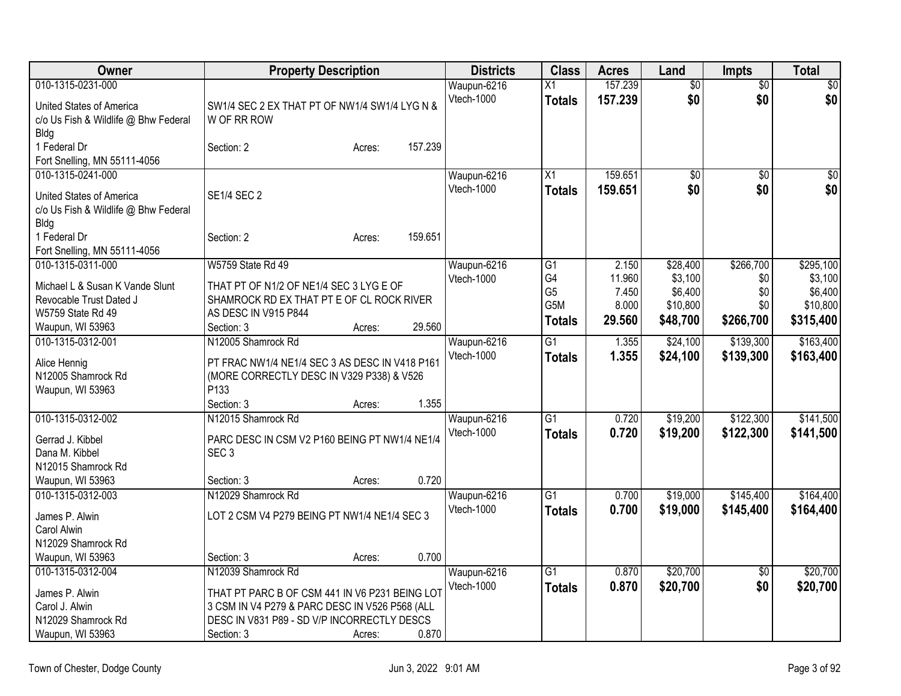| Owner | Property Description | Districts | Class | Acres | Land | Impts | Total |
|---|---|---|---|---|---|---|---|
| 010-1315-0231-000<br>United States of America<br>c/o Us Fish & Wildlife @ Bhw Federal Bldg<br>1 Federal Dr<br>Fort Snelling, MN 55111-4056 | SW1/4 SEC 2 EX THAT PT OF NW1/4 SW1/4 LYG N & W OF RR ROW<br>Section: 2 Acres: 157.239 | Waupun-6216<br>Vtech-1000 | X1<br>**Totals** | 157.239<br>**157.239** | $0<br>**$0** | $0<br>**$0** | $0<br>**$0** |
| 010-1315-0241-000<br>United States of America<br>c/o Us Fish & Wildlife @ Bhw Federal Bldg<br>1 Federal Dr<br>Fort Snelling, MN 55111-4056 | SE1/4 SEC 2<br>Section: 2 Acres: 159.651 | Waupun-6216<br>Vtech-1000 | X1<br>**Totals** | 159.651<br>**159.651** | $0<br>**$0** | $0<br>**$0** | $0<br>**$0** |
| 010-1315-0311-000<br>Michael L & Susan K Vande Slunt Revocable Trust Dated J<br>W5759 State Rd 49<br>Waupun, WI 53963 | W5759 State Rd 49<br>THAT PT OF N1/2 OF NE1/4 SEC 3 LYG E OF SHAMROCK RD EX THAT PT E OF CL ROCK RIVER AS DESC IN V915 P844<br>Section: 3 Acres: 29.560 | Waupun-6216<br>Vtech-1000 | G1<br>G4<br>G5<br>G5M<br>**Totals** | 2.150<br>11.960<br>7.450<br>8.000<br>**29.560** | $28,400<br>$3,100<br>$6,400<br>$10,800<br>**$48,700** | $266,700<br>$0<br>$0<br>$0<br>**$266,700** | $295,100<br>$3,100<br>$6,400<br>$10,800<br>**$315,400** |
| 010-1315-0312-001<br>Alice Hennig<br>N12005 Shamrock Rd<br>Waupun, WI 53963 | N12005 Shamrock Rd<br>PT FRAC NW1/4 NE1/4 SEC 3 AS DESC IN V418 P161 (MORE CORRECTLY DESC IN V329 P338) & V526 P133<br>Section: 3 Acres: 1.355 | Waupun-6216<br>Vtech-1000 | G1<br>**Totals** | 1.355<br>**1.355** | $24,100<br>**$24,100** | $139,300<br>**$139,300** | $163,400<br>**$163,400** |
| 010-1315-0312-002<br>Gerrad J. Kibbel<br>Dana M. Kibbel<br>N12015 Shamrock Rd<br>Waupun, WI 53963 | N12015 Shamrock Rd<br>PARC DESC IN CSM V2 P160 BEING PT NW1/4 NE1/4 SEC 3<br>Section: 3 Acres: 0.720 | Waupun-6216<br>Vtech-1000 | G1<br>**Totals** | 0.720<br>**0.720** | $19,200<br>**$19,200** | $122,300<br>**$122,300** | $141,500<br>**$141,500** |
| 010-1315-0312-003<br>James P. Alwin<br>Carol Alwin<br>N12029 Shamrock Rd<br>Waupun, WI 53963 | N12029 Shamrock Rd<br>LOT 2 CSM V4 P279 BEING PT NW1/4 NE1/4 SEC 3<br>Section: 3 Acres: 0.700 | Waupun-6216<br>Vtech-1000 | G1<br>**Totals** | 0.700<br>**0.700** | $19,000<br>**$19,000** | $145,400<br>**$145,400** | $164,400<br>**$164,400** |
| 010-1315-0312-004<br>James P. Alwin<br>Carol J. Alwin<br>N12029 Shamrock Rd<br>Waupun, WI 53963 | N12039 Shamrock Rd<br>THAT PT PARC B OF CSM 441 IN V6 P231 BEING LOT 3 CSM IN V4 P279 & PARC DESC IN V526 P568 (ALL DESC IN V831 P89 - SD V/P INCORRECTLY DESCS<br>Section: 3 Acres: 0.870 | Waupun-6216<br>Vtech-1000 | G1<br>**Totals** | 0.870<br>**0.870** | $20,700<br>**$20,700** | $0<br>**$0** | $20,700<br>**$20,700** |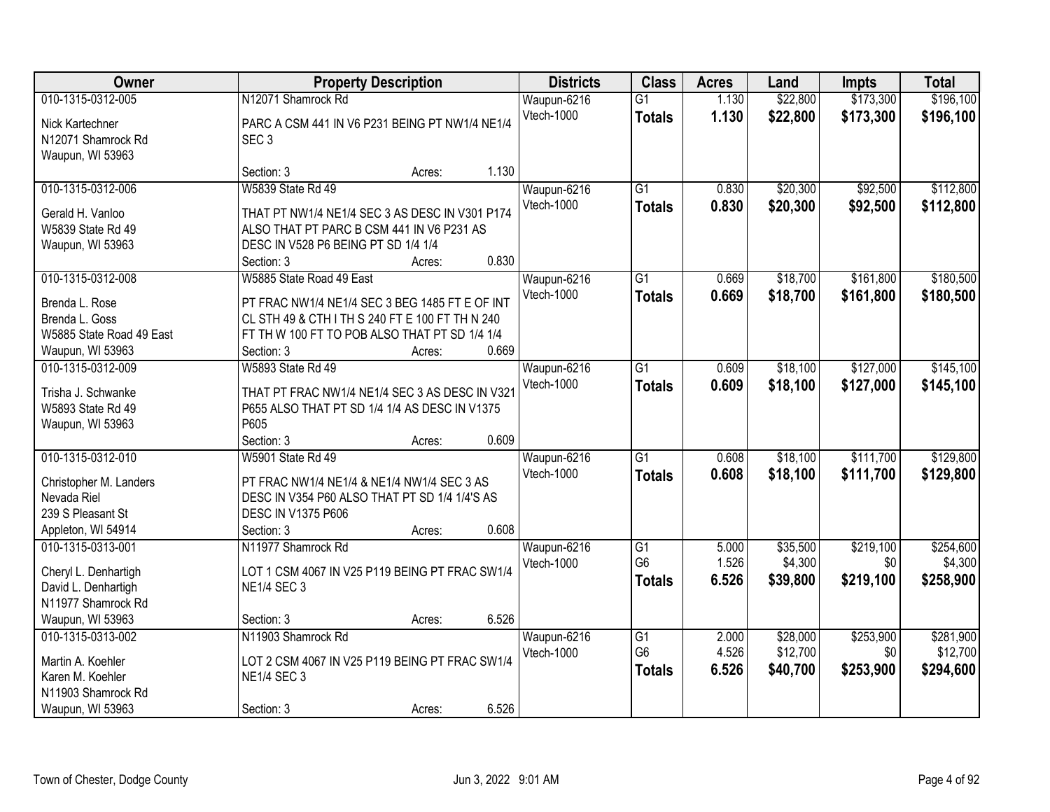| Owner | Property Description | Districts | Class | Acres | Land | Impts | Total |
|---|---|---|---|---|---|---|---|
| 010-1315-0312-005<br>Nick Kartechner<br>N12071 Shamrock Rd<br>Waupun, WI 53963 | N12071 Shamrock Rd<br>PARC A CSM 441 IN V6 P231 BEING PT NW1/4 NE1/4 SEC 3<br>Section: 3 Acres: 1.130 | Waupun-6216<br>Vtech-1000 | G1<br>**Totals** | 1.130<br>**1.130** | $22,800<br>**$22,800** | $173,300<br>**$173,300** | $196,100<br>**$196,100** |
| 010-1315-0312-006<br>Gerald H. Vanloo<br>W5839 State Rd 49<br>Waupun, WI 53963 | W5839 State Rd 49<br>THAT PT NW1/4 NE1/4 SEC 3 AS DESC IN V301 P174 ALSO THAT PT PARC B CSM 441 IN V6 P231 AS DESC IN V528 P6 BEING PT SD 1/4 1/4<br>Section: 3 Acres: 0.830 | Waupun-6216<br>Vtech-1000 | G1<br>**Totals** | 0.830<br>**0.830** | $20,300<br>**$20,300** | $92,500<br>**$92,500** | $112,800<br>**$112,800** |
| 010-1315-0312-008<br>Brenda L. Rose<br>Brenda L. Goss<br>W5885 State Road 49 East<br>Waupun, WI 53963 | W5885 State Road 49 East<br>PT FRAC NW1/4 NE1/4 SEC 3 BEG 1485 FT E OF INT CL STH 49 & CTH I TH S 240 FT E 100 FT TH N 240 FT TH W 100 FT TO POB ALSO THAT PT SD 1/4 1/4<br>Section: 3 Acres: 0.669 | Waupun-6216<br>Vtech-1000 | G1<br>**Totals** | 0.669<br>**0.669** | $18,700<br>**$18,700** | $161,800<br>**$161,800** | $180,500<br>**$180,500** |
| 010-1315-0312-009<br>Trisha J. Schwanke<br>W5893 State Rd 49<br>Waupun, WI 53963 | W5893 State Rd 49<br>THAT PT FRAC NW1/4 NE1/4 SEC 3 AS DESC IN V321 P655 ALSO THAT PT SD 1/4 1/4 AS DESC IN V1375 P605<br>Section: 3 Acres: 0.609 | Waupun-6216<br>Vtech-1000 | G1<br>**Totals** | 0.609<br>**0.609** | $18,100<br>**$18,100** | $127,000<br>**$127,000** | $145,100<br>**$145,100** |
| 010-1315-0312-010<br>Christopher M. Landers<br>Nevada Riel<br>239 S Pleasant St<br>Appleton, WI 54914 | W5901 State Rd 49<br>PT FRAC NW1/4 NE1/4 & NE1/4 NW1/4 SEC 3 AS DESC IN V354 P60 ALSO THAT PT SD 1/4 1/4'S AS DESC IN V1375 P606<br>Section: 3 Acres: 0.608 | Waupun-6216<br>Vtech-1000 | G1<br>**Totals** | 0.608<br>**0.608** | $18,100<br>**$18,100** | $111,700<br>**$111,700** | $129,800<br>**$129,800** |
| 010-1315-0313-001<br>Cheryl L. Denhartigh<br>David L. Denhartigh<br>N11977 Shamrock Rd<br>Waupun, WI 53963 | N11977 Shamrock Rd<br>LOT 1 CSM 4067 IN V25 P119 BEING PT FRAC SW1/4 NE1/4 SEC 3<br>Section: 3 Acres: 6.526 | Waupun-6216<br>Vtech-1000 | G1<br>G6<br>**Totals** | 5.000<br>1.526<br>**6.526** | $35,500<br>$4,300<br>**$39,800** | $219,100<br>$0<br>**$219,100** | $254,600<br>$4,300<br>**$258,900** |
| 010-1315-0313-002<br>Martin A. Koehler<br>Karen M. Koehler<br>N11903 Shamrock Rd<br>Waupun, WI 53963 | N11903 Shamrock Rd<br>LOT 2 CSM 4067 IN V25 P119 BEING PT FRAC SW1/4 NE1/4 SEC 3<br>Section: 3 Acres: 6.526 | Waupun-6216<br>Vtech-1000 | G1<br>G6<br>**Totals** | 2.000<br>4.526<br>**6.526** | $28,000<br>$12,700<br>**$40,700** | $253,900<br>$0<br>**$253,900** | $281,900<br>$12,700<br>**$294,600** |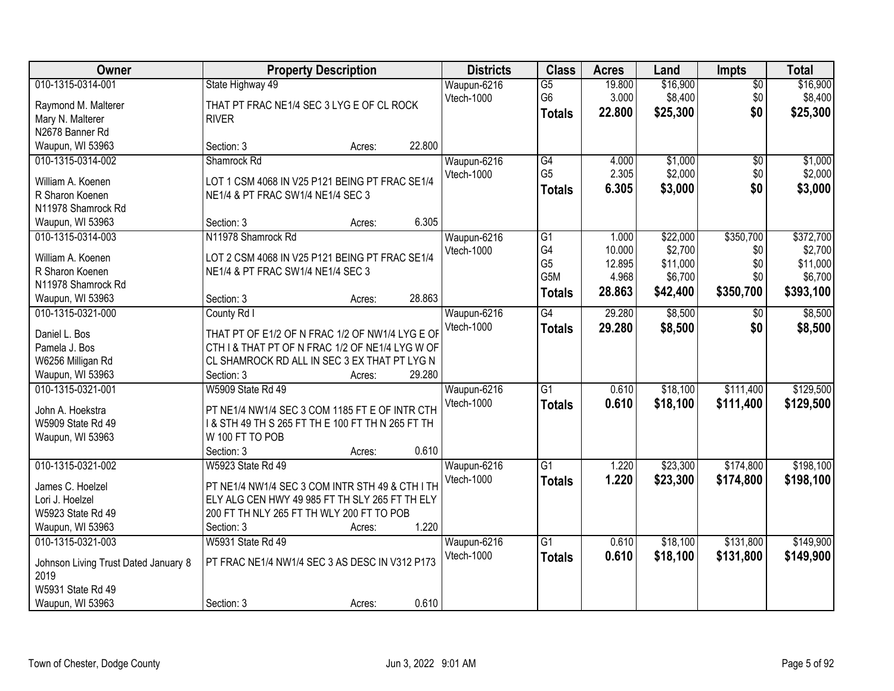| Owner | Property Description | Districts | Class | Acres | Land | Impts | Total |
|---|---|---|---|---|---|---|---|
| 010-1315-0314-001<br>Raymond M. Malterer<br>Mary N. Malterer<br>N2678 Banner Rd<br>Waupun, WI 53963 | State Highway 49<br>THAT PT FRAC NE1/4 SEC 3 LYG E OF CL ROCK RIVER<br>Section: 3 Acres: 22.800 | Waupun-6216<br>Vtech-1000 | G5<br>G6<br>**Totals** | 19.800<br>3.000<br>**22.800** | $16,900<br>$8,400<br>**$25,300** | $0<br>$0<br>**$0** | $16,900<br>$8,400<br>**$25,300** |
| 010-1315-0314-002<br>William A. Koenen<br>R Sharon Koenen<br>N11978 Shamrock Rd<br>Waupun, WI 53963 | Shamrock Rd<br>LOT 1 CSM 4068 IN V25 P121 BEING PT FRAC SE1/4 NE1/4 & PT FRAC SW1/4 NE1/4 SEC 3<br>Section: 3 Acres: 6.305 | Waupun-6216<br>Vtech-1000 | G4<br>G5<br>**Totals** | 4.000<br>2.305<br>**6.305** | $1,000<br>$2,000<br>**$3,000** | $0<br>$0<br>**$0** | $1,000<br>$2,000<br>**$3,000** |
| 010-1315-0314-003<br>William A. Koenen<br>R Sharon Koenen<br>N11978 Shamrock Rd<br>Waupun, WI 53963 | N11978 Shamrock Rd<br>LOT 2 CSM 4068 IN V25 P121 BEING PT FRAC SE1/4 NE1/4 & PT FRAC SW1/4 NE1/4 SEC 3<br>Section: 3 Acres: 28.863 | Waupun-6216<br>Vtech-1000 | G1<br>G4<br>G5<br>G5M<br>**Totals** | 1.000<br>10.000<br>12.895<br>4.968<br>**28.863** | $22,000<br>$2,700<br>$11,000<br>$6,700<br>**$42,400** | $350,700<br>$0<br>$0<br>$0<br>**$350,700** | $372,700<br>$2,700<br>$11,000<br>$6,700<br>**$393,100** |
| 010-1315-0321-000<br>Daniel L. Bos<br>Pamela J. Bos<br>W6256 Milligan Rd<br>Waupun, WI 53963 | County Rd I<br>THAT PT OF E1/2 OF N FRAC 1/2 OF NW1/4 LYG E OF CTH I & THAT PT OF N FRAC 1/2 OF NE1/4 LYG W OF CL SHAMROCK RD ALL IN SEC 3 EX THAT PT LYG N<br>Section: 3 Acres: 29.280 | Waupun-6216<br>Vtech-1000 | G4<br>**Totals** | 29.280<br>**29.280** | $8,500<br>**$8,500** | $0<br>**$0** | $8,500<br>**$8,500** |
| 010-1315-0321-001<br>John A. Hoekstra<br>W5909 State Rd 49<br>Waupun, WI 53963 | W5909 State Rd 49<br>PT NE1/4 NW1/4 SEC 3 COM 1185 FT E OF INTR CTH I & STH 49 TH S 265 FT TH E 100 FT TH N 265 FT TH W 100 FT TO POB<br>Section: 3 Acres: 0.610 | Waupun-6216<br>Vtech-1000 | G1<br>**Totals** | 0.610<br>**0.610** | $18,100<br>**$18,100** | $111,400<br>**$111,400** | $129,500<br>**$129,500** |
| 010-1315-0321-002<br>James C. Hoelzel<br>Lori J. Hoelzel<br>W5923 State Rd 49<br>Waupun, WI 53963 | W5923 State Rd 49<br>PT NE1/4 NW1/4 SEC 3 COM INTR STH 49 & CTH I TH ELY ALG CEN HWY 49 985 FT TH SLY 265 FT TH ELY 200 FT TH NLY 265 FT TH WLY 200 FT TO POB<br>Section: 3 Acres: 1.220 | Waupun-6216<br>Vtech-1000 | G1<br>**Totals** | 1.220<br>**1.220** | $23,300<br>**$23,300** | $174,800<br>**$174,800** | $198,100<br>**$198,100** |
| 010-1315-0321-003<br>Johnson Living Trust Dated January 8 2019<br>W5931 State Rd 49<br>Waupun, WI 53963 | W5931 State Rd 49<br>PT FRAC NE1/4 NW1/4 SEC 3 AS DESC IN V312 P173<br>Section: 3 Acres: 0.610 | Waupun-6216<br>Vtech-1000 | G1<br>**Totals** | 0.610<br>**0.610** | $18,100<br>**$18,100** | $131,800<br>**$131,800** | $149,900<br>**$149,900** |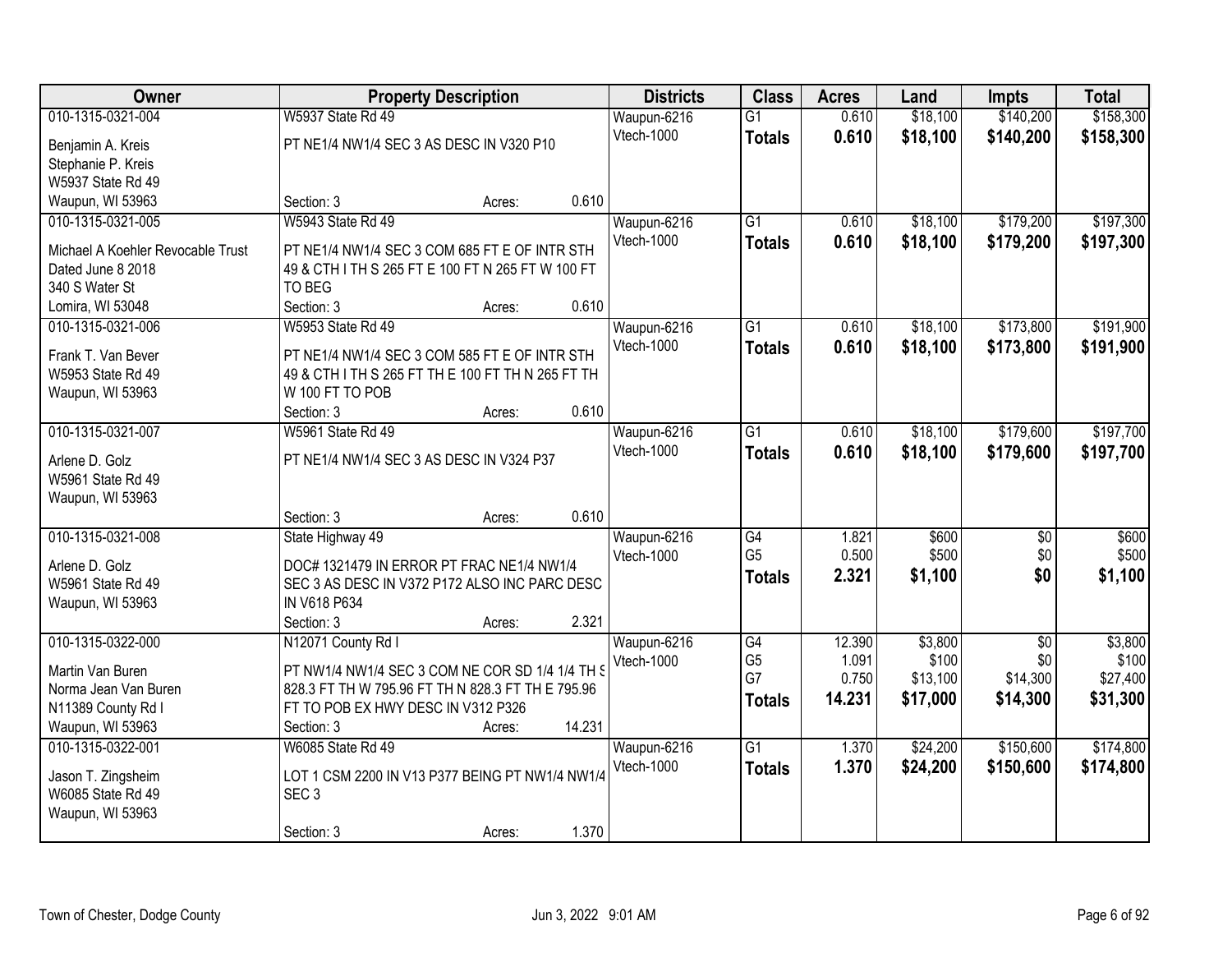| Owner | Property Description | Districts | Class | Acres | Land | Impts | Total |
|---|---|---|---|---|---|---|---|
| 010-1315-0321-004<br>Benjamin A. Kreis<br>Stephanie P. Kreis<br>W5937 State Rd 49<br>Waupun, WI 53963 | W5937 State Rd 49<br>PT NE1/4 NW1/4 SEC 3 AS DESC IN V320 P10<br>Section: 3 Acres: 0.610 | Waupun-6216<br>Vtech-1000 | G1<br>**Totals** | 0.610<br>**0.610** | $18,100<br>**$18,100** | $140,200<br>**$140,200** | $158,300<br>**$158,300** |
| 010-1315-0321-005<br>Michael A Koehler Revocable Trust<br>Dated June 8 2018<br>340 S Water St<br>Lomira, WI 53048 | W5943 State Rd 49<br>PT NE1/4 NW1/4 SEC 3 COM 685 FT E OF INTR STH 49 & CTH I TH S 265 FT E 100 FT N 265 FT W 100 FT TO BEG<br>Section: 3 Acres: 0.610 | Waupun-6216<br>Vtech-1000 | G1<br>**Totals** | 0.610<br>**0.610** | $18,100<br>**$18,100** | $179,200<br>**$179,200** | $197,300<br>**$197,300** |
| 010-1315-0321-006<br>Frank T. Van Bever<br>W5953 State Rd 49<br>Waupun, WI 53963 | W5953 State Rd 49<br>PT NE1/4 NW1/4 SEC 3 COM 585 FT E OF INTR STH 49 & CTH I TH S 265 FT TH E 100 FT TH N 265 FT TH W 100 FT TO POB<br>Section: 3 Acres: 0.610 | Waupun-6216<br>Vtech-1000 | G1<br>**Totals** | 0.610<br>**0.610** | $18,100<br>**$18,100** | $173,800<br>**$173,800** | $191,900<br>**$191,900** |
| 010-1315-0321-007<br>Arlene D. Golz<br>W5961 State Rd 49<br>Waupun, WI 53963 | W5961 State Rd 49<br>PT NE1/4 NW1/4 SEC 3 AS DESC IN V324 P37<br>Section: 3 Acres: 0.610 | Waupun-6216<br>Vtech-1000 | G1<br>**Totals** | 0.610<br>**0.610** | $18,100<br>**$18,100** | $179,600<br>**$179,600** | $197,700<br>**$197,700** |
| 010-1315-0321-008<br>Arlene D. Golz<br>W5961 State Rd 49<br>Waupun, WI 53963 | State Highway 49<br>DOC# 1321479 IN ERROR PT FRAC NE1/4 NW1/4 SEC 3 AS DESC IN V372 P172 ALSO INC PARC DESC IN V618 P634<br>Section: 3 Acres: 2.321 | Waupun-6216<br>Vtech-1000 | G4<br>G5<br>**Totals** | 1.821<br>0.500<br>**2.321** | $600<br>$500<br>**$1,100** | $0<br>$0<br>**$0** | $600<br>$500<br>**$1,100** |
| 010-1315-0322-000<br>Martin Van Buren<br>Norma Jean Van Buren<br>N11389 County Rd I<br>Waupun, WI 53963 | N12071 County Rd I<br>PT NW1/4 NW1/4 SEC 3 COM NE COR SD 1/4 1/4 TH S 828.3 FT TH W 795.96 FT TH N 828.3 FT TH E 795.96 FT TO POB EX HWY DESC IN V312 P326<br>Section: 3 Acres: 14.231 | Waupun-6216<br>Vtech-1000 | G4<br>G5<br>G7<br>**Totals** | 12.390<br>1.091<br>0.750<br>**14.231** | $3,800<br>$100<br>$13,100<br>**$17,000** | $0<br>$0<br>$14,300<br>**$14,300** | $3,800<br>$100<br>$27,400<br>**$31,300** |
| 010-1315-0322-001<br>Jason T. Zingsheim<br>W6085 State Rd 49<br>Waupun, WI 53963 | W6085 State Rd 49<br>LOT 1 CSM 2200 IN V13 P377 BEING PT NW1/4 NW1/4 SEC 3<br>Section: 3 Acres: 1.370 | Waupun-6216<br>Vtech-1000 | G1<br>**Totals** | 1.370<br>**1.370** | $24,200<br>**$24,200** | $150,600<br>**$150,600** | $174,800<br>**$174,800** |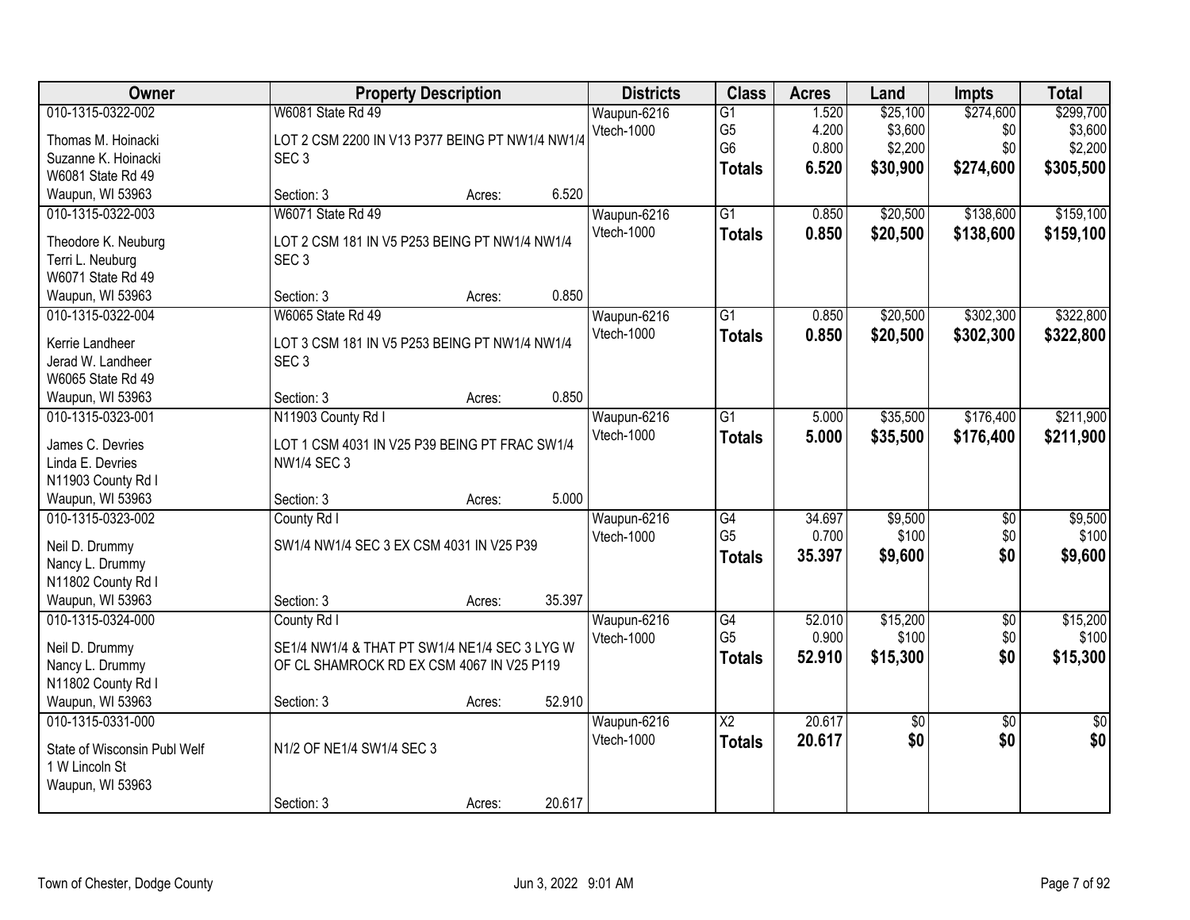| Owner | Property Description | Districts | Class | Acres | Land | Impts | Total |
|---|---|---|---|---|---|---|---|
| 010-1315-0322-002<br>Thomas M. Hoinacki<br>Suzanne K. Hoinacki<br>W6081 State Rd 49<br>Waupun, WI 53963 | W6081 State Rd 49<br>LOT 2 CSM 2200 IN V13 P377 BEING PT NW1/4 NW1/4 SEC 3<br>Section: 3 Acres: 6.520 | Waupun-6216<br>Vtech-1000 | G1<br>G5<br>G6<br>**Totals** | 1.520<br>4.200<br>0.800<br>**6.520** | $25,100<br>$3,600<br>$2,200<br>**$30,900** | $274,600<br>$0<br>$0<br>**$274,600** | $299,700<br>$3,600<br>$2,200<br>**$305,500** |
| 010-1315-0322-003<br>Theodore K. Neuburg<br>Terri L. Neuburg<br>W6071 State Rd 49<br>Waupun, WI 53963 | W6071 State Rd 49<br>LOT 2 CSM 181 IN V5 P253 BEING PT NW1/4 NW1/4 SEC 3<br>Section: 3 Acres: 0.850 | Waupun-6216<br>Vtech-1000 | G1<br>**Totals** | 0.850<br>**0.850** | $20,500<br>**$20,500** | $138,600<br>**$138,600** | $159,100<br>**$159,100** |
| 010-1315-0322-004<br>Kerrie Landheer<br>Jerad W. Landheer<br>W6065 State Rd 49<br>Waupun, WI 53963 | W6065 State Rd 49<br>LOT 3 CSM 181 IN V5 P253 BEING PT NW1/4 NW1/4 SEC 3<br>Section: 3 Acres: 0.850 | Waupun-6216<br>Vtech-1000 | G1<br>**Totals** | 0.850<br>**0.850** | $20,500<br>**$20,500** | $302,300<br>**$302,300** | $322,800<br>**$322,800** |
| 010-1315-0323-001<br>James C. Devries<br>Linda E. Devries<br>N11903 County Rd I<br>Waupun, WI 53963 | N11903 County Rd I<br>LOT 1 CSM 4031 IN V25 P39 BEING PT FRAC SW1/4 NW1/4 SEC 3<br>Section: 3 Acres: 5.000 | Waupun-6216<br>Vtech-1000 | G1<br>**Totals** | 5.000<br>**5.000** | $35,500<br>**$35,500** | $176,400<br>**$176,400** | $211,900<br>**$211,900** |
| 010-1315-0323-002<br>Neil D. Drummy<br>Nancy L. Drummy<br>N11802 County Rd I<br>Waupun, WI 53963 | County Rd I<br>SW1/4 NW1/4 SEC 3 EX CSM 4031 IN V25 P39<br>Section: 3 Acres: 35.397 | Waupun-6216<br>Vtech-1000 | G4<br>G5<br>**Totals** | 34.697<br>0.700<br>**35.397** | $9,500<br>$100<br>**$9,600** | $0<br>$0<br>**$0** | $9,500<br>$100<br>**$9,600** |
| 010-1315-0324-000<br>Neil D. Drummy<br>Nancy L. Drummy<br>N11802 County Rd I<br>Waupun, WI 53963 | County Rd I<br>SE1/4 NW1/4 & THAT PT SW1/4 NE1/4 SEC 3 LYG W OF CL SHAMROCK RD EX CSM 4067 IN V25 P119<br>Section: 3 Acres: 52.910 | Waupun-6216<br>Vtech-1000 | G4<br>G5<br>**Totals** | 52.010<br>0.900<br>**52.910** | $15,200<br>$100<br>**$15,300** | $0<br>$0<br>**$0** | $15,200<br>$100<br>**$15,300** |
| 010-1315-0331-000<br>State of Wisconsin Publ Welf<br>1 W Lincoln St<br>Waupun, WI 53963 | N1/2 OF NE1/4 SW1/4 SEC 3<br>Section: 3 Acres: 20.617 | Waupun-6216<br>Vtech-1000 | X2<br>**Totals** | 20.617<br>**20.617** | $0<br>**$0** | $0<br>**$0** | $0<br>**$0** |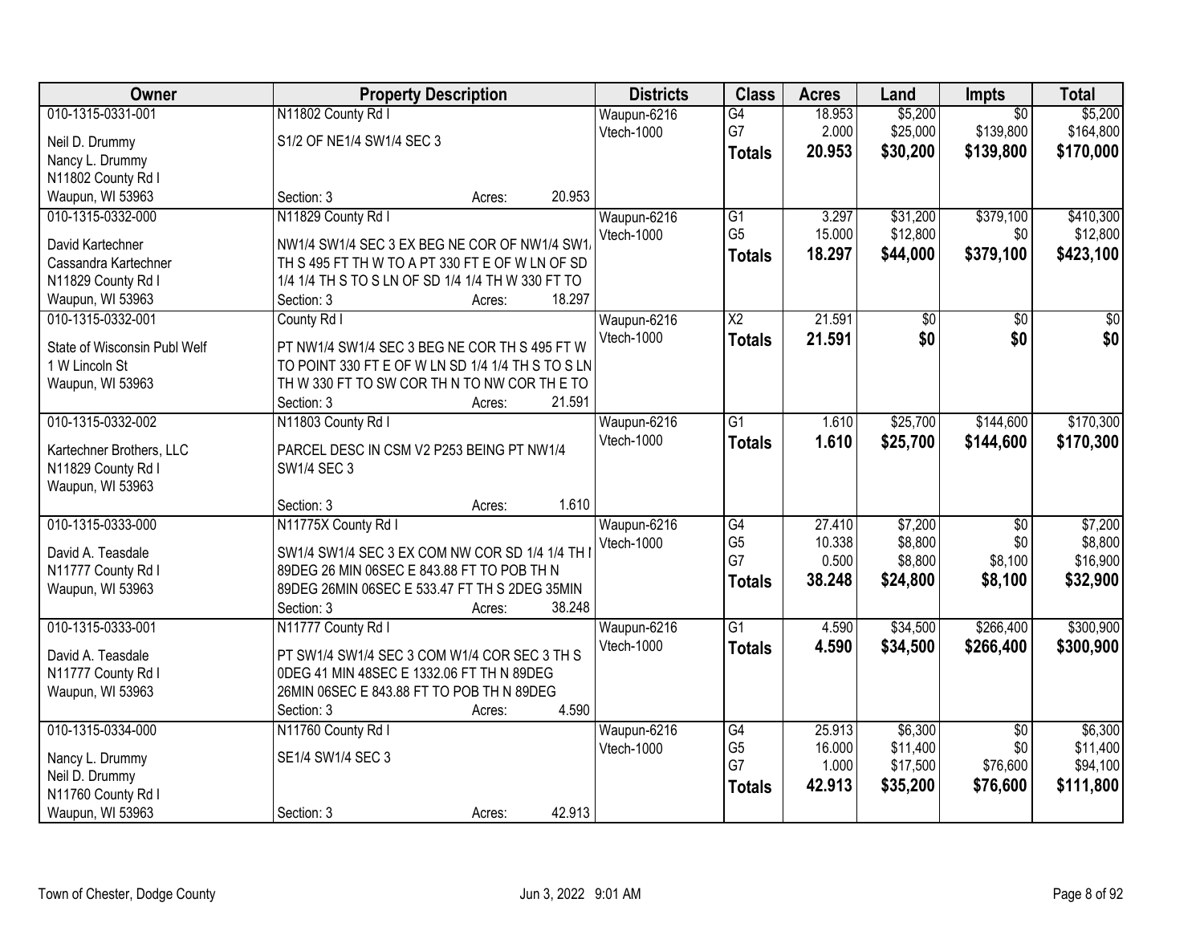| Owner | Property Description | Districts | Class | Acres | Land | Impts | Total |
|---|---|---|---|---|---|---|---|
| 010-1315-0331-001<br>Neil D. Drummy<br>Nancy L. Drummy<br>N11802 County Rd I<br>Waupun, WI 53963 | N11802 County Rd I<br>S1/2 OF NE1/4 SW1/4 SEC 3<br>Section: 3 Acres: 20.953 | Waupun-6216<br>Vtech-1000 | G4<br>G7<br>**Totals** | 18.953<br>2.000<br>**20.953** | $5,200<br>$25,000<br>**$30,200** | $0<br>$139,800<br>**$139,800** | $5,200<br>$164,800<br>**$170,000** |
| 010-1315-0332-000<br>David Kartechner<br>Cassandra Kartechner<br>N11829 County Rd I<br>Waupun, WI 53963 | N11829 County Rd I<br>NW1/4 SW1/4 SEC 3 EX BEG NE COR OF NW1/4 SW1/ TH S 495 FT TH W TO A PT 330 FT E OF W LN OF SD 1/4 1/4 TH S TO S LN OF SD 1/4 1/4 TH W 330 FT TO<br>Section: 3 Acres: 18.297 | Waupun-6216<br>Vtech-1000 | G1<br>G5<br>**Totals** | 3.297<br>15.000<br>**18.297** | $31,200<br>$12,800<br>**$44,000** | $379,100<br>$0<br>**$379,100** | $410,300<br>$12,800<br>**$423,100** |
| 010-1315-0332-001<br>State of Wisconsin Publ Welf<br>1 W Lincoln St<br>Waupun, WI 53963 | County Rd I<br>PT NW1/4 SW1/4 SEC 3 BEG NE COR TH S 495 FT W TO POINT 330 FT E OF W LN SD 1/4 1/4 TH S TO S LN TH W 330 FT TO SW COR TH N TO NW COR TH E TO<br>Section: 3 Acres: 21.591 | Waupun-6216<br>Vtech-1000 | X2<br>**Totals** | 21.591<br>**21.591** | $0<br>**$0** | $0<br>**$0** | $0<br>**$0** |
| 010-1315-0332-002<br>Kartechner Brothers, LLC<br>N11829 County Rd I<br>Waupun, WI 53963 | N11803 County Rd I<br>PARCEL DESC IN CSM V2 P253 BEING PT NW1/4 SW1/4 SEC 3<br>Section: 3 Acres: 1.610 | Waupun-6216<br>Vtech-1000 | G1<br>**Totals** | 1.610<br>**1.610** | $25,700<br>**$25,700** | $144,600<br>**$144,600** | $170,300<br>**$170,300** |
| 010-1315-0333-000<br>David A. Teasdale<br>N11777 County Rd I<br>Waupun, WI 53963 | N11775X County Rd I<br>SW1/4 SW1/4 SEC 3 EX COM NW COR SD 1/4 1/4 TH N 89DEG 26 MIN 06SEC E 843.88 FT TO POB TH N 89DEG 26MIN 06SEC E 533.47 FT TH S 2DEG 35MIN<br>Section: 3 Acres: 38.248 | Waupun-6216<br>Vtech-1000 | G4<br>G5<br>G7<br>**Totals** | 27.410<br>10.338<br>0.500<br>**38.248** | $7,200<br>$8,800<br>$8,800<br>**$24,800** | $0<br>$0<br>$8,100<br>**$8,100** | $7,200<br>$8,800<br>$16,900<br>**$32,900** |
| 010-1315-0333-001<br>David A. Teasdale<br>N11777 County Rd I<br>Waupun, WI 53963 | N11777 County Rd I<br>PT SW1/4 SW1/4 SEC 3 COM W1/4 COR SEC 3 TH S 0DEG 41 MIN 48SEC E 1332.06 FT TH N 89DEG 26MIN 06SEC E 843.88 FT TO POB TH N 89DEG<br>Section: 3 Acres: 4.590 | Waupun-6216<br>Vtech-1000 | G1<br>**Totals** | 4.590<br>**4.590** | $34,500<br>**$34,500** | $266,400<br>**$266,400** | $300,900<br>**$300,900** |
| 010-1315-0334-000<br>Nancy L. Drummy<br>Neil D. Drummy<br>N11760 County Rd I<br>Waupun, WI 53963 | N11760 County Rd I<br>SE1/4 SW1/4 SEC 3<br>Section: 3 Acres: 42.913 | Waupun-6216<br>Vtech-1000 | G4<br>G5<br>G7<br>**Totals** | 25.913<br>16.000<br>1.000<br>**42.913** | $6,300<br>$11,400<br>$17,500<br>**$35,200** | $0<br>$0<br>$76,600<br>**$76,600** | $6,300<br>$11,400<br>$94,100<br>**$111,800** |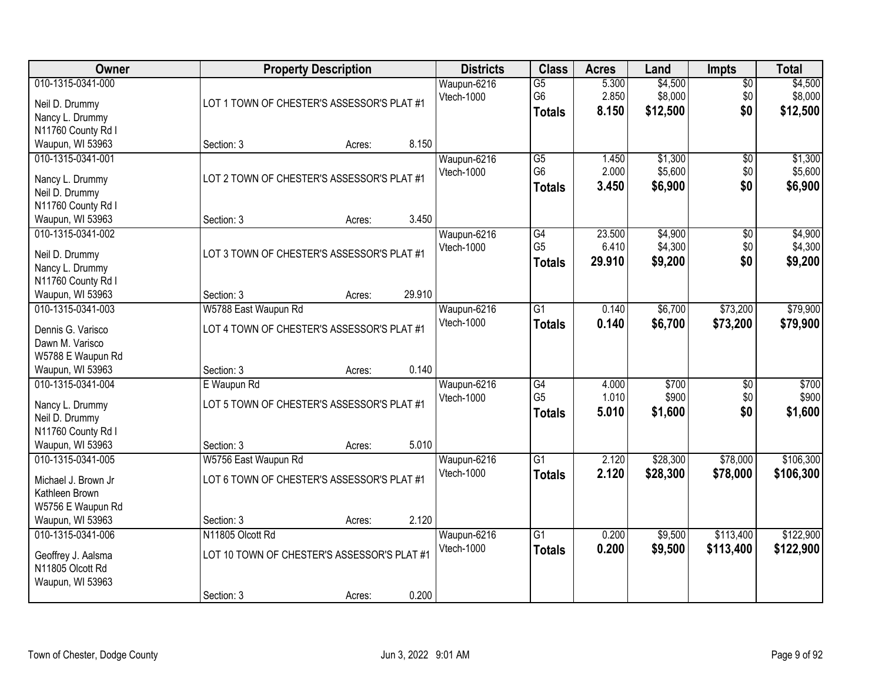| Owner | Property Description | Districts | Class | Acres | Land | Impts | Total |
|---|---|---|---|---|---|---|---|
| 010-1315-0341-000<br>Neil D. Drummy<br>Nancy L. Drummy<br>N11760 County Rd I<br>Waupun, WI 53963 | LOT 1 TOWN OF CHESTER'S ASSESSOR'S PLAT #1<br>Section: 3 Acres: 8.150 | Waupun-6216<br>Vtech-1000 | G5<br>G6<br>**Totals** | 5.300<br>2.850<br>**8.150** | $4,500<br>$8,000<br>**$12,500** | $0<br>$0<br>**$0** | $4,500<br>$8,000<br>**$12,500** |
| 010-1315-0341-001<br>Nancy L. Drummy<br>Neil D. Drummy<br>N11760 County Rd I<br>Waupun, WI 53963 | LOT 2 TOWN OF CHESTER'S ASSESSOR'S PLAT #1<br>Section: 3 Acres: 3.450 | Waupun-6216<br>Vtech-1000 | G5<br>G6<br>**Totals** | 1.450<br>2.000<br>**3.450** | $1,300<br>$5,600<br>**$6,900** | $0<br>$0<br>**$0** | $1,300<br>$5,600<br>**$6,900** |
| 010-1315-0341-002<br>Neil D. Drummy<br>Nancy L. Drummy<br>N11760 County Rd I<br>Waupun, WI 53963 | LOT 3 TOWN OF CHESTER'S ASSESSOR'S PLAT #1<br>Section: 3 Acres: 29.910 | Waupun-6216<br>Vtech-1000 | G4<br>G5<br>**Totals** | 23.500<br>6.410<br>**29.910** | $4,900<br>$4,300<br>**$9,200** | $0<br>$0<br>**$0** | $4,900<br>$4,300<br>**$9,200** |
| 010-1315-0341-003<br>Dennis G. Varisco<br>Dawn M. Varisco<br>W5788 E Waupun Rd<br>Waupun, WI 53963 | W5788 East Waupun Rd<br>LOT 4 TOWN OF CHESTER'S ASSESSOR'S PLAT #1<br>Section: 3 Acres: 0.140 | Waupun-6216<br>Vtech-1000 | G1<br>**Totals** | 0.140<br>**0.140** | $6,700<br>**$6,700** | $73,200<br>**$73,200** | $79,900<br>**$79,900** |
| 010-1315-0341-004<br>Nancy L. Drummy<br>Neil D. Drummy<br>N11760 County Rd I<br>Waupun, WI 53963 | E Waupun Rd<br>LOT 5 TOWN OF CHESTER'S ASSESSOR'S PLAT #1<br>Section: 3 Acres: 5.010 | Waupun-6216<br>Vtech-1000 | G4<br>G5<br>**Totals** | 4.000<br>1.010<br>**5.010** | $700<br>$900<br>**$1,600** | $0<br>$0<br>**$0** | $700<br>$900<br>**$1,600** |
| 010-1315-0341-005<br>Michael J. Brown Jr<br>Kathleen Brown<br>W5756 E Waupun Rd<br>Waupun, WI 53963 | W5756 East Waupun Rd<br>LOT 6 TOWN OF CHESTER'S ASSESSOR'S PLAT #1<br>Section: 3 Acres: 2.120 | Waupun-6216<br>Vtech-1000 | G1<br>**Totals** | 2.120<br>**2.120** | $28,300<br>**$28,300** | $78,000<br>**$78,000** | $106,300<br>**$106,300** |
| 010-1315-0341-006<br>Geoffrey J. Aalsma<br>N11805 Olcott Rd<br>Waupun, WI 53963 | N11805 Olcott Rd<br>LOT 10 TOWN OF CHESTER'S ASSESSOR'S PLAT #1<br>Section: 3 Acres: 0.200 | Waupun-6216<br>Vtech-1000 | G1<br>**Totals** | 0.200<br>**0.200** | $9,500<br>**$9,500** | $113,400<br>**$113,400** | $122,900<br>**$122,900** |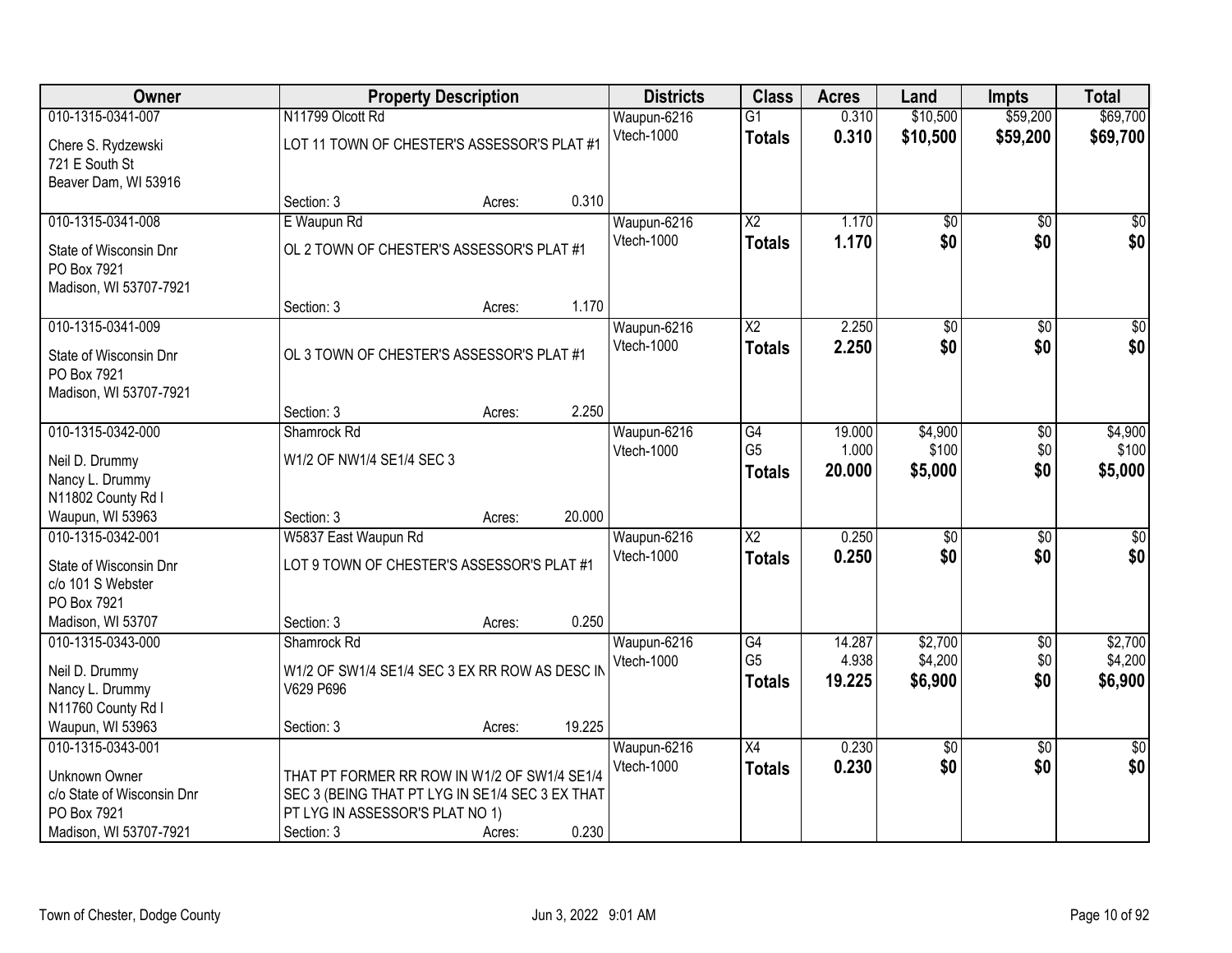| Owner | Property Description | Districts | Class | Acres | Land | Impts | Total |
|---|---|---|---|---|---|---|---|
| 010-1315-0341-007<br>Chere S. Rydzewski<br>721 E South St<br>Beaver Dam, WI 53916 | N11799 Olcott Rd<br>LOT 11 TOWN OF CHESTER'S ASSESSOR'S PLAT #1<br>Section: 3 Acres: 0.310 | Waupun-6216<br>Vtech-1000 | G1<br>**Totals** | 0.310<br>**0.310** | $10,500<br>**$10,500** | $59,200<br>**$59,200** | $69,700<br>**$69,700** |
| 010-1315-0341-008<br>State of Wisconsin Dnr<br>PO Box 7921<br>Madison, WI 53707-7921 | E Waupun Rd<br>OL 2 TOWN OF CHESTER'S ASSESSOR'S PLAT #1<br>Section: 3 Acres: 1.170 | Waupun-6216<br>Vtech-1000 | X2<br>**Totals** | 1.170<br>**1.170** | $0<br>**$0** | $0<br>**$0** | $0<br>**$0** |
| 010-1315-0341-009<br>State of Wisconsin Dnr<br>PO Box 7921<br>Madison, WI 53707-7921 | OL 3 TOWN OF CHESTER'S ASSESSOR'S PLAT #1<br>Section: 3 Acres: 2.250 | Waupun-6216<br>Vtech-1000 | X2<br>**Totals** | 2.250<br>**2.250** | $0<br>**$0** | $0<br>**$0** | $0<br>**$0** |
| 010-1315-0342-000<br>Neil D. Drummy<br>Nancy L. Drummy<br>N11802 County Rd I<br>Waupun, WI 53963 | Shamrock Rd<br>W1/2 OF NW1/4 SE1/4 SEC 3<br>Section: 3 Acres: 20.000 | Waupun-6216<br>Vtech-1000 | G4<br>G5<br>**Totals** | 19.000<br>1.000<br>**20.000** | $4,900<br>$100<br>**$5,000** | $0<br>$0<br>**$0** | $4,900<br>$100<br>**$5,000** |
| 010-1315-0342-001<br>State of Wisconsin Dnr<br>c/o 101 S Webster<br>PO Box 7921<br>Madison, WI 53707 | W5837 East Waupun Rd<br>LOT 9 TOWN OF CHESTER'S ASSESSOR'S PLAT #1<br>Section: 3 Acres: 0.250 | Waupun-6216<br>Vtech-1000 | X2<br>**Totals** | 0.250<br>**0.250** | $0<br>**$0** | $0<br>**$0** | $0<br>**$0** |
| 010-1315-0343-000<br>Neil D. Drummy<br>Nancy L. Drummy<br>N11760 County Rd I<br>Waupun, WI 53963 | Shamrock Rd<br>W1/2 OF SW1/4 SE1/4 SEC 3 EX RR ROW AS DESC IN V629 P696<br>Section: 3 Acres: 19.225 | Waupun-6216<br>Vtech-1000 | G4<br>G5<br>**Totals** | 14.287<br>4.938<br>**19.225** | $2,700<br>$4,200<br>**$6,900** | $0<br>$0<br>**$0** | $2,700<br>$4,200<br>**$6,900** |
| 010-1315-0343-001<br>Unknown Owner<br>c/o State of Wisconsin Dnr<br>PO Box 7921<br>Madison, WI 53707-7921 | THAT PT FORMER RR ROW IN W1/2 OF SW1/4 SE1/4 SEC 3 (BEING THAT PT LYG IN SE1/4 SEC 3 EX THAT PT LYG IN ASSESSOR'S PLAT NO 1)<br>Section: 3 Acres: 0.230 | Waupun-6216<br>Vtech-1000 | X4<br>**Totals** | 0.230<br>**0.230** | $0<br>**$0** | $0<br>**$0** | $0<br>**$0** |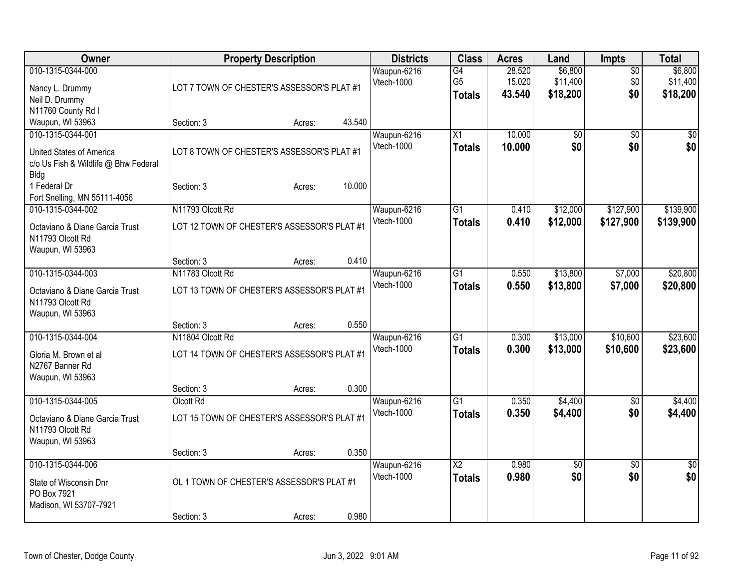| Owner | Property Description | Districts | Class | Acres | Land | Impts | Total |
|---|---|---|---|---|---|---|---|
| 010-1315-0344-000<br>Nancy L. Drummy<br>Neil D. Drummy<br>N11760 County Rd I<br>Waupun, WI 53963 | LOT 7 TOWN OF CHESTER'S ASSESSOR'S PLAT #1<br>Section: 3 Acres: 43.540 | Waupun-6216<br>Vtech-1000 | G4<br>G5<br>**Totals** | 28.520<br>15.020<br>**43.540** | $6,800<br>$11,400<br>**$18,200** | $0<br>$0<br>**$0** | $6,800<br>$11,400<br>**$18,200** |
| 010-1315-0344-001<br>United States of America<br>c/o Us Fish & Wildlife @ Bhw Federal Bldg<br>1 Federal Dr<br>Fort Snelling, MN 55111-4056 | LOT 8 TOWN OF CHESTER'S ASSESSOR'S PLAT #1<br>Section: 3 Acres: 10.000 | Waupun-6216<br>Vtech-1000 | X1<br>**Totals** | 10.000<br>**10.000** | $0<br>**$0** | $0<br>**$0** | $0<br>**$0** |
| 010-1315-0344-002<br>Octaviano & Diane Garcia Trust<br>N11793 Olcott Rd<br>Waupun, WI 53963 | N11793 Olcott Rd<br>LOT 12 TOWN OF CHESTER'S ASSESSOR'S PLAT #1<br>Section: 3 Acres: 0.410 | Waupun-6216<br>Vtech-1000 | G1<br>**Totals** | 0.410<br>**0.410** | $12,000<br>**$12,000** | $127,900<br>**$127,900** | $139,900<br>**$139,900** |
| 010-1315-0344-003<br>Octaviano & Diane Garcia Trust<br>N11793 Olcott Rd<br>Waupun, WI 53963 | N11783 Olcott Rd<br>LOT 13 TOWN OF CHESTER'S ASSESSOR'S PLAT #1<br>Section: 3 Acres: 0.550 | Waupun-6216<br>Vtech-1000 | G1<br>**Totals** | 0.550<br>**0.550** | $13,800<br>**$13,800** | $7,000<br>**$7,000** | $20,800<br>**$20,800** |
| 010-1315-0344-004<br>Gloria M. Brown et al<br>N2767 Banner Rd<br>Waupun, WI 53963 | N11804 Olcott Rd<br>LOT 14 TOWN OF CHESTER'S ASSESSOR'S PLAT #1<br>Section: 3 Acres: 0.300 | Waupun-6216<br>Vtech-1000 | G1<br>**Totals** | 0.300<br>**0.300** | $13,000<br>**$13,000** | $10,600<br>**$10,600** | $23,600<br>**$23,600** |
| 010-1315-0344-005<br>Octaviano & Diane Garcia Trust<br>N11793 Olcott Rd<br>Waupun, WI 53963 | Olcott Rd<br>LOT 15 TOWN OF CHESTER'S ASSESSOR'S PLAT #1<br>Section: 3 Acres: 0.350 | Waupun-6216<br>Vtech-1000 | G1<br>**Totals** | 0.350<br>**0.350** | $4,400<br>**$4,400** | $0<br>**$0** | $4,400<br>**$4,400** |
| 010-1315-0344-006<br>State of Wisconsin Dnr<br>PO Box 7921<br>Madison, WI 53707-7921 | OL 1 TOWN OF CHESTER'S ASSESSOR'S PLAT #1<br>Section: 3 Acres: 0.980 | Waupun-6216<br>Vtech-1000 | X2<br>**Totals** | 0.980<br>**0.980** | $0<br>**$0** | $0<br>**$0** | $0<br>**$0** |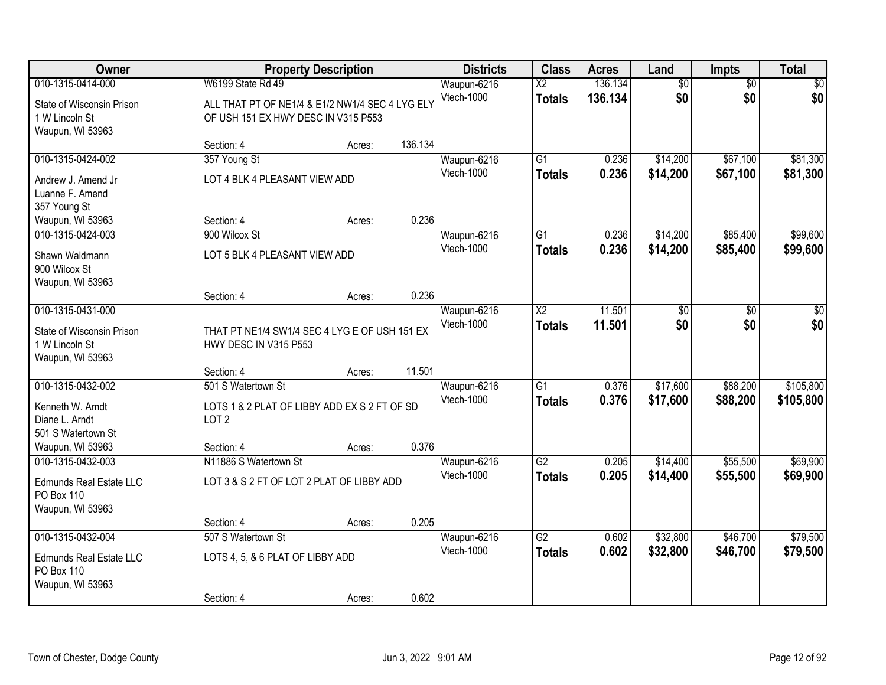| Owner | Property Description | Districts | Class | Acres | Land | Impts | Total |
|---|---|---|---|---|---|---|---|
| 010-1315-0414-000<br>State of Wisconsin Prison<br>1 W Lincoln St<br>Waupun, WI 53963 | W6199 State Rd 49<br>ALL THAT PT OF NE1/4 & E1/2 NW1/4 SEC 4 LYG ELY OF USH 151 EX HWY DESC IN V315 P553<br>Section: 4 Acres: 136.134 | Waupun-6216<br>Vtech-1000 | X2<br>**Totals** | 136.134<br>**136.134** | $0<br>**$0** | $0<br>**$0** | $0<br>**$0** |
| 010-1315-0424-002<br>Andrew J. Amend Jr<br>Luanne F. Amend<br>357 Young St<br>Waupun, WI 53963 | 357 Young St<br>LOT 4 BLK 4 PLEASANT VIEW ADD<br>Section: 4 Acres: 0.236 | Waupun-6216<br>Vtech-1000 | G1<br>**Totals** | 0.236<br>**0.236** | $14,200<br>**$14,200** | $67,100<br>**$67,100** | $81,300<br>**$81,300** |
| 010-1315-0424-003<br>Shawn Waldmann<br>900 Wilcox St<br>Waupun, WI 53963 | 900 Wilcox St<br>LOT 5 BLK 4 PLEASANT VIEW ADD<br>Section: 4 Acres: 0.236 | Waupun-6216<br>Vtech-1000 | G1<br>**Totals** | 0.236<br>**0.236** | $14,200<br>**$14,200** | $85,400<br>**$85,400** | $99,600<br>**$99,600** |
| 010-1315-0431-000<br>State of Wisconsin Prison<br>1 W Lincoln St<br>Waupun, WI 53963 | THAT PT NE1/4 SW1/4 SEC 4 LYG E OF USH 151 EX HWY DESC IN V315 P553<br>Section: 4 Acres: 11.501 | Waupun-6216<br>Vtech-1000 | X2<br>**Totals** | 11.501<br>**11.501** | $0<br>**$0** | $0<br>**$0** | $0<br>**$0** |
| 010-1315-0432-002<br>Kenneth W. Arndt<br>Diane L. Arndt<br>501 S Watertown St<br>Waupun, WI 53963 | 501 S Watertown St<br>LOTS 1 & 2 PLAT OF LIBBY ADD EX S 2 FT OF SD LOT 2<br>Section: 4 Acres: 0.376 | Waupun-6216<br>Vtech-1000 | G1<br>**Totals** | 0.376<br>**0.376** | $17,600<br>**$17,600** | $88,200<br>**$88,200** | $105,800<br>**$105,800** |
| 010-1315-0432-003<br>Edmunds Real Estate LLC<br>PO Box 110<br>Waupun, WI 53963 | N11886 S Watertown St<br>LOT 3 & S 2 FT OF LOT 2 PLAT OF LIBBY ADD<br>Section: 4 Acres: 0.205 | Waupun-6216<br>Vtech-1000 | G2<br>**Totals** | 0.205<br>**0.205** | $14,400<br>**$14,400** | $55,500<br>**$55,500** | $69,900<br>**$69,900** |
| 010-1315-0432-004<br>Edmunds Real Estate LLC<br>PO Box 110<br>Waupun, WI 53963 | 507 S Watertown St<br>LOTS 4, 5, & 6 PLAT OF LIBBY ADD<br>Section: 4 Acres: 0.602 | Waupun-6216<br>Vtech-1000 | G2<br>**Totals** | 0.602<br>**0.602** | $32,800<br>**$32,800** | $46,700<br>**$46,700** | $79,500<br>**$79,500** |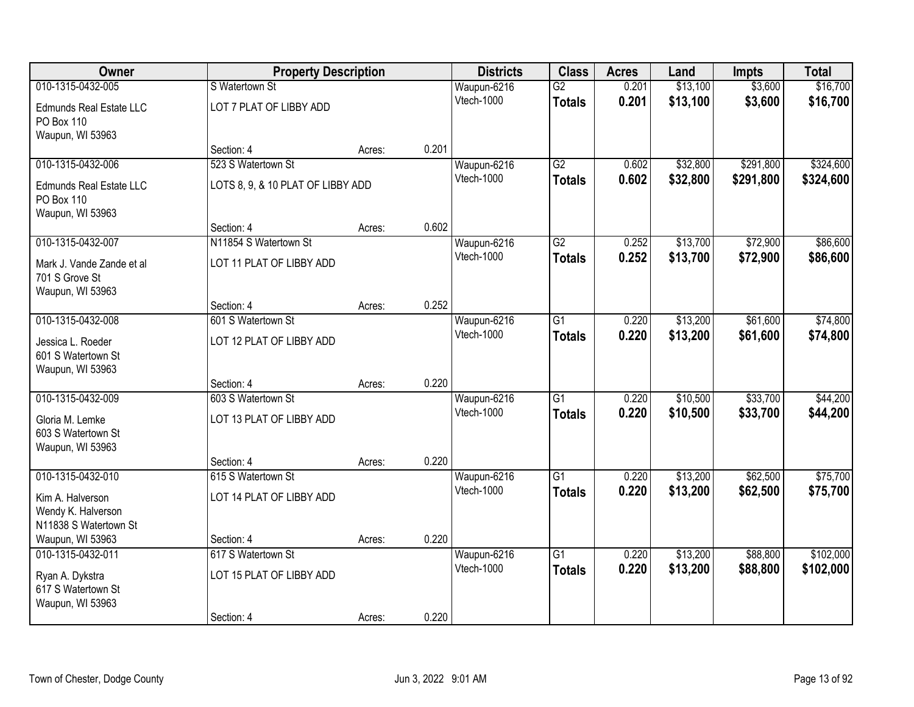| Owner | Property Description | | | Districts | Class | Acres | Land | Impts | Total |
|---|---|---|---|---|---|---|---|---|---|
| 010-1315-0432-005<br>Edmunds Real Estate LLC<br>PO Box 110<br>Waupun, WI 53963 | S Watertown St<br>LOT 7 PLAT OF LIBBY ADD<br>Section: 4 | Acres: | 0.201 | Waupun-6216<br>Vtech-1000 | G2<br>**Totals** | 0.201<br>**0.201** | $13,100<br>**$13,100** | $3,600<br>**$3,600** | $16,700<br>**$16,700** |
| 010-1315-0432-006<br>Edmunds Real Estate LLC<br>PO Box 110<br>Waupun, WI 53963 | 523 S Watertown St<br>LOTS 8, 9, & 10 PLAT OF LIBBY ADD<br>Section: 4 | Acres: | 0.602 | Waupun-6216<br>Vtech-1000 | G2<br>**Totals** | 0.602<br>**0.602** | $32,800<br>**$32,800** | $291,800<br>**$291,800** | $324,600<br>**$324,600** |
| 010-1315-0432-007<br>Mark J. Vande Zande et al<br>701 S Grove St<br>Waupun, WI 53963 | N11854 S Watertown St<br>LOT 11 PLAT OF LIBBY ADD<br>Section: 4 | Acres: | 0.252 | Waupun-6216<br>Vtech-1000 | G2<br>**Totals** | 0.252<br>**0.252** | $13,700<br>**$13,700** | $72,900<br>**$72,900** | $86,600<br>**$86,600** |
| 010-1315-0432-008<br>Jessica L. Roeder<br>601 S Watertown St<br>Waupun, WI 53963 | 601 S Watertown St<br>LOT 12 PLAT OF LIBBY ADD<br>Section: 4 | Acres: | 0.220 | Waupun-6216<br>Vtech-1000 | G1<br>**Totals** | 0.220<br>**0.220** | $13,200<br>**$13,200** | $61,600<br>**$61,600** | $74,800<br>**$74,800** |
| 010-1315-0432-009<br>Gloria M. Lemke<br>603 S Watertown St<br>Waupun, WI 53963 | 603 S Watertown St<br>LOT 13 PLAT OF LIBBY ADD<br>Section: 4 | Acres: | 0.220 | Waupun-6216<br>Vtech-1000 | G1<br>**Totals** | 0.220<br>**0.220** | $10,500<br>**$10,500** | $33,700<br>**$33,700** | $44,200<br>**$44,200** |
| 010-1315-0432-010<br>Kim A. Halverson<br>Wendy K. Halverson<br>N11838 S Watertown St<br>Waupun, WI 53963 | 615 S Watertown St<br>LOT 14 PLAT OF LIBBY ADD<br>Section: 4 | Acres: | 0.220 | Waupun-6216<br>Vtech-1000 | G1<br>**Totals** | 0.220<br>**0.220** | $13,200<br>**$13,200** | $62,500<br>**$62,500** | $75,700<br>**$75,700** |
| 010-1315-0432-011<br>Ryan A. Dykstra<br>617 S Watertown St<br>Waupun, WI 53963 | 617 S Watertown St<br>LOT 15 PLAT OF LIBBY ADD<br>Section: 4 | Acres: | 0.220 | Waupun-6216<br>Vtech-1000 | G1<br>**Totals** | 0.220<br>**0.220** | $13,200<br>**$13,200** | $88,800<br>**$88,800** | $102,000<br>**$102,000** |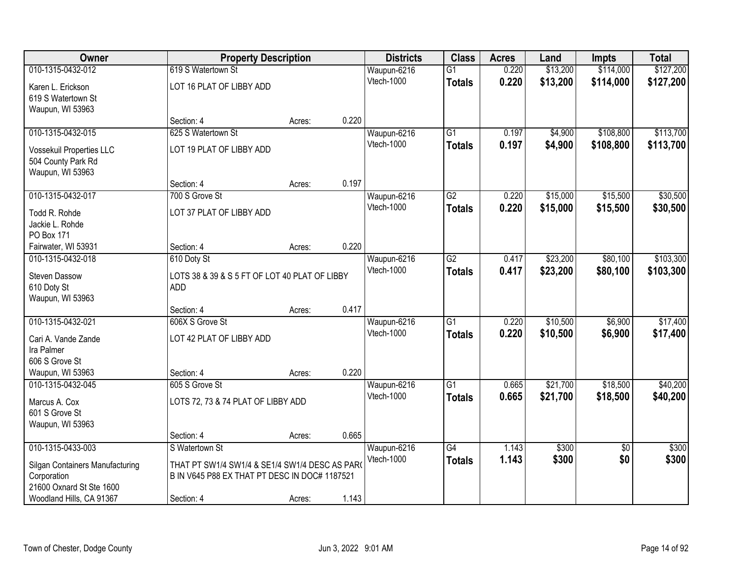| Owner | Property Description | | | Districts | Class | Acres | Land | Impts | Total |
|---|---|---|---|---|---|---|---|---|---|
| 010-1315-0432-012 | 619 S Watertown St | | | Waupun-6216 | G1 | 0.220 | $13,200 | $114,000 | $127,200 |
| Karen L. Erickson<br>619 S Watertown St<br>Waupun, WI 53963 | LOT 16 PLAT OF LIBBY ADD | | | Vtech-1000 | **Totals** | **0.220** | **$13,200** | **$114,000** | **$127,200** |
| | Section: 4 | Acres: | 0.220 | | | | | | |
| 010-1315-0432-015 | 625 S Watertown St | | | Waupun-6216 | G1 | 0.197 | $4,900 | $108,800 | $113,700 |
| Vossekuil Properties LLC<br>504 County Park Rd<br>Waupun, WI 53963 | LOT 19 PLAT OF LIBBY ADD | | | Vtech-1000 | **Totals** | **0.197** | **$4,900** | **$108,800** | **$113,700** |
| | Section: 4 | Acres: | 0.197 | | | | | | |
| 010-1315-0432-017 | 700 S Grove St | | | Waupun-6216 | G2 | 0.220 | $15,000 | $15,500 | $30,500 |
| Todd R. Rohde<br>Jackie L. Rohde<br>PO Box 171<br>Fairwater, WI 53931 | LOT 37 PLAT OF LIBBY ADD | | | Vtech-1000 | **Totals** | **0.220** | **$15,000** | **$15,500** | **$30,500** |
| | Section: 4 | Acres: | 0.220 | | | | | | |
| 010-1315-0432-018 | 610 Doty St | | | Waupun-6216 | G2 | 0.417 | $23,200 | $80,100 | $103,300 |
| Steven Dassow<br>610 Doty St<br>Waupun, WI 53963 | LOTS 38 & 39 & S 5 FT OF LOT 40 PLAT OF LIBBY ADD | | | Vtech-1000 | **Totals** | **0.417** | **$23,200** | **$80,100** | **$103,300** |
| | Section: 4 | Acres: | 0.417 | | | | | | |
| 010-1315-0432-021 | 606X S Grove St | | | Waupun-6216 | G1 | 0.220 | $10,500 | $6,900 | $17,400 |
| Cari A. Vande Zande<br>Ira Palmer<br>606 S Grove St<br>Waupun, WI 53963 | LOT 42 PLAT OF LIBBY ADD | | | Vtech-1000 | **Totals** | **0.220** | **$10,500** | **$6,900** | **$17,400** |
| | Section: 4 | Acres: | 0.220 | | | | | | |
| 010-1315-0432-045 | 605 S Grove St | | | Waupun-6216 | G1 | 0.665 | $21,700 | $18,500 | $40,200 |
| Marcus A. Cox<br>601 S Grove St<br>Waupun, WI 53963 | LOTS 72, 73 & 74 PLAT OF LIBBY ADD | | | Vtech-1000 | **Totals** | **0.665** | **$21,700** | **$18,500** | **$40,200** |
| | Section: 4 | Acres: | 0.665 | | | | | | |
| 010-1315-0433-003 | S Watertown St | | | Waupun-6216 | G4 | 1.143 | $300 | $0 | $300 |
| Silgan Containers Manufacturing Corporation<br>21600 Oxnard St Ste 1600<br>Woodland Hills, CA 91367 | THAT PT SW1/4 SW1/4 & SE1/4 SW1/4 DESC AS PARC B IN V645 P88 EX THAT PT DESC IN DOC# 1187521 | | | Vtech-1000 | **Totals** | **1.143** | **$300** | **$0** | **$300** |
| | Section: 4 | Acres: | 1.143 | | | | | | |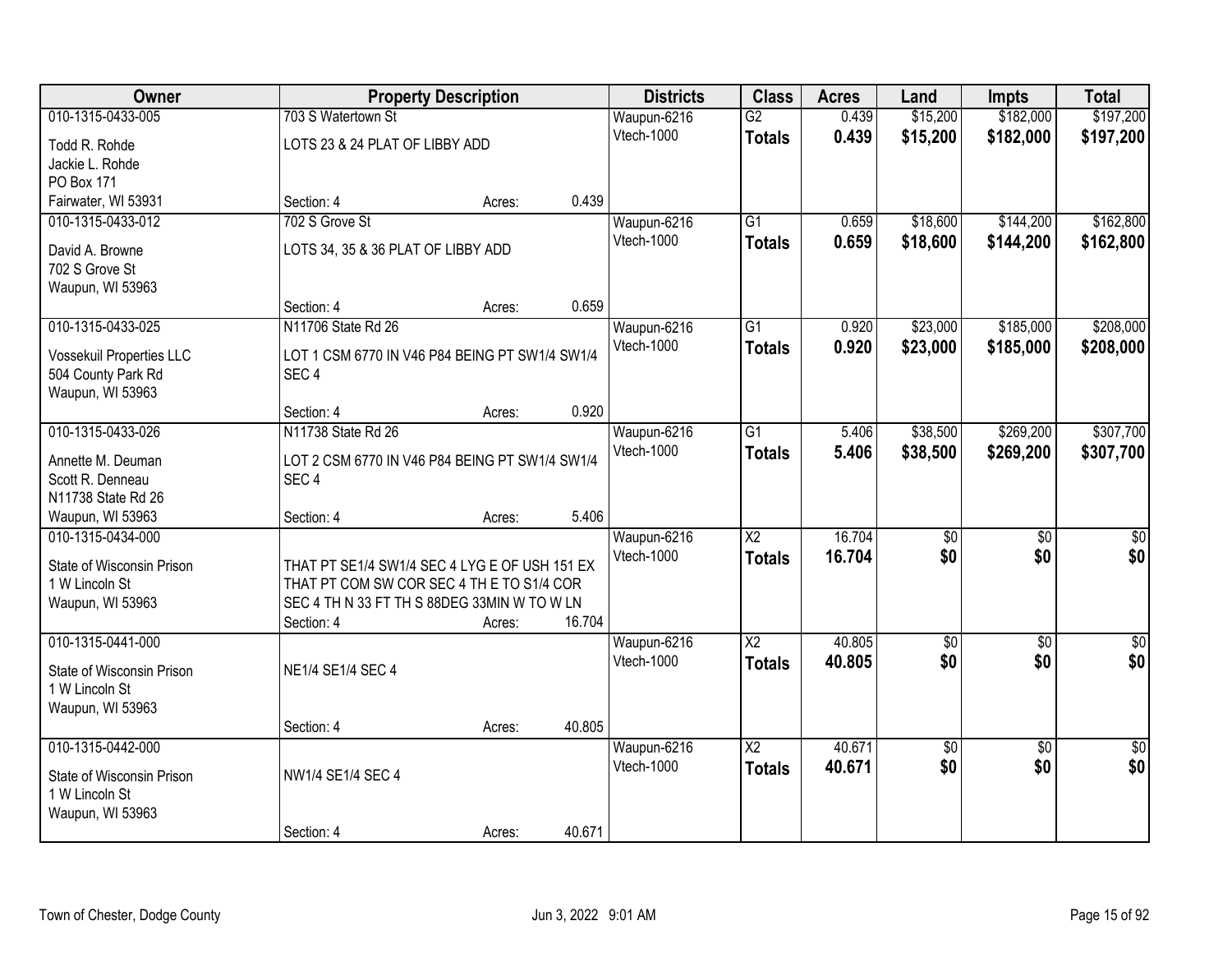| Owner | Property Description | Districts | Class | Acres | Land | Impts | Total |
|---|---|---|---|---|---|---|---|
| 010-1315-0433-005<br>Todd R. Rohde<br>Jackie L. Rohde<br>PO Box 171<br>Fairwater, WI 53931 | 703 S Watertown St<br>LOTS 23 & 24 PLAT OF LIBBY ADD<br>Section: 4 Acres: 0.439 | Waupun-6216<br>Vtech-1000 | G2<br>**Totals** | 0.439<br>**0.439** | $15,200<br>**$15,200** | $182,000<br>**$182,000** | $197,200<br>**$197,200** |
| 010-1315-0433-012<br>David A. Browne<br>702 S Grove St<br>Waupun, WI 53963 | 702 S Grove St<br>LOTS 34, 35 & 36 PLAT OF LIBBY ADD<br>Section: 4 Acres: 0.659 | Waupun-6216<br>Vtech-1000 | G1<br>**Totals** | 0.659<br>**0.659** | $18,600<br>**$18,600** | $144,200<br>**$144,200** | $162,800<br>**$162,800** |
| 010-1315-0433-025<br>Vossekuil Properties LLC<br>504 County Park Rd<br>Waupun, WI 53963 | N11706 State Rd 26<br>LOT 1 CSM 6770 IN V46 P84 BEING PT SW1/4 SW1/4 SEC 4<br>Section: 4 Acres: 0.920 | Waupun-6216<br>Vtech-1000 | G1<br>**Totals** | 0.920<br>**0.920** | $23,000<br>**$23,000** | $185,000<br>**$185,000** | $208,000<br>**$208,000** |
| 010-1315-0433-026<br>Annette M. Deuman<br>Scott R. Denneau<br>N11738 State Rd 26<br>Waupun, WI 53963 | N11738 State Rd 26<br>LOT 2 CSM 6770 IN V46 P84 BEING PT SW1/4 SW1/4 SEC 4<br>Section: 4 Acres: 5.406 | Waupun-6216<br>Vtech-1000 | G1<br>**Totals** | 5.406<br>**5.406** | $38,500<br>**$38,500** | $269,200<br>**$269,200** | $307,700<br>**$307,700** |
| 010-1315-0434-000<br>State of Wisconsin Prison<br>1 W Lincoln St<br>Waupun, WI 53963 | THAT PT SE1/4 SW1/4 SEC 4 LYG E OF USH 151 EX THAT PT COM SW COR SEC 4 TH E TO S1/4 COR SEC 4 TH N 33 FT TH S 88DEG 33MIN W TO W LN<br>Section: 4 Acres: 16.704 | Waupun-6216<br>Vtech-1000 | X2<br>**Totals** | 16.704<br>**16.704** | $0<br>**$0** | $0<br>**$0** | $0<br>**$0** |
| 010-1315-0441-000<br>State of Wisconsin Prison<br>1 W Lincoln St<br>Waupun, WI 53963 | NE1/4 SE1/4 SEC 4<br>Section: 4 Acres: 40.805 | Waupun-6216<br>Vtech-1000 | X2<br>**Totals** | 40.805<br>**40.805** | $0<br>**$0** | $0<br>**$0** | $0<br>**$0** |
| 010-1315-0442-000<br>State of Wisconsin Prison<br>1 W Lincoln St<br>Waupun, WI 53963 | NW1/4 SE1/4 SEC 4<br>Section: 4 Acres: 40.671 | Waupun-6216<br>Vtech-1000 | X2<br>**Totals** | 40.671<br>**40.671** | $0<br>**$0** | $0<br>**$0** | $0<br>**$0** |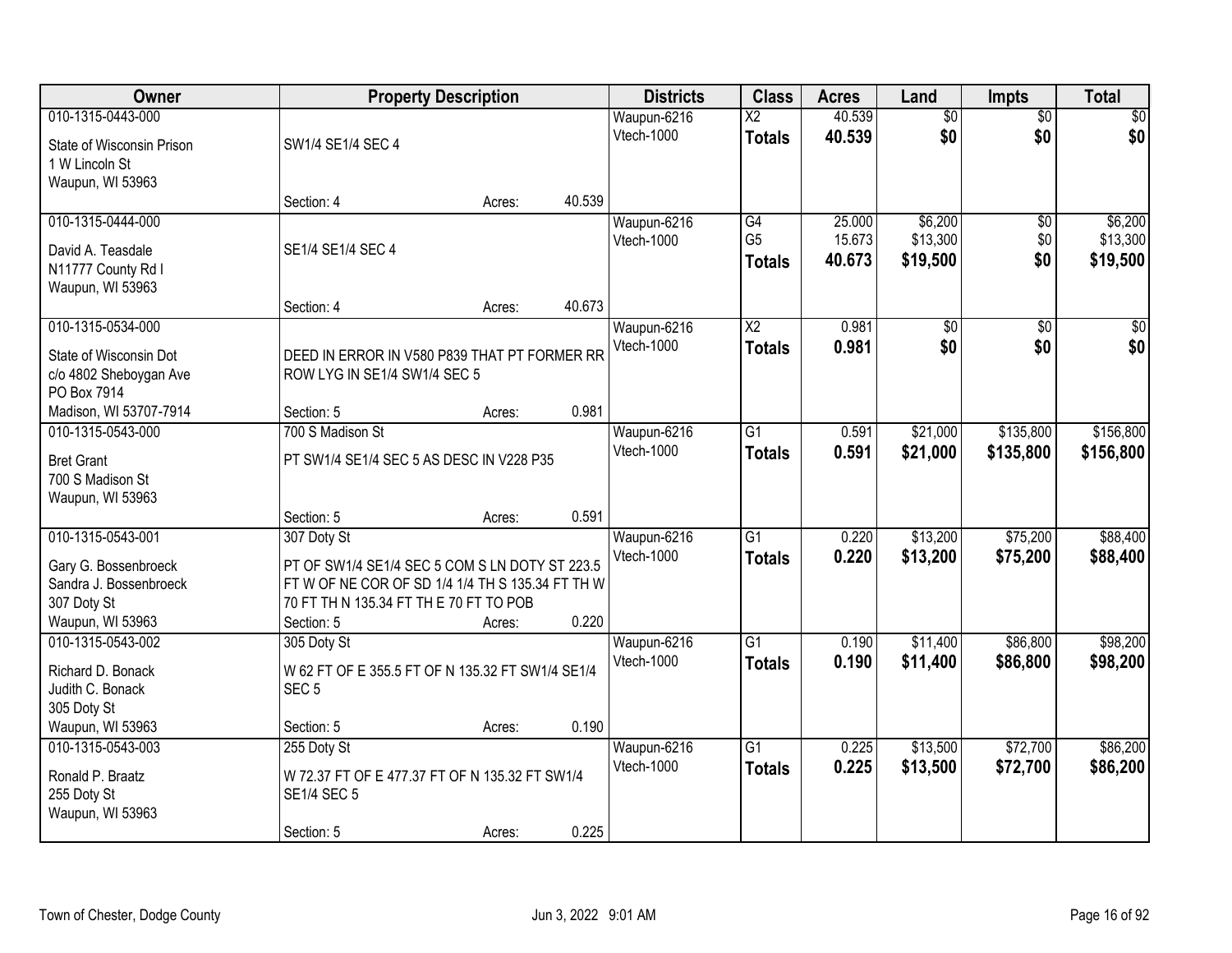| Owner | Property Description | Districts | Class | Acres | Land | Impts | Total |
|---|---|---|---|---|---|---|---|
| 010-1315-0443-000<br>State of Wisconsin Prison<br>1 W Lincoln St<br>Waupun, WI 53963 | SW1/4 SE1/4 SEC 4<br>Section: 4 Acres: 40.539 | Waupun-6216<br>Vtech-1000 | X2<br>**Totals** | 40.539<br>**40.539** | $0<br>**$0** | $0<br>**$0** | $0<br>**$0** |
| 010-1315-0444-000<br>David A. Teasdale<br>N11777 County Rd I<br>Waupun, WI 53963 | SE1/4 SE1/4 SEC 4<br>Section: 4 Acres: 40.673 | Waupun-6216<br>Vtech-1000 | G4<br>G5<br>**Totals** | 25.000<br>15.673<br>**40.673** | $6,200<br>$13,300<br>**$19,500** | $0<br>$0<br>**$0** | $6,200<br>$13,300<br>**$19,500** |
| 010-1315-0534-000<br>State of Wisconsin Dot<br>c/o 4802 Sheboygan Ave<br>PO Box 7914<br>Madison, WI 53707-7914 | DEED IN ERROR IN V580 P839 THAT PT FORMER RR ROW LYG IN SE1/4 SW1/4 SEC 5<br>Section: 5 Acres: 0.981 | Waupun-6216<br>Vtech-1000 | X2<br>**Totals** | 0.981<br>**0.981** | $0<br>**$0** | $0<br>**$0** | $0<br>**$0** |
| 010-1315-0543-000<br>Bret Grant<br>700 S Madison St<br>Waupun, WI 53963 | 700 S Madison St<br>PT SW1/4 SE1/4 SEC 5 AS DESC IN V228 P35<br>Section: 5 Acres: 0.591 | Waupun-6216<br>Vtech-1000 | G1<br>**Totals** | 0.591<br>**0.591** | $21,000<br>**$21,000** | $135,800<br>**$135,800** | $156,800<br>**$156,800** |
| 010-1315-0543-001<br>Gary G. Bossenbroeck<br>Sandra J. Bossenbroeck<br>307 Doty St<br>Waupun, WI 53963 | 307 Doty St<br>PT OF SW1/4 SE1/4 SEC 5 COM S LN DOTY ST 223.5 FT W OF NE COR OF SD 1/4 1/4 TH S 135.34 FT TH W 70 FT TH N 135.34 FT TH E 70 FT TO POB<br>Section: 5 Acres: 0.220 | Waupun-6216<br>Vtech-1000 | G1<br>**Totals** | 0.220<br>**0.220** | $13,200<br>**$13,200** | $75,200<br>**$75,200** | $88,400<br>**$88,400** |
| 010-1315-0543-002<br>Richard D. Bonack<br>Judith C. Bonack<br>305 Doty St<br>Waupun, WI 53963 | 305 Doty St<br>W 62 FT OF E 355.5 FT OF N 135.32 FT SW1/4 SE1/4 SEC 5<br>Section: 5 Acres: 0.190 | Waupun-6216<br>Vtech-1000 | G1<br>**Totals** | 0.190<br>**0.190** | $11,400<br>**$11,400** | $86,800<br>**$86,800** | $98,200<br>**$98,200** |
| 010-1315-0543-003<br>Ronald P. Braatz<br>255 Doty St<br>Waupun, WI 53963 | 255 Doty St<br>W 72.37 FT OF E 477.37 FT OF N 135.32 FT SW1/4 SE1/4 SEC 5<br>Section: 5 Acres: 0.225 | Waupun-6216<br>Vtech-1000 | G1<br>**Totals** | 0.225<br>**0.225** | $13,500<br>**$13,500** | $72,700<br>**$72,700** | $86,200<br>**$86,200** |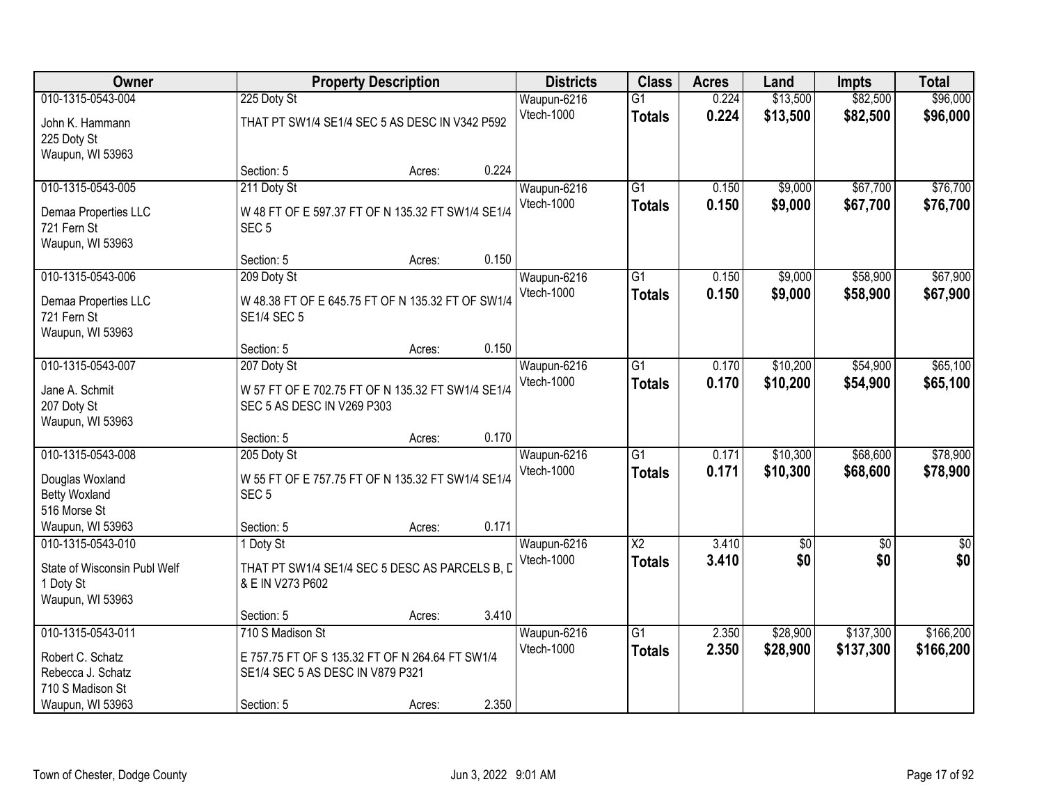| Owner | Property Description | | | Districts | Class | Acres | Land | Impts | Total |
|---|---|---|---|---|---|---|---|---|---|
| 010-1315-0543-004<br>John K. Hammann<br>225 Doty St<br>Waupun, WI 53963 | 225 Doty St<br>THAT PT SW1/4 SE1/4 SEC 5 AS DESC IN V342 P592<br>Section: 5 | Acres: | 0.224 | Waupun-6216<br>Vtech-1000 | G1<br>**Totals** | 0.224<br>**0.224** | $13,500<br>**$13,500** | $82,500<br>**$82,500** | $96,000<br>**$96,000** |
| 010-1315-0543-005<br>Demaa Properties LLC<br>721 Fern St<br>Waupun, WI 53963 | 211 Doty St<br>W 48 FT OF E 597.37 FT OF N 135.32 FT SW1/4 SE1/4 SEC 5<br>Section: 5 | Acres: | 0.150 | Waupun-6216<br>Vtech-1000 | G1<br>**Totals** | 0.150<br>**0.150** | $9,000<br>**$9,000** | $67,700<br>**$67,700** | $76,700<br>**$76,700** |
| 010-1315-0543-006<br>Demaa Properties LLC<br>721 Fern St<br>Waupun, WI 53963 | 209 Doty St<br>W 48.38 FT OF E 645.75 FT OF N 135.32 FT OF SW1/4 SE1/4 SEC 5<br>Section: 5 | Acres: | 0.150 | Waupun-6216<br>Vtech-1000 | G1<br>**Totals** | 0.150<br>**0.150** | $9,000<br>**$9,000** | $58,900<br>**$58,900** | $67,900<br>**$67,900** |
| 010-1315-0543-007<br>Jane A. Schmit<br>207 Doty St<br>Waupun, WI 53963 | 207 Doty St<br>W 57 FT OF E 702.75 FT OF N 135.32 FT SW1/4 SE1/4 SEC 5 AS DESC IN V269 P303<br>Section: 5 | Acres: | 0.170 | Waupun-6216<br>Vtech-1000 | G1<br>**Totals** | 0.170<br>**0.170** | $10,200<br>**$10,200** | $54,900<br>**$54,900** | $65,100<br>**$65,100** |
| 010-1315-0543-008<br>Douglas Woxland<br>Betty Woxland<br>516 Morse St<br>Waupun, WI 53963 | 205 Doty St<br>W 55 FT OF E 757.75 FT OF N 135.32 FT SW1/4 SE1/4 SEC 5<br>Section: 5 | Acres: | 0.171 | Waupun-6216<br>Vtech-1000 | G1<br>**Totals** | 0.171<br>**0.171** | $10,300<br>**$10,300** | $68,600<br>**$68,600** | $78,900<br>**$78,900** |
| 010-1315-0543-010<br>State of Wisconsin Publ Welf<br>1 Doty St<br>Waupun, WI 53963 | 1 Doty St<br>THAT PT SW1/4 SE1/4 SEC 5 DESC AS PARCELS B, D & E IN V273 P602<br>Section: 5 | Acres: | 3.410 | Waupun-6216<br>Vtech-1000 | X2<br>**Totals** | 3.410<br>**3.410** | $0<br>**$0** | $0<br>**$0** | $0<br>**$0** |
| 010-1315-0543-011<br>Robert C. Schatz<br>Rebecca J. Schatz<br>710 S Madison St<br>Waupun, WI 53963 | 710 S Madison St<br>E 757.75 FT OF S 135.32 FT OF N 264.64 FT SW1/4 SE1/4 SEC 5 AS DESC IN V879 P321<br>Section: 5 | Acres: | 2.350 | Waupun-6216<br>Vtech-1000 | G1<br>**Totals** | 2.350<br>**2.350** | $28,900<br>**$28,900** | $137,300<br>**$137,300** | $166,200<br>**$166,200** |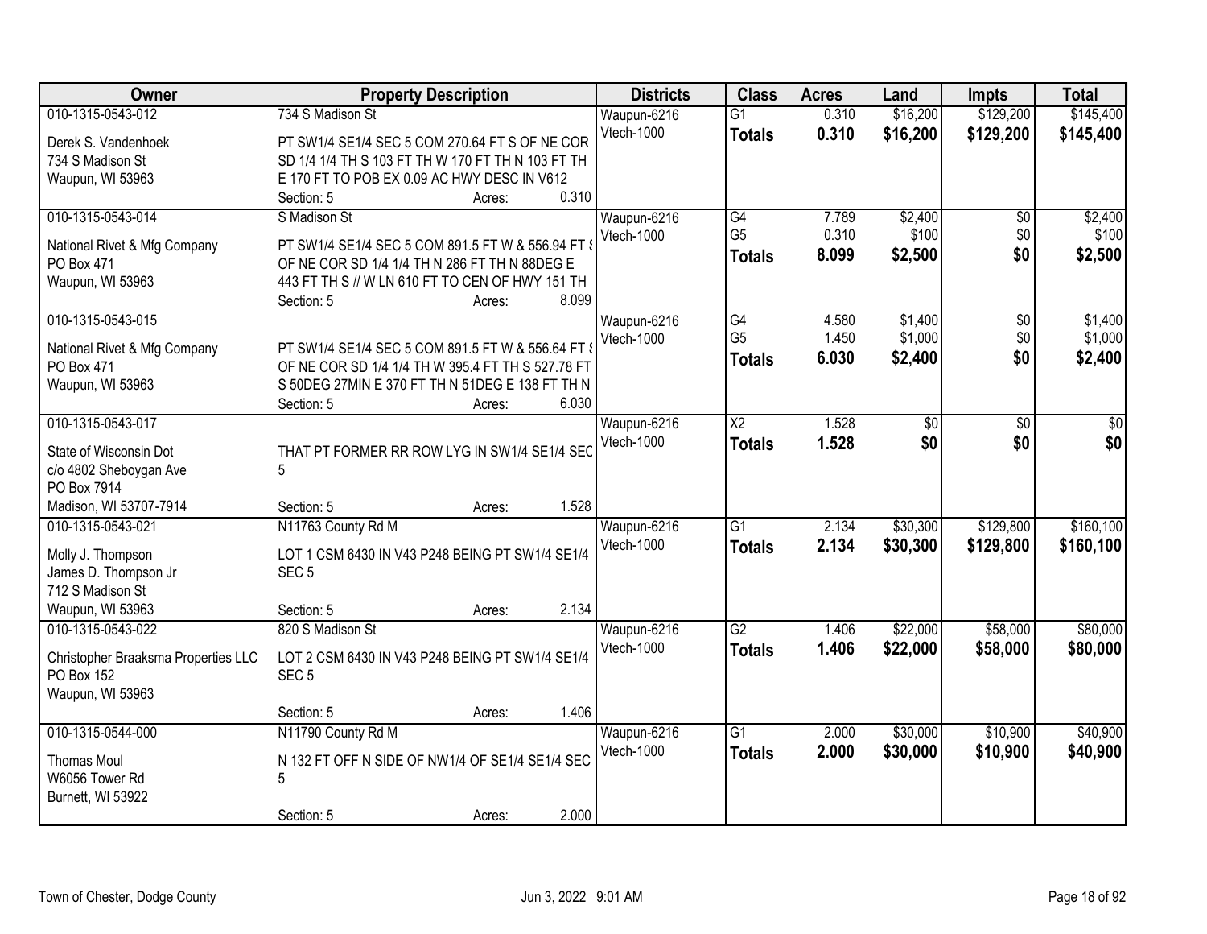| Owner | Property Description | Districts | Class | Acres | Land | Impts | Total |
|---|---|---|---|---|---|---|---|
| 010-1315-0543-012<br>Derek S. Vandenhoek<br>734 S Madison St<br>Waupun, WI 53963 | 734 S Madison St<br>PT SW1/4 SE1/4 SEC 5 COM 270.64 FT S OF NE COR SD 1/4 1/4 TH S 103 FT TH W 170 FT TH N 103 FT TH E 170 FT TO POB EX 0.09 AC HWY DESC IN V612<br>Section: 5 Acres: 0.310 | Waupun-6216<br>Vtech-1000 | G1<br>**Totals** | 0.310<br>**0.310** | $16,200<br>**$16,200** | $129,200<br>**$129,200** | $145,400<br>**$145,400** |
| 010-1315-0543-014<br>National Rivet & Mfg Company<br>PO Box 471<br>Waupun, WI 53963 | S Madison St<br>PT SW1/4 SE1/4 SEC 5 COM 891.5 FT W & 556.94 FT S OF NE COR SD 1/4 1/4 TH N 286 FT TH N 88DEG E 443 FT TH S // W LN 610 FT TO CEN OF HWY 151 TH<br>Section: 5 Acres: 8.099 | Waupun-6216<br>Vtech-1000 | G4<br>G5<br>**Totals** | 7.789<br>0.310<br>**8.099** | $2,400<br>$100<br>**$2,500** | $0<br>$0<br>**$0** | $2,400<br>$100<br>**$2,500** |
| 010-1315-0543-015<br>National Rivet & Mfg Company<br>PO Box 471<br>Waupun, WI 53963 | PT SW1/4 SE1/4 SEC 5 COM 891.5 FT W & 556.64 FT S OF NE COR SD 1/4 1/4 TH W 395.4 FT TH S 527.78 FT S 50DEG 27MIN E 370 FT TH N 51DEG E 138 FT TH N<br>Section: 5 Acres: 6.030 | Waupun-6216<br>Vtech-1000 | G4<br>G5<br>**Totals** | 4.580<br>1.450<br>**6.030** | $1,400<br>$1,000<br>**$2,400** | $0<br>$0<br>**$0** | $1,400<br>$1,000<br>**$2,400** |
| 010-1315-0543-017<br>State of Wisconsin Dot<br>c/o 4802 Sheboygan Ave<br>PO Box 7914<br>Madison, WI 53707-7914 | THAT PT FORMER RR ROW LYG IN SW1/4 SE1/4 SEC 5<br>Section: 5 Acres: 1.528 | Waupun-6216<br>Vtech-1000 | X2<br>**Totals** | 1.528<br>**1.528** | $0<br>**$0** | $0<br>**$0** | $0<br>**$0** |
| 010-1315-0543-021<br>Molly J. Thompson<br>James D. Thompson Jr<br>712 S Madison St<br>Waupun, WI 53963 | N11763 County Rd M<br>LOT 1 CSM 6430 IN V43 P248 BEING PT SW1/4 SE1/4 SEC 5<br>Section: 5 Acres: 2.134 | Waupun-6216<br>Vtech-1000 | G1<br>**Totals** | 2.134<br>**2.134** | $30,300<br>**$30,300** | $129,800<br>**$129,800** | $160,100<br>**$160,100** |
| 010-1315-0543-022<br>Christopher Braaksma Properties LLC<br>PO Box 152<br>Waupun, WI 53963 | 820 S Madison St<br>LOT 2 CSM 6430 IN V43 P248 BEING PT SW1/4 SE1/4 SEC 5<br>Section: 5 Acres: 1.406 | Waupun-6216<br>Vtech-1000 | G2<br>**Totals** | 1.406<br>**1.406** | $22,000<br>**$22,000** | $58,000<br>**$58,000** | $80,000<br>**$80,000** |
| 010-1315-0544-000<br>Thomas Moul<br>W6056 Tower Rd<br>Burnett, WI 53922 | N11790 County Rd M<br>N 132 FT OFF N SIDE OF NW1/4 OF SE1/4 SE1/4 SEC 5<br>Section: 5 Acres: 2.000 | Waupun-6216<br>Vtech-1000 | G1<br>**Totals** | 2.000<br>**2.000** | $30,000<br>**$30,000** | $10,900<br>**$10,900** | $40,900<br>**$40,900** |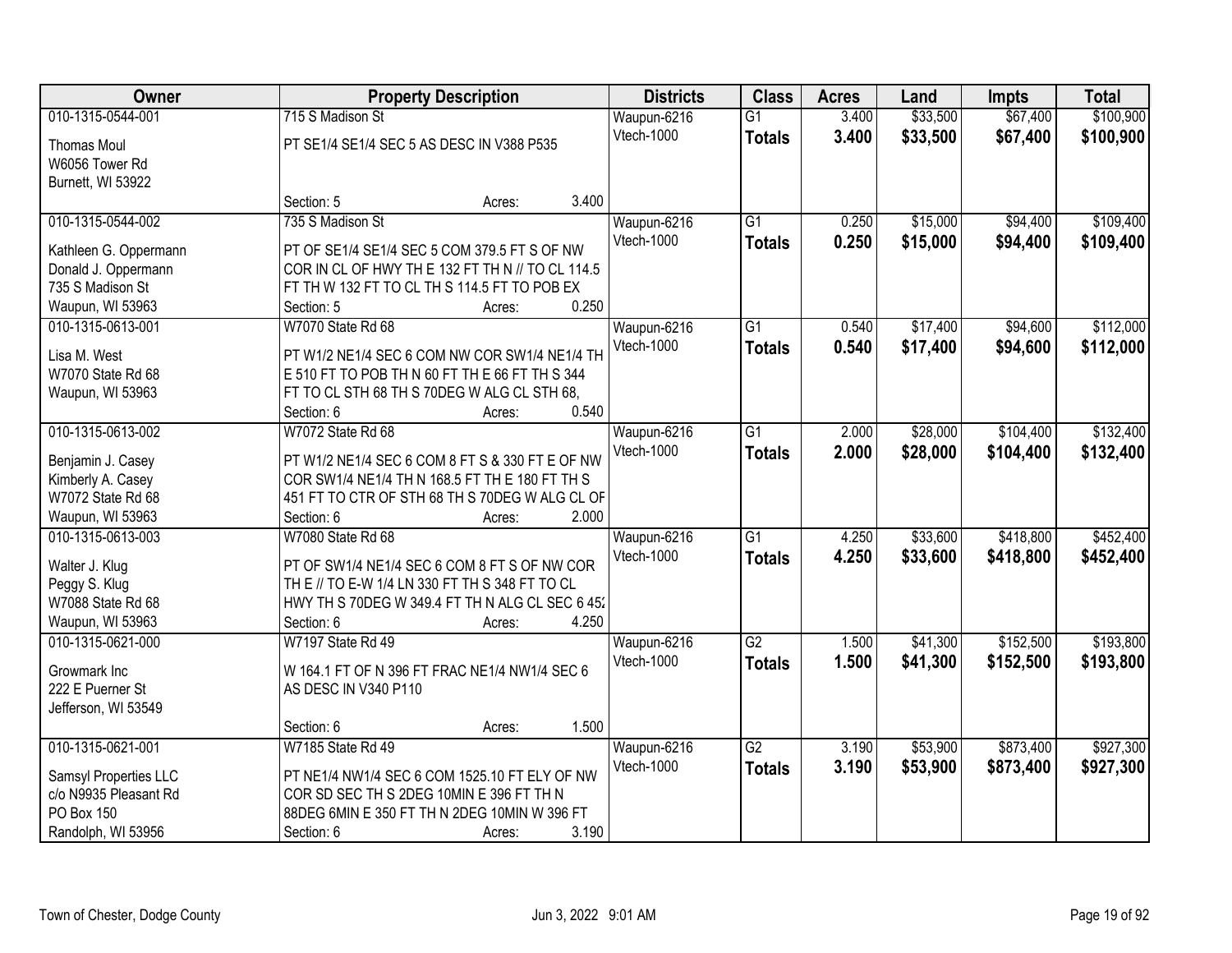| Owner | Property Description | Districts | Class | Acres | Land | Impts | Total |
|---|---|---|---|---|---|---|---|
| 010-1315-0544-001<br>Thomas Moul<br>W6056 Tower Rd<br>Burnett, WI 53922 | 715 S Madison St<br>PT SE1/4 SE1/4 SEC 5 AS DESC IN V388 P535<br>Section: 5 Acres: 3.400 | Waupun-6216<br>Vtech-1000 | G1<br>**Totals** | 3.400<br>**3.400** | $33,500<br>**$33,500** | $67,400<br>**$67,400** | $100,900<br>**$100,900** |
| 010-1315-0544-002<br>Kathleen G. Oppermann<br>Donald J. Oppermann<br>735 S Madison St<br>Waupun, WI 53963 | 735 S Madison St<br>PT OF SE1/4 SE1/4 SEC 5 COM 379.5 FT S OF NW COR IN CL OF HWY TH E 132 FT TH N // TO CL 114.5 FT TH W 132 FT TO CL TH S 114.5 FT TO POB EX<br>Section: 5 Acres: 0.250 | Waupun-6216<br>Vtech-1000 | G1<br>**Totals** | 0.250<br>**0.250** | $15,000<br>**$15,000** | $94,400<br>**$94,400** | $109,400<br>**$109,400** |
| 010-1315-0613-001<br>Lisa M. West<br>W7070 State Rd 68<br>Waupun, WI 53963 | W7070 State Rd 68<br>PT W1/2 NE1/4 SEC 6 COM NW COR SW1/4 NE1/4 TH E 510 FT TO POB TH N 60 FT TH E 66 FT TH S 344 FT TO CL STH 68 TH S 70DEG W ALG CL STH 68,<br>Section: 6 Acres: 0.540 | Waupun-6216<br>Vtech-1000 | G1<br>**Totals** | 0.540<br>**0.540** | $17,400<br>**$17,400** | $94,600<br>**$94,600** | $112,000<br>**$112,000** |
| 010-1315-0613-002<br>Benjamin J. Casey<br>Kimberly A. Casey<br>W7072 State Rd 68<br>Waupun, WI 53963 | W7072 State Rd 68<br>PT W1/2 NE1/4 SEC 6 COM 8 FT S & 330 FT E OF NW COR SW1/4 NE1/4 TH N 168.5 FT TH E 180 FT TH S 451 FT TO CTR OF STH 68 TH S 70DEG W ALG CL OF<br>Section: 6 Acres: 2.000 | Waupun-6216<br>Vtech-1000 | G1<br>**Totals** | 2.000<br>**2.000** | $28,000<br>**$28,000** | $104,400<br>**$104,400** | $132,400<br>**$132,400** |
| 010-1315-0613-003<br>Walter J. Klug<br>Peggy S. Klug<br>W7088 State Rd 68<br>Waupun, WI 53963 | W7080 State Rd 68<br>PT OF SW1/4 NE1/4 SEC 6 COM 8 FT S OF NW COR TH E // TO E-W 1/4 LN 330 FT TH S 348 FT TO CL HWY TH S 70DEG W 349.4 FT TH N ALG CL SEC 6 452<br>Section: 6 Acres: 4.250 | Waupun-6216<br>Vtech-1000 | G1<br>**Totals** | 4.250<br>**4.250** | $33,600<br>**$33,600** | $418,800<br>**$418,800** | $452,400<br>**$452,400** |
| 010-1315-0621-000<br>Growmark Inc<br>222 E Puerner St<br>Jefferson, WI 53549 | W7197 State Rd 49<br>W 164.1 FT OF N 396 FT FRAC NE1/4 NW1/4 SEC 6 AS DESC IN V340 P110<br>Section: 6 Acres: 1.500 | Waupun-6216<br>Vtech-1000 | G2<br>**Totals** | 1.500<br>**1.500** | $41,300<br>**$41,300** | $152,500<br>**$152,500** | $193,800<br>**$193,800** |
| 010-1315-0621-001<br>Samsyl Properties LLC<br>c/o N9935 Pleasant Rd<br>PO Box 150<br>Randolph, WI 53956 | W7185 State Rd 49<br>PT NE1/4 NW1/4 SEC 6 COM 1525.10 FT ELY OF NW COR SD SEC TH S 2DEG 10MIN E 396 FT TH N 88DEG 6MIN E 350 FT TH N 2DEG 10MIN W 396 FT<br>Section: 6 Acres: 3.190 | Waupun-6216<br>Vtech-1000 | G2<br>**Totals** | 3.190<br>**3.190** | $53,900<br>**$53,900** | $873,400<br>**$873,400** | $927,300<br>**$927,300** |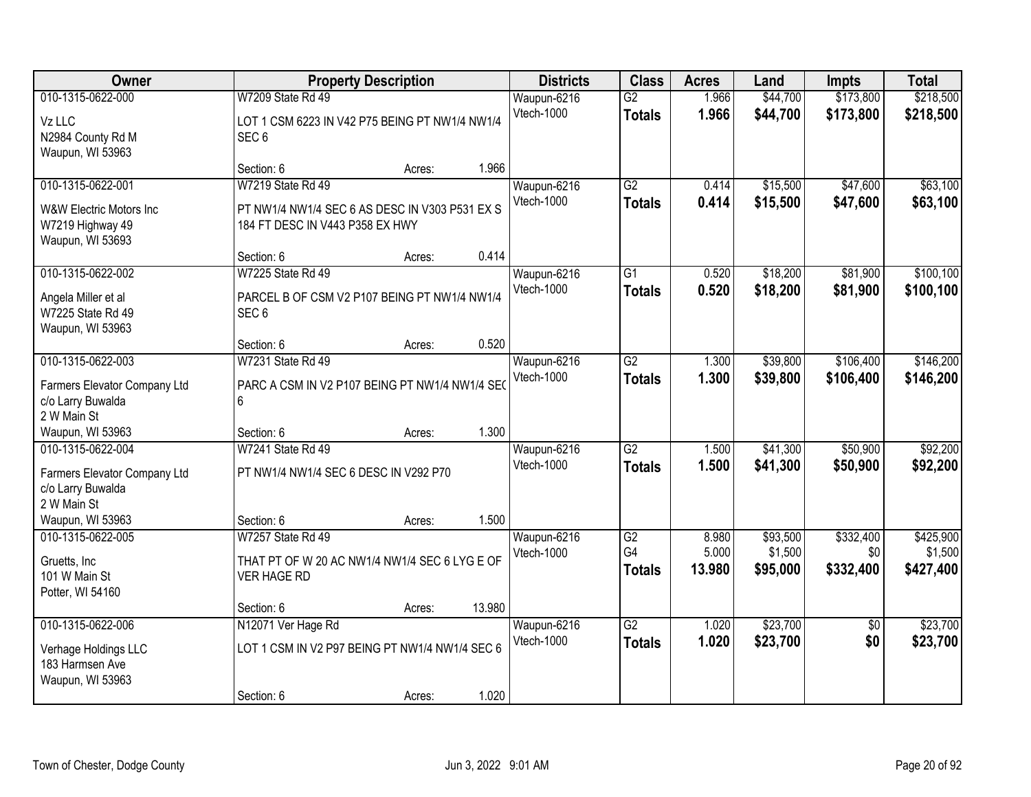| Owner | Property Description | Districts | Class | Acres | Land | Impts | Total |
|---|---|---|---|---|---|---|---|
| 010-1315-0622-000<br>Vz LLC<br>N2984 County Rd M<br>Waupun, WI 53963 | W7209 State Rd 49<br>LOT 1 CSM 6223 IN V42 P75 BEING PT NW1/4 NW1/4 SEC 6<br>Section: 6 Acres: 1.966 | Waupun-6216<br>Vtech-1000 | G2<br>**Totals** | 1.966<br>**1.966** | $44,700<br>**$44,700** | $173,800<br>**$173,800** | $218,500<br>**$218,500** |
| 010-1315-0622-001<br>W&W Electric Motors Inc<br>W7219 Highway 49<br>Waupun, WI 53693 | W7219 State Rd 49<br>PT NW1/4 NW1/4 SEC 6 AS DESC IN V303 P531 EX S 184 FT DESC IN V443 P358 EX HWY<br>Section: 6 Acres: 0.414 | Waupun-6216<br>Vtech-1000 | G2<br>**Totals** | 0.414<br>**0.414** | $15,500<br>**$15,500** | $47,600<br>**$47,600** | $63,100<br>**$63,100** |
| 010-1315-0622-002<br>Angela Miller et al<br>W7225 State Rd 49<br>Waupun, WI 53963 | W7225 State Rd 49<br>PARCEL B OF CSM V2 P107 BEING PT NW1/4 NW1/4 SEC 6<br>Section: 6 Acres: 0.520 | Waupun-6216<br>Vtech-1000 | G1<br>**Totals** | 0.520<br>**0.520** | $18,200<br>**$18,200** | $81,900<br>**$81,900** | $100,100<br>**$100,100** |
| 010-1315-0622-003<br>Farmers Elevator Company Ltd<br>c/o Larry Buwalda<br>2 W Main St<br>Waupun, WI 53963 | W7231 State Rd 49<br>PARC A CSM IN V2 P107 BEING PT NW1/4 NW1/4 SEC 6<br>Section: 6 Acres: 1.300 | Waupun-6216<br>Vtech-1000 | G2<br>**Totals** | 1.300<br>**1.300** | $39,800<br>**$39,800** | $106,400<br>**$106,400** | $146,200<br>**$146,200** |
| 010-1315-0622-004<br>Farmers Elevator Company Ltd<br>c/o Larry Buwalda<br>2 W Main St<br>Waupun, WI 53963 | W7241 State Rd 49<br>PT NW1/4 NW1/4 SEC 6 DESC IN V292 P70<br>Section: 6 Acres: 1.500 | Waupun-6216<br>Vtech-1000 | G2<br>**Totals** | 1.500<br>**1.500** | $41,300<br>**$41,300** | $50,900<br>**$50,900** | $92,200<br>**$92,200** |
| 010-1315-0622-005<br>Gruetts, Inc<br>101 W Main St<br>Potter, WI 54160 | W7257 State Rd 49<br>THAT PT OF W 20 AC NW1/4 NW1/4 SEC 6 LYG E OF VER HAGE RD<br>Section: 6 Acres: 13.980 | Waupun-6216<br>Vtech-1000 | G2<br>G4<br>**Totals** | 8.980<br>5.000<br>**13.980** | $93,500<br>$1,500<br>**$95,000** | $332,400<br>$0<br>**$332,400** | $425,900<br>$1,500<br>**$427,400** |
| 010-1315-0622-006<br>Verhage Holdings LLC<br>183 Harmsen Ave<br>Waupun, WI 53963 | N12071 Ver Hage Rd<br>LOT 1 CSM IN V2 P97 BEING PT NW1/4 NW1/4 SEC 6<br>Section: 6 Acres: 1.020 | Waupun-6216<br>Vtech-1000 | G2<br>**Totals** | 1.020<br>**1.020** | $23,700<br>**$23,700** | $0<br>**$0** | $23,700<br>**$23,700** |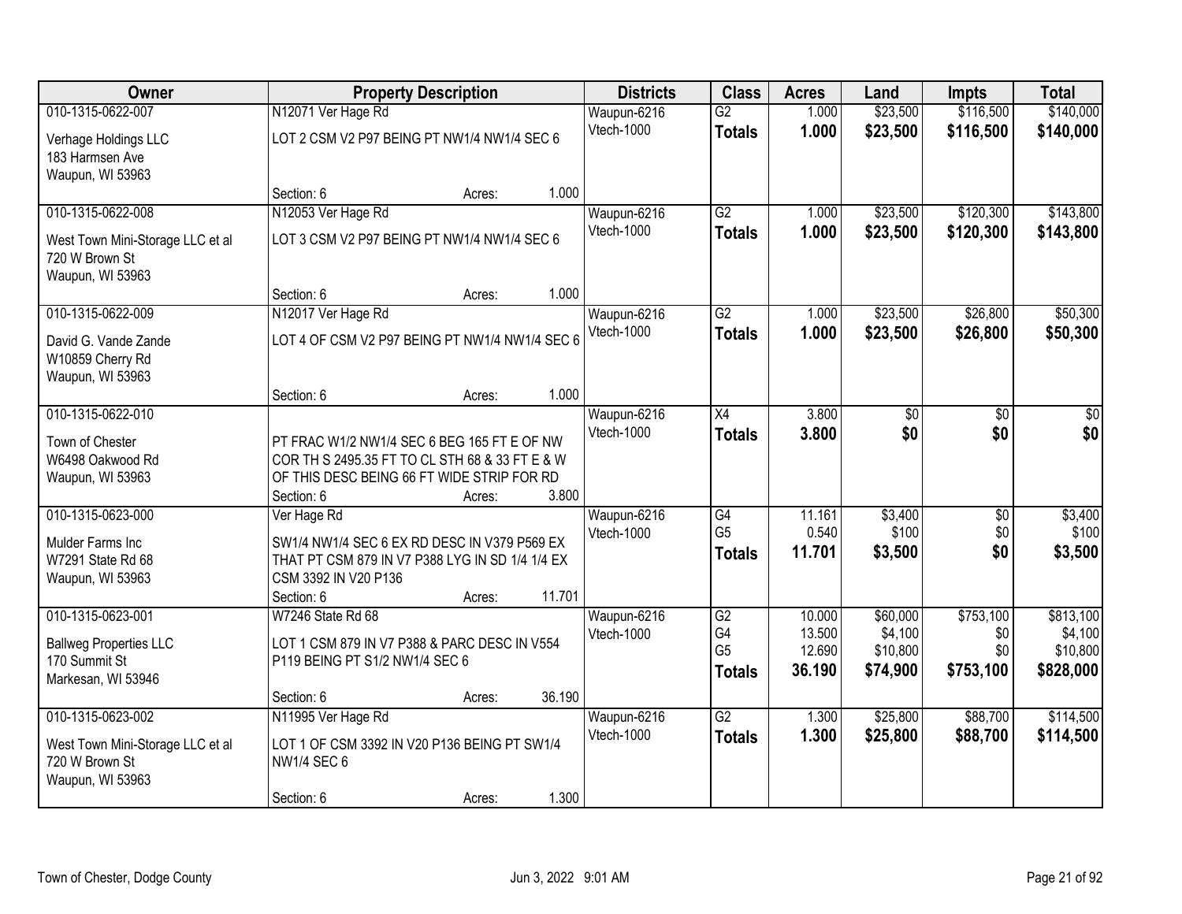| Owner | Property Description | Districts | Class | Acres | Land | Impts | Total |
|---|---|---|---|---|---|---|---|
| 010-1315-0622-007<br>Verhage Holdings LLC<br>183 Harmsen Ave<br>Waupun, WI 53963 | N12071 Ver Hage Rd<br>LOT 2 CSM V2 P97 BEING PT NW1/4 NW1/4 SEC 6<br>Section: 6 Acres: 1.000 | Waupun-6216<br>Vtech-1000 | G2<br>**Totals** | 1.000<br>**1.000** | $23,500<br>**$23,500** | $116,500<br>**$116,500** | $140,000<br>**$140,000** |
| 010-1315-0622-008<br>West Town Mini-Storage LLC et al<br>720 W Brown St<br>Waupun, WI 53963 | N12053 Ver Hage Rd<br>LOT 3 CSM V2 P97 BEING PT NW1/4 NW1/4 SEC 6<br>Section: 6 Acres: 1.000 | Waupun-6216<br>Vtech-1000 | G2<br>**Totals** | 1.000<br>**1.000** | $23,500<br>**$23,500** | $120,300<br>**$120,300** | $143,800<br>**$143,800** |
| 010-1315-0622-009<br>David G. Vande Zande<br>W10859 Cherry Rd<br>Waupun, WI 53963 | N12017 Ver Hage Rd<br>LOT 4 OF CSM V2 P97 BEING PT NW1/4 NW1/4 SEC 6<br>Section: 6 Acres: 1.000 | Waupun-6216<br>Vtech-1000 | G2<br>**Totals** | 1.000<br>**1.000** | $23,500<br>**$23,500** | $26,800<br>**$26,800** | $50,300<br>**$50,300** |
| 010-1315-0622-010<br>Town of Chester<br>W6498 Oakwood Rd<br>Waupun, WI 53963 | PT FRAC W1/2 NW1/4 SEC 6 BEG 165 FT E OF NW COR TH S 2495.35 FT TO CL STH 68 & 33 FT E & W OF THIS DESC BEING 66 FT WIDE STRIP FOR RD<br>Section: 6 Acres: 3.800 | Waupun-6216<br>Vtech-1000 | X4<br>**Totals** | 3.800<br>**3.800** | $0<br>**$0** | $0<br>**$0** | $0<br>**$0** |
| 010-1315-0623-000<br>Mulder Farms Inc<br>W7291 State Rd 68<br>Waupun, WI 53963 | Ver Hage Rd<br>SW1/4 NW1/4 SEC 6 EX RD DESC IN V379 P569 EX THAT PT CSM 879 IN V7 P388 LYG IN SD 1/4 1/4 EX CSM 3392 IN V20 P136<br>Section: 6 Acres: 11.701 | Waupun-6216<br>Vtech-1000 | G4<br>G5<br>**Totals** | 11.161<br>0.540<br>**11.701** | $3,400<br>$100<br>**$3,500** | $0<br>$0<br>**$0** | $3,400<br>$100<br>**$3,500** |
| 010-1315-0623-001<br>Ballweg Properties LLC<br>170 Summit St<br>Markesan, WI 53946 | W7246 State Rd 68<br>LOT 1 CSM 879 IN V7 P388 & PARC DESC IN V554 P119 BEING PT S1/2 NW1/4 SEC 6<br>Section: 6 Acres: 36.190 | Waupun-6216<br>Vtech-1000 | G2<br>G4<br>G5<br>**Totals** | 10.000<br>13.500<br>12.690<br>**36.190** | $60,000<br>$4,100<br>$10,800<br>**$74,900** | $753,100<br>$0<br>$0<br>**$753,100** | $813,100<br>$4,100<br>$10,800<br>**$828,000** |
| 010-1315-0623-002<br>West Town Mini-Storage LLC et al<br>720 W Brown St<br>Waupun, WI 53963 | N11995 Ver Hage Rd<br>LOT 1 OF CSM 3392 IN V20 P136 BEING PT SW1/4 NW1/4 SEC 6<br>Section: 6 Acres: 1.300 | Waupun-6216<br>Vtech-1000 | G2<br>**Totals** | 1.300<br>**1.300** | $25,800<br>**$25,800** | $88,700<br>**$88,700** | $114,500<br>**$114,500** |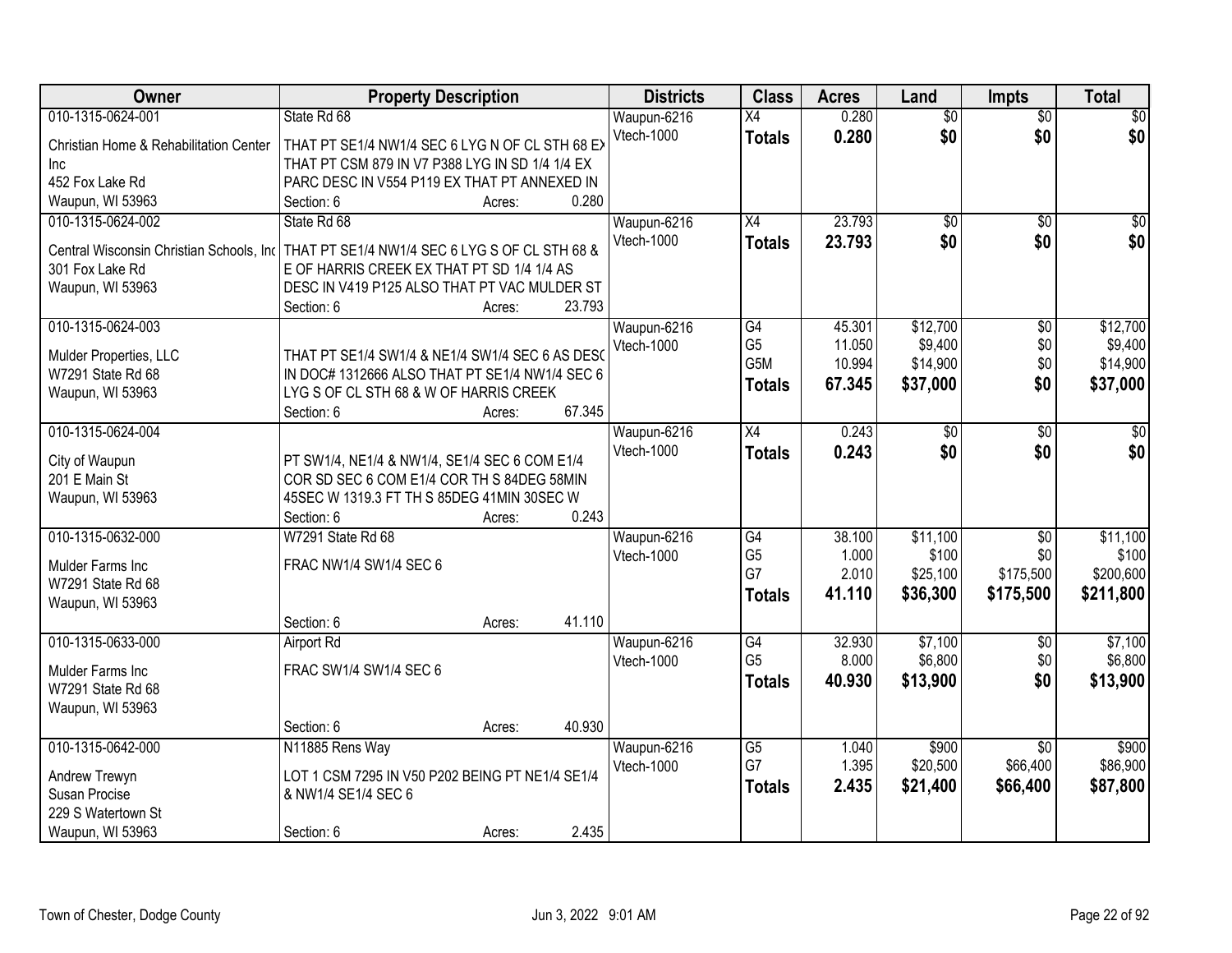| Owner | Property Description | Districts | Class | Acres | Land | Impts | Total |
|---|---|---|---|---|---|---|---|
| 010-1315-0624-001<br>Christian Home & Rehabilitation Center Inc<br>452 Fox Lake Rd<br>Waupun, WI 53963 | State Rd 68<br>THAT PT SE1/4 NW1/4 SEC 6 LYG N OF CL STH 68 EX THAT PT CSM 879 IN V7 P388 LYG IN SD 1/4 1/4 EX PARC DESC IN V554 P119 EX THAT PT ANNEXED IN<br>Section: 6 Acres: 0.280 | Waupun-6216<br>Vtech-1000 | X4<br>**Totals** | 0.280<br>**0.280** | $0<br>**$0** | $0<br>**$0** | $0<br>**$0** |
| 010-1315-0624-002<br>Central Wisconsin Christian Schools, Inc<br>301 Fox Lake Rd<br>Waupun, WI 53963 | State Rd 68<br>THAT PT SE1/4 NW1/4 SEC 6 LYG S OF CL STH 68 & E OF HARRIS CREEK EX THAT PT SD 1/4 1/4 AS DESC IN V419 P125 ALSO THAT PT VAC MULDER ST<br>Section: 6 Acres: 23.793 | Waupun-6216<br>Vtech-1000 | X4<br>**Totals** | 23.793<br>**23.793** | $0<br>**$0** | $0<br>**$0** | $0<br>**$0** |
| 010-1315-0624-003<br>Mulder Properties, LLC<br>W7291 State Rd 68<br>Waupun, WI 53963 | THAT PT SE1/4 SW1/4 & NE1/4 SW1/4 SEC 6 AS DESC IN DOC# 1312666 ALSO THAT PT SE1/4 NW1/4 SEC 6 LYG S OF CL STH 68 & W OF HARRIS CREEK<br>Section: 6 Acres: 67.345 | Waupun-6216<br>Vtech-1000 | G4<br>G5<br>G5M<br>**Totals** | 45.301<br>11.050<br>10.994<br>**67.345** | $12,700<br>$9,400<br>$14,900<br>**$37,000** | $0<br>$0<br>$0<br>**$0** | $12,700<br>$9,400<br>$14,900<br>**$37,000** |
| 010-1315-0624-004<br>City of Waupun<br>201 E Main St<br>Waupun, WI 53963 | PT SW1/4, NE1/4 & NW1/4, SE1/4 SEC 6 COM E1/4 COR SD SEC 6 COM E1/4 COR TH S 84DEG 58MIN 45SEC W 1319.3 FT TH S 85DEG 41MIN 30SEC W<br>Section: 6 Acres: 0.243 | Waupun-6216<br>Vtech-1000 | X4<br>**Totals** | 0.243<br>**0.243** | $0<br>**$0** | $0<br>**$0** | $0<br>**$0** |
| 010-1315-0632-000<br>Mulder Farms Inc<br>W7291 State Rd 68<br>Waupun, WI 53963 | W7291 State Rd 68<br>FRAC NW1/4 SW1/4 SEC 6<br>Section: 6 Acres: 41.110 | Waupun-6216<br>Vtech-1000 | G4<br>G5<br>G7<br>**Totals** | 38.100<br>1.000<br>2.010<br>**41.110** | $11,100<br>$100<br>$25,100<br>**$36,300** | $0<br>$0<br>$175,500<br>**$175,500** | $11,100<br>$100<br>$200,600<br>**$211,800** |
| 010-1315-0633-000<br>Mulder Farms Inc<br>W7291 State Rd 68<br>Waupun, WI 53963 | Airport Rd<br>FRAC SW1/4 SW1/4 SEC 6<br>Section: 6 Acres: 40.930 | Waupun-6216<br>Vtech-1000 | G4<br>G5<br>**Totals** | 32.930<br>8.000<br>**40.930** | $7,100<br>$6,800<br>**$13,900** | $0<br>$0<br>**$0** | $7,100<br>$6,800<br>**$13,900** |
| 010-1315-0642-000<br>Andrew Trewyn<br>Susan Procise<br>229 S Watertown St<br>Waupun, WI 53963 | N11885 Rens Way<br>LOT 1 CSM 7295 IN V50 P202 BEING PT NE1/4 SE1/4 & NW1/4 SE1/4 SEC 6<br>Section: 6 Acres: 2.435 | Waupun-6216<br>Vtech-1000 | G5<br>G7<br>**Totals** | 1.040<br>1.395<br>**2.435** | $900<br>$20,500<br>**$21,400** | $0<br>$66,400<br>**$66,400** | $900<br>$86,900<br>**$87,800** |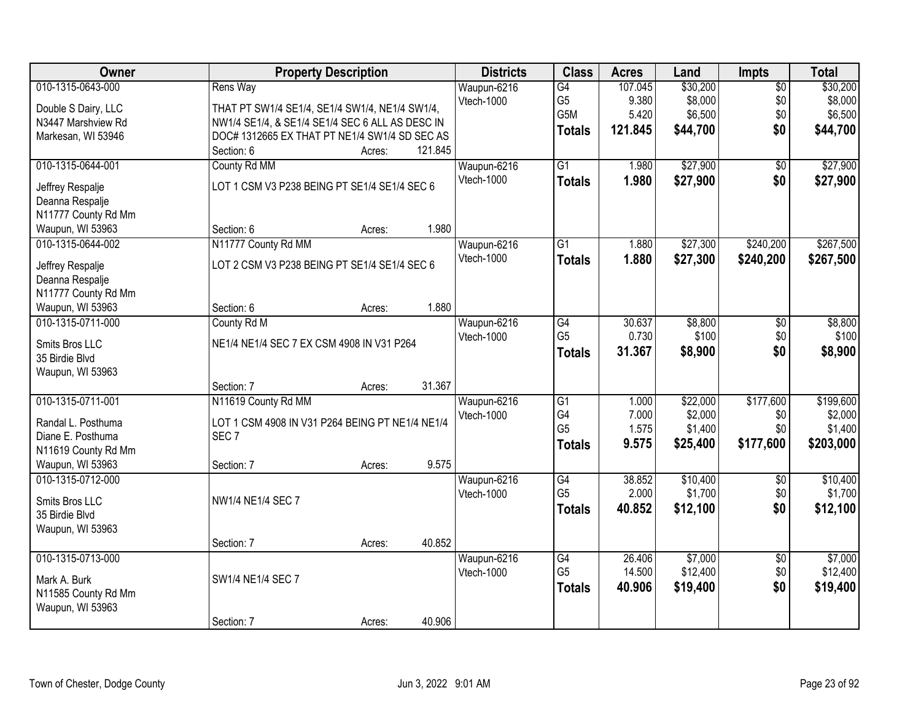| Owner | Property Description | | | Districts | Class | Acres | Land | Impts | Total |
|---|---|---|---|---|---|---|---|---|---|
| 010-1315-0643-000<br>Double S Dairy, LLC<br>N3447 Marshview Rd<br>Markesan, WI 53946 | Rens Way<br>THAT PT SW1/4 SE1/4, SE1/4 SW1/4, NE1/4 SW1/4, NW1/4 SE1/4, & SE1/4 SE1/4 SEC 6 ALL AS DESC IN DOC# 1312665 EX THAT PT NE1/4 SW1/4 SD SEC AS<br>Section: 6 | Acres: | 121.845 | Waupun-6216<br>Vtech-1000 | G4<br>G5<br>G5M<br>**Totals** | 107.045<br>9.380<br>5.420<br>**121.845** | $30,200<br>$8,000<br>$6,500<br>**$44,700** | $0<br>$0<br>$0<br>**$0** | $30,200<br>$8,000<br>$6,500<br>**$44,700** |
| 010-1315-0644-001<br>Jeffrey Respalje<br>Deanna Respalje<br>N11777 County Rd Mm<br>Waupun, WI 53963 | County Rd MM<br>LOT 1 CSM V3 P238 BEING PT SE1/4 SE1/4 SEC 6<br>Section: 6 | Acres: | 1.980 | Waupun-6216<br>Vtech-1000 | G1<br>**Totals** | 1.980<br>**1.980** | $27,900<br>**$27,900** | $0<br>**$0** | $27,900<br>**$27,900** |
| 010-1315-0644-002<br>Jeffrey Respalje<br>Deanna Respalje<br>N11777 County Rd Mm<br>Waupun, WI 53963 | N11777 County Rd MM<br>LOT 2 CSM V3 P238 BEING PT SE1/4 SE1/4 SEC 6<br>Section: 6 | Acres: | 1.880 | Waupun-6216<br>Vtech-1000 | G1<br>**Totals** | 1.880<br>**1.880** | $27,300<br>**$27,300** | $240,200<br>**$240,200** | $267,500<br>**$267,500** |
| 010-1315-0711-000<br>Smits Bros LLC<br>35 Birdie Blvd<br>Waupun, WI 53963 | County Rd M<br>NE1/4 NE1/4 SEC 7 EX CSM 4908 IN V31 P264<br>Section: 7 | Acres: | 31.367 | Waupun-6216<br>Vtech-1000 | G4<br>G5<br>**Totals** | 30.637<br>0.730<br>**31.367** | $8,800<br>$100<br>**$8,900** | $0<br>$0<br>**$0** | $8,800<br>$100<br>**$8,900** |
| 010-1315-0711-001<br>Randal L. Posthuma<br>Diane E. Posthuma<br>N11619 County Rd Mm<br>Waupun, WI 53963 | N11619 County Rd MM<br>LOT 1 CSM 4908 IN V31 P264 BEING PT NE1/4 NE1/4 SEC 7<br>Section: 7 | Acres: | 9.575 | Waupun-6216<br>Vtech-1000 | G1<br>G4<br>G5<br>**Totals** | 1.000<br>7.000<br>1.575<br>**9.575** | $22,000<br>$2,000<br>$1,400<br>**$25,400** | $177,600<br>$0<br>$0<br>**$177,600** | $199,600<br>$2,000<br>$1,400<br>**$203,000** |
| 010-1315-0712-000<br>Smits Bros LLC<br>35 Birdie Blvd<br>Waupun, WI 53963 | NW1/4 NE1/4 SEC 7<br>Section: 7 | Acres: | 40.852 | Waupun-6216<br>Vtech-1000 | G4<br>G5<br>**Totals** | 38.852<br>2.000<br>**40.852** | $10,400<br>$1,700<br>**$12,100** | $0<br>$0<br>**$0** | $10,400<br>$1,700<br>**$12,100** |
| 010-1315-0713-000<br>Mark A. Burk<br>N11585 County Rd Mm<br>Waupun, WI 53963 | SW1/4 NE1/4 SEC 7<br>Section: 7 | Acres: | 40.906 | Waupun-6216<br>Vtech-1000 | G4<br>G5<br>**Totals** | 26.406<br>14.500<br>**40.906** | $7,000<br>$12,400<br>**$19,400** | $0<br>$0<br>**$0** | $7,000<br>$12,400<br>**$19,400** |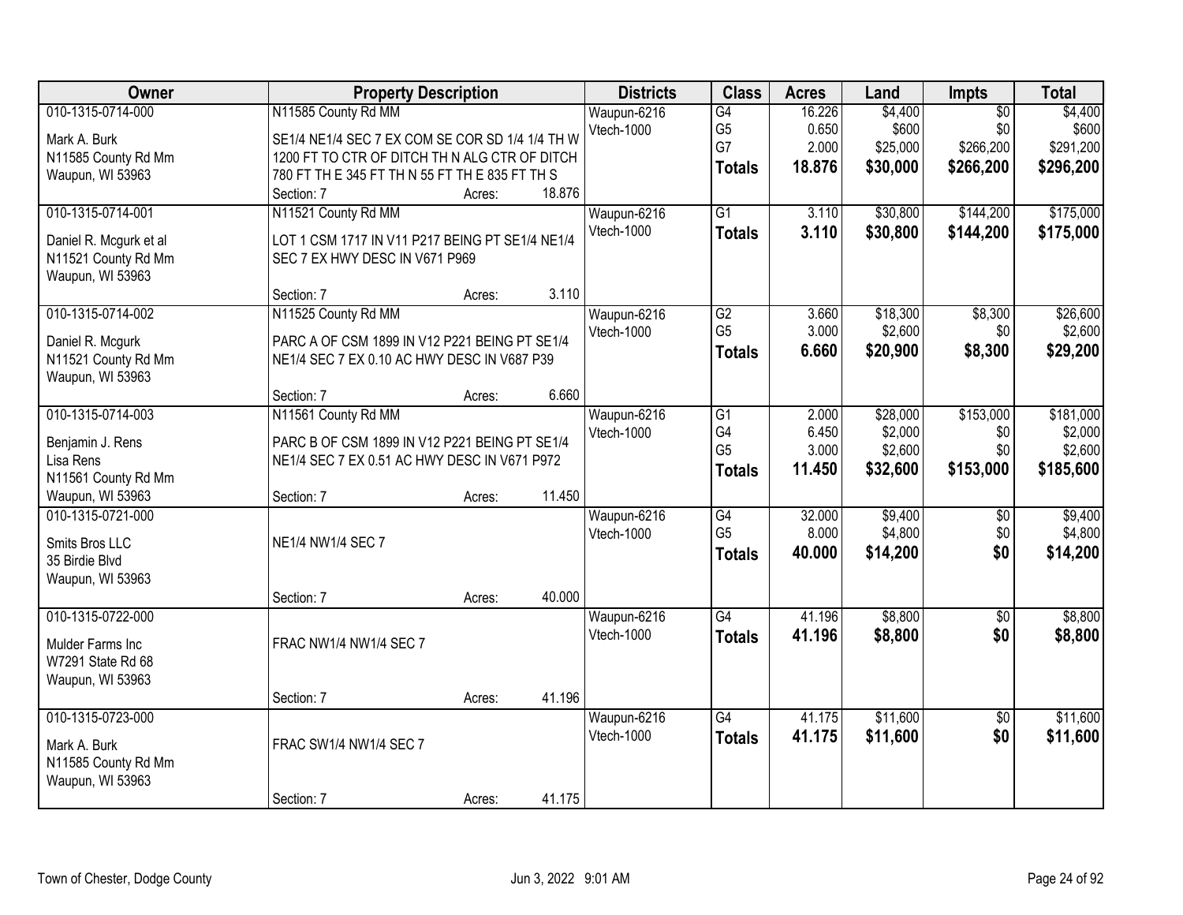| Owner | Property Description | Districts | Class | Acres | Land | Impts | Total |
|---|---|---|---|---|---|---|---|
| 010-1315-0714-000<br>Mark A. Burk<br>N11585 County Rd Mm<br>Waupun, WI 53963 | N11585 County Rd MM<br>SE1/4 NE1/4 SEC 7 EX COM SE COR SD 1/4 1/4 TH W 1200 FT TO CTR OF DITCH TH N ALG CTR OF DITCH 780 FT TH E 345 FT TH N 55 FT TH E 835 FT TH S<br>Section: 7 Acres: 18.876 | Waupun-6216<br>Vtech-1000 | G4<br>G5<br>G7<br>**Totals** | 16.226<br>0.650<br>2.000<br>**18.876** | $4,400<br>$600<br>$25,000<br>**$30,000** | $0<br>$0<br>$266,200<br>**$266,200** | $4,400<br>$600<br>$291,200<br>**$296,200** |
| 010-1315-0714-001<br>Daniel R. Mcgurk et al<br>N11521 County Rd Mm<br>Waupun, WI 53963 | N11521 County Rd MM<br>LOT 1 CSM 1717 IN V11 P217 BEING PT SE1/4 NE1/4 SEC 7 EX HWY DESC IN V671 P969<br>Section: 7 Acres: 3.110 | Waupun-6216<br>Vtech-1000 | G1<br>**Totals** | 3.110<br>**3.110** | $30,800<br>**$30,800** | $144,200<br>**$144,200** | $175,000<br>**$175,000** |
| 010-1315-0714-002<br>Daniel R. Mcgurk<br>N11521 County Rd Mm<br>Waupun, WI 53963 | N11525 County Rd MM<br>PARC A OF CSM 1899 IN V12 P221 BEING PT SE1/4 NE1/4 SEC 7 EX 0.10 AC HWY DESC IN V687 P39<br>Section: 7 Acres: 6.660 | Waupun-6216<br>Vtech-1000 | G2<br>G5<br>**Totals** | 3.660<br>3.000<br>**6.660** | $18,300<br>$2,600<br>**$20,900** | $8,300<br>$0<br>**$8,300** | $26,600<br>$2,600<br>**$29,200** |
| 010-1315-0714-003<br>Benjamin J. Rens<br>Lisa Rens<br>N11561 County Rd Mm<br>Waupun, WI 53963 | N11561 County Rd MM<br>PARC B OF CSM 1899 IN V12 P221 BEING PT SE1/4 NE1/4 SEC 7 EX 0.51 AC HWY DESC IN V671 P972<br>Section: 7 Acres: 11.450 | Waupun-6216<br>Vtech-1000 | G1<br>G4<br>G5<br>**Totals** | 2.000<br>6.450<br>3.000<br>**11.450** | $28,000<br>$2,000<br>$2,600<br>**$32,600** | $153,000<br>$0<br>$0<br>**$153,000** | $181,000<br>$2,000<br>$2,600<br>**$185,600** |
| 010-1315-0721-000<br>Smits Bros LLC<br>35 Birdie Blvd<br>Waupun, WI 53963 | NE1/4 NW1/4 SEC 7<br>Section: 7 Acres: 40.000 | Waupun-6216<br>Vtech-1000 | G4<br>G5<br>**Totals** | 32.000<br>8.000<br>**40.000** | $9,400<br>$4,800<br>**$14,200** | $0<br>$0<br>**$0** | $9,400<br>$4,800<br>**$14,200** |
| 010-1315-0722-000<br>Mulder Farms Inc<br>W7291 State Rd 68<br>Waupun, WI 53963 | FRAC NW1/4 NW1/4 SEC 7<br>Section: 7 Acres: 41.196 | Waupun-6216<br>Vtech-1000 | G4<br>**Totals** | 41.196<br>**41.196** | $8,800<br>**$8,800** | $0<br>**$0** | $8,800<br>**$8,800** |
| 010-1315-0723-000<br>Mark A. Burk<br>N11585 County Rd Mm<br>Waupun, WI 53963 | FRAC SW1/4 NW1/4 SEC 7<br>Section: 7 Acres: 41.175 | Waupun-6216<br>Vtech-1000 | G4<br>**Totals** | 41.175<br>**41.175** | $11,600<br>**$11,600** | $0<br>**$0** | $11,600<br>**$11,600** |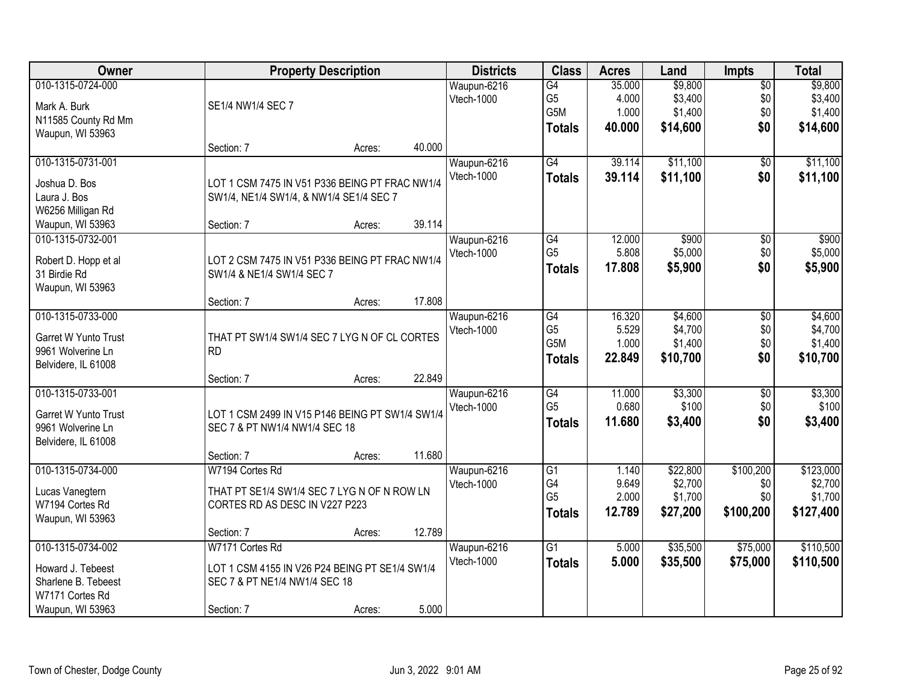| Owner | Property Description | Districts | Class | Acres | Land | Impts | Total |
|---|---|---|---|---|---|---|---|
| 010-1315-0724-000<br>Mark A. Burk<br>N11585 County Rd Mm<br>Waupun, WI 53963 | SE1/4 NW1/4 SEC 7<br>Section: 7 Acres: 40.000 | Waupun-6216<br>Vtech-1000 | G4<br>G5<br>G5M<br>**Totals** | 35.000<br>4.000<br>1.000<br>**40.000** | $9,800<br>$3,400<br>$1,400<br>**$14,600** | $0<br>$0<br>$0<br>**$0** | $9,800<br>$3,400<br>$1,400<br>**$14,600** |
| 010-1315-0731-001<br>Joshua D. Bos<br>Laura J. Bos<br>W6256 Milligan Rd<br>Waupun, WI 53963 | LOT 1 CSM 7475 IN V51 P336 BEING PT FRAC NW1/4 SW1/4, NE1/4 SW1/4, & NW1/4 SE1/4 SEC 7<br>Section: 7 Acres: 39.114 | Waupun-6216<br>Vtech-1000 | G4<br>**Totals** | 39.114<br>**39.114** | $11,100<br>**$11,100** | $0<br>**$0** | $11,100<br>**$11,100** |
| 010-1315-0732-001<br>Robert D. Hopp et al<br>31 Birdie Rd<br>Waupun, WI 53963 | LOT 2 CSM 7475 IN V51 P336 BEING PT FRAC NW1/4 SW1/4 & NE1/4 SW1/4 SEC 7<br>Section: 7 Acres: 17.808 | Waupun-6216<br>Vtech-1000 | G4<br>G5<br>**Totals** | 12.000<br>5.808<br>**17.808** | $900<br>$5,000<br>**$5,900** | $0<br>$0<br>**$0** | $900<br>$5,000<br>**$5,900** |
| 010-1315-0733-000<br>Garret W Yunto Trust<br>9961 Wolverine Ln<br>Belvidere, IL 61008 | THAT PT SW1/4 SW1/4 SEC 7 LYG N OF CL CORTES RD<br>Section: 7 Acres: 22.849 | Waupun-6216<br>Vtech-1000 | G4<br>G5<br>G5M<br>**Totals** | 16.320<br>5.529<br>1.000<br>**22.849** | $4,600<br>$4,700<br>$1,400<br>**$10,700** | $0<br>$0<br>$0<br>**$0** | $4,600<br>$4,700<br>$1,400<br>**$10,700** |
| 010-1315-0733-001<br>Garret W Yunto Trust<br>9961 Wolverine Ln<br>Belvidere, IL 61008 | LOT 1 CSM 2499 IN V15 P146 BEING PT SW1/4 SW1/4 SEC 7 & PT NW1/4 NW1/4 SEC 18<br>Section: 7 Acres: 11.680 | Waupun-6216<br>Vtech-1000 | G4<br>G5<br>**Totals** | 11.000<br>0.680<br>**11.680** | $3,300<br>$100<br>**$3,400** | $0<br>$0<br>**$0** | $3,300<br>$100<br>**$3,400** |
| 010-1315-0734-000<br>Lucas Vanegtern<br>W7194 Cortes Rd<br>Waupun, WI 53963 | W7194 Cortes Rd<br>THAT PT SE1/4 SW1/4 SEC 7 LYG N OF N ROW LN CORTES RD AS DESC IN V227 P223<br>Section: 7 Acres: 12.789 | Waupun-6216<br>Vtech-1000 | G1<br>G4<br>G5<br>**Totals** | 1.140<br>9.649<br>2.000<br>**12.789** | $22,800<br>$2,700<br>$1,700<br>**$27,200** | $100,200<br>$0<br>$0<br>**$100,200** | $123,000<br>$2,700<br>$1,700<br>**$127,400** |
| 010-1315-0734-002<br>Howard J. Tebeest<br>Sharlene B. Tebeest<br>W7171 Cortes Rd<br>Waupun, WI 53963 | W7171 Cortes Rd<br>LOT 1 CSM 4155 IN V26 P24 BEING PT SE1/4 SW1/4 SEC 7 & PT NE1/4 NW1/4 SEC 18<br>Section: 7 Acres: 5.000 | Waupun-6216<br>Vtech-1000 | G1<br>**Totals** | 5.000<br>**5.000** | $35,500<br>**$35,500** | $75,000<br>**$75,000** | $110,500<br>**$110,500** |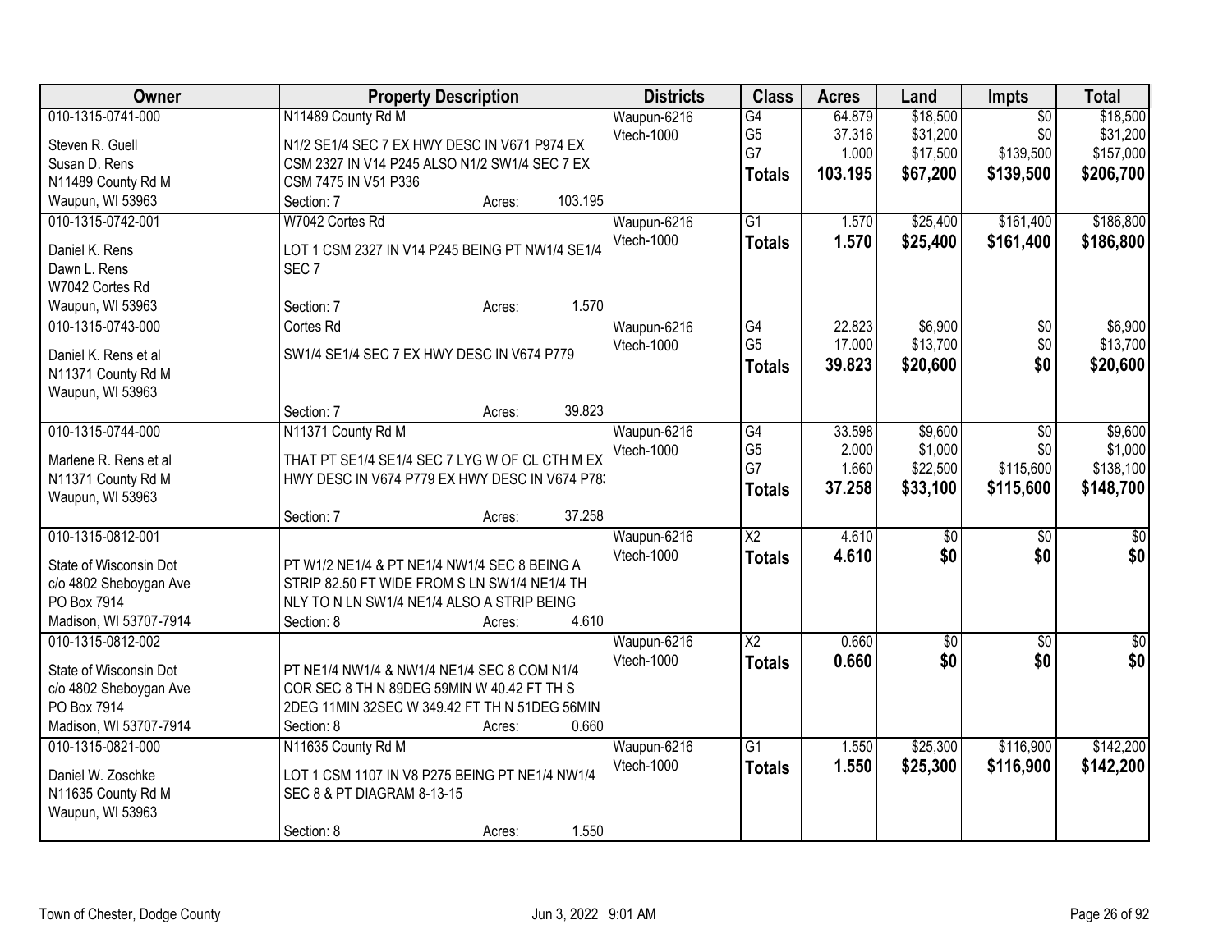| Owner | Property Description | Districts | Class | Acres | Land | Impts | Total |
|---|---|---|---|---|---|---|---|
| 010-1315-0741-000<br>Steven R. Guell<br>Susan D. Rens<br>N11489 County Rd M<br>Waupun, WI 53963 | N11489 County Rd M<br>N1/2 SE1/4 SEC 7 EX HWY DESC IN V671 P974 EX CSM 2327 IN V14 P245 ALSO N1/2 SW1/4 SEC 7 EX CSM 7475 IN V51 P336<br>Section: 7 Acres: 103.195 | Waupun-6216<br>Vtech-1000 | G4<br>G5<br>G7<br>**Totals** | 64.879<br>37.316<br>1.000<br>**103.195** | $18,500<br>$31,200<br>$17,500<br>**$67,200** | $0<br>$0<br>$139,500<br>**$139,500** | $18,500<br>$31,200<br>$157,000<br>**$206,700** |
| 010-1315-0742-001<br>Daniel K. Rens<br>Dawn L. Rens<br>W7042 Cortes Rd<br>Waupun, WI 53963 | W7042 Cortes Rd<br>LOT 1 CSM 2327 IN V14 P245 BEING PT NW1/4 SE1/4 SEC 7<br>Section: 7 Acres: 1.570 | Waupun-6216<br>Vtech-1000 | G1<br>**Totals** | 1.570<br>**1.570** | $25,400<br>**$25,400** | $161,400<br>**$161,400** | $186,800<br>**$186,800** |
| 010-1315-0743-000<br>Daniel K. Rens et al<br>N11371 County Rd M<br>Waupun, WI 53963 | Cortes Rd<br>SW1/4 SE1/4 SEC 7 EX HWY DESC IN V674 P779<br>Section: 7 Acres: 39.823 | Waupun-6216<br>Vtech-1000 | G4<br>G5<br>**Totals** | 22.823<br>17.000<br>**39.823** | $6,900<br>$13,700<br>**$20,600** | $0<br>$0<br>**$0** | $6,900<br>$13,700<br>**$20,600** |
| 010-1315-0744-000<br>Marlene R. Rens et al<br>N11371 County Rd M<br>Waupun, WI 53963 | N11371 County Rd M<br>THAT PT SE1/4 SE1/4 SEC 7 LYG W OF CL CTH M EX HWY DESC IN V674 P779 EX HWY DESC IN V674 P78:<br>Section: 7 Acres: 37.258 | Waupun-6216<br>Vtech-1000 | G4<br>G5<br>G7<br>**Totals** | 33.598<br>2.000<br>1.660<br>**37.258** | $9,600<br>$1,000<br>$22,500<br>**$33,100** | $0<br>$0<br>$115,600<br>**$115,600** | $9,600<br>$1,000<br>$138,100<br>**$148,700** |
| 010-1315-0812-001<br>State of Wisconsin Dot<br>c/o 4802 Sheboygan Ave<br>PO Box 7914<br>Madison, WI 53707-7914 | PT W1/2 NE1/4 & PT NE1/4 NW1/4 SEC 8 BEING A STRIP 82.50 FT WIDE FROM S LN SW1/4 NE1/4 TH NLY TO N LN SW1/4 NE1/4 ALSO A STRIP BEING<br>Section: 8 Acres: 4.610 | Waupun-6216<br>Vtech-1000 | X2<br>**Totals** | 4.610<br>**4.610** | $0<br>**$0** | $0<br>**$0** | $0<br>**$0** |
| 010-1315-0812-002<br>State of Wisconsin Dot<br>c/o 4802 Sheboygan Ave<br>PO Box 7914<br>Madison, WI 53707-7914 | PT NE1/4 NW1/4 & NW1/4 NE1/4 SEC 8 COM N1/4 COR SEC 8 TH N 89DEG 59MIN W 40.42 FT TH S 2DEG 11MIN 32SEC W 349.42 FT TH N 51DEG 56MIN<br>Section: 8 Acres: 0.660 | Waupun-6216<br>Vtech-1000 | X2<br>**Totals** | 0.660<br>**0.660** | $0<br>**$0** | $0<br>**$0** | $0<br>**$0** |
| 010-1315-0821-000<br>Daniel W. Zoschke<br>N11635 County Rd M<br>Waupun, WI 53963 | N11635 County Rd M<br>LOT 1 CSM 1107 IN V8 P275 BEING PT NE1/4 NW1/4 SEC 8 & PT DIAGRAM 8-13-15<br>Section: 8 Acres: 1.550 | Waupun-6216<br>Vtech-1000 | G1<br>**Totals** | 1.550<br>**1.550** | $25,300<br>**$25,300** | $116,900<br>**$116,900** | $142,200<br>**$142,200** |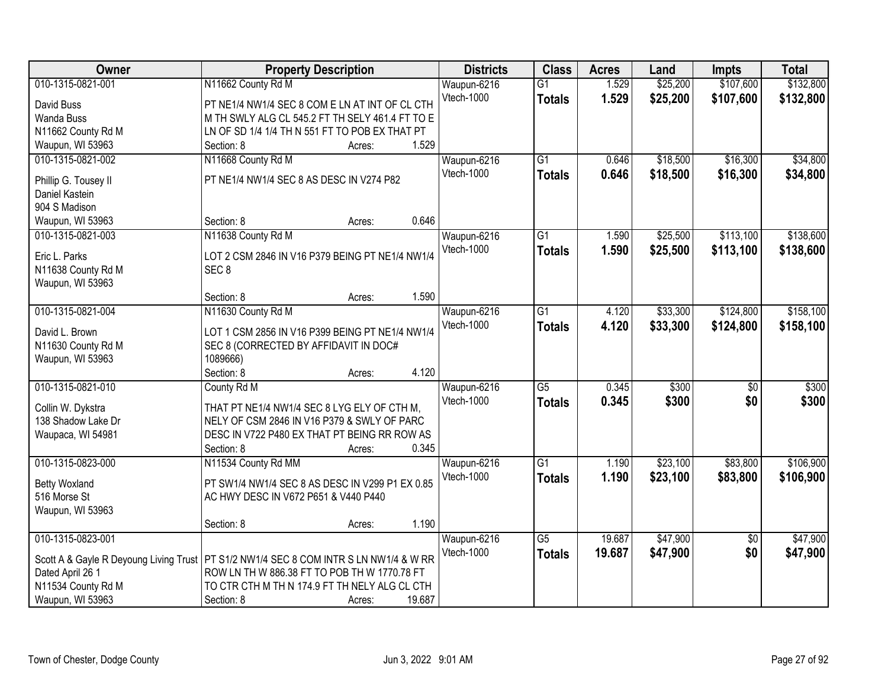| Owner | Property Description | Districts | Class | Acres | Land | Impts | Total |
|---|---|---|---|---|---|---|---|
| 010-1315-0821-001<br>David Buss<br>Wanda Buss<br>N11662 County Rd M<br>Waupun, WI 53963 | N11662 County Rd M<br>PT NE1/4 NW1/4 SEC 8 COM E LN AT INT OF CL CTH M TH SWLY ALG CL 545.2 FT TH SELY 461.4 FT TO E LN OF SD 1/4 1/4 TH N 551 FT TO POB EX THAT PT<br>Section: 8 Acres: 1.529 | Waupun-6216<br>Vtech-1000 | G1<br>**Totals** | 1.529<br>**1.529** | $25,200<br>**$25,200** | $107,600<br>**$107,600** | $132,800<br>**$132,800** |
| 010-1315-0821-002<br>Phillip G. Tousey II<br>Daniel Kastein<br>904 S Madison<br>Waupun, WI 53963 | N11668 County Rd M<br>PT NE1/4 NW1/4 SEC 8 AS DESC IN V274 P82<br>Section: 8 Acres: 0.646 | Waupun-6216<br>Vtech-1000 | G1<br>**Totals** | 0.646<br>**0.646** | $18,500<br>**$18,500** | $16,300<br>**$16,300** | $34,800<br>**$34,800** |
| 010-1315-0821-003<br>Eric L. Parks<br>N11638 County Rd M<br>Waupun, WI 53963 | N11638 County Rd M<br>LOT 2 CSM 2846 IN V16 P379 BEING PT NE1/4 NW1/4 SEC 8<br>Section: 8 Acres: 1.590 | Waupun-6216<br>Vtech-1000 | G1<br>**Totals** | 1.590<br>**1.590** | $25,500<br>**$25,500** | $113,100<br>**$113,100** | $138,600<br>**$138,600** |
| 010-1315-0821-004<br>David L. Brown<br>N11630 County Rd M<br>Waupun, WI 53963 | N11630 County Rd M<br>LOT 1 CSM 2856 IN V16 P399 BEING PT NE1/4 NW1/4 SEC 8 (CORRECTED BY AFFIDAVIT IN DOC# 1089666)<br>Section: 8 Acres: 4.120 | Waupun-6216<br>Vtech-1000 | G1<br>**Totals** | 4.120<br>**4.120** | $33,300<br>**$33,300** | $124,800<br>**$124,800** | $158,100<br>**$158,100** |
| 010-1315-0821-010<br>Collin W. Dykstra<br>138 Shadow Lake Dr<br>Waupaca, WI 54981 | County Rd M<br>THAT PT NE1/4 NW1/4 SEC 8 LYG ELY OF CTH M, NELY OF CSM 2846 IN V16 P379 & SWLY OF PARC DESC IN V722 P480 EX THAT PT BEING RR ROW AS<br>Section: 8 Acres: 0.345 | Waupun-6216<br>Vtech-1000 | G5<br>**Totals** | 0.345<br>**0.345** | $300<br>**$300** | $0<br>**$0** | $300<br>**$300** |
| 010-1315-0823-000<br>Betty Woxland<br>516 Morse St<br>Waupun, WI 53963 | N11534 County Rd MM<br>PT SW1/4 NW1/4 SEC 8 AS DESC IN V299 P1 EX 0.85 AC HWY DESC IN V672 P651 & V440 P440<br>Section: 8 Acres: 1.190 | Waupun-6216<br>Vtech-1000 | G1<br>**Totals** | 1.190<br>**1.190** | $23,100<br>**$23,100** | $83,800<br>**$83,800** | $106,900<br>**$106,900** |
| 010-1315-0823-001<br>Scott A & Gayle R Deyoung Living Trust<br>Dated April 26 1<br>N11534 County Rd M<br>Waupun, WI 53963 | PT S1/2 NW1/4 SEC 8 COM INTR S LN NW1/4 & W RR ROW LN TH W 886.38 FT TO POB TH W 1770.78 FT TO CTR CTH M TH N 174.9 FT TH NELY ALG CL CTH<br>Section: 8 Acres: 19.687 | Waupun-6216<br>Vtech-1000 | G5<br>**Totals** | 19.687<br>**19.687** | $47,900<br>**$47,900** | $0<br>**$0** | $47,900<br>**$47,900** |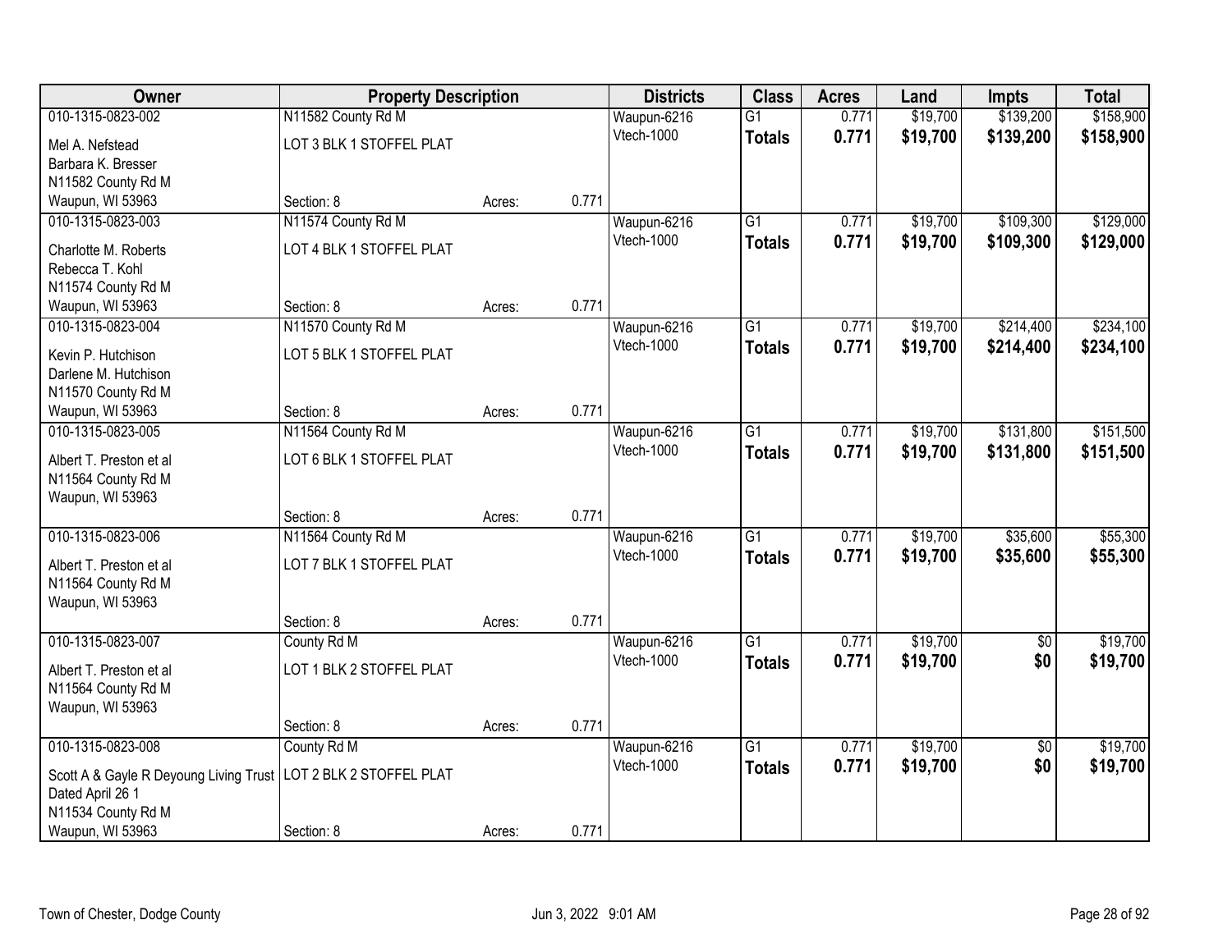| Owner | Property Description | | | Districts | Class | Acres | Land | Impts | Total |
|---|---|---|---|---|---|---|---|---|---|
| 010-1315-0823-002 | N11582 County Rd M | | | Waupun-6216 | G1 | 0.771 | $19,700 | $139,200 | $158,900 |
| Mel A. Nefstead<br>Barbara K. Bresser<br>N11582 County Rd M<br>Waupun, WI 53963 | LOT 3 BLK 1 STOFFEL PLAT<br>Section: 8 | Acres: | 0.771 | Vtech-1000 | **Totals** | **0.771** | **$19,700** | **$139,200** | **$158,900** |
| 010-1315-0823-003 | N11574 County Rd M | | | Waupun-6216 | G1 | 0.771 | $19,700 | $109,300 | $129,000 |
| Charlotte M. Roberts<br>Rebecca T. Kohl<br>N11574 County Rd M<br>Waupun, WI 53963 | LOT 4 BLK 1 STOFFEL PLAT<br>Section: 8 | Acres: | 0.771 | Vtech-1000 | **Totals** | **0.771** | **$19,700** | **$109,300** | **$129,000** |
| 010-1315-0823-004 | N11570 County Rd M | | | Waupun-6216 | G1 | 0.771 | $19,700 | $214,400 | $234,100 |
| Kevin P. Hutchison<br>Darlene M. Hutchison<br>N11570 County Rd M<br>Waupun, WI 53963 | LOT 5 BLK 1 STOFFEL PLAT<br>Section: 8 | Acres: | 0.771 | Vtech-1000 | **Totals** | **0.771** | **$19,700** | **$214,400** | **$234,100** |
| 010-1315-0823-005 | N11564 County Rd M | | | Waupun-6216 | G1 | 0.771 | $19,700 | $131,800 | $151,500 |
| Albert T. Preston et al<br>N11564 County Rd M<br>Waupun, WI 53963 | LOT 6 BLK 1 STOFFEL PLAT<br>Section: 8 | Acres: | 0.771 | Vtech-1000 | **Totals** | **0.771** | **$19,700** | **$131,800** | **$151,500** |
| 010-1315-0823-006 | N11564 County Rd M | | | Waupun-6216 | G1 | 0.771 | $19,700 | $35,600 | $55,300 |
| Albert T. Preston et al<br>N11564 County Rd M<br>Waupun, WI 53963 | LOT 7 BLK 1 STOFFEL PLAT<br>Section: 8 | Acres: | 0.771 | Vtech-1000 | **Totals** | **0.771** | **$19,700** | **$35,600** | **$55,300** |
| 010-1315-0823-007 | County Rd M | | | Waupun-6216 | G1 | 0.771 | $19,700 | $0 | $19,700 |
| Albert T. Preston et al<br>N11564 County Rd M<br>Waupun, WI 53963 | LOT 1 BLK 2 STOFFEL PLAT<br>Section: 8 | Acres: | 0.771 | Vtech-1000 | **Totals** | **0.771** | **$19,700** | **$0** | **$19,700** |
| 010-1315-0823-008 | County Rd M | | | Waupun-6216 | G1 | 0.771 | $19,700 | $0 | $19,700 |
| Scott A & Gayle R Deyoung Living Trust<br>Dated April 26 1<br>N11534 County Rd M<br>Waupun, WI 53963 | LOT 2 BLK 2 STOFFEL PLAT<br>Section: 8 | Acres: | 0.771 | Vtech-1000 | **Totals** | **0.771** | **$19,700** | **$0** | **$19,700** |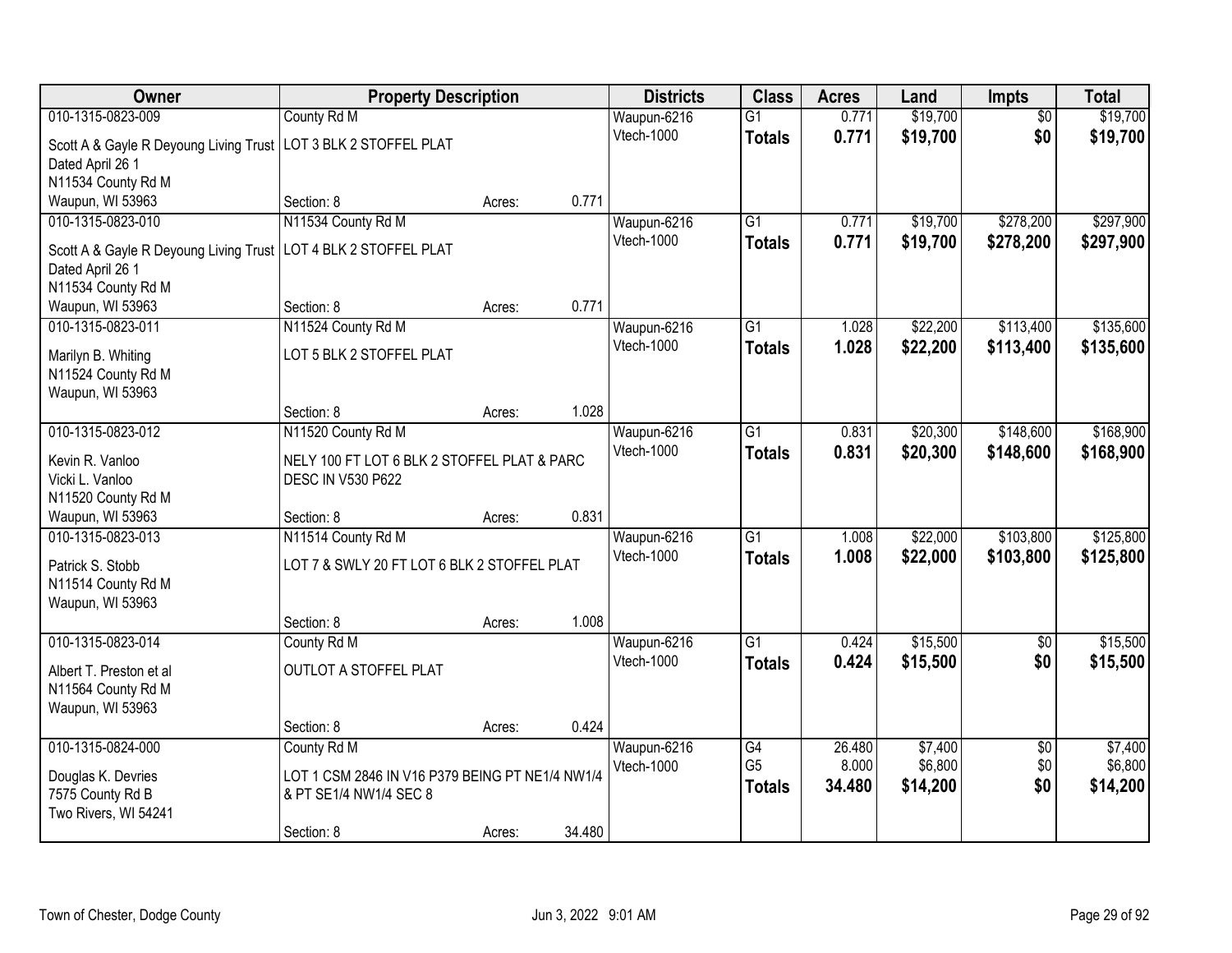| Owner | Property Description | | | Districts | Class | Acres | Land | Impts | Total |
|---|---|---|---|---|---|---|---|---|---|
| 010-1315-0823-009 | County Rd M | | | Waupun-6216 | G1 | 0.771 | $19,700 | $0 | $19,700 |
| Scott A & Gayle R Deyoung Living Trust Dated April 26 1 N11534 County Rd M Waupun, WI 53963 | LOT 3 BLK 2 STOFFEL PLAT | | | Vtech-1000 | **Totals** | **0.771** | **$19,700** | **$0** | **$19,700** |
| | Section: 8 | Acres: | 0.771 | | | | | | |
| 010-1315-0823-010 | N11534 County Rd M | | | Waupun-6216 | G1 | 0.771 | $19,700 | $278,200 | $297,900 |
| Scott A & Gayle R Deyoung Living Trust Dated April 26 1 N11534 County Rd M Waupun, WI 53963 | LOT 4 BLK 2 STOFFEL PLAT | | | Vtech-1000 | **Totals** | **0.771** | **$19,700** | **$278,200** | **$297,900** |
| | Section: 8 | Acres: | 0.771 | | | | | | |
| 010-1315-0823-011 | N11524 County Rd M | | | Waupun-6216 | G1 | 1.028 | $22,200 | $113,400 | $135,600 |
| Marilyn B. Whiting N11524 County Rd M Waupun, WI 53963 | LOT 5 BLK 2 STOFFEL PLAT | | | Vtech-1000 | **Totals** | **1.028** | **$22,200** | **$113,400** | **$135,600** |
| | Section: 8 | Acres: | 1.028 | | | | | | |
| 010-1315-0823-012 | N11520 County Rd M | | | Waupun-6216 | G1 | 0.831 | $20,300 | $148,600 | $168,900 |
| Kevin R. Vanloo Vicki L. Vanloo N11520 County Rd M Waupun, WI 53963 | NELY 100 FT LOT 6 BLK 2 STOFFEL PLAT & PARC DESC IN V530 P622 | | | Vtech-1000 | **Totals** | **0.831** | **$20,300** | **$148,600** | **$168,900** |
| | Section: 8 | Acres: | 0.831 | | | | | | |
| 010-1315-0823-013 | N11514 County Rd M | | | Waupun-6216 | G1 | 1.008 | $22,000 | $103,800 | $125,800 |
| Patrick S. Stobb N11514 County Rd M Waupun, WI 53963 | LOT 7 & SWLY 20 FT LOT 6 BLK 2 STOFFEL PLAT | | | Vtech-1000 | **Totals** | **1.008** | **$22,000** | **$103,800** | **$125,800** |
| | Section: 8 | Acres: | 1.008 | | | | | | |
| 010-1315-0823-014 | County Rd M | | | Waupun-6216 | G1 | 0.424 | $15,500 | $0 | $15,500 |
| Albert T. Preston et al N11564 County Rd M Waupun, WI 53963 | OUTLOT A STOFFEL PLAT | | | Vtech-1000 | **Totals** | **0.424** | **$15,500** | **$0** | **$15,500** |
| | Section: 8 | Acres: | 0.424 | | | | | | |
| 010-1315-0824-000 | County Rd M | | | Waupun-6216 | G4 | 26.480 | $7,400 | $0 | $7,400 |
| Douglas K. Devries 7575 County Rd B Two Rivers, WI 54241 | LOT 1 CSM 2846 IN V16 P379 BEING PT NE1/4 NW1/4 & PT SE1/4 NW1/4 SEC 8 | | | Vtech-1000 | G5 | 8.000 | $6,800 | $0 | $6,800 |
| | | | | | **Totals** | **34.480** | **$14,200** | **$0** | **$14,200** |
| | Section: 8 | Acres: | 34.480 | | | | | | |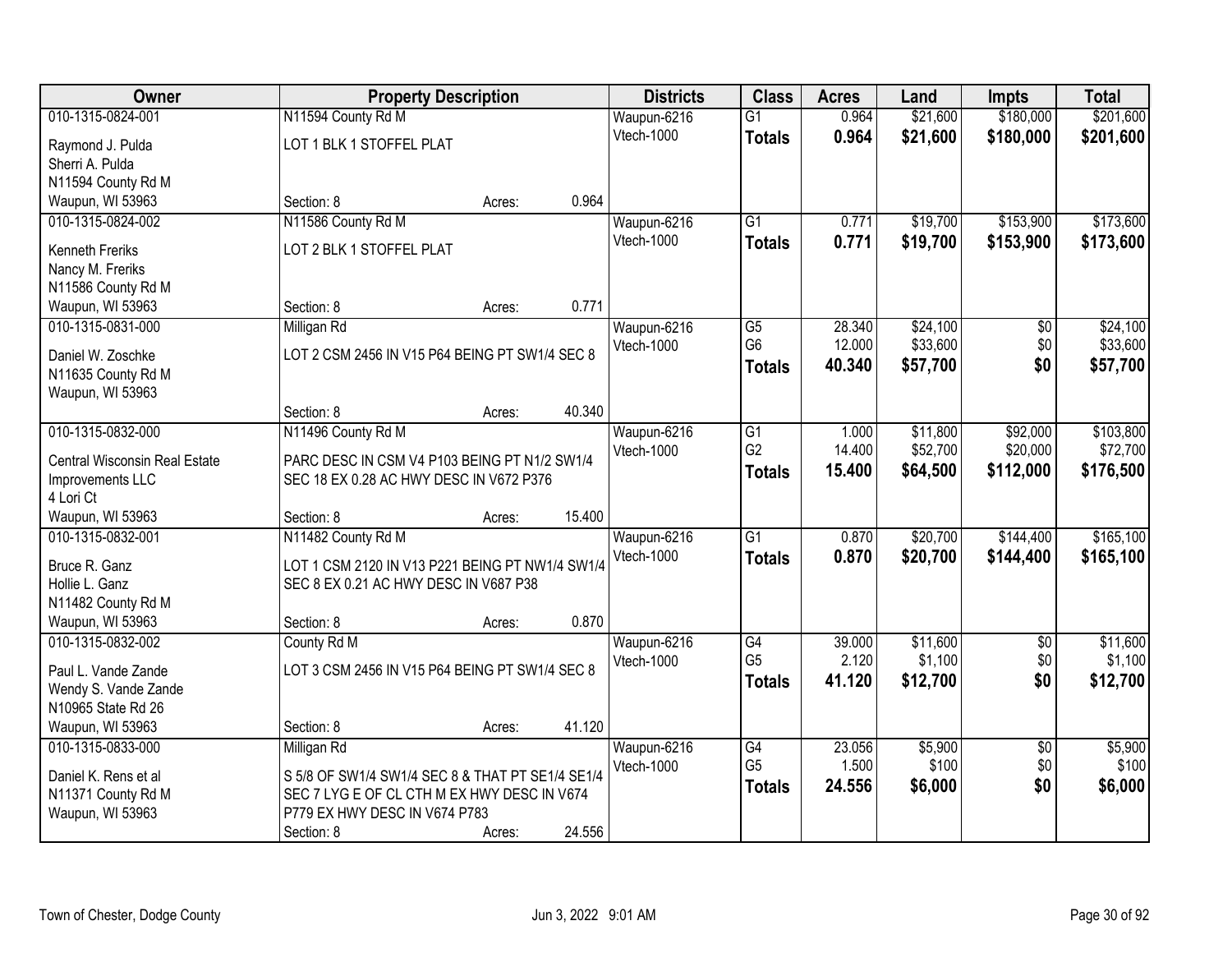| Owner | Property Description | Districts | Class | Acres | Land | Impts | Total |
|---|---|---|---|---|---|---|---|
| 010-1315-0824-001<br>Raymond J. Pulda<br>Sherri A. Pulda<br>N11594 County Rd M<br>Waupun, WI 53963 | N11594 County Rd M<br>LOT 1 BLK 1 STOFFEL PLAT<br>Section: 8 Acres: 0.964 | Waupun-6216<br>Vtech-1000 | G1<br>**Totals** | 0.964<br>**0.964** | $21,600<br>**$21,600** | $180,000<br>**$180,000** | $201,600<br>**$201,600** |
| 010-1315-0824-002<br>Kenneth Freriks<br>Nancy M. Freriks<br>N11586 County Rd M<br>Waupun, WI 53963 | N11586 County Rd M<br>LOT 2 BLK 1 STOFFEL PLAT<br>Section: 8 Acres: 0.771 | Waupun-6216<br>Vtech-1000 | G1<br>**Totals** | 0.771<br>**0.771** | $19,700<br>**$19,700** | $153,900<br>**$153,900** | $173,600<br>**$173,600** |
| 010-1315-0831-000<br>Daniel W. Zoschke<br>N11635 County Rd M<br>Waupun, WI 53963 | Milligan Rd<br>LOT 2 CSM 2456 IN V15 P64 BEING PT SW1/4 SEC 8<br>Section: 8 Acres: 40.340 | Waupun-6216<br>Vtech-1000 | G5<br>G6<br>**Totals** | 28.340<br>12.000<br>**40.340** | $24,100<br>$33,600<br>**$57,700** | $0<br>$0<br>**$0** | $24,100<br>$33,600<br>**$57,700** |
| 010-1315-0832-000<br>Central Wisconsin Real Estate Improvements LLC<br>4 Lori Ct<br>Waupun, WI 53963 | N11496 County Rd M<br>PARC DESC IN CSM V4 P103 BEING PT N1/2 SW1/4 SEC 18 EX 0.28 AC HWY DESC IN V672 P376<br>Section: 8 Acres: 15.400 | Waupun-6216<br>Vtech-1000 | G1<br>G2<br>**Totals** | 1.000<br>14.400<br>**15.400** | $11,800<br>$52,700<br>**$64,500** | $92,000<br>$20,000<br>**$112,000** | $103,800<br>$72,700<br>**$176,500** |
| 010-1315-0832-001<br>Bruce R. Ganz<br>Hollie L. Ganz<br>N11482 County Rd M<br>Waupun, WI 53963 | N11482 County Rd M<br>LOT 1 CSM 2120 IN V13 P221 BEING PT NW1/4 SW1/4 SEC 8 EX 0.21 AC HWY DESC IN V687 P38<br>Section: 8 Acres: 0.870 | Waupun-6216<br>Vtech-1000 | G1<br>**Totals** | 0.870<br>**0.870** | $20,700<br>**$20,700** | $144,400<br>**$144,400** | $165,100<br>**$165,100** |
| 010-1315-0832-002<br>Paul L. Vande Zande<br>Wendy S. Vande Zande<br>N10965 State Rd 26<br>Waupun, WI 53963 | County Rd M<br>LOT 3 CSM 2456 IN V15 P64 BEING PT SW1/4 SEC 8<br>Section: 8 Acres: 41.120 | Waupun-6216<br>Vtech-1000 | G4<br>G5<br>**Totals** | 39.000<br>2.120<br>**41.120** | $11,600<br>$1,100<br>**$12,700** | $0<br>$0<br>**$0** | $11,600<br>$1,100<br>**$12,700** |
| 010-1315-0833-000<br>Daniel K. Rens et al<br>N11371 County Rd M<br>Waupun, WI 53963 | Milligan Rd<br>S 5/8 OF SW1/4 SW1/4 SEC 8 & THAT PT SE1/4 SE1/4 SEC 7 LYG E OF CL CTH M EX HWY DESC IN V674 P779 EX HWY DESC IN V674 P783<br>Section: 8 Acres: 24.556 | Waupun-6216<br>Vtech-1000 | G4<br>G5<br>**Totals** | 23.056<br>1.500<br>**24.556** | $5,900<br>$100<br>**$6,000** | $0<br>$0<br>**$0** | $5,900<br>$100<br>**$6,000** |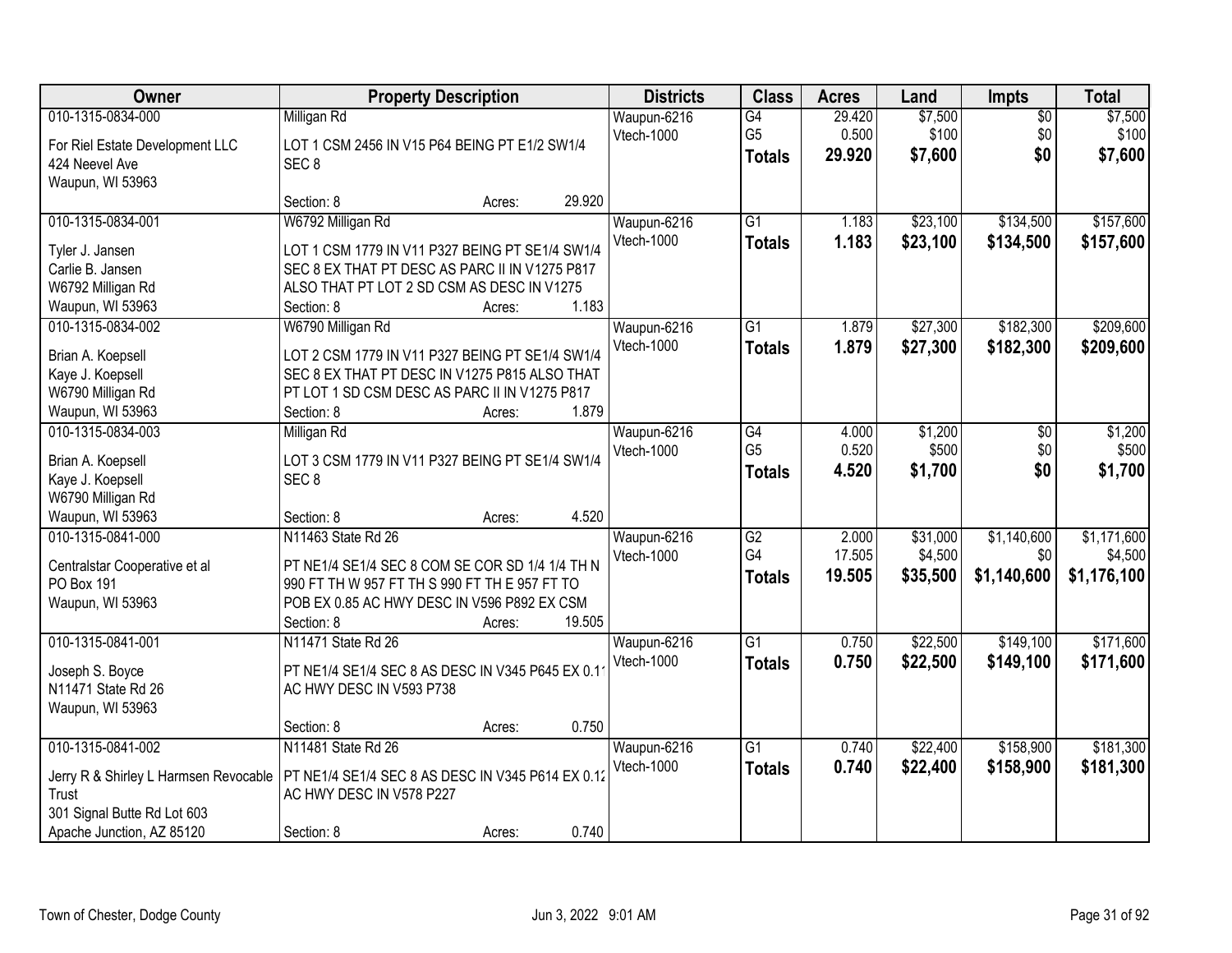| Owner | Property Description | Districts | Class | Acres | Land | Impts | Total |
|---|---|---|---|---|---|---|---|
| 010-1315-0834-000<br>For Riel Estate Development LLC<br>424 Neevel Ave<br>Waupun, WI 53963 | Milligan Rd<br>LOT 1 CSM 2456 IN V15 P64 BEING PT E1/2 SW1/4 SEC 8<br>Section: 8 Acres: 29.920 | Waupun-6216<br>Vtech-1000 | G4<br>G5<br>**Totals** | 29.420<br>0.500<br>**29.920** | $7,500<br>$100<br>**$7,600** | $0<br>$0<br>**$0** | $7,500<br>$100<br>**$7,600** |
| 010-1315-0834-001<br>Tyler J. Jansen<br>Carlie B. Jansen<br>W6792 Milligan Rd<br>Waupun, WI 53963 | W6792 Milligan Rd<br>LOT 1 CSM 1779 IN V11 P327 BEING PT SE1/4 SW1/4 SEC 8 EX THAT PT DESC AS PARC II IN V1275 P817 ALSO THAT PT LOT 2 SD CSM AS DESC IN V1275<br>Section: 8 Acres: 1.183 | Waupun-6216<br>Vtech-1000 | G1<br>**Totals** | 1.183<br>**1.183** | $23,100<br>**$23,100** | $134,500<br>**$134,500** | $157,600<br>**$157,600** |
| 010-1315-0834-002<br>Brian A. Koepsell<br>Kaye J. Koepsell<br>W6790 Milligan Rd<br>Waupun, WI 53963 | W6790 Milligan Rd<br>LOT 2 CSM 1779 IN V11 P327 BEING PT SE1/4 SW1/4 SEC 8 EX THAT PT DESC IN V1275 P815 ALSO THAT PT LOT 1 SD CSM DESC AS PARC II IN V1275 P817<br>Section: 8 Acres: 1.879 | Waupun-6216<br>Vtech-1000 | G1<br>**Totals** | 1.879<br>**1.879** | $27,300<br>**$27,300** | $182,300<br>**$182,300** | $209,600<br>**$209,600** |
| 010-1315-0834-003<br>Brian A. Koepsell<br>Kaye J. Koepsell<br>W6790 Milligan Rd<br>Waupun, WI 53963 | Milligan Rd<br>LOT 3 CSM 1779 IN V11 P327 BEING PT SE1/4 SW1/4 SEC 8<br>Section: 8 Acres: 4.520 | Waupun-6216<br>Vtech-1000 | G4<br>G5<br>**Totals** | 4.000<br>0.520<br>**4.520** | $1,200<br>$500<br>**$1,700** | $0<br>$0<br>**$0** | $1,200<br>$500<br>**$1,700** |
| 010-1315-0841-000<br>Centralstar Cooperative et al<br>PO Box 191<br>Waupun, WI 53963 | N11463 State Rd 26<br>PT NE1/4 SE1/4 SEC 8 COM SE COR SD 1/4 1/4 TH N 990 FT TH W 957 FT TH S 990 FT TH E 957 FT TO POB EX 0.85 AC HWY DESC IN V596 P892 EX CSM<br>Section: 8 Acres: 19.505 | Waupun-6216<br>Vtech-1000 | G2<br>G4<br>**Totals** | 2.000<br>17.505<br>**19.505** | $31,000<br>$4,500<br>**$35,500** | $1,140,600<br>$0<br>**$1,140,600** | $1,171,600<br>$4,500<br>**$1,176,100** |
| 010-1315-0841-001<br>Joseph S. Boyce<br>N11471 State Rd 26<br>Waupun, WI 53963 | N11471 State Rd 26<br>PT NE1/4 SE1/4 SEC 8 AS DESC IN V345 P645 EX 0.11 AC HWY DESC IN V593 P738<br>Section: 8 Acres: 0.750 | Waupun-6216<br>Vtech-1000 | G1<br>**Totals** | 0.750<br>**0.750** | $22,500<br>**$22,500** | $149,100<br>**$149,100** | $171,600<br>**$171,600** |
| 010-1315-0841-002<br>Jerry R & Shirley L Harmsen Revocable Trust<br>301 Signal Butte Rd Lot 603<br>Apache Junction, AZ 85120 | N11481 State Rd 26<br>PT NE1/4 SE1/4 SEC 8 AS DESC IN V345 P614 EX 0.12 AC HWY DESC IN V578 P227<br>Section: 8 Acres: 0.740 | Waupun-6216<br>Vtech-1000 | G1<br>**Totals** | 0.740<br>**0.740** | $22,400<br>**$22,400** | $158,900<br>**$158,900** | $181,300<br>**$181,300** |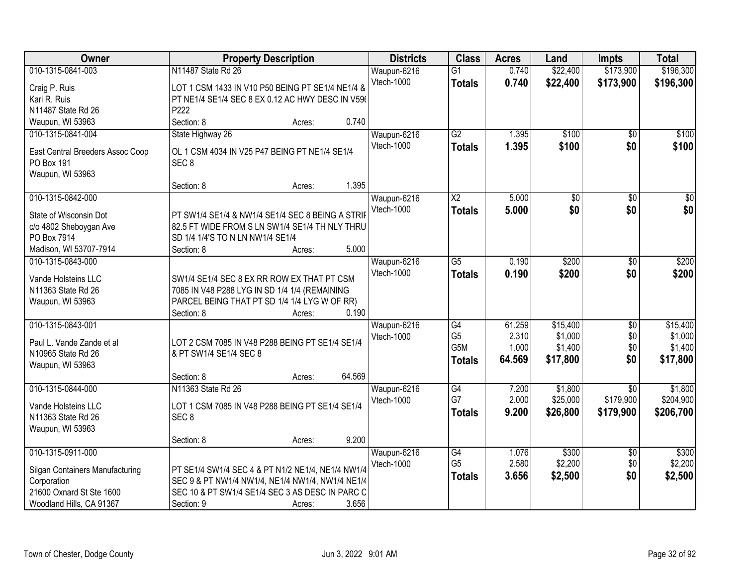| Owner | Property Description | Districts | Class | Acres | Land | Impts | Total |
|---|---|---|---|---|---|---|---|
| 010-1315-0841-003<br>Craig P. Ruis<br>Kari R. Ruis<br>N11487 State Rd 26<br>Waupun, WI 53963 | N11487 State Rd 26<br>LOT 1 CSM 1433 IN V10 P50 BEING PT SE1/4 NE1/4 & PT NE1/4 SE1/4 SEC 8 EX 0.12 AC HWY DESC IN V59( P222<br>Section: 8 Acres: 0.740 | Waupun-6216<br>Vtech-1000 | G1<br>**Totals** | 0.740<br>**0.740** | $22,400<br>**$22,400** | $173,900<br>**$173,900** | $196,300<br>**$196,300** |
| 010-1315-0841-004<br>East Central Breeders Assoc Coop<br>PO Box 191<br>Waupun, WI 53963 | State Highway 26<br>OL 1 CSM 4034 IN V25 P47 BEING PT NE1/4 SE1/4 SEC 8<br>Section: 8 Acres: 1.395 | Waupun-6216<br>Vtech-1000 | G2<br>**Totals** | 1.395<br>**1.395** | $100<br>**$100** | $0<br>**$0** | $100<br>**$100** |
| 010-1315-0842-000<br>State of Wisconsin Dot<br>c/o 4802 Sheboygan Ave<br>PO Box 7914<br>Madison, WI 53707-7914 | PT SW1/4 SE1/4 & NW1/4 SE1/4 SEC 8 BEING A STRIF 82.5 FT WIDE FROM S LN SW1/4 SE1/4 TH NLY THRU SD 1/4 1/4'S TO N LN NW1/4 SE1/4<br>Section: 8 Acres: 5.000 | Waupun-6216<br>Vtech-1000 | X2<br>**Totals** | 5.000<br>**5.000** | $0<br>**$0** | $0<br>**$0** | $0<br>**$0** |
| 010-1315-0843-000<br>Vande Holsteins LLC<br>N11363 State Rd 26<br>Waupun, WI 53963 | SW1/4 SE1/4 SEC 8 EX RR ROW EX THAT PT CSM 7085 IN V48 P288 LYG IN SD 1/4 1/4 (REMAINING PARCEL BEING THAT PT SD 1/4 1/4 LYG W OF RR)<br>Section: 8 Acres: 0.190 | Waupun-6216<br>Vtech-1000 | G5<br>**Totals** | 0.190<br>**0.190** | $200<br>**$200** | $0<br>**$0** | $200<br>**$200** |
| 010-1315-0843-001<br>Paul L. Vande Zande et al<br>N10965 State Rd 26<br>Waupun, WI 53963 | LOT 2 CSM 7085 IN V48 P288 BEING PT SE1/4 SE1/4 & PT SW1/4 SE1/4 SEC 8<br>Section: 8 Acres: 64.569 | Waupun-6216<br>Vtech-1000 | G4<br>G5<br>G5M<br>**Totals** | 61.259<br>2.310<br>1.000<br>**64.569** | $15,400<br>$1,000<br>$1,400<br>**$17,800** | $0<br>$0<br>$0<br>**$0** | $15,400<br>$1,000<br>$1,400<br>**$17,800** |
| 010-1315-0844-000<br>Vande Holsteins LLC<br>N11363 State Rd 26<br>Waupun, WI 53963 | N11363 State Rd 26<br>LOT 1 CSM 7085 IN V48 P288 BEING PT SE1/4 SE1/4 SEC 8<br>Section: 8 Acres: 9.200 | Waupun-6216<br>Vtech-1000 | G4<br>G7<br>**Totals** | 7.200<br>2.000<br>**9.200** | $1,800<br>$25,000<br>**$26,800** | $0<br>$179,900<br>**$179,900** | $1,800<br>$204,900<br>**$206,700** |
| 010-1315-0911-000<br>Silgan Containers Manufacturing Corporation<br>21600 Oxnard St Ste 1600<br>Woodland Hills, CA 91367 | PT SE1/4 SW1/4 SEC 4 & PT N1/2 NE1/4, NE1/4 NW1/4 SEC 9 & PT NW1/4 NW1/4, NE1/4 NW1/4, NW1/4 NE1/4 SEC 10 & PT SW1/4 SE1/4 SEC 3 AS DESC IN PARC C<br>Section: 9 Acres: 3.656 | Waupun-6216<br>Vtech-1000 | G4<br>G5<br>**Totals** | 1.076<br>2.580<br>**3.656** | $300<br>$2,200<br>**$2,500** | $0<br>$0<br>**$0** | $300<br>$2,200<br>**$2,500** |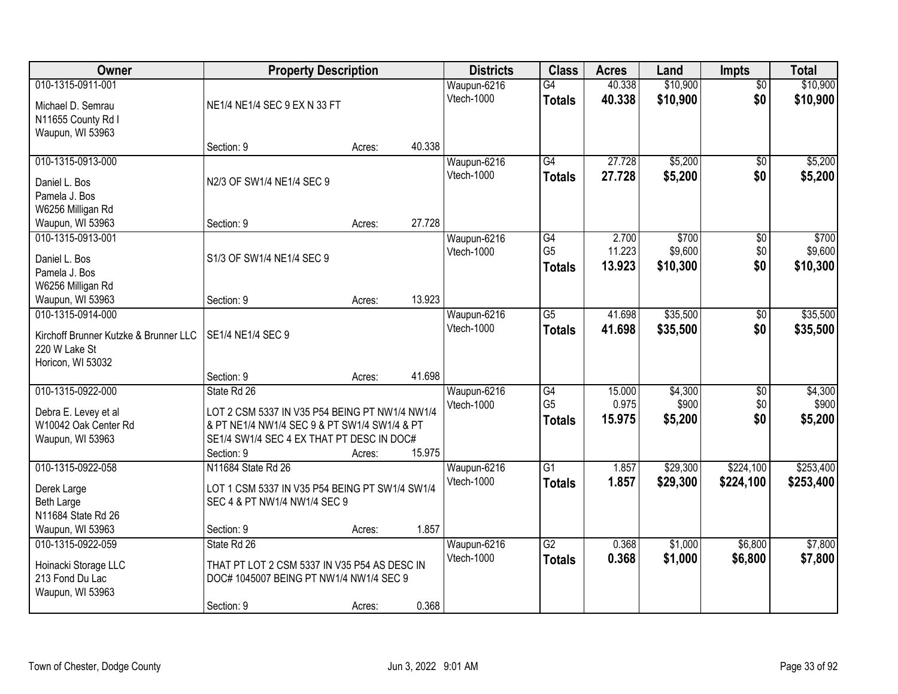| Owner | Property Description | Districts | Class | Acres | Land | Impts | Total |
|---|---|---|---|---|---|---|---|
| 010-1315-0911-001<br>Michael D. Semrau<br>N11655 County Rd I<br>Waupun, WI 53963 | NE1/4 NE1/4 SEC 9 EX N 33 FT<br>Section: 9 Acres: 40.338 | Waupun-6216<br>Vtech-1000 | G4<br>**Totals** | 40.338<br>**40.338** | $10,900<br>**$10,900** | $0<br>**$0** | $10,900<br>**$10,900** |
| 010-1315-0913-000<br>Daniel L. Bos<br>Pamela J. Bos<br>W6256 Milligan Rd<br>Waupun, WI 53963 | N2/3 OF SW1/4 NE1/4 SEC 9<br>Section: 9 Acres: 27.728 | Waupun-6216<br>Vtech-1000 | G4<br>**Totals** | 27.728<br>**27.728** | $5,200<br>**$5,200** | $0<br>**$0** | $5,200<br>**$5,200** |
| 010-1315-0913-001<br>Daniel L. Bos<br>Pamela J. Bos<br>W6256 Milligan Rd<br>Waupun, WI 53963 | S1/3 OF SW1/4 NE1/4 SEC 9<br>Section: 9 Acres: 13.923 | Waupun-6216<br>Vtech-1000 | G4<br>G5<br>**Totals** | 2.700<br>11.223<br>**13.923** | $700<br>$9,600<br>**$10,300** | $0<br>$0<br>**$0** | $700<br>$9,600<br>**$10,300** |
| 010-1315-0914-000<br>Kirchoff Brunner Kutzke & Brunner LLC<br>220 W Lake St<br>Horicon, WI 53032 | SE1/4 NE1/4 SEC 9<br>Section: 9 Acres: 41.698 | Waupun-6216<br>Vtech-1000 | G5<br>**Totals** | 41.698<br>**41.698** | $35,500<br>**$35,500** | $0<br>**$0** | $35,500<br>**$35,500** |
| 010-1315-0922-000<br>Debra E. Levey et al<br>W10042 Oak Center Rd<br>Waupun, WI 53963 | State Rd 26<br>LOT 2 CSM 5337 IN V35 P54 BEING PT NW1/4 NW1/4 & PT NE1/4 NW1/4 SEC 9 & PT SW1/4 SW1/4 & PT SE1/4 SW1/4 SEC 4 EX THAT PT DESC IN DOC#<br>Section: 9 Acres: 15.975 | Waupun-6216<br>Vtech-1000 | G4<br>G5<br>**Totals** | 15.000<br>0.975<br>**15.975** | $4,300<br>$900<br>**$5,200** | $0<br>$0<br>**$0** | $4,300<br>$900<br>**$5,200** |
| 010-1315-0922-058<br>Derek Large<br>Beth Large<br>N11684 State Rd 26<br>Waupun, WI 53963 | N11684 State Rd 26<br>LOT 1 CSM 5337 IN V35 P54 BEING PT SW1/4 SW1/4 SEC 4 & PT NW1/4 NW1/4 SEC 9<br>Section: 9 Acres: 1.857 | Waupun-6216<br>Vtech-1000 | G1<br>**Totals** | 1.857<br>**1.857** | $29,300<br>**$29,300** | $224,100<br>**$224,100** | $253,400<br>**$253,400** |
| 010-1315-0922-059<br>Hoinacki Storage LLC<br>213 Fond Du Lac<br>Waupun, WI 53963 | State Rd 26<br>THAT PT LOT 2 CSM 5337 IN V35 P54 AS DESC IN DOC# 1045007 BEING PT NW1/4 NW1/4 SEC 9<br>Section: 9 Acres: 0.368 | Waupun-6216<br>Vtech-1000 | G2<br>**Totals** | 0.368<br>**0.368** | $1,000<br>**$1,000** | $6,800<br>**$6,800** | $7,800<br>**$7,800** |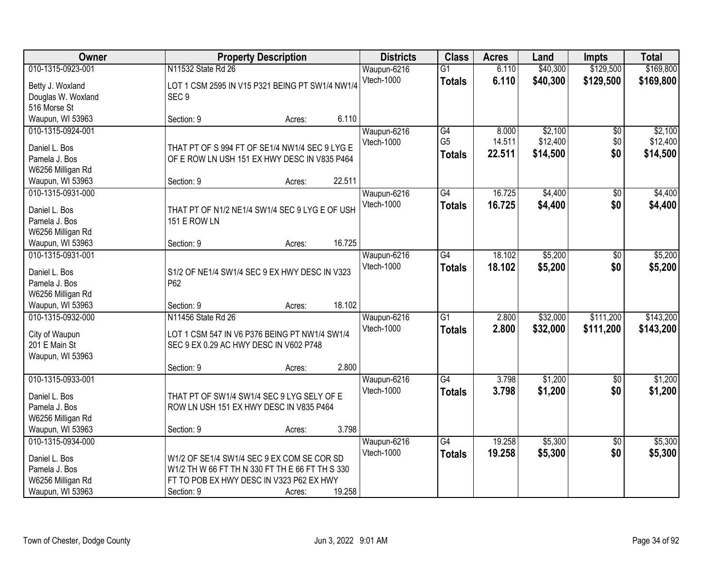| Owner | Property Description | Districts | Class | Acres | Land | Impts | Total |
|---|---|---|---|---|---|---|---|
| 010-1315-0923-001<br>Betty J. Woxland<br>Douglas W. Woxland<br>516 Morse St<br>Waupun, WI 53963 | N11532 State Rd 26<br>LOT 1 CSM 2595 IN V15 P321 BEING PT SW1/4 NW1/4 SEC 9<br>Section: 9 Acres: 6.110 | Waupun-6216<br>Vtech-1000 | G1<br>**Totals** | 6.110<br>**6.110** | $40,300<br>**$40,300** | $129,500<br>**$129,500** | $169,800<br>**$169,800** |
| 010-1315-0924-001<br>Daniel L. Bos<br>Pamela J. Bos<br>W6256 Milligan Rd<br>Waupun, WI 53963 | THAT PT OF S 994 FT OF SE1/4 NW1/4 SEC 9 LYG E OF E ROW LN USH 151 EX HWY DESC IN V835 P464<br>Section: 9 Acres: 22.511 | Waupun-6216<br>Vtech-1000 | G4<br>G5<br>**Totals** | 8.000<br>14.511<br>**22.511** | $2,100<br>$12,400<br>**$14,500** | $0<br>$0<br>**$0** | $2,100<br>$12,400<br>**$14,500** |
| 010-1315-0931-000<br>Daniel L. Bos<br>Pamela J. Bos<br>W6256 Milligan Rd<br>Waupun, WI 53963 | THAT PT OF N1/2 NE1/4 SW1/4 SEC 9 LYG E OF USH 151 E ROW LN<br>Section: 9 Acres: 16.725 | Waupun-6216<br>Vtech-1000 | G4<br>**Totals** | 16.725<br>**16.725** | $4,400<br>**$4,400** | $0<br>**$0** | $4,400<br>**$4,400** |
| 010-1315-0931-001<br>Daniel L. Bos<br>Pamela J. Bos<br>W6256 Milligan Rd<br>Waupun, WI 53963 | S1/2 OF NE1/4 SW1/4 SEC 9 EX HWY DESC IN V323 P62<br>Section: 9 Acres: 18.102 | Waupun-6216<br>Vtech-1000 | G4<br>**Totals** | 18.102<br>**18.102** | $5,200<br>**$5,200** | $0<br>**$0** | $5,200<br>**$5,200** |
| 010-1315-0932-000<br>City of Waupun<br>201 E Main St<br>Waupun, WI 53963 | N11456 State Rd 26<br>LOT 1 CSM 547 IN V6 P376 BEING PT NW1/4 SW1/4 SEC 9 EX 0.29 AC HWY DESC IN V602 P748<br>Section: 9 Acres: 2.800 | Waupun-6216<br>Vtech-1000 | G1<br>**Totals** | 2.800<br>**2.800** | $32,000<br>**$32,000** | $111,200<br>**$111,200** | $143,200<br>**$143,200** |
| 010-1315-0933-001<br>Daniel L. Bos<br>Pamela J. Bos<br>W6256 Milligan Rd<br>Waupun, WI 53963 | THAT PT OF SW1/4 SW1/4 SEC 9 LYG SELY OF E ROW LN USH 151 EX HWY DESC IN V835 P464<br>Section: 9 Acres: 3.798 | Waupun-6216<br>Vtech-1000 | G4<br>**Totals** | 3.798<br>**3.798** | $1,200<br>**$1,200** | $0<br>**$0** | $1,200<br>**$1,200** |
| 010-1315-0934-000<br>Daniel L. Bos<br>Pamela J. Bos<br>W6256 Milligan Rd<br>Waupun, WI 53963 | W1/2 OF SE1/4 SW1/4 SEC 9 EX COM SE COR SD W1/2 TH W 66 FT TH N 330 FT TH E 66 FT TH S 330 FT TO POB EX HWY DESC IN V323 P62 EX HWY<br>Section: 9 Acres: 19.258 | Waupun-6216<br>Vtech-1000 | G4<br>**Totals** | 19.258<br>**19.258** | $5,300<br>**$5,300** | $0<br>**$0** | $5,300<br>**$5,300** |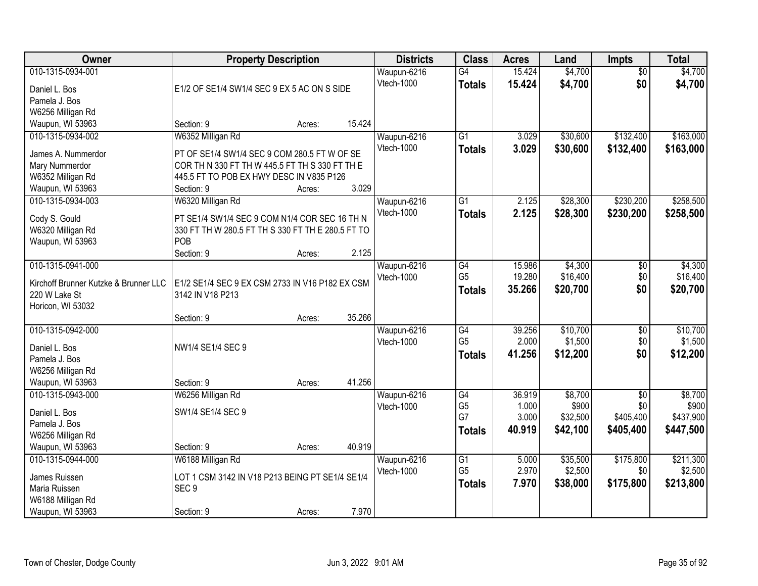| Owner | Property Description | Districts | Class | Acres | Land | Impts | Total |
|---|---|---|---|---|---|---|---|
| 010-1315-0934-001<br>Daniel L. Bos<br>Pamela J. Bos<br>W6256 Milligan Rd<br>Waupun, WI 53963 | E1/2 OF SE1/4 SW1/4 SEC 9 EX 5 AC ON S SIDE<br>Section: 9 Acres: 15.424 | Waupun-6216<br>Vtech-1000 | G4<br>**Totals** | 15.424<br>**15.424** | $4,700<br>**$4,700** | $0<br>**$0** | $4,700<br>**$4,700** |
| 010-1315-0934-002<br>James A. Nummerdor<br>Mary Nummerdor<br>W6352 Milligan Rd<br>Waupun, WI 53963 | W6352 Milligan Rd<br>PT OF SE1/4 SW1/4 SEC 9 COM 280.5 FT W OF SE COR TH N 330 FT TH W 445.5 FT TH S 330 FT TH E 445.5 FT TO POB EX HWY DESC IN V835 P126<br>Section: 9 Acres: 3.029 | Waupun-6216<br>Vtech-1000 | G1<br>**Totals** | 3.029<br>**3.029** | $30,600<br>**$30,600** | $132,400<br>**$132,400** | $163,000<br>**$163,000** |
| 010-1315-0934-003<br>Cody S. Gould<br>W6320 Milligan Rd<br>Waupun, WI 53963 | W6320 Milligan Rd<br>PT SE1/4 SW1/4 SEC 9 COM N1/4 COR SEC 16 TH N 330 FT TH W 280.5 FT TH S 330 FT TH E 280.5 FT TO POB<br>Section: 9 Acres: 2.125 | Waupun-6216<br>Vtech-1000 | G1<br>**Totals** | 2.125<br>**2.125** | $28,300<br>**$28,300** | $230,200<br>**$230,200** | $258,500<br>**$258,500** |
| 010-1315-0941-000<br>Kirchoff Brunner Kutzke & Brunner LLC<br>220 W Lake St<br>Horicon, WI 53032 | E1/2 SE1/4 SEC 9 EX CSM 2733 IN V16 P182 EX CSM 3142 IN V18 P213<br>Section: 9 Acres: 35.266 | Waupun-6216<br>Vtech-1000 | G4<br>G5<br>**Totals** | 15.986<br>19.280<br>**35.266** | $4,300<br>$16,400<br>**$20,700** | $0<br>$0<br>**$0** | $4,300<br>$16,400<br>**$20,700** |
| 010-1315-0942-000<br>Daniel L. Bos<br>Pamela J. Bos<br>W6256 Milligan Rd<br>Waupun, WI 53963 | NW1/4 SE1/4 SEC 9<br>Section: 9 Acres: 41.256 | Waupun-6216<br>Vtech-1000 | G4<br>G5<br>**Totals** | 39.256<br>2.000<br>**41.256** | $10,700<br>$1,500<br>**$12,200** | $0<br>$0<br>**$0** | $10,700<br>$1,500<br>**$12,200** |
| 010-1315-0943-000<br>Daniel L. Bos<br>Pamela J. Bos<br>W6256 Milligan Rd<br>Waupun, WI 53963 | W6256 Milligan Rd<br>SW1/4 SE1/4 SEC 9<br>Section: 9 Acres: 40.919 | Waupun-6216<br>Vtech-1000 | G4<br>G5<br>G7<br>**Totals** | 36.919<br>1.000<br>3.000<br>**40.919** | $8,700<br>$900<br>$32,500<br>**$42,100** | $0<br>$0<br>$405,400<br>**$405,400** | $8,700<br>$900<br>$437,900<br>**$447,500** |
| 010-1315-0944-000<br>James Ruissen<br>Maria Ruissen<br>W6188 Milligan Rd<br>Waupun, WI 53963 | W6188 Milligan Rd<br>LOT 1 CSM 3142 IN V18 P213 BEING PT SE1/4 SE1/4 SEC 9<br>Section: 9 Acres: 7.970 | Waupun-6216<br>Vtech-1000 | G1<br>G5<br>**Totals** | 5.000<br>2.970<br>**7.970** | $35,500<br>$2,500<br>**$38,000** | $175,800<br>$0<br>**$175,800** | $211,300<br>$2,500<br>**$213,800** |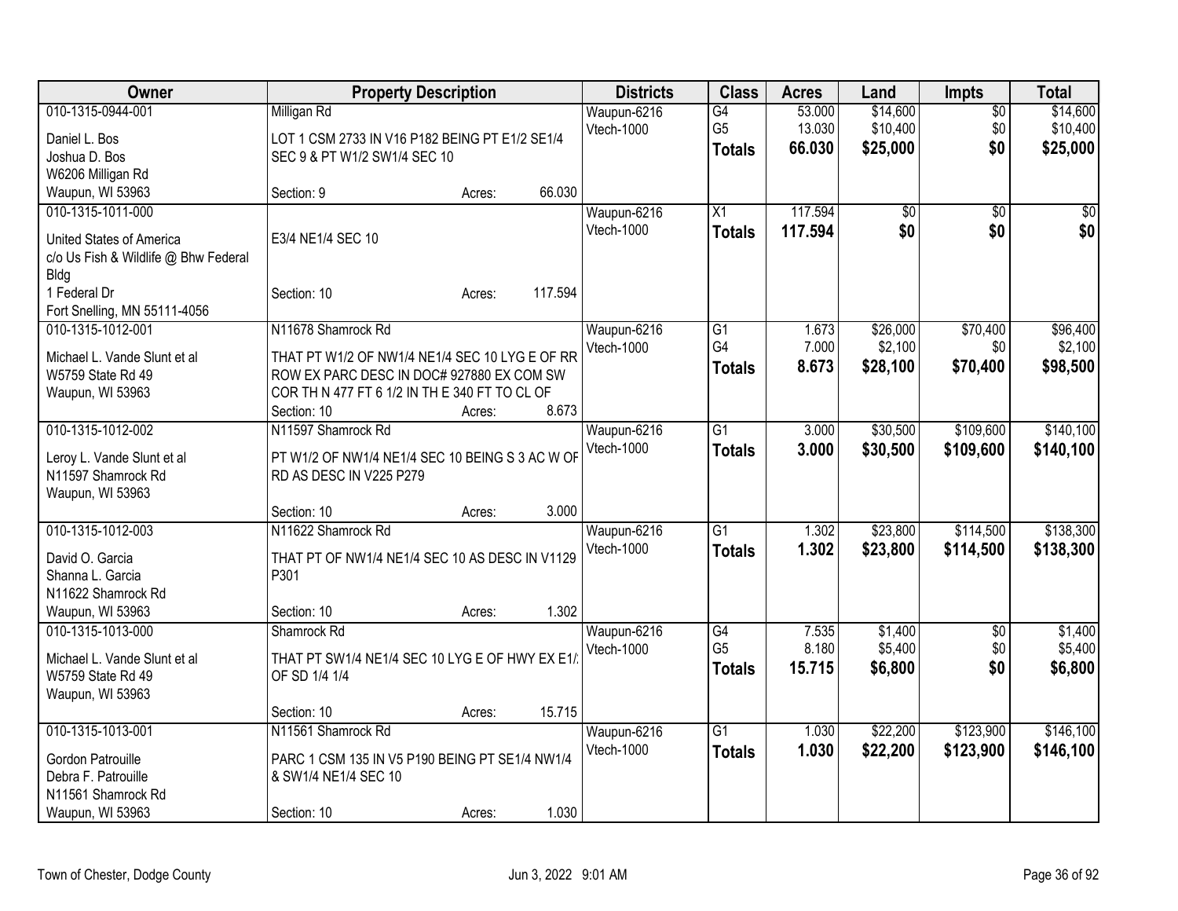| Owner | Property Description | Districts | Class | Acres | Land | Impts | Total |
|---|---|---|---|---|---|---|---|
| 010-1315-0944-001<br>Daniel L. Bos<br>Joshua D. Bos<br>W6206 Milligan Rd<br>Waupun, WI 53963 | Milligan Rd<br>LOT 1 CSM 2733 IN V16 P182 BEING PT E1/2 SE1/4 SEC 9 & PT W1/2 SW1/4 SEC 10<br>Section: 9 Acres: 66.030 | Waupun-6216<br>Vtech-1000 | G4<br>G5<br>**Totals** | 53.000<br>13.030<br>**66.030** | $14,600<br>$10,400<br>**$25,000** | $0<br>$0<br>**$0** | $14,600<br>$10,400<br>**$25,000** |
| 010-1315-1011-000<br>United States of America<br>c/o Us Fish & Wildlife @ Bhw Federal Bldg<br>1 Federal Dr<br>Fort Snelling, MN 55111-4056 | E3/4 NE1/4 SEC 10<br>Section: 10 Acres: 117.594 | Waupun-6216<br>Vtech-1000 | X1<br>**Totals** | 117.594<br>**117.594** | $0<br>**$0** | $0<br>**$0** | $0<br>**$0** |
| 010-1315-1012-001<br>Michael L. Vande Slunt et al<br>W5759 State Rd 49<br>Waupun, WI 53963 | N11678 Shamrock Rd<br>THAT PT W1/2 OF NW1/4 NE1/4 SEC 10 LYG E OF RR ROW EX PARC DESC IN DOC# 927880 EX COM SW COR TH N 477 FT 6 1/2 IN TH E 340 FT TO CL OF<br>Section: 10 Acres: 8.673 | Waupun-6216<br>Vtech-1000 | G1<br>G4<br>**Totals** | 1.673<br>7.000<br>**8.673** | $26,000<br>$2,100<br>**$28,100** | $70,400<br>$0<br>**$70,400** | $96,400<br>$2,100<br>**$98,500** |
| 010-1315-1012-002<br>Leroy L. Vande Slunt et al<br>N11597 Shamrock Rd<br>Waupun, WI 53963 | N11597 Shamrock Rd<br>PT W1/2 OF NW1/4 NE1/4 SEC 10 BEING S 3 AC W OF RD AS DESC IN V225 P279<br>Section: 10 Acres: 3.000 | Waupun-6216<br>Vtech-1000 | G1<br>**Totals** | 3.000<br>**3.000** | $30,500<br>**$30,500** | $109,600<br>**$109,600** | $140,100<br>**$140,100** |
| 010-1315-1012-003<br>David O. Garcia<br>Shanna L. Garcia<br>N11622 Shamrock Rd<br>Waupun, WI 53963 | N11622 Shamrock Rd<br>THAT PT OF NW1/4 NE1/4 SEC 10 AS DESC IN V1129 P301<br>Section: 10 Acres: 1.302 | Waupun-6216<br>Vtech-1000 | G1<br>**Totals** | 1.302<br>**1.302** | $23,800<br>**$23,800** | $114,500<br>**$114,500** | $138,300<br>**$138,300** |
| 010-1315-1013-000<br>Michael L. Vande Slunt et al<br>W5759 State Rd 49<br>Waupun, WI 53963 | Shamrock Rd<br>THAT PT SW1/4 NE1/4 SEC 10 LYG E OF HWY EX E1/2 OF SD 1/4 1/4<br>Section: 10 Acres: 15.715 | Waupun-6216<br>Vtech-1000 | G4<br>G5<br>**Totals** | 7.535<br>8.180<br>**15.715** | $1,400<br>$5,400<br>**$6,800** | $0<br>$0<br>**$0** | $1,400<br>$5,400<br>**$6,800** |
| 010-1315-1013-001<br>Gordon Patrouille<br>Debra F. Patrouille<br>N11561 Shamrock Rd<br>Waupun, WI 53963 | N11561 Shamrock Rd<br>PARC 1 CSM 135 IN V5 P190 BEING PT SE1/4 NW1/4 & SW1/4 NE1/4 SEC 10<br>Section: 10 Acres: 1.030 | Waupun-6216<br>Vtech-1000 | G1<br>**Totals** | 1.030<br>**1.030** | $22,200<br>**$22,200** | $123,900<br>**$123,900** | $146,100<br>**$146,100** |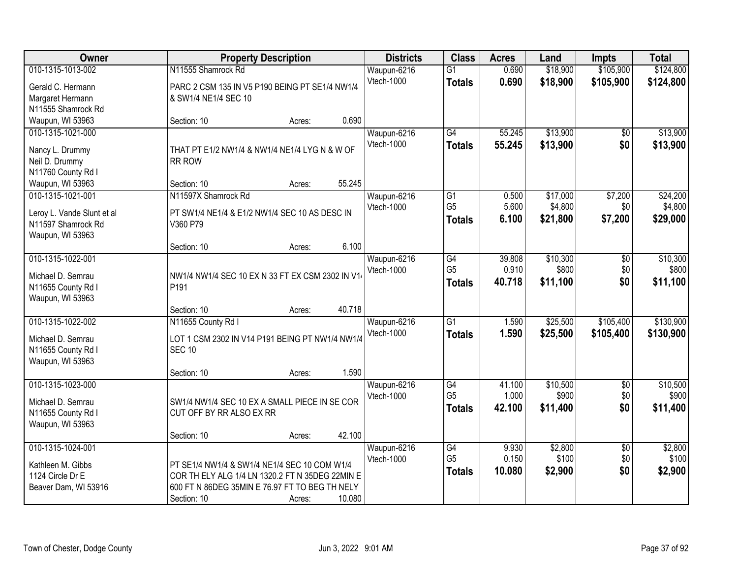| Owner | Property Description | Districts | Class | Acres | Land | Impts | Total |
|---|---|---|---|---|---|---|---|
| 010-1315-1013-002<br>Gerald C. Hermann<br>Margaret Hermann<br>N11555 Shamrock Rd<br>Waupun, WI 53963 | N11555 Shamrock Rd<br>PARC 2 CSM 135 IN V5 P190 BEING PT SE1/4 NW1/4 & SW1/4 NE1/4 SEC 10<br>Section: 10 Acres: 0.690 | Waupun-6216<br>Vtech-1000 | G1<br>**Totals** | 0.690<br>**0.690** | $18,900<br>**$18,900** | $105,900<br>**$105,900** | $124,800<br>**$124,800** |
| 010-1315-1021-000<br>Nancy L. Drummy<br>Neil D. Drummy<br>N11760 County Rd I<br>Waupun, WI 53963 | THAT PT E1/2 NW1/4 & NW1/4 NE1/4 LYG N & W OF RR ROW<br>Section: 10 Acres: 55.245 | Waupun-6216<br>Vtech-1000 | G4<br>**Totals** | 55.245<br>**55.245** | $13,900<br>**$13,900** | $0<br>**$0** | $13,900<br>**$13,900** |
| 010-1315-1021-001<br>Leroy L. Vande Slunt et al<br>N11597 Shamrock Rd<br>Waupun, WI 53963 | N11597X Shamrock Rd<br>PT SW1/4 NE1/4 & E1/2 NW1/4 SEC 10 AS DESC IN V360 P79<br>Section: 10 Acres: 6.100 | Waupun-6216<br>Vtech-1000 | G1<br>G5<br>**Totals** | 0.500<br>5.600<br>**6.100** | $17,000<br>$4,800<br>**$21,800** | $7,200<br>$0<br>**$7,200** | $24,200<br>$4,800<br>**$29,000** |
| 010-1315-1022-001<br>Michael D. Semrau<br>N11655 County Rd I<br>Waupun, WI 53963 | NW1/4 NW1/4 SEC 10 EX N 33 FT EX CSM 2302 IN V14 P191<br>Section: 10 Acres: 40.718 | Waupun-6216<br>Vtech-1000 | G4<br>G5<br>**Totals** | 39.808<br>0.910<br>**40.718** | $10,300<br>$800<br>**$11,100** | $0<br>$0<br>**$0** | $10,300<br>$800<br>**$11,100** |
| 010-1315-1022-002<br>Michael D. Semrau<br>N11655 County Rd I<br>Waupun, WI 53963 | N11655 County Rd I<br>LOT 1 CSM 2302 IN V14 P191 BEING PT NW1/4 NW1/4 SEC 10<br>Section: 10 Acres: 1.590 | Waupun-6216<br>Vtech-1000 | G1<br>**Totals** | 1.590<br>**1.590** | $25,500<br>**$25,500** | $105,400<br>**$105,400** | $130,900<br>**$130,900** |
| 010-1315-1023-000<br>Michael D. Semrau<br>N11655 County Rd I<br>Waupun, WI 53963 | SW1/4 NW1/4 SEC 10 EX A SMALL PIECE IN SE COR CUT OFF BY RR ALSO EX RR<br>Section: 10 Acres: 42.100 | Waupun-6216<br>Vtech-1000 | G4<br>G5<br>**Totals** | 41.100<br>1.000<br>**42.100** | $10,500<br>$900<br>**$11,400** | $0<br>$0<br>**$0** | $10,500<br>$900<br>**$11,400** |
| 010-1315-1024-001<br>Kathleen M. Gibbs<br>1124 Circle Dr E<br>Beaver Dam, WI 53916 | PT SE1/4 NW1/4 & SW1/4 NE1/4 SEC 10 COM W1/4 COR TH ELY ALG 1/4 LN 1320.2 FT N 35DEG 22MIN E 600 FT N 86DEG 35MIN E 76.97 FT TO BEG TH NELY<br>Section: 10 Acres: 10.080 | Waupun-6216<br>Vtech-1000 | G4<br>G5<br>**Totals** | 9.930<br>0.150<br>**10.080** | $2,800<br>$100<br>**$2,900** | $0<br>$0<br>**$0** | $2,800<br>$100<br>**$2,900** |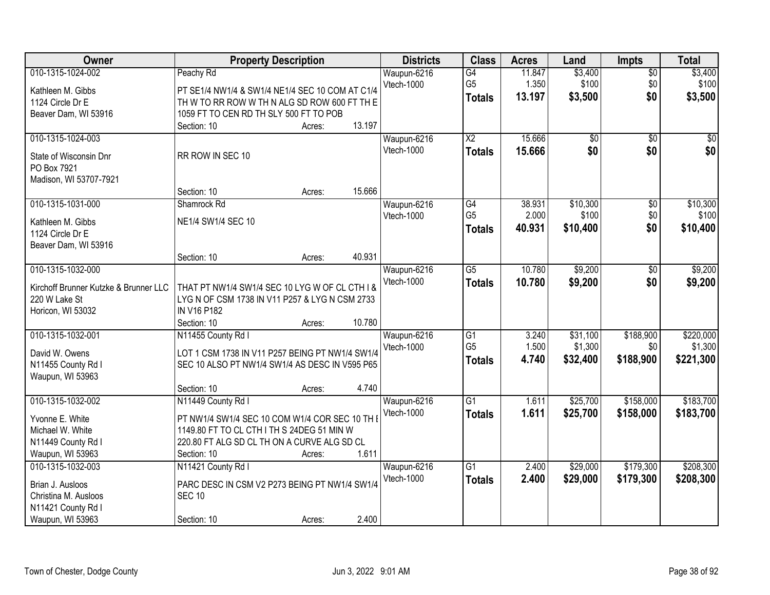| Owner | Property Description | Districts | Class | Acres | Land | Impts | Total |
|---|---|---|---|---|---|---|---|
| 010-1315-1024-002<br>Kathleen M. Gibbs<br>1124 Circle Dr E<br>Beaver Dam, WI 53916 | Peachy Rd<br>PT SE1/4 NW1/4 & SW1/4 NE1/4 SEC 10 COM AT C1/4 TH W TO RR ROW W TH N ALG SD ROW 600 FT TH E 1059 FT TO CEN RD TH SLY 500 FT TO POB<br>Section: 10 Acres: 13.197 | Waupun-6216<br>Vtech-1000 | G4<br>G5<br>**Totals** | 11.847<br>1.350<br>**13.197** | $3,400<br>$100<br>**$3,500** | $0<br>$0<br>**$0** | $3,400<br>$100<br>**$3,500** |
| 010-1315-1024-003<br>State of Wisconsin Dnr<br>PO Box 7921<br>Madison, WI 53707-7921 | RR ROW IN SEC 10<br>Section: 10 Acres: 15.666 | Waupun-6216<br>Vtech-1000 | X2<br>**Totals** | 15.666<br>**15.666** | $0<br>**$0** | $0<br>**$0** | $0<br>**$0** |
| 010-1315-1031-000<br>Kathleen M. Gibbs<br>1124 Circle Dr E<br>Beaver Dam, WI 53916 | Shamrock Rd<br>NE1/4 SW1/4 SEC 10<br>Section: 10 Acres: 40.931 | Waupun-6216<br>Vtech-1000 | G4<br>G5<br>**Totals** | 38.931<br>2.000<br>**40.931** | $10,300<br>$100<br>**$10,400** | $0<br>$0<br>**$0** | $10,300<br>$100<br>**$10,400** |
| 010-1315-1032-000<br>Kirchoff Brunner Kutzke & Brunner LLC<br>220 W Lake St<br>Horicon, WI 53032 | THAT PT NW1/4 SW1/4 SEC 10 LYG W OF CL CTH I & LYG N OF CSM 1738 IN V11 P257 & LYG N CSM 2733 IN V16 P182<br>Section: 10 Acres: 10.780 | Waupun-6216<br>Vtech-1000 | G5<br>**Totals** | 10.780<br>**10.780** | $9,200<br>**$9,200** | $0<br>**$0** | $9,200<br>**$9,200** |
| 010-1315-1032-001<br>David W. Owens<br>N11455 County Rd I<br>Waupun, WI 53963 | N11455 County Rd I<br>LOT 1 CSM 1738 IN V11 P257 BEING PT NW1/4 SW1/4 SEC 10 ALSO PT NW1/4 SW1/4 AS DESC IN V595 P65<br>Section: 10 Acres: 4.740 | Waupun-6216<br>Vtech-1000 | G1<br>G5<br>**Totals** | 3.240<br>1.500<br>**4.740** | $31,100<br>$1,300<br>**$32,400** | $188,900<br>$0<br>**$188,900** | $220,000<br>$1,300<br>**$221,300** |
| 010-1315-1032-002<br>Yvonne E. White<br>Michael W. White<br>N11449 County Rd I<br>Waupun, WI 53963 | N11449 County Rd I<br>PT NW1/4 SW1/4 SEC 10 COM W1/4 COR SEC 10 TH E 1149.80 FT TO CL CTH I TH S 24DEG 51 MIN W 220.80 FT ALG SD CL TH ON A CURVE ALG SD CL<br>Section: 10 Acres: 1.611 | Waupun-6216<br>Vtech-1000 | G1<br>**Totals** | 1.611<br>**1.611** | $25,700<br>**$25,700** | $158,000<br>**$158,000** | $183,700<br>**$183,700** |
| 010-1315-1032-003<br>Brian J. Ausloos<br>Christina M. Ausloos<br>N11421 County Rd I<br>Waupun, WI 53963 | N11421 County Rd I<br>PARC DESC IN CSM V2 P273 BEING PT NW1/4 SW1/4 SEC 10<br>Section: 10 Acres: 2.400 | Waupun-6216<br>Vtech-1000 | G1<br>**Totals** | 2.400<br>**2.400** | $29,000<br>**$29,000** | $179,300<br>**$179,300** | $208,300<br>**$208,300** |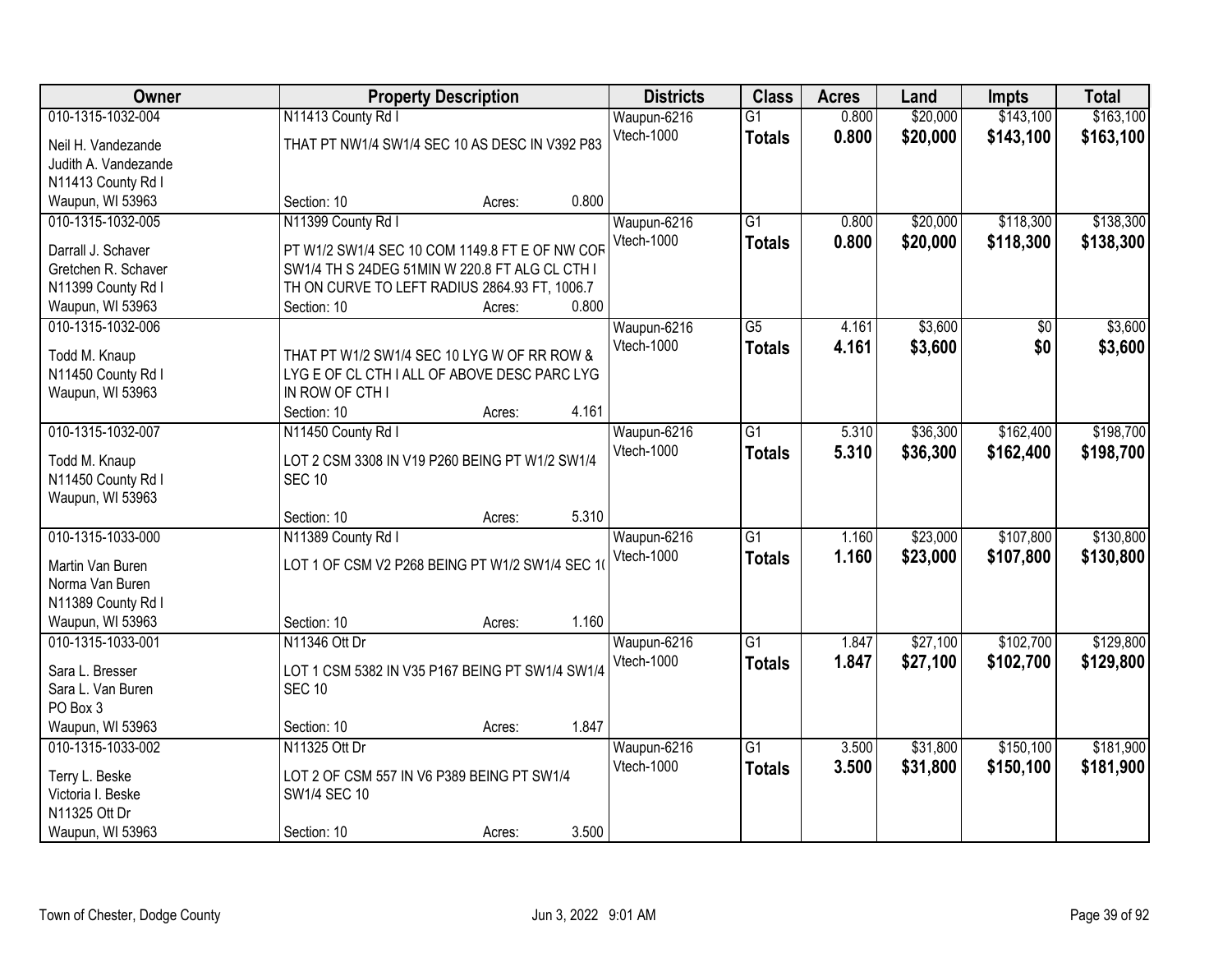| Owner | Property Description | Districts | Class | Acres | Land | Impts | Total |
|---|---|---|---|---|---|---|---|
| 010-1315-1032-004<br>Neil H. Vandezande<br>Judith A. Vandezande<br>N11413 County Rd I<br>Waupun, WI 53963 | N11413 County Rd I<br>THAT PT NW1/4 SW1/4 SEC 10 AS DESC IN V392 P83<br>Section: 10 Acres: 0.800 | Waupun-6216<br>Vtech-1000 | G1<br>**Totals** | 0.800<br>**0.800** | \$20,000<br>**\$20,000** | \$143,100<br>**\$143,100** | \$163,100<br>**\$163,100** |
| 010-1315-1032-005<br>Darrall J. Schaver<br>Gretchen R. Schaver<br>N11399 County Rd I<br>Waupun, WI 53963 | N11399 County Rd I<br>PT W1/2 SW1/4 SEC 10 COM 1149.8 FT E OF NW COR SW1/4 TH S 24DEG 51MIN W 220.8 FT ALG CL CTH I TH ON CURVE TO LEFT RADIUS 2864.93 FT, 1006.7<br>Section: 10 Acres: 0.800 | Waupun-6216<br>Vtech-1000 | G1<br>**Totals** | 0.800<br>**0.800** | \$20,000<br>**\$20,000** | \$118,300<br>**\$118,300** | \$138,300<br>**\$138,300** |
| 010-1315-1032-006<br>Todd M. Knaup<br>N11450 County Rd I<br>Waupun, WI 53963 | THAT PT W1/2 SW1/4 SEC 10 LYG W OF RR ROW & LYG E OF CL CTH I ALL OF ABOVE DESC PARC LYG IN ROW OF CTH I<br>Section: 10 Acres: 4.161 | Waupun-6216<br>Vtech-1000 | G5<br>**Totals** | 4.161<br>**4.161** | \$3,600<br>**\$3,600** | \$0<br>**\$0** | \$3,600<br>**\$3,600** |
| 010-1315-1032-007<br>Todd M. Knaup<br>N11450 County Rd I<br>Waupun, WI 53963 | N11450 County Rd I<br>LOT 2 CSM 3308 IN V19 P260 BEING PT W1/2 SW1/4 SEC 10<br>Section: 10 Acres: 5.310 | Waupun-6216<br>Vtech-1000 | G1<br>**Totals** | 5.310<br>**5.310** | \$36,300<br>**\$36,300** | \$162,400<br>**\$162,400** | \$198,700<br>**\$198,700** |
| 010-1315-1033-000<br>Martin Van Buren<br>Norma Van Buren<br>N11389 County Rd I<br>Waupun, WI 53963 | N11389 County Rd I<br>LOT 1 OF CSM V2 P268 BEING PT W1/2 SW1/4 SEC 10<br>Section: 10 Acres: 1.160 | Waupun-6216<br>Vtech-1000 | G1<br>**Totals** | 1.160<br>**1.160** | \$23,000<br>**\$23,000** | \$107,800<br>**\$107,800** | \$130,800<br>**\$130,800** |
| 010-1315-1033-001<br>Sara L. Bresser<br>Sara L. Van Buren<br>PO Box 3<br>Waupun, WI 53963 | N11346 Ott Dr<br>LOT 1 CSM 5382 IN V35 P167 BEING PT SW1/4 SW1/4 SEC 10<br>Section: 10 Acres: 1.847 | Waupun-6216<br>Vtech-1000 | G1<br>**Totals** | 1.847<br>**1.847** | \$27,100<br>**\$27,100** | \$102,700<br>**\$102,700** | \$129,800<br>**\$129,800** |
| 010-1315-1033-002<br>Terry L. Beske<br>Victoria I. Beske<br>N11325 Ott Dr<br>Waupun, WI 53963 | N11325 Ott Dr<br>LOT 2 OF CSM 557 IN V6 P389 BEING PT SW1/4 SW1/4 SEC 10<br>Section: 10 Acres: 3.500 | Waupun-6216<br>Vtech-1000 | G1<br>**Totals** | 3.500<br>**3.500** | \$31,800<br>**\$31,800** | \$150,100<br>**\$150,100** | \$181,900<br>**\$181,900** |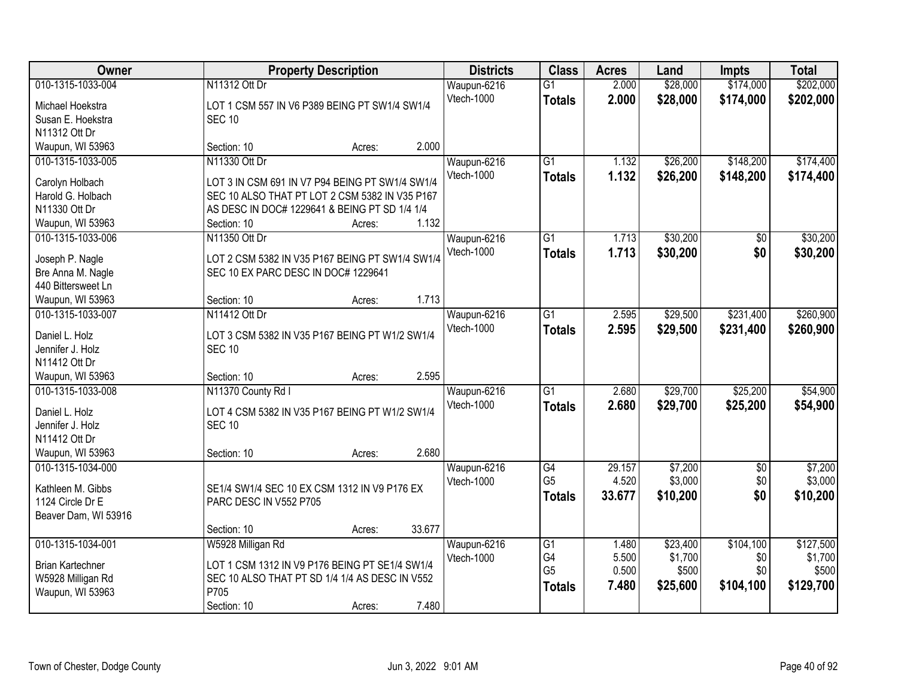| Owner | Property Description | Districts | Class | Acres | Land | Impts | Total |
|---|---|---|---|---|---|---|---|
| 010-1315-1033-004<br>Michael Hoekstra<br>Susan E. Hoekstra<br>N11312 Ott Dr<br>Waupun, WI 53963 | N11312 Ott Dr<br>LOT 1 CSM 557 IN V6 P389 BEING PT SW1/4 SW1/4 SEC 10<br>Section: 10 Acres: 2.000 | Waupun-6216<br>Vtech-1000 | G1<br>**Totals** | 2.000<br>**2.000** | \$28,000<br>**\$28,000** | \$174,000<br>**\$174,000** | \$202,000<br>**\$202,000** |
| 010-1315-1033-005<br>Carolyn Holbach<br>Harold G. Holbach<br>N11330 Ott Dr<br>Waupun, WI 53963 | N11330 Ott Dr<br>LOT 3 IN CSM 691 IN V7 P94 BEING PT SW1/4 SW1/4 SEC 10 ALSO THAT PT LOT 2 CSM 5382 IN V35 P167 AS DESC IN DOC# 1229641 & BEING PT SD 1/4 1/4<br>Section: 10 Acres: 1.132 | Waupun-6216<br>Vtech-1000 | G1<br>**Totals** | 1.132<br>**1.132** | \$26,200<br>**\$26,200** | \$148,200<br>**\$148,200** | \$174,400<br>**\$174,400** |
| 010-1315-1033-006<br>Joseph P. Nagle<br>Bre Anna M. Nagle<br>440 Bittersweet Ln<br>Waupun, WI 53963 | N11350 Ott Dr<br>LOT 2 CSM 5382 IN V35 P167 BEING PT SW1/4 SW1/4 SEC 10 EX PARC DESC IN DOC# 1229641<br>Section: 10 Acres: 1.713 | Waupun-6216<br>Vtech-1000 | G1<br>**Totals** | 1.713<br>**1.713** | \$30,200<br>**\$30,200** | \$0<br>**\$0** | \$30,200<br>**\$30,200** |
| 010-1315-1033-007<br>Daniel L. Holz<br>Jennifer J. Holz<br>N11412 Ott Dr<br>Waupun, WI 53963 | N11412 Ott Dr<br>LOT 3 CSM 5382 IN V35 P167 BEING PT W1/2 SW1/4 SEC 10<br>Section: 10 Acres: 2.595 | Waupun-6216<br>Vtech-1000 | G1<br>**Totals** | 2.595<br>**2.595** | \$29,500<br>**\$29,500** | \$231,400<br>**\$231,400** | \$260,900<br>**\$260,900** |
| 010-1315-1033-008<br>Daniel L. Holz<br>Jennifer J. Holz<br>N11412 Ott Dr<br>Waupun, WI 53963 | N11370 County Rd I<br>LOT 4 CSM 5382 IN V35 P167 BEING PT W1/2 SW1/4 SEC 10<br>Section: 10 Acres: 2.680 | Waupun-6216<br>Vtech-1000 | G1<br>**Totals** | 2.680<br>**2.680** | \$29,700<br>**\$29,700** | \$25,200<br>**\$25,200** | \$54,900<br>**\$54,900** |
| 010-1315-1034-000<br>Kathleen M. Gibbs<br>1124 Circle Dr E<br>Beaver Dam, WI 53916 | SE1/4 SW1/4 SEC 10 EX CSM 1312 IN V9 P176 EX PARC DESC IN V552 P705<br>Section: 10 Acres: 33.677 | Waupun-6216<br>Vtech-1000 | G4<br>G5<br>**Totals** | 29.157<br>4.520<br>**33.677** | \$7,200<br>\$3,000<br>**\$10,200** | \$0<br>\$0<br>**\$0** | \$7,200<br>\$3,000<br>**\$10,200** |
| 010-1315-1034-001<br>Brian Kartechner<br>W5928 Milligan Rd<br>Waupun, WI 53963 | W5928 Milligan Rd<br>LOT 1 CSM 1312 IN V9 P176 BEING PT SE1/4 SW1/4 SEC 10 ALSO THAT PT SD 1/4 1/4 AS DESC IN V552 P705<br>Section: 10 Acres: 7.480 | Waupun-6216<br>Vtech-1000 | G1<br>G4<br>G5<br>**Totals** | 1.480<br>5.500<br>0.500<br>**7.480** | \$23,400<br>\$1,700<br>\$500<br>**\$25,600** | \$104,100<br>\$0<br>\$0<br>**\$104,100** | \$127,500<br>\$1,700<br>\$500<br>**\$129,700** |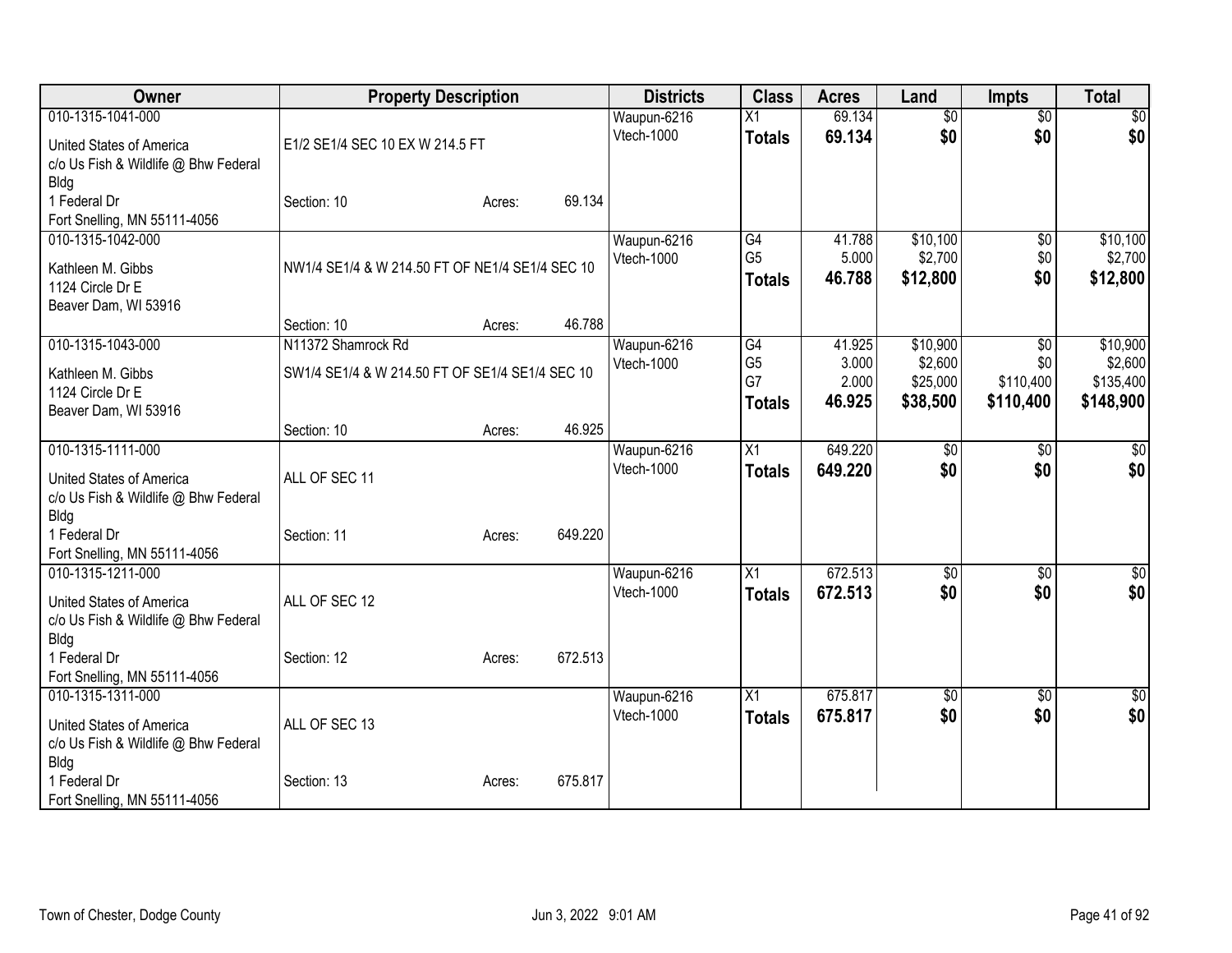| Owner | Property Description | | | Districts | Class | Acres | Land | Impts | Total |
|---|---|---|---|---|---|---|---|---|---|
| 010-1315-1041-000 | | | | Waupun-6216 | X1 | 69.134 | $0 | $0 | $0 |
| United States of America c/o Us Fish & Wildlife @ Bhw Federal Bldg | E1/2 SE1/4 SEC 10 EX W 214.5 FT | | | Vtech-1000 | **Totals** | **69.134** | **$0** | **$0** | **$0** |
| 1 Federal Dr Fort Snelling, MN 55111-4056 | Section: 10 | Acres: | 69.134 | | | | | | |
| 010-1315-1042-000 | | | | Waupun-6216 | G4 | 41.788 | $10,100 | $0 | $10,100 |
| Kathleen M. Gibbs 1124 Circle Dr E Beaver Dam, WI 53916 | NW1/4 SE1/4 & W 214.50 FT OF NE1/4 SE1/4 SEC 10 | | | Vtech-1000 | G5 | 5.000 | $2,700 | $0 | $2,700 |
| | | | | | **Totals** | **46.788** | **$12,800** | **$0** | **$12,800** |
| | Section: 10 | Acres: | 46.788 | | | | | | |
| 010-1315-1043-000 | N11372 Shamrock Rd | | | Waupun-6216 | G4 | 41.925 | $10,900 | $0 | $10,900 |
| Kathleen M. Gibbs 1124 Circle Dr E Beaver Dam, WI 53916 | SW1/4 SE1/4 & W 214.50 FT OF SE1/4 SE1/4 SEC 10 | | | Vtech-1000 | G5 | 3.000 | $2,600 | $0 | $2,600 |
| | | | | | G7 | 2.000 | $25,000 | $110,400 | $135,400 |
| | | | | | **Totals** | **46.925** | **$38,500** | **$110,400** | **$148,900** |
| | Section: 10 | Acres: | 46.925 | | | | | | |
| 010-1315-1111-000 | | | | Waupun-6216 | X1 | 649.220 | $0 | $0 | $0 |
| United States of America c/o Us Fish & Wildlife @ Bhw Federal Bldg | ALL OF SEC 11 | | | Vtech-1000 | **Totals** | **649.220** | **$0** | **$0** | **$0** |
| 1 Federal Dr Fort Snelling, MN 55111-4056 | Section: 11 | Acres: | 649.220 | | | | | | |
| 010-1315-1211-000 | | | | Waupun-6216 | X1 | 672.513 | $0 | $0 | $0 |
| United States of America c/o Us Fish & Wildlife @ Bhw Federal Bldg | ALL OF SEC 12 | | | Vtech-1000 | **Totals** | **672.513** | **$0** | **$0** | **$0** |
| 1 Federal Dr Fort Snelling, MN 55111-4056 | Section: 12 | Acres: | 672.513 | | | | | | |
| 010-1315-1311-000 | | | | Waupun-6216 | X1 | 675.817 | $0 | $0 | $0 |
| United States of America c/o Us Fish & Wildlife @ Bhw Federal Bldg | ALL OF SEC 13 | | | Vtech-1000 | **Totals** | **675.817** | **$0** | **$0** | **$0** |
| 1 Federal Dr Fort Snelling, MN 55111-4056 | Section: 13 | Acres: | 675.817 | | | | | | |

Town of Chester, Dodge County    Jun 3, 2022 9:01 AM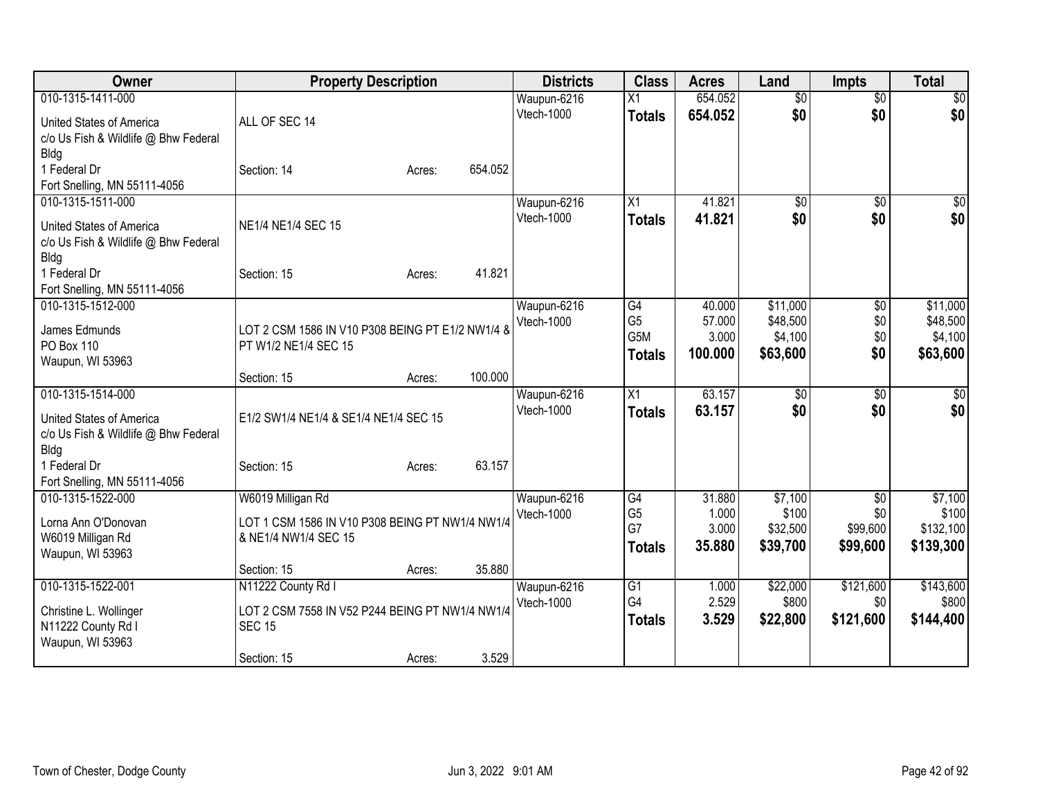| Owner | Property Description | Districts | Class | Acres | Land | Impts | Total |
|---|---|---|---|---|---|---|---|
| 010-1315-1411-000<br>United States of America<br>c/o Us Fish & Wildlife @ Bhw Federal Bldg<br>1 Federal Dr<br>Fort Snelling, MN 55111-4056 | ALL OF SEC 14<br>Section: 14 Acres: 654.052 | Waupun-6216<br>Vtech-1000 | X1<br>**Totals** | 654.052<br>**654.052** | $0<br>**$0** | $0<br>**$0** | $0<br>**$0** |
| 010-1315-1511-000<br>United States of America<br>c/o Us Fish & Wildlife @ Bhw Federal Bldg<br>1 Federal Dr<br>Fort Snelling, MN 55111-4056 | NE1/4 NE1/4 SEC 15<br>Section: 15 Acres: 41.821 | Waupun-6216<br>Vtech-1000 | X1<br>**Totals** | 41.821<br>**41.821** | $0<br>**$0** | $0<br>**$0** | $0<br>**$0** |
| 010-1315-1512-000<br>James Edmunds<br>PO Box 110<br>Waupun, WI 53963 | LOT 2 CSM 1586 IN V10 P308 BEING PT E1/2 NW1/4 & PT W1/2 NE1/4 SEC 15<br>Section: 15 Acres: 100.000 | Waupun-6216<br>Vtech-1000 | G4<br>G5<br>G5M<br>**Totals** | 40.000<br>57.000<br>3.000<br>**100.000** | $11,000<br>$48,500<br>$4,100<br>**$63,600** | $0<br>$0<br>$0<br>**$0** | $11,000<br>$48,500<br>$4,100<br>**$63,600** |
| 010-1315-1514-000<br>United States of America<br>c/o Us Fish & Wildlife @ Bhw Federal Bldg<br>1 Federal Dr<br>Fort Snelling, MN 55111-4056 | E1/2 SW1/4 NE1/4 & SE1/4 NE1/4 SEC 15<br>Section: 15 Acres: 63.157 | Waupun-6216<br>Vtech-1000 | X1<br>**Totals** | 63.157<br>**63.157** | $0<br>**$0** | $0<br>**$0** | $0<br>**$0** |
| 010-1315-1522-000<br>Lorna Ann O'Donovan<br>W6019 Milligan Rd<br>Waupun, WI 53963 | W6019 Milligan Rd<br>LOT 1 CSM 1586 IN V10 P308 BEING PT NW1/4 NW1/4 & NE1/4 NW1/4 SEC 15<br>Section: 15 Acres: 35.880 | Waupun-6216<br>Vtech-1000 | G4<br>G5<br>G7<br>**Totals** | 31.880<br>1.000<br>3.000<br>**35.880** | $7,100<br>$100<br>$32,500<br>**$39,700** | $0<br>$0<br>$99,600<br>**$99,600** | $7,100<br>$100<br>$132,100<br>**$139,300** |
| 010-1315-1522-001<br>Christine L. Wollinger<br>N11222 County Rd I<br>Waupun, WI 53963 | N11222 County Rd I<br>LOT 2 CSM 7558 IN V52 P244 BEING PT NW1/4 NW1/4 SEC 15<br>Section: 15 Acres: 3.529 | Waupun-6216<br>Vtech-1000 | G1<br>G4<br>**Totals** | 1.000<br>2.529<br>**3.529** | $22,000<br>$800<br>**$22,800** | $121,600<br>$0<br>**$121,600** | $143,600<br>$800<br>**$144,400** |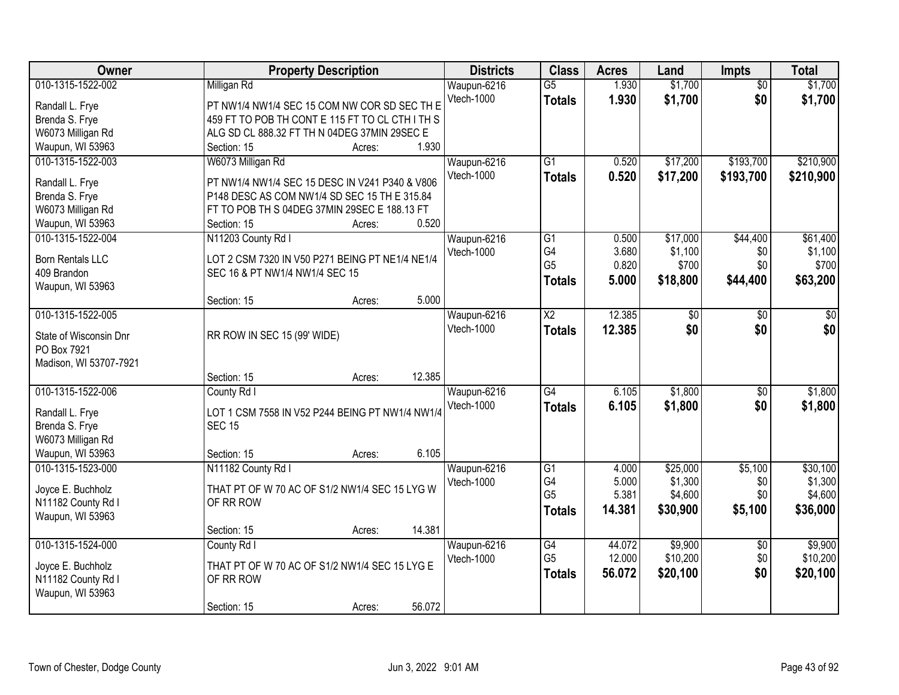| Owner | Property Description | Districts | Class | Acres | Land | Impts | Total |
|---|---|---|---|---|---|---|---|
| 010-1315-1522-002<br>Randall L. Frye<br>Brenda S. Frye<br>W6073 Milligan Rd<br>Waupun, WI 53963 | Milligan Rd<br>PT NW1/4 NW1/4 SEC 15 COM NW COR SD SEC TH E 459 FT TO POB TH CONT E 115 FT TO CL CTH I TH S ALG SD CL 888.32 FT TH N 04DEG 37MIN 29SEC E<br>Section: 15 Acres: 1.930 | Waupun-6216<br>Vtech-1000 | G5<br>**Totals** | 1.930<br>**1.930** | $1,700<br>**$1,700** | $0<br>**$0** | $1,700<br>**$1,700** |
| 010-1315-1522-003<br>Randall L. Frye<br>Brenda S. Frye<br>W6073 Milligan Rd<br>Waupun, WI 53963 | W6073 Milligan Rd<br>PT NW1/4 NW1/4 SEC 15 DESC IN V241 P340 & V806 P148 DESC AS COM NW1/4 SD SEC 15 TH E 315.84 FT TO POB TH S 04DEG 37MIN 29SEC E 188.13 FT<br>Section: 15 Acres: 0.520 | Waupun-6216<br>Vtech-1000 | G1<br>**Totals** | 0.520<br>**0.520** | $17,200<br>**$17,200** | $193,700<br>**$193,700** | $210,900<br>**$210,900** |
| 010-1315-1522-004<br>Born Rentals LLC<br>409 Brandon<br>Waupun, WI 53963 | N11203 County Rd I<br>LOT 2 CSM 7320 IN V50 P271 BEING PT NE1/4 NE1/4 SEC 16 & PT NW1/4 NW1/4 SEC 15<br>Section: 15 Acres: 5.000 | Waupun-6216<br>Vtech-1000 | G1<br>G4<br>G5<br>**Totals** | 0.500<br>3.680<br>0.820<br>**5.000** | $17,000<br>$1,100<br>$700<br>**$18,800** | $44,400<br>$0<br>$0<br>**$44,400** | $61,400<br>$1,100<br>$700<br>**$63,200** |
| 010-1315-1522-005<br>State of Wisconsin Dnr<br>PO Box 7921<br>Madison, WI 53707-7921 | RR ROW IN SEC 15 (99' WIDE)<br>Section: 15 Acres: 12.385 | Waupun-6216<br>Vtech-1000 | X2<br>**Totals** | 12.385<br>**12.385** | $0<br>**$0** | $0<br>**$0** | $0<br>**$0** |
| 010-1315-1522-006<br>Randall L. Frye<br>Brenda S. Frye<br>W6073 Milligan Rd<br>Waupun, WI 53963 | County Rd I<br>LOT 1 CSM 7558 IN V52 P244 BEING PT NW1/4 NW1/4 SEC 15<br>Section: 15 Acres: 6.105 | Waupun-6216<br>Vtech-1000 | G4<br>**Totals** | 6.105<br>**6.105** | $1,800<br>**$1,800** | $0<br>**$0** | $1,800<br>**$1,800** |
| 010-1315-1523-000<br>Joyce E. Buchholz<br>N11182 County Rd I<br>Waupun, WI 53963 | N11182 County Rd I<br>THAT PT OF W 70 AC OF S1/2 NW1/4 SEC 15 LYG W OF RR ROW<br>Section: 15 Acres: 14.381 | Waupun-6216<br>Vtech-1000 | G1<br>G4<br>G5<br>**Totals** | 4.000<br>5.000<br>5.381<br>**14.381** | $25,000<br>$1,300<br>$4,600<br>**$30,900** | $5,100<br>$0<br>$0<br>**$5,100** | $30,100<br>$1,300<br>$4,600<br>**$36,000** |
| 010-1315-1524-000<br>Joyce E. Buchholz<br>N11182 County Rd I<br>Waupun, WI 53963 | County Rd I<br>THAT PT OF W 70 AC OF S1/2 NW1/4 SEC 15 LYG E OF RR ROW<br>Section: 15 Acres: 56.072 | Waupun-6216<br>Vtech-1000 | G4<br>G5<br>**Totals** | 44.072<br>12.000<br>**56.072** | $9,900<br>$10,200<br>**$20,100** | $0<br>$0<br>**$0** | $9,900<br>$10,200<br>**$20,100** |

Town of Chester, Dodge County — Jun 3, 2022 9:01 AM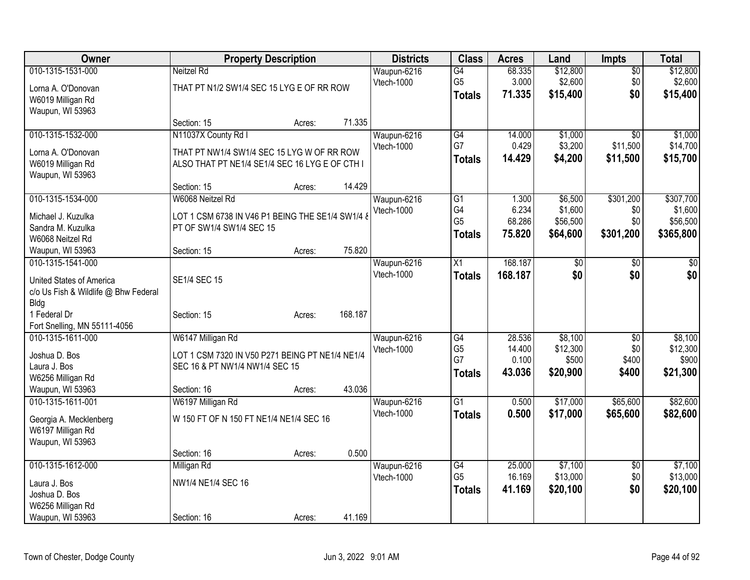| Owner | Property Description | Districts | Class | Acres | Land | Impts | Total |
|---|---|---|---|---|---|---|---|
| 010-1315-1531-000<br>Lorna A. O'Donovan<br>W6019 Milligan Rd<br>Waupun, WI 53963 | Neitzel Rd<br>THAT PT N1/2 SW1/4 SEC 15 LYG E OF RR ROW<br>Section: 15 Acres: 71.335 | Waupun-6216<br>Vtech-1000 | G4<br>G5<br>**Totals** | 68.335<br>3.000<br>**71.335** | $12,800<br>$2,600<br>**$15,400** | $0<br>$0<br>**$0** | $12,800<br>$2,600<br>**$15,400** |
| 010-1315-1532-000<br>Lorna A. O'Donovan<br>W6019 Milligan Rd<br>Waupun, WI 53963 | N11037X County Rd I<br>THAT PT NW1/4 SW1/4 SEC 15 LYG W OF RR ROW ALSO THAT PT NE1/4 SE1/4 SEC 16 LYG E OF CTH I<br>Section: 15 Acres: 14.429 | Waupun-6216<br>Vtech-1000 | G4<br>G7<br>**Totals** | 14.000<br>0.429<br>**14.429** | $1,000<br>$3,200<br>**$4,200** | $0<br>$11,500<br>**$11,500** | $1,000<br>$14,700<br>**$15,700** |
| 010-1315-1534-000<br>Michael J. Kuzulka<br>Sandra M. Kuzulka<br>W6068 Neitzel Rd<br>Waupun, WI 53963 | W6068 Neitzel Rd<br>LOT 1 CSM 6738 IN V46 P1 BEING THE SE1/4 SW1/4 & PT OF SW1/4 SW1/4 SEC 15<br>Section: 15 Acres: 75.820 | Waupun-6216<br>Vtech-1000 | G1<br>G4<br>G5<br>**Totals** | 1.300<br>6.234<br>68.286<br>**75.820** | $6,500<br>$1,600<br>$56,500<br>**$64,600** | $301,200<br>$0<br>$0<br>**$301,200** | $307,700<br>$1,600<br>$56,500<br>**$365,800** |
| 010-1315-1541-000<br>United States of America<br>c/o Us Fish & Wildlife @ Bhw Federal Bldg<br>1 Federal Dr<br>Fort Snelling, MN 55111-4056 | SE1/4 SEC 15<br>Section: 15 Acres: 168.187 | Waupun-6216<br>Vtech-1000 | X1<br>**Totals** | 168.187<br>**168.187** | $0<br>**$0** | $0<br>**$0** | $0<br>**$0** |
| 010-1315-1611-000<br>Joshua D. Bos<br>Laura J. Bos<br>W6256 Milligan Rd<br>Waupun, WI 53963 | W6147 Milligan Rd<br>LOT 1 CSM 7320 IN V50 P271 BEING PT NE1/4 NE1/4 SEC 16 & PT NW1/4 NW1/4 SEC 15<br>Section: 16 Acres: 43.036 | Waupun-6216<br>Vtech-1000 | G4<br>G5<br>G7<br>**Totals** | 28.536<br>14.400<br>0.100<br>**43.036** | $8,100<br>$12,300<br>$500<br>**$20,900** | $0<br>$0<br>$400<br>**$400** | $8,100<br>$12,300<br>$900<br>**$21,300** |
| 010-1315-1611-001<br>Georgia A. Mecklenberg<br>W6197 Milligan Rd<br>Waupun, WI 53963 | W6197 Milligan Rd<br>W 150 FT OF N 150 FT NE1/4 NE1/4 SEC 16<br>Section: 16 Acres: 0.500 | Waupun-6216<br>Vtech-1000 | G1<br>**Totals** | 0.500<br>**0.500** | $17,000<br>**$17,000** | $65,600<br>**$65,600** | $82,600<br>**$82,600** |
| 010-1315-1612-000<br>Laura J. Bos<br>Joshua D. Bos<br>W6256 Milligan Rd<br>Waupun, WI 53963 | Milligan Rd<br>NW1/4 NE1/4 SEC 16<br>Section: 16 Acres: 41.169 | Waupun-6216<br>Vtech-1000 | G4<br>G5<br>**Totals** | 25.000<br>16.169<br>**41.169** | $7,100<br>$13,000<br>**$20,100** | $0<br>$0<br>**$0** | $7,100<br>$13,000<br>**$20,100** |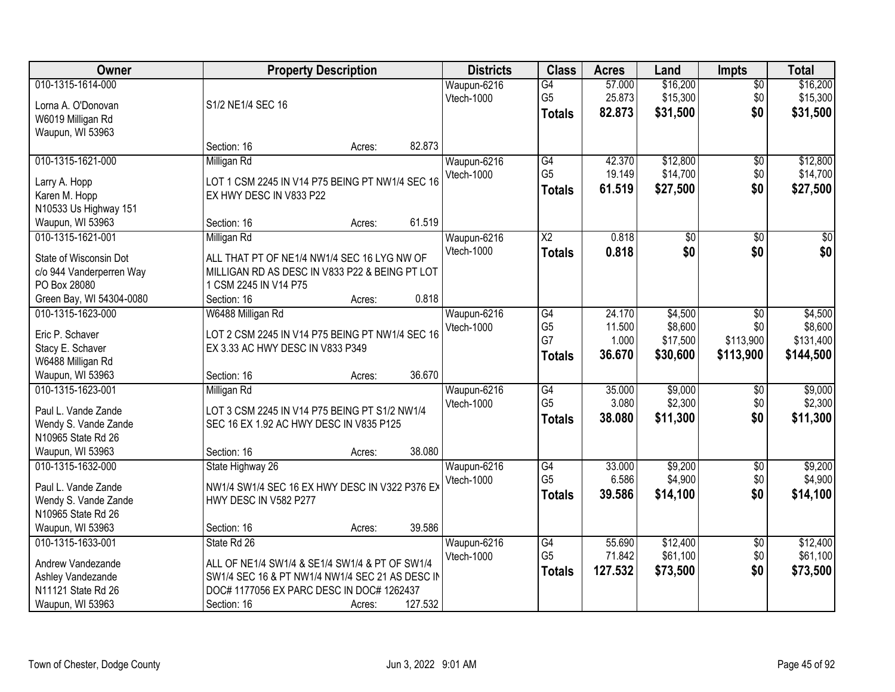| Owner | Property Description | Districts | Class | Acres | Land | Impts | Total |
|---|---|---|---|---|---|---|---|
| 010-1315-1614-000<br><br>Lorna A. O'Donovan<br>W6019 Milligan Rd<br>Waupun, WI 53963 | S1/2 NE1/4 SEC 16<br><br>Section: 16 Acres: 82.873 | Waupun-6216<br>Vtech-1000 | G4<br>G5<br>**Totals** | 57.000<br>25.873<br>**82.873** | $16,200<br>$15,300<br>**$31,500** | $0<br>$0<br>**$0** | $16,200<br>$15,300<br>**$31,500** |
| 010-1315-1621-000<br><br>Larry A. Hopp<br>Karen M. Hopp<br>N10533 Us Highway 151<br>Waupun, WI 53963 | Milligan Rd<br><br>LOT 1 CSM 2245 IN V14 P75 BEING PT NW1/4 SEC 16 EX HWY DESC IN V833 P22<br><br>Section: 16 Acres: 61.519 | Waupun-6216<br>Vtech-1000 | G4<br>G5<br>**Totals** | 42.370<br>19.149<br>**61.519** | $12,800<br>$14,700<br>**$27,500** | $0<br>$0<br>**$0** | $12,800<br>$14,700<br>**$27,500** |
| 010-1315-1621-001<br><br>State of Wisconsin Dot<br>c/o 944 Vanderperren Way<br>PO Box 28080<br>Green Bay, WI 54304-0080 | Milligan Rd<br><br>ALL THAT PT OF NE1/4 NW1/4 SEC 16 LYG NW OF MILLIGAN RD AS DESC IN V833 P22 & BEING PT LOT 1 CSM 2245 IN V14 P75<br>Section: 16 Acres: 0.818 | Waupun-6216<br>Vtech-1000 | X2<br>**Totals** | 0.818<br>**0.818** | $0<br>**$0** | $0<br>**$0** | $0<br>**$0** |
| 010-1315-1623-000<br><br>Eric P. Schaver<br>Stacy E. Schaver<br>W6488 Milligan Rd<br>Waupun, WI 53963 | W6488 Milligan Rd<br><br>LOT 2 CSM 2245 IN V14 P75 BEING PT NW1/4 SEC 16 EX 3.33 AC HWY DESC IN V833 P349<br><br>Section: 16 Acres: 36.670 | Waupun-6216<br>Vtech-1000 | G4<br>G5<br>G7<br>**Totals** | 24.170<br>11.500<br>1.000<br>**36.670** | $4,500<br>$8,600<br>$17,500<br>**$30,600** | $0<br>$0<br>$113,900<br>**$113,900** | $4,500<br>$8,600<br>$131,400<br>**$144,500** |
| 010-1315-1623-001<br><br>Paul L. Vande Zande<br>Wendy S. Vande Zande<br>N10965 State Rd 26<br>Waupun, WI 53963 | Milligan Rd<br><br>LOT 3 CSM 2245 IN V14 P75 BEING PT S1/2 NW1/4 SEC 16 EX 1.92 AC HWY DESC IN V835 P125<br><br>Section: 16 Acres: 38.080 | Waupun-6216<br>Vtech-1000 | G4<br>G5<br>**Totals** | 35.000<br>3.080<br>**38.080** | $9,000<br>$2,300<br>**$11,300** | $0<br>$0<br>**$0** | $9,000<br>$2,300<br>**$11,300** |
| 010-1315-1632-000<br><br>Paul L. Vande Zande<br>Wendy S. Vande Zande<br>N10965 State Rd 26<br>Waupun, WI 53963 | State Highway 26<br><br>NW1/4 SW1/4 SEC 16 EX HWY DESC IN V322 P376 EX HWY DESC IN V582 P277<br><br>Section: 16 Acres: 39.586 | Waupun-6216<br>Vtech-1000 | G4<br>G5<br>**Totals** | 33.000<br>6.586<br>**39.586** | $9,200<br>$4,900<br>**$14,100** | $0<br>$0<br>**$0** | $9,200<br>$4,900<br>**$14,100** |
| 010-1315-1633-001<br><br>Andrew Vandezande<br>Ashley Vandezande<br>N11121 State Rd 26<br>Waupun, WI 53963 | State Rd 26<br><br>ALL OF NE1/4 SW1/4 & SE1/4 SW1/4 & PT OF SW1/4 SW1/4 SEC 16 & PT NW1/4 NW1/4 SEC 21 AS DESC IN DOC# 1177056 EX PARC DESC IN DOC# 1262437<br>Section: 16 Acres: 127.532 | Waupun-6216<br>Vtech-1000 | G4<br>G5<br>**Totals** | 55.690<br>71.842<br>**127.532** | $12,400<br>$61,100<br>**$73,500** | $0<br>$0<br>**$0** | $12,400<br>$61,100<br>**$73,500** |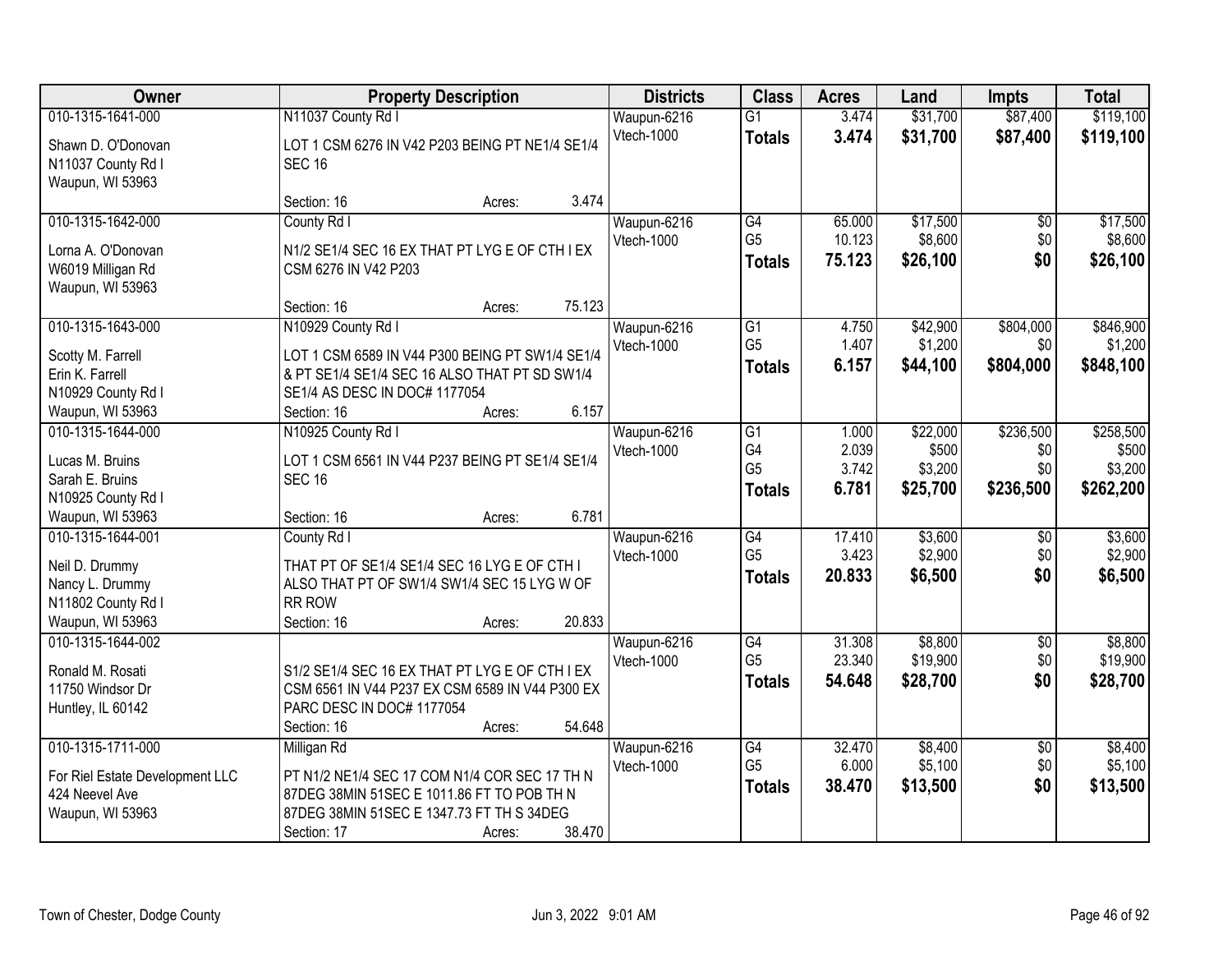| Owner | Property Description | Districts | Class | Acres | Land | Impts | Total |
|---|---|---|---|---|---|---|---|
| 010-1315-1641-000<br>Shawn D. O'Donovan<br>N11037 County Rd I<br>Waupun, WI 53963 | N11037 County Rd I<br>LOT 1 CSM 6276 IN V42 P203 BEING PT NE1/4 SE1/4 SEC 16<br>Section: 16 Acres: 3.474 | Waupun-6216<br>Vtech-1000 | G1<br>**Totals** | 3.474<br>**3.474** | \$31,700<br>**\$31,700** | \$87,400<br>**\$87,400** | \$119,100<br>**\$119,100** |
| 010-1315-1642-000<br>Lorna A. O'Donovan<br>W6019 Milligan Rd<br>Waupun, WI 53963 | County Rd I<br>N1/2 SE1/4 SEC 16 EX THAT PT LYG E OF CTH I EX CSM 6276 IN V42 P203<br>Section: 16 Acres: 75.123 | Waupun-6216<br>Vtech-1000 | G4<br>G5<br>**Totals** | 65.000<br>10.123<br>**75.123** | \$17,500<br>\$8,600<br>**\$26,100** | \$0<br>\$0<br>**\$0** | \$17,500<br>\$8,600<br>**\$26,100** |
| 010-1315-1643-000<br>Scotty M. Farrell<br>Erin K. Farrell<br>N10929 County Rd I<br>Waupun, WI 53963 | N10929 County Rd I<br>LOT 1 CSM 6589 IN V44 P300 BEING PT SW1/4 SE1/4 & PT SE1/4 SE1/4 SEC 16 ALSO THAT PT SD SW1/4 SE1/4 AS DESC IN DOC# 1177054<br>Section: 16 Acres: 6.157 | Waupun-6216<br>Vtech-1000 | G1<br>G5<br>**Totals** | 4.750<br>1.407<br>**6.157** | \$42,900<br>\$1,200<br>**\$44,100** | \$804,000<br>\$0<br>**\$804,000** | \$846,900<br>\$1,200<br>**\$848,100** |
| 010-1315-1644-000<br>Lucas M. Bruins<br>Sarah E. Bruins<br>N10925 County Rd I<br>Waupun, WI 53963 | N10925 County Rd I<br>LOT 1 CSM 6561 IN V44 P237 BEING PT SE1/4 SE1/4 SEC 16<br>Section: 16 Acres: 6.781 | Waupun-6216<br>Vtech-1000 | G1<br>G4<br>G5<br>**Totals** | 1.000<br>2.039<br>3.742<br>**6.781** | \$22,000<br>\$500<br>\$3,200<br>**\$25,700** | \$236,500<br>\$0<br>\$0<br>**\$236,500** | \$258,500<br>\$500<br>\$3,200<br>**\$262,200** |
| 010-1315-1644-001<br>Neil D. Drummy<br>Nancy L. Drummy<br>N11802 County Rd I<br>Waupun, WI 53963 | County Rd I<br>THAT PT OF SE1/4 SE1/4 SEC 16 LYG E OF CTH I ALSO THAT PT OF SW1/4 SW1/4 SEC 15 LYG W OF RR ROW<br>Section: 16 Acres: 20.833 | Waupun-6216<br>Vtech-1000 | G4<br>G5<br>**Totals** | 17.410<br>3.423<br>**20.833** | \$3,600<br>\$2,900<br>**\$6,500** | \$0<br>\$0<br>**\$0** | \$3,600<br>\$2,900<br>**\$6,500** |
| 010-1315-1644-002<br>Ronald M. Rosati<br>11750 Windsor Dr<br>Huntley, IL 60142 | S1/2 SE1/4 SEC 16 EX THAT PT LYG E OF CTH I EX CSM 6561 IN V44 P237 EX CSM 6589 IN V44 P300 EX PARC DESC IN DOC# 1177054<br>Section: 16 Acres: 54.648 | Waupun-6216<br>Vtech-1000 | G4<br>G5<br>**Totals** | 31.308<br>23.340<br>**54.648** | \$8,800<br>\$19,900<br>**\$28,700** | \$0<br>\$0<br>**\$0** | \$8,800<br>\$19,900<br>**\$28,700** |
| 010-1315-1711-000<br>For Riel Estate Development LLC<br>424 Neevel Ave<br>Waupun, WI 53963 | Milligan Rd<br>PT N1/2 NE1/4 SEC 17 COM N1/4 COR SEC 17 TH N 87DEG 38MIN 51SEC E 1011.86 FT TO POB TH N 87DEG 38MIN 51SEC E 1347.73 FT TH S 34DEG<br>Section: 17 Acres: 38.470 | Waupun-6216<br>Vtech-1000 | G4<br>G5<br>**Totals** | 32.470<br>6.000<br>**38.470** | \$8,400<br>\$5,100<br>**\$13,500** | \$0<br>\$0<br>**\$0** | \$8,400<br>\$5,100<br>**\$13,500** |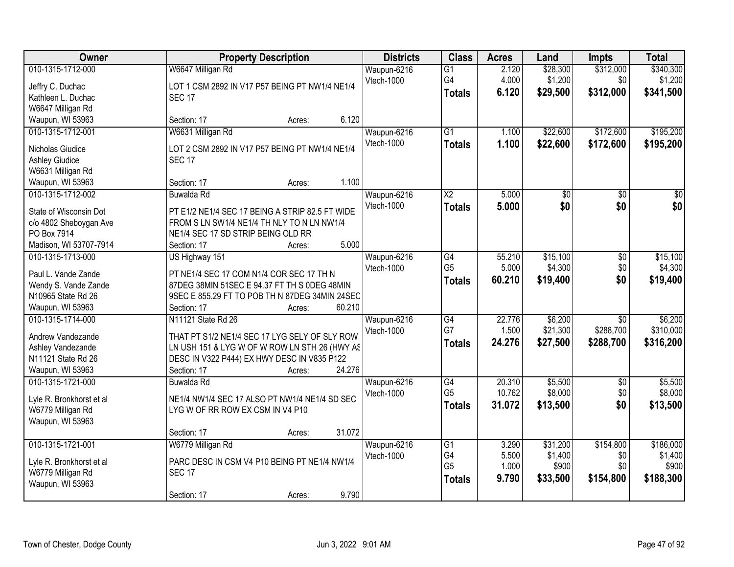| Owner | Property Description | Districts | Class | Acres | Land | Impts | Total |
|---|---|---|---|---|---|---|---|
| 010-1315-1712-000<br>Jeffry C. Duchac<br>Kathleen L. Duchac<br>W6647 Milligan Rd<br>Waupun, WI 53963 | W6647 Milligan Rd<br>LOT 1 CSM 2892 IN V17 P57 BEING PT NW1/4 NE1/4 SEC 17<br>Section: 17 Acres: 6.120 | Waupun-6216<br>Vtech-1000 | G1<br>G4<br>**Totals** | 2.120<br>4.000<br>**6.120** | $28,300<br>$1,200<br>**$29,500** | $312,000<br>$0<br>**$312,000** | $340,300<br>$1,200<br>**$341,500** |
| 010-1315-1712-001<br>Nicholas Giudice<br>Ashley Giudice<br>W6631 Milligan Rd<br>Waupun, WI 53963 | W6631 Milligan Rd<br>LOT 2 CSM 2892 IN V17 P57 BEING PT NW1/4 NE1/4 SEC 17<br>Section: 17 Acres: 1.100 | Waupun-6216<br>Vtech-1000 | G1<br>**Totals** | 1.100<br>**1.100** | $22,600<br>**$22,600** | $172,600<br>**$172,600** | $195,200<br>**$195,200** |
| 010-1315-1712-002<br>State of Wisconsin Dot<br>c/o 4802 Sheboygan Ave<br>PO Box 7914<br>Madison, WI 53707-7914 | Buwalda Rd<br>PT E1/2 NE1/4 SEC 17 BEING A STRIP 82.5 FT WIDE FROM S LN SW1/4 NE1/4 TH NLY TO N LN NW1/4 NE1/4 SEC 17 SD STRIP BEING OLD RR<br>Section: 17 Acres: 5.000 | Waupun-6216<br>Vtech-1000 | X2<br>**Totals** | 5.000<br>**5.000** | $0<br>**$0** | $0<br>**$0** | $0<br>**$0** |
| 010-1315-1713-000<br>Paul L. Vande Zande<br>Wendy S. Vande Zande<br>N10965 State Rd 26<br>Waupun, WI 53963 | US Highway 151<br>PT NE1/4 SEC 17 COM N1/4 COR SEC 17 TH N 87DEG 38MIN 51SEC E 94.37 FT TH S 0DEG 48MIN 9SEC E 855.29 FT TO POB TH N 87DEG 34MIN 24SEC<br>Section: 17 Acres: 60.210 | Waupun-6216<br>Vtech-1000 | G4<br>G5<br>**Totals** | 55.210<br>5.000<br>**60.210** | $15,100<br>$4,300<br>**$19,400** | $0<br>$0<br>**$0** | $15,100<br>$4,300<br>**$19,400** |
| 010-1315-1714-000<br>Andrew Vandezande<br>Ashley Vandezande<br>N11121 State Rd 26<br>Waupun, WI 53963 | N11121 State Rd 26<br>THAT PT S1/2 NE1/4 SEC 17 LYG SELY OF SLY ROW LN USH 151 & LYG W OF W ROW LN STH 26 (HWY AS DESC IN V322 P444) EX HWY DESC IN V835 P122<br>Section: 17 Acres: 24.276 | Waupun-6216<br>Vtech-1000 | G4<br>G7<br>**Totals** | 22.776<br>1.500<br>**24.276** | $6,200<br>$21,300<br>**$27,500** | $0<br>$288,700<br>**$288,700** | $6,200<br>$310,000<br>**$316,200** |
| 010-1315-1721-000<br>Lyle R. Bronkhorst et al<br>W6779 Milligan Rd<br>Waupun, WI 53963 | Buwalda Rd<br>NE1/4 NW1/4 SEC 17 ALSO PT NW1/4 NE1/4 SD SEC LYG W OF RR ROW EX CSM IN V4 P10<br>Section: 17 Acres: 31.072 | Waupun-6216<br>Vtech-1000 | G4<br>G5<br>**Totals** | 20.310<br>10.762<br>**31.072** | $5,500<br>$8,000<br>**$13,500** | $0<br>$0<br>**$0** | $5,500<br>$8,000<br>**$13,500** |
| 010-1315-1721-001<br>Lyle R. Bronkhorst et al<br>W6779 Milligan Rd<br>Waupun, WI 53963 | W6779 Milligan Rd<br>PARC DESC IN CSM V4 P10 BEING PT NE1/4 NW1/4 SEC 17<br>Section: 17 Acres: 9.790 | Waupun-6216<br>Vtech-1000 | G1<br>G4<br>G5<br>**Totals** | 3.290<br>5.500<br>1.000<br>**9.790** | $31,200<br>$1,400<br>$900<br>**$33,500** | $154,800<br>$0<br>$0<br>**$154,800** | $186,000<br>$1,400<br>$900<br>**$188,300** |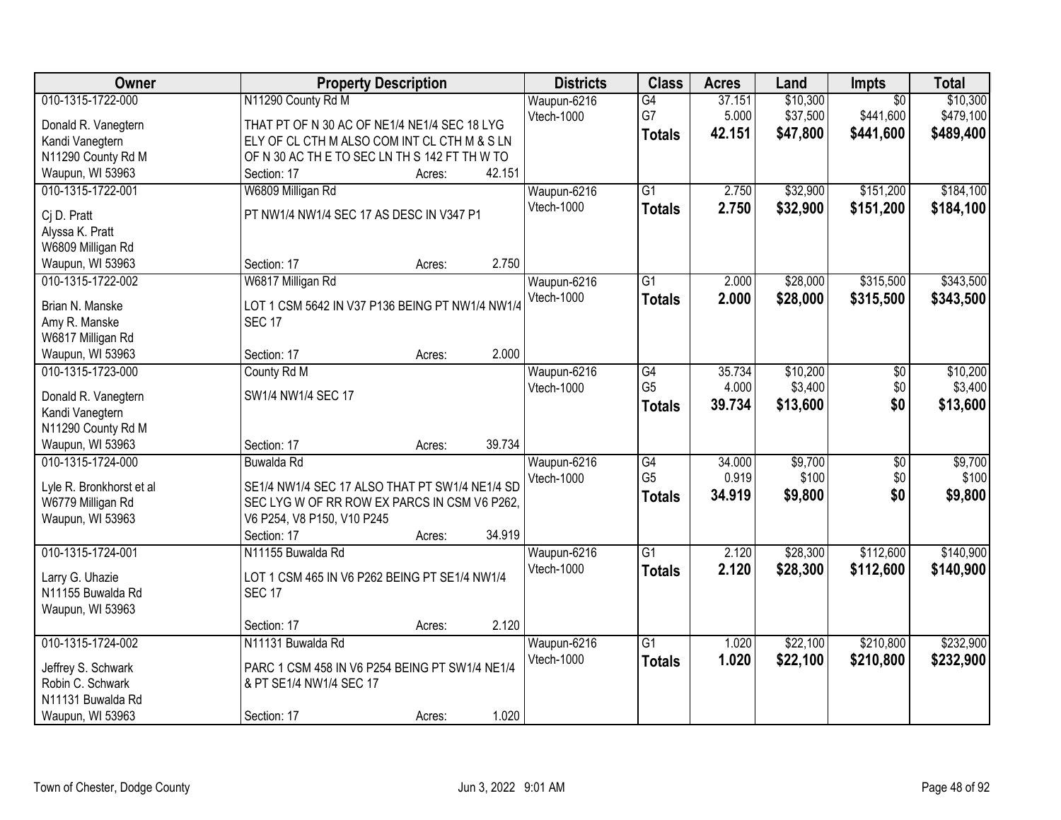| Owner | Property Description | Districts | Class | Acres | Land | Impts | Total |
|---|---|---|---|---|---|---|---|
| 010-1315-1722-000<br>Donald R. Vanegtern<br>Kandi Vanegtern<br>N11290 County Rd M<br>Waupun, WI 53963 | N11290 County Rd M<br>THAT PT OF N 30 AC OF NE1/4 NE1/4 SEC 18 LYG ELY OF CL CTH M ALSO COM INT CL CTH M & S LN OF N 30 AC TH E TO SEC LN TH S 142 FT TH W TO<br>Section: 17 Acres: 42.151 | Waupun-6216<br>Vtech-1000 | G4<br>G7<br>**Totals** | 37.151<br>5.000<br>**42.151** | $10,300<br>$37,500<br>**$47,800** | $0<br>$441,600<br>**$441,600** | $10,300<br>$479,100<br>**$489,400** |
| 010-1315-1722-001<br>Cj D. Pratt<br>Alyssa K. Pratt<br>W6809 Milligan Rd<br>Waupun, WI 53963 | W6809 Milligan Rd<br>PT NW1/4 NW1/4 SEC 17 AS DESC IN V347 P1<br>Section: 17 Acres: 2.750 | Waupun-6216<br>Vtech-1000 | G1<br>**Totals** | 2.750<br>**2.750** | $32,900<br>**$32,900** | $151,200<br>**$151,200** | $184,100<br>**$184,100** |
| 010-1315-1722-002<br>Brian N. Manske<br>Amy R. Manske<br>W6817 Milligan Rd<br>Waupun, WI 53963 | W6817 Milligan Rd<br>LOT 1 CSM 5642 IN V37 P136 BEING PT NW1/4 NW1/4 SEC 17<br>Section: 17 Acres: 2.000 | Waupun-6216<br>Vtech-1000 | G1<br>**Totals** | 2.000<br>**2.000** | $28,000<br>**$28,000** | $315,500<br>**$315,500** | $343,500<br>**$343,500** |
| 010-1315-1723-000<br>Donald R. Vanegtern<br>Kandi Vanegtern<br>N11290 County Rd M<br>Waupun, WI 53963 | County Rd M<br>SW1/4 NW1/4 SEC 17<br>Section: 17 Acres: 39.734 | Waupun-6216<br>Vtech-1000 | G4<br>G5<br>**Totals** | 35.734<br>4.000<br>**39.734** | $10,200<br>$3,400<br>**$13,600** | $0<br>$0<br>**$0** | $10,200<br>$3,400<br>**$13,600** |
| 010-1315-1724-000<br>Lyle R. Bronkhorst et al<br>W6779 Milligan Rd<br>Waupun, WI 53963 | Buwalda Rd<br>SE1/4 NW1/4 SEC 17 ALSO THAT PT SW1/4 NE1/4 SD SEC LYG W OF RR ROW EX PARCS IN CSM V6 P262, V6 P254, V8 P150, V10 P245<br>Section: 17 Acres: 34.919 | Waupun-6216<br>Vtech-1000 | G4<br>G5<br>**Totals** | 34.000<br>0.919<br>**34.919** | $9,700<br>$100<br>**$9,800** | $0<br>$0<br>**$0** | $9,700<br>$100<br>**$9,800** |
| 010-1315-1724-001<br>Larry G. Uhazie<br>N11155 Buwalda Rd<br>Waupun, WI 53963 | N11155 Buwalda Rd<br>LOT 1 CSM 465 IN V6 P262 BEING PT SE1/4 NW1/4 SEC 17<br>Section: 17 Acres: 2.120 | Waupun-6216<br>Vtech-1000 | G1<br>**Totals** | 2.120<br>**2.120** | $28,300<br>**$28,300** | $112,600<br>**$112,600** | $140,900<br>**$140,900** |
| 010-1315-1724-002<br>Jeffrey S. Schwark<br>Robin C. Schwark<br>N11131 Buwalda Rd<br>Waupun, WI 53963 | N11131 Buwalda Rd<br>PARC 1 CSM 458 IN V6 P254 BEING PT SW1/4 NE1/4 & PT SE1/4 NW1/4 SEC 17<br>Section: 17 Acres: 1.020 | Waupun-6216<br>Vtech-1000 | G1<br>**Totals** | 1.020<br>**1.020** | $22,100<br>**$22,100** | $210,800<br>**$210,800** | $232,900<br>**$232,900** |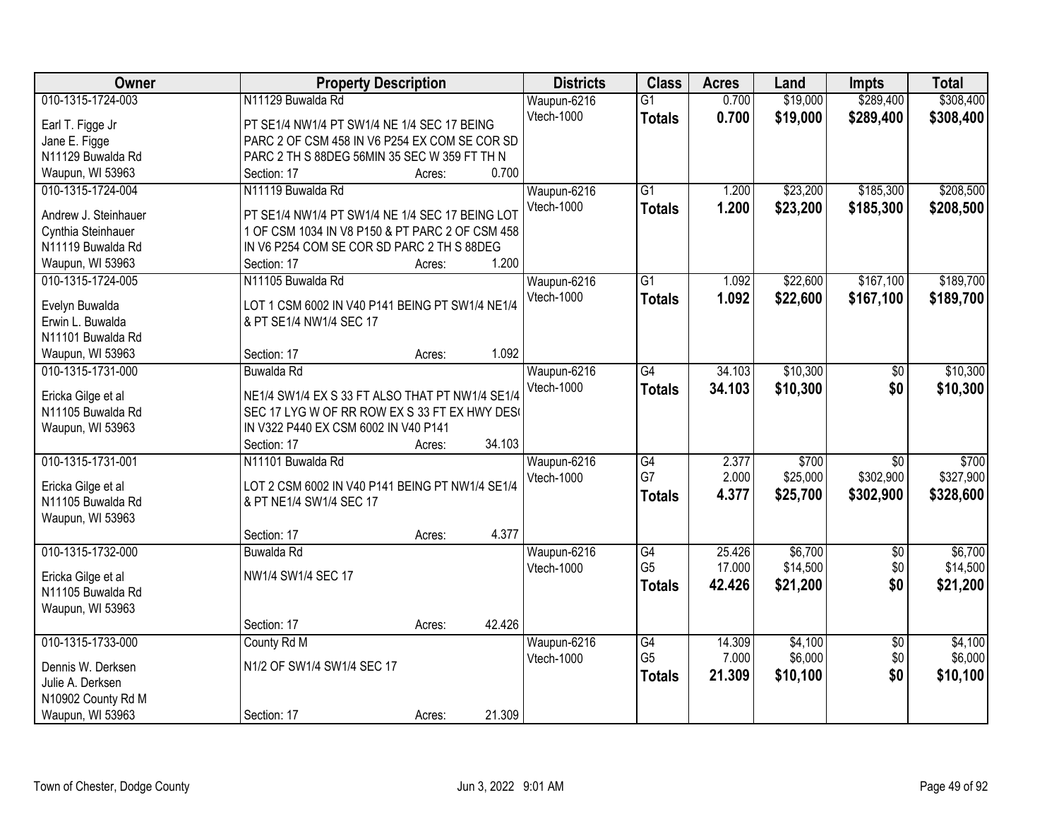| Owner | Property Description | Districts | Class | Acres | Land | Impts | Total |
|---|---|---|---|---|---|---|---|
| 010-1315-1724-003<br><br>Earl T. Figge Jr<br>Jane E. Figge<br>N11129 Buwalda Rd<br>Waupun, WI 53963 | N11129 Buwalda Rd<br><br>PT SE1/4 NW1/4 PT SW1/4 NE 1/4 SEC 17 BEING PARC 2 OF CSM 458 IN V6 P254 EX COM SE COR SD PARC 2 TH S 88DEG 56MIN 35 SEC W 359 FT TH N<br>Section: 17 Acres: 0.700 | Waupun-6216<br>Vtech-1000 | G1<br>**Totals** | 0.700<br>**0.700** | $19,000<br>**$19,000** | $289,400<br>**$289,400** | $308,400<br>**$308,400** |
| 010-1315-1724-004<br><br>Andrew J. Steinhauer<br>Cynthia Steinhauer<br>N11119 Buwalda Rd<br>Waupun, WI 53963 | N11119 Buwalda Rd<br><br>PT SE1/4 NW1/4 PT SW1/4 NE 1/4 SEC 17 BEING LOT 1 OF CSM 1034 IN V8 P150 & PT PARC 2 OF CSM 458 IN V6 P254 COM SE COR SD PARC 2 TH S 88DEG<br>Section: 17 Acres: 1.200 | Waupun-6216<br>Vtech-1000 | G1<br>**Totals** | 1.200<br>**1.200** | $23,200<br>**$23,200** | $185,300<br>**$185,300** | $208,500<br>**$208,500** |
| 010-1315-1724-005<br><br>Evelyn Buwalda<br>Erwin L. Buwalda<br>N11101 Buwalda Rd<br>Waupun, WI 53963 | N11105 Buwalda Rd<br><br>LOT 1 CSM 6002 IN V40 P141 BEING PT SW1/4 NE1/4 & PT SE1/4 NW1/4 SEC 17<br><br>Section: 17 Acres: 1.092 | Waupun-6216<br>Vtech-1000 | G1<br>**Totals** | 1.092<br>**1.092** | $22,600<br>**$22,600** | $167,100<br>**$167,100** | $189,700<br>**$189,700** |
| 010-1315-1731-000<br><br>Ericka Gilge et al<br>N11105 Buwalda Rd<br>Waupun, WI 53963 | Buwalda Rd<br><br>NE1/4 SW1/4 EX S 33 FT ALSO THAT PT NW1/4 SE1/4 SEC 17 LYG W OF RR ROW EX S 33 FT EX HWY DES( IN V322 P440 EX CSM 6002 IN V40 P141<br>Section: 17 Acres: 34.103 | Waupun-6216<br>Vtech-1000 | G4<br>**Totals** | 34.103<br>**34.103** | $10,300<br>**$10,300** | $0<br>**$0** | $10,300<br>**$10,300** |
| 010-1315-1731-001<br><br>Ericka Gilge et al<br>N11105 Buwalda Rd<br>Waupun, WI 53963 | N11101 Buwalda Rd<br><br>LOT 2 CSM 6002 IN V40 P141 BEING PT NW1/4 SE1/4 & PT NE1/4 SW1/4 SEC 17<br><br>Section: 17 Acres: 4.377 | Waupun-6216<br>Vtech-1000 | G4<br>G7<br>**Totals** | 2.377<br>2.000<br>**4.377** | $700<br>$25,000<br>**$25,700** | $0<br>$302,900<br>**$302,900** | $700<br>$327,900<br>**$328,600** |
| 010-1315-1732-000<br><br>Ericka Gilge et al<br>N11105 Buwalda Rd<br>Waupun, WI 53963 | Buwalda Rd<br><br>NW1/4 SW1/4 SEC 17<br><br>Section: 17 Acres: 42.426 | Waupun-6216<br>Vtech-1000 | G4<br>G5<br>**Totals** | 25.426<br>17.000<br>**42.426** | $6,700<br>$14,500<br>**$21,200** | $0<br>$0<br>**$0** | $6,700<br>$14,500<br>**$21,200** |
| 010-1315-1733-000<br><br>Dennis W. Derksen<br>Julie A. Derksen<br>N10902 County Rd M<br>Waupun, WI 53963 | County Rd M<br><br>N1/2 OF SW1/4 SW1/4 SEC 17<br><br>Section: 17 Acres: 21.309 | Waupun-6216<br>Vtech-1000 | G4<br>G5<br>**Totals** | 14.309<br>7.000<br>**21.309** | $4,100<br>$6,000<br>**$10,100** | $0<br>$0<br>**$0** | $4,100<br>$6,000<br>**$10,100** |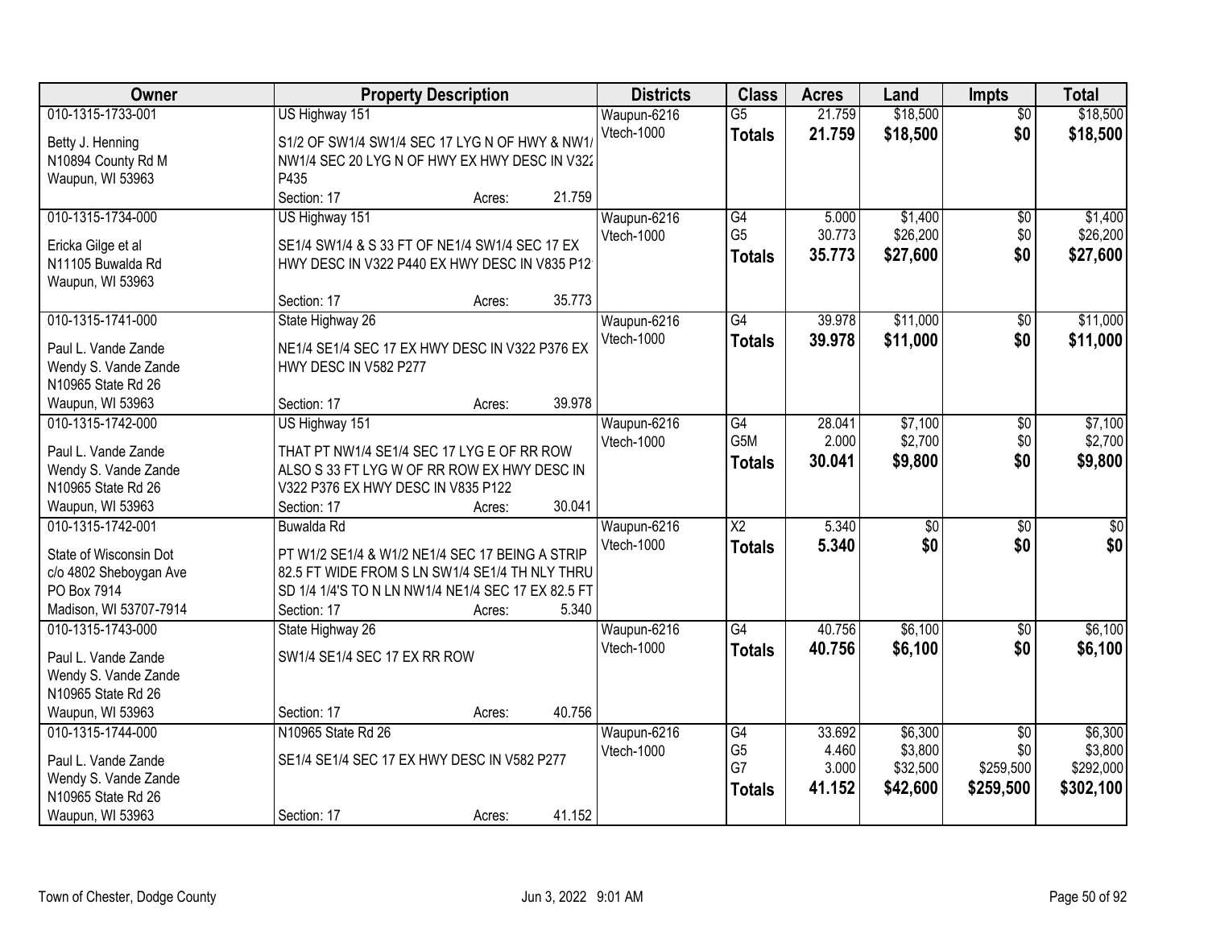| Owner | Property Description | Districts | Class | Acres | Land | Impts | Total |
|---|---|---|---|---|---|---|---|
| 010-1315-1733-001<br>Betty J. Henning<br>N10894 County Rd M<br>Waupun, WI 53963 | US Highway 151<br>S1/2 OF SW1/4 SW1/4 SEC 17 LYG N OF HWY & NW1/ NW1/4 SEC 20 LYG N OF HWY EX HWY DESC IN V322 P435<br>Section: 17 Acres: 21.759 | Waupun-6216<br>Vtech-1000 | G5<br>**Totals** | 21.759<br>**21.759** | $18,500<br>**$18,500** | $0<br>**$0** | $18,500<br>**$18,500** |
| 010-1315-1734-000<br>Ericka Gilge et al<br>N11105 Buwalda Rd<br>Waupun, WI 53963 | US Highway 151<br>SE1/4 SW1/4 & S 33 FT OF NE1/4 SW1/4 SEC 17 EX HWY DESC IN V322 P440 EX HWY DESC IN V835 P12<br>Section: 17 Acres: 35.773 | Waupun-6216<br>Vtech-1000 | G4<br>G5<br>**Totals** | 5.000<br>30.773<br>**35.773** | $1,400<br>$26,200<br>**$27,600** | $0<br>$0<br>**$0** | $1,400<br>$26,200<br>**$27,600** |
| 010-1315-1741-000<br>Paul L. Vande Zande<br>Wendy S. Vande Zande<br>N10965 State Rd 26<br>Waupun, WI 53963 | State Highway 26<br>NE1/4 SE1/4 SEC 17 EX HWY DESC IN V322 P376 EX HWY DESC IN V582 P277<br>Section: 17 Acres: 39.978 | Waupun-6216<br>Vtech-1000 | G4<br>**Totals** | 39.978<br>**39.978** | $11,000<br>**$11,000** | $0<br>**$0** | $11,000<br>**$11,000** |
| 010-1315-1742-000<br>Paul L. Vande Zande<br>Wendy S. Vande Zande<br>N10965 State Rd 26<br>Waupun, WI 53963 | US Highway 151<br>THAT PT NW1/4 SE1/4 SEC 17 LYG E OF RR ROW ALSO S 33 FT LYG W OF RR ROW EX HWY DESC IN V322 P376 EX HWY DESC IN V835 P122<br>Section: 17 Acres: 30.041 | Waupun-6216<br>Vtech-1000 | G4<br>G5M<br>**Totals** | 28.041<br>2.000<br>**30.041** | $7,100<br>$2,700<br>**$9,800** | $0<br>$0<br>**$0** | $7,100<br>$2,700<br>**$9,800** |
| 010-1315-1742-001<br>State of Wisconsin Dot<br>c/o 4802 Sheboygan Ave<br>PO Box 7914<br>Madison, WI 53707-7914 | Buwalda Rd<br>PT W1/2 SE1/4 & W1/2 NE1/4 SEC 17 BEING A STRIP 82.5 FT WIDE FROM S LN SW1/4 SE1/4 TH NLY THRU SD 1/4 1/4'S TO N LN NW1/4 NE1/4 SEC 17 EX 82.5 FT<br>Section: 17 Acres: 5.340 | Waupun-6216<br>Vtech-1000 | X2<br>**Totals** | 5.340<br>**5.340** | $0<br>**$0** | $0<br>**$0** | $0<br>**$0** |
| 010-1315-1743-000<br>Paul L. Vande Zande<br>Wendy S. Vande Zande<br>N10965 State Rd 26<br>Waupun, WI 53963 | State Highway 26<br>SW1/4 SE1/4 SEC 17 EX RR ROW<br>Section: 17 Acres: 40.756 | Waupun-6216<br>Vtech-1000 | G4<br>**Totals** | 40.756<br>**40.756** | $6,100<br>**$6,100** | $0<br>**$0** | $6,100<br>**$6,100** |
| 010-1315-1744-000<br>Paul L. Vande Zande<br>Wendy S. Vande Zande<br>N10965 State Rd 26<br>Waupun, WI 53963 | N10965 State Rd 26<br>SE1/4 SE1/4 SEC 17 EX HWY DESC IN V582 P277<br>Section: 17 Acres: 41.152 | Waupun-6216<br>Vtech-1000 | G4<br>G5<br>G7<br>**Totals** | 33.692<br>4.460<br>3.000<br>**41.152** | $6,300<br>$3,800<br>$32,500<br>**$42,600** | $0<br>$0<br>$259,500<br>**$259,500** | $6,300<br>$3,800<br>$292,000<br>**$302,100** |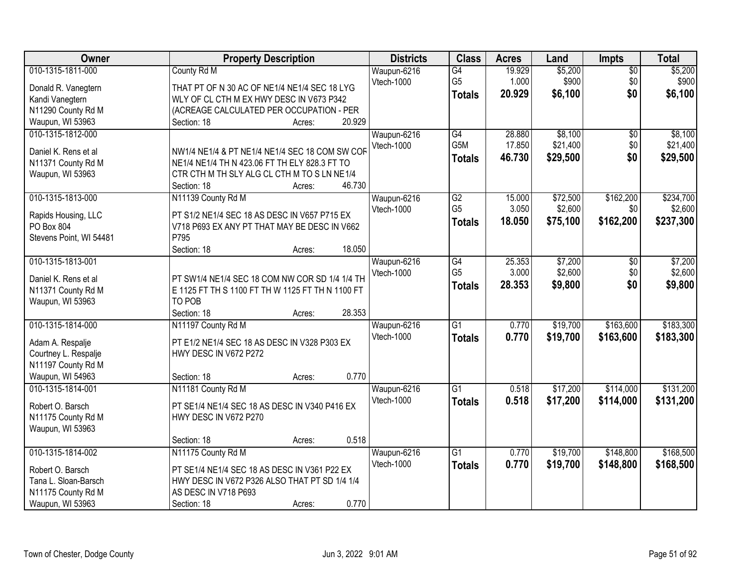| Owner | Property Description | Districts | Class | Acres | Land | Impts | Total |
|---|---|---|---|---|---|---|---|
| 010-1315-1811-000<br>Donald R. Vanegtern<br>Kandi Vanegtern<br>N11290 County Rd M<br>Waupun, WI 53963 | County Rd M<br>THAT PT OF N 30 AC OF NE1/4 NE1/4 SEC 18 LYG WLY OF CL CTH M EX HWY DESC IN V673 P342 (ACREAGE CALCULATED PER OCCUPATION - PER<br>Section: 18 Acres: 20.929 | Waupun-6216<br>Vtech-1000 | G4<br>G5<br>**Totals** | 19.929<br>1.000<br>**20.929** | $5,200<br>$900<br>**$6,100** | $0<br>$0<br>**$0** | $5,200<br>$900<br>**$6,100** |
| 010-1315-1812-000<br>Daniel K. Rens et al<br>N11371 County Rd M<br>Waupun, WI 53963 | NW1/4 NE1/4 & PT NE1/4 NE1/4 SEC 18 COM SW COR NE1/4 NE1/4 TH N 423.06 FT TH ELY 828.3 FT TO CTR CTH M TH SLY ALG CL CTH M TO S LN NE1/4<br>Section: 18 Acres: 46.730 | Waupun-6216<br>Vtech-1000 | G4<br>G5M<br>**Totals** | 28.880<br>17.850<br>**46.730** | $8,100<br>$21,400<br>**$29,500** | $0<br>$0<br>**$0** | $8,100<br>$21,400<br>**$29,500** |
| 010-1315-1813-000<br>Rapids Housing, LLC<br>PO Box 804<br>Stevens Point, WI 54481 | N11139 County Rd M<br>PT S1/2 NE1/4 SEC 18 AS DESC IN V657 P715 EX V718 P693 EX ANY PT THAT MAY BE DESC IN V662 P795<br>Section: 18 Acres: 18.050 | Waupun-6216<br>Vtech-1000 | G2<br>G5<br>**Totals** | 15.000<br>3.050<br>**18.050** | $72,500<br>$2,600<br>**$75,100** | $162,200<br>$0<br>**$162,200** | $234,700<br>$2,600<br>**$237,300** |
| 010-1315-1813-001<br>Daniel K. Rens et al<br>N11371 County Rd M<br>Waupun, WI 53963 | PT SW1/4 NE1/4 SEC 18 COM NW COR SD 1/4 1/4 TH E 1125 FT TH S 1100 FT TH W 1125 FT TH N 1100 FT TO POB<br>Section: 18 Acres: 28.353 | Waupun-6216<br>Vtech-1000 | G4<br>G5<br>**Totals** | 25.353<br>3.000<br>**28.353** | $7,200<br>$2,600<br>**$9,800** | $0<br>$0<br>**$0** | $7,200<br>$2,600<br>**$9,800** |
| 010-1315-1814-000<br>Adam A. Respalje<br>Courtney L. Respalje<br>N11197 County Rd M<br>Waupun, WI 54963 | N11197 County Rd M<br>PT E1/2 NE1/4 SEC 18 AS DESC IN V328 P303 EX HWY DESC IN V672 P272<br>Section: 18 Acres: 0.770 | Waupun-6216<br>Vtech-1000 | G1<br>**Totals** | 0.770<br>**0.770** | $19,700<br>**$19,700** | $163,600<br>**$163,600** | $183,300<br>**$183,300** |
| 010-1315-1814-001<br>Robert O. Barsch<br>N11175 County Rd M<br>Waupun, WI 53963 | N11181 County Rd M<br>PT SE1/4 NE1/4 SEC 18 AS DESC IN V340 P416 EX HWY DESC IN V672 P270<br>Section: 18 Acres: 0.518 | Waupun-6216<br>Vtech-1000 | G1<br>**Totals** | 0.518<br>**0.518** | $17,200<br>**$17,200** | $114,000<br>**$114,000** | $131,200<br>**$131,200** |
| 010-1315-1814-002<br>Robert O. Barsch<br>Tana L. Sloan-Barsch<br>N11175 County Rd M<br>Waupun, WI 53963 | N11175 County Rd M<br>PT SE1/4 NE1/4 SEC 18 AS DESC IN V361 P22 EX HWY DESC IN V672 P326 ALSO THAT PT SD 1/4 1/4 AS DESC IN V718 P693<br>Section: 18 Acres: 0.770 | Waupun-6216<br>Vtech-1000 | G1<br>**Totals** | 0.770<br>**0.770** | $19,700<br>**$19,700** | $148,800<br>**$148,800** | $168,500<br>**$168,500** |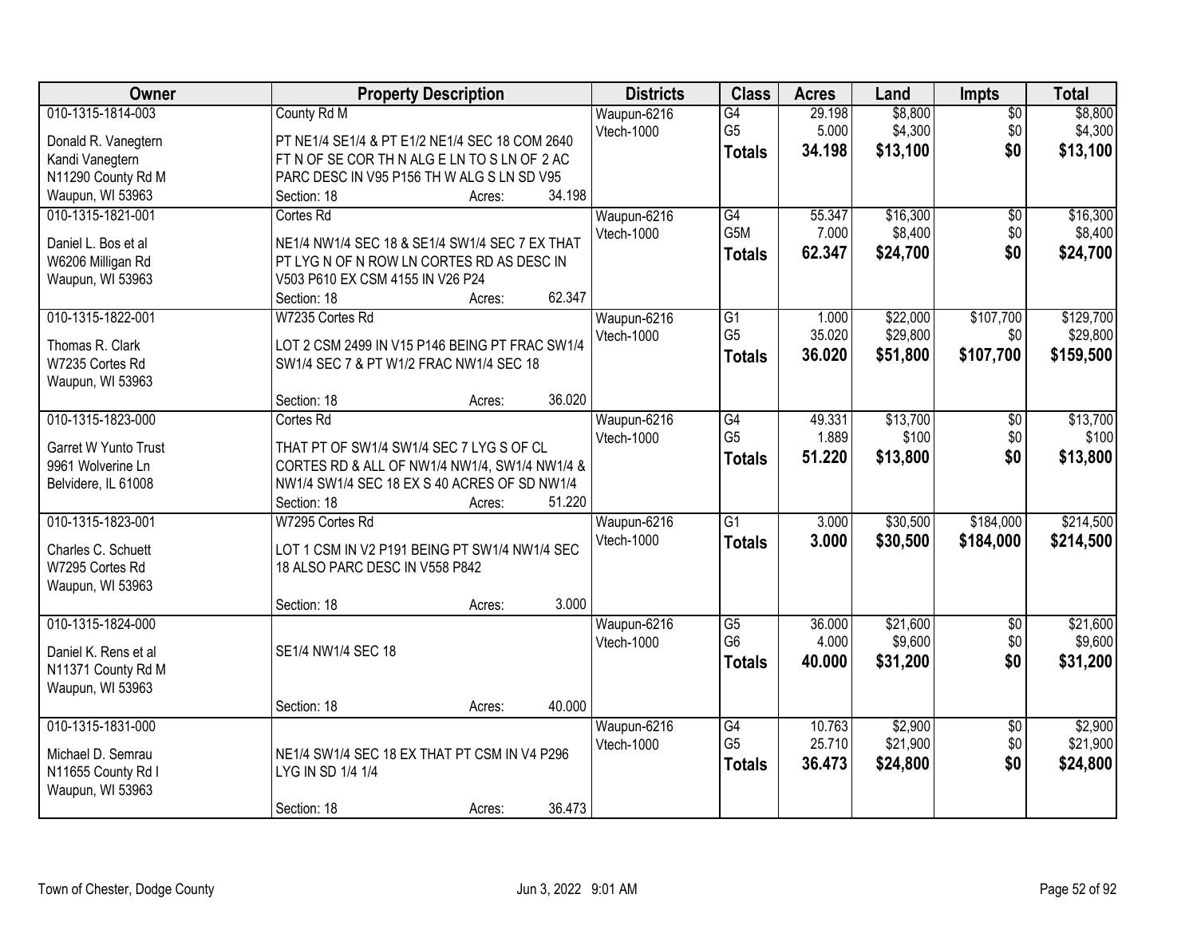| Owner | Property Description | Districts | Class | Acres | Land | Impts | Total |
|---|---|---|---|---|---|---|---|
| 010-1315-1814-003<br><br>Donald R. Vanegtern<br>Kandi Vanegtern<br>N11290 County Rd M<br>Waupun, WI 53963 | County Rd M<br><br>PT NE1/4 SE1/4 & PT E1/2 NE1/4 SEC 18 COM 2640 FT N OF SE COR TH N ALG E LN TO S LN OF 2 AC PARC DESC IN V95 P156 TH W ALG S LN SD V95<br>Section: 18 Acres: 34.198 | Waupun-6216<br>Vtech-1000 | G4<br>G5<br>**Totals** | 29.198<br>5.000<br>**34.198** | $8,800<br>$4,300<br>**$13,100** | $0<br>$0<br>**$0** | $8,800<br>$4,300<br>**$13,100** |
| 010-1315-1821-001<br><br>Daniel L. Bos et al<br>W6206 Milligan Rd<br>Waupun, WI 53963 | Cortes Rd<br><br>NE1/4 NW1/4 SEC 18 & SE1/4 SW1/4 SEC 7 EX THAT PT LYG N OF N ROW LN CORTES RD AS DESC IN V503 P610 EX CSM 4155 IN V26 P24<br>Section: 18 Acres: 62.347 | Waupun-6216<br>Vtech-1000 | G4<br>G5M<br>**Totals** | 55.347<br>7.000<br>**62.347** | $16,300<br>$8,400<br>**$24,700** | $0<br>$0<br>**$0** | $16,300<br>$8,400<br>**$24,700** |
| 010-1315-1822-001<br><br>Thomas R. Clark<br>W7235 Cortes Rd<br>Waupun, WI 53963 | W7235 Cortes Rd<br><br>LOT 2 CSM 2499 IN V15 P146 BEING PT FRAC SW1/4 SW1/4 SEC 7 & PT W1/2 FRAC NW1/4 SEC 18<br>Section: 18 Acres: 36.020 | Waupun-6216<br>Vtech-1000 | G1<br>G5<br>**Totals** | 1.000<br>35.020<br>**36.020** | $22,000<br>$29,800<br>**$51,800** | $107,700<br>$0<br>**$107,700** | $129,700<br>$29,800<br>**$159,500** |
| 010-1315-1823-000<br><br>Garret W Yunto Trust<br>9961 Wolverine Ln<br>Belvidere, IL 61008 | Cortes Rd<br><br>THAT PT OF SW1/4 SW1/4 SEC 7 LYG S OF CL CORTES RD & ALL OF NW1/4 NW1/4, SW1/4 NW1/4 & NW1/4 SW1/4 SEC 18 EX S 40 ACRES OF SD NW1/4<br>Section: 18 Acres: 51.220 | Waupun-6216<br>Vtech-1000 | G4<br>G5<br>**Totals** | 49.331<br>1.889<br>**51.220** | $13,700<br>$100<br>**$13,800** | $0<br>$0<br>**$0** | $13,700<br>$100<br>**$13,800** |
| 010-1315-1823-001<br><br>Charles C. Schuett<br>W7295 Cortes Rd<br>Waupun, WI 53963 | W7295 Cortes Rd<br><br>LOT 1 CSM IN V2 P191 BEING PT SW1/4 NW1/4 SEC 18 ALSO PARC DESC IN V558 P842<br>Section: 18 Acres: 3.000 | Waupun-6216<br>Vtech-1000 | G1<br>**Totals** | 3.000<br>**3.000** | $30,500<br>**$30,500** | $184,000<br>**$184,000** | $214,500<br>**$214,500** |
| 010-1315-1824-000<br><br>Daniel K. Rens et al<br>N11371 County Rd M<br>Waupun, WI 53963 | SE1/4 NW1/4 SEC 18<br>Section: 18 Acres: 40.000 | Waupun-6216<br>Vtech-1000 | G5<br>G6<br>**Totals** | 36.000<br>4.000<br>**40.000** | $21,600<br>$9,600<br>**$31,200** | $0<br>$0<br>**$0** | $21,600<br>$9,600<br>**$31,200** |
| 010-1315-1831-000<br><br>Michael D. Semrau<br>N11655 County Rd I<br>Waupun, WI 53963 | NE1/4 SW1/4 SEC 18 EX THAT PT CSM IN V4 P296 LYG IN SD 1/4 1/4<br>Section: 18 Acres: 36.473 | Waupun-6216<br>Vtech-1000 | G4<br>G5<br>**Totals** | 10.763<br>25.710<br>**36.473** | $2,900<br>$21,900<br>**$24,800** | $0<br>$0<br>**$0** | $2,900<br>$21,900<br>**$24,800** |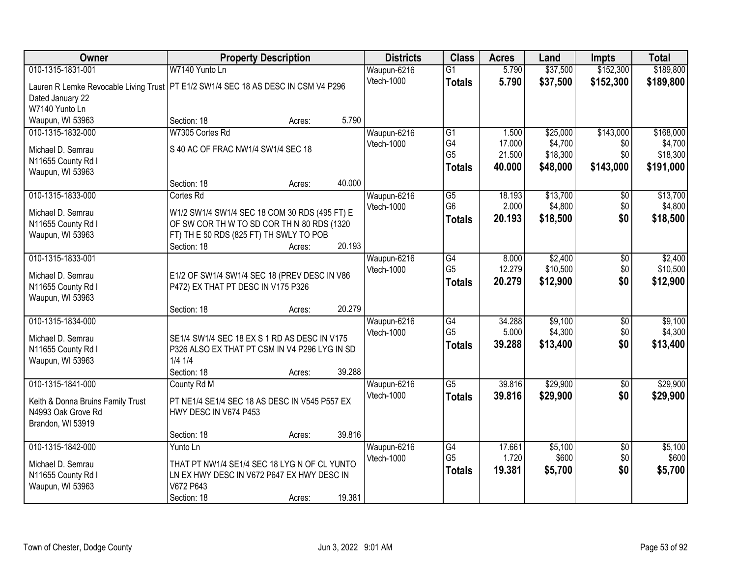| Owner | Property Description | | | Districts | Class | Acres | Land | Impts | Total |
|---|---|---|---|---|---|---|---|---|---|
| 010-1315-1831-001 | W7140 Yunto Ln | | | Waupun-6216 | G1 | 5.790 | $37,500 | $152,300 | $189,800 |
| Lauren R Lemke Revocable Living Trust Dated January 22 W7140 Yunto Ln Waupun, WI 53963 | PT E1/2 SW1/4 SEC 18 AS DESC IN CSM V4 P296 | | | Vtech-1000 | **Totals** | **5.790** | **$37,500** | **$152,300** | **$189,800** |
| | Section: 18 | Acres: | 5.790 | | | | | | |
| 010-1315-1832-000 | W7305 Cortes Rd | | | Waupun-6216 | G1 | 1.500 | $25,000 | $143,000 | $168,000 |
| Michael D. Semrau N11655 County Rd I Waupun, WI 53963 | S 40 AC OF FRAC NW1/4 SW1/4 SEC 18 | | | Vtech-1000 | G4 | 17.000 | $4,700 | $0 | $4,700 |
| | | | | | G5 | 21.500 | $18,300 | $0 | $18,300 |
| | | | | | **Totals** | **40.000** | **$48,000** | **$143,000** | **$191,000** |
| | Section: 18 | Acres: | 40.000 | | | | | | |
| 010-1315-1833-000 | Cortes Rd | | | Waupun-6216 | G5 | 18.193 | $13,700 | $0 | $13,700 |
| Michael D. Semrau N11655 County Rd I Waupun, WI 53963 | W1/2 SW1/4 SW1/4 SEC 18 COM 30 RDS (495 FT) E OF SW COR TH W TO SD COR TH N 80 RDS (1320 FT) TH E 50 RDS (825 FT) TH SWLY TO POB | | | Vtech-1000 | G6 | 2.000 | $4,800 | $0 | $4,800 |
| | | | | | **Totals** | **20.193** | **$18,500** | **$0** | **$18,500** |
| | Section: 18 | Acres: | 20.193 | | | | | | |
| 010-1315-1833-001 | | | | Waupun-6216 | G4 | 8.000 | $2,400 | $0 | $2,400 |
| Michael D. Semrau N11655 County Rd I Waupun, WI 53963 | E1/2 OF SW1/4 SW1/4 SEC 18 (PREV DESC IN V86 P472) EX THAT PT DESC IN V175 P326 | | | Vtech-1000 | G5 | 12.279 | $10,500 | $0 | $10,500 |
| | | | | | **Totals** | **20.279** | **$12,900** | **$0** | **$12,900** |
| | Section: 18 | Acres: | 20.279 | | | | | | |
| 010-1315-1834-000 | | | | Waupun-6216 | G4 | 34.288 | $9,100 | $0 | $9,100 |
| Michael D. Semrau N11655 County Rd I Waupun, WI 53963 | SE1/4 SW1/4 SEC 18 EX S 1 RD AS DESC IN V175 P326 ALSO EX THAT PT CSM IN V4 P296 LYG IN SD 1/4 1/4 | | | Vtech-1000 | G5 | 5.000 | $4,300 | $0 | $4,300 |
| | | | | | **Totals** | **39.288** | **$13,400** | **$0** | **$13,400** |
| | Section: 18 | Acres: | 39.288 | | | | | | |
| 010-1315-1841-000 | County Rd M | | | Waupun-6216 | G5 | 39.816 | $29,900 | $0 | $29,900 |
| Keith & Donna Bruins Family Trust N4993 Oak Grove Rd Brandon, WI 53919 | PT NE1/4 SE1/4 SEC 18 AS DESC IN V545 P557 EX HWY DESC IN V674 P453 | | | Vtech-1000 | **Totals** | **39.816** | **$29,900** | **$0** | **$29,900** |
| | Section: 18 | Acres: | 39.816 | | | | | | |
| 010-1315-1842-000 | Yunto Ln | | | Waupun-6216 | G4 | 17.661 | $5,100 | $0 | $5,100 |
| Michael D. Semrau N11655 County Rd I Waupun, WI 53963 | THAT PT NW1/4 SE1/4 SEC 18 LYG N OF CL YUNTO LN EX HWY DESC IN V672 P647 EX HWY DESC IN V672 P643 | | | Vtech-1000 | G5 | 1.720 | $600 | $0 | $600 |
| | | | | | **Totals** | **19.381** | **$5,700** | **$0** | **$5,700** |
| | Section: 18 | Acres: | 19.381 | | | | | | |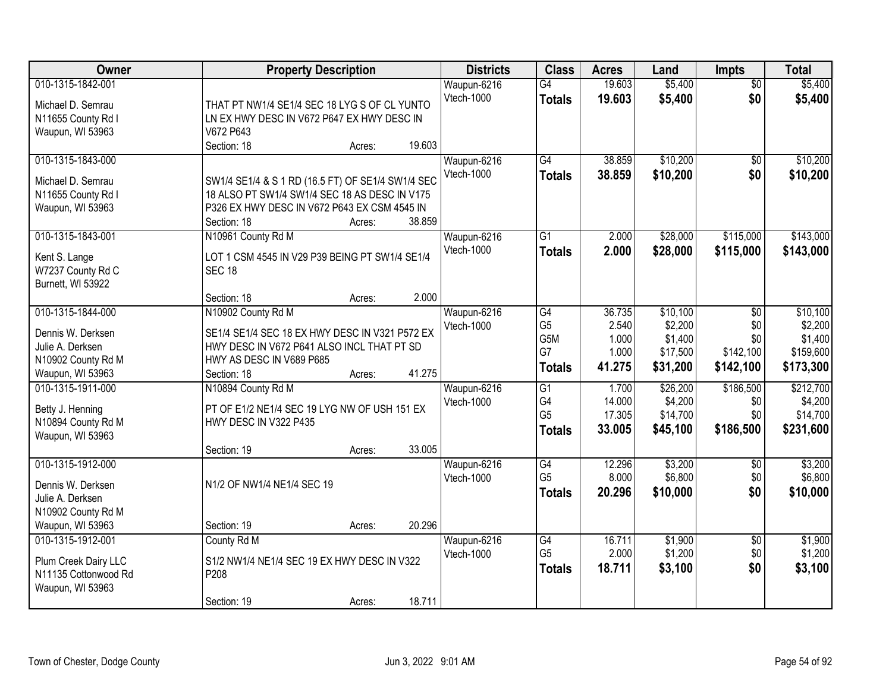| Owner | Property Description | Districts | Class | Acres | Land | Impts | Total |
|---|---|---|---|---|---|---|---|
| 010-1315-1842-001<br><br>Michael D. Semrau<br>N11655 County Rd I<br>Waupun, WI 53963 | THAT PT NW1/4 SE1/4 SEC 18 LYG S OF CL YUNTO LN EX HWY DESC IN V672 P647 EX HWY DESC IN V672 P643<br>Section: 18 Acres: 19.603 | Waupun-6216<br>Vtech-1000 | G4<br>**Totals** | 19.603<br>**19.603** | $5,400<br>**$5,400** | $0<br>**$0** | $5,400<br>**$5,400** |
| 010-1315-1843-000<br><br>Michael D. Semrau<br>N11655 County Rd I<br>Waupun, WI 53963 | SW1/4 SE1/4 & S 1 RD (16.5 FT) OF SE1/4 SW1/4 SEC 18 ALSO PT SW1/4 SW1/4 SEC 18 AS DESC IN V175 P326 EX HWY DESC IN V672 P643 EX CSM 4545 IN<br>Section: 18 Acres: 38.859 | Waupun-6216<br>Vtech-1000 | G4<br>**Totals** | 38.859<br>**38.859** | $10,200<br>**$10,200** | $0<br>**$0** | $10,200<br>**$10,200** |
| 010-1315-1843-001<br><br>Kent S. Lange<br>W7237 County Rd C<br>Burnett, WI 53922 | N10961 County Rd M<br>LOT 1 CSM 4545 IN V29 P39 BEING PT SW1/4 SE1/4 SEC 18<br>Section: 18 Acres: 2.000 | Waupun-6216<br>Vtech-1000 | G1<br>**Totals** | 2.000<br>**2.000** | $28,000<br>**$28,000** | $115,000<br>**$115,000** | $143,000<br>**$143,000** |
| 010-1315-1844-000<br><br>Dennis W. Derksen<br>Julie A. Derksen<br>N10902 County Rd M<br>Waupun, WI 53963 | N10902 County Rd M<br>SE1/4 SE1/4 SEC 18 EX HWY DESC IN V321 P572 EX HWY DESC IN V672 P641 ALSO INCL THAT PT SD HWY AS DESC IN V689 P685<br>Section: 18 Acres: 41.275 | Waupun-6216<br>Vtech-1000 | G4<br>G5<br>G5M<br>G7<br>**Totals** | 36.735<br>2.540<br>1.000<br>1.000<br>**41.275** | $10,100<br>$2,200<br>$1,400<br>$17,500<br>**$31,200** | $0<br>$0<br>$0<br>$142,100<br>**$142,100** | $10,100<br>$2,200<br>$1,400<br>$159,600<br>**$173,300** |
| 010-1315-1911-000<br><br>Betty J. Henning<br>N10894 County Rd M<br>Waupun, WI 53963 | N10894 County Rd M<br>PT OF E1/2 NE1/4 SEC 19 LYG NW OF USH 151 EX HWY DESC IN V322 P435<br>Section: 19 Acres: 33.005 | Waupun-6216<br>Vtech-1000 | G1<br>G4<br>G5<br>**Totals** | 1.700<br>14.000<br>17.305<br>**33.005** | $26,200<br>$4,200<br>$14,700<br>**$45,100** | $186,500<br>$0<br>$0<br>**$186,500** | $212,700<br>$4,200<br>$14,700<br>**$231,600** |
| 010-1315-1912-000<br><br>Dennis W. Derksen<br>Julie A. Derksen<br>N10902 County Rd M<br>Waupun, WI 53963 | N1/2 OF NW1/4 NE1/4 SEC 19<br>Section: 19 Acres: 20.296 | Waupun-6216<br>Vtech-1000 | G4<br>G5<br>**Totals** | 12.296<br>8.000<br>**20.296** | $3,200<br>$6,800<br>**$10,000** | $0<br>$0<br>**$0** | $3,200<br>$6,800<br>**$10,000** |
| 010-1315-1912-001<br><br>Plum Creek Dairy LLC<br>N11135 Cottonwood Rd<br>Waupun, WI 53963 | County Rd M<br>S1/2 NW1/4 NE1/4 SEC 19 EX HWY DESC IN V322 P208<br>Section: 19 Acres: 18.711 | Waupun-6216<br>Vtech-1000 | G4<br>G5<br>**Totals** | 16.711<br>2.000<br>**18.711** | $1,900<br>$1,200<br>**$3,100** | $0<br>$0<br>**$0** | $1,900<br>$1,200<br>**$3,100** |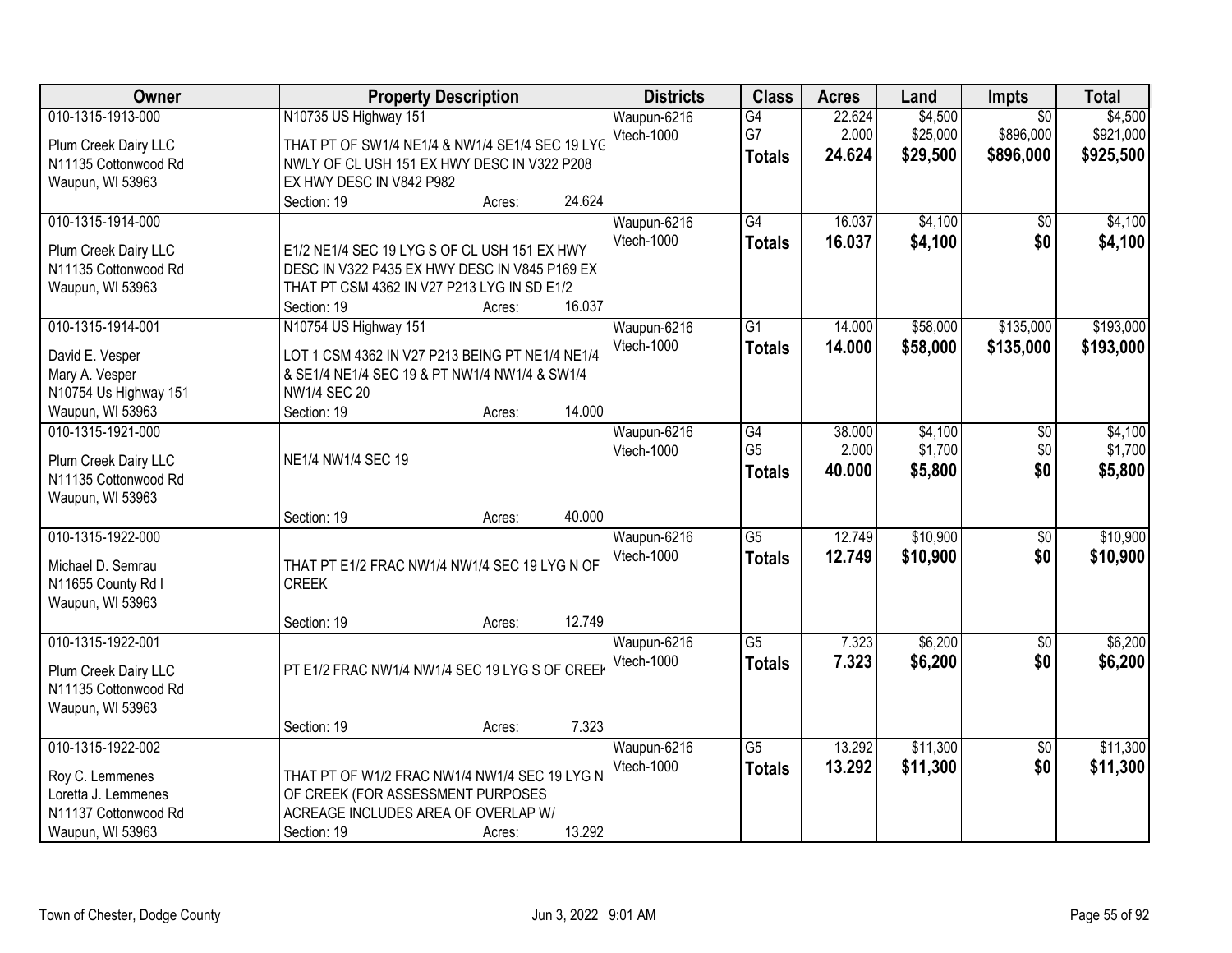| Owner | Property Description | Districts | Class | Acres | Land | Impts | Total |
|---|---|---|---|---|---|---|---|
| 010-1315-1913-000<br>Plum Creek Dairy LLC<br>N11135 Cottonwood Rd<br>Waupun, WI 53963 | N10735 US Highway 151<br>THAT PT OF SW1/4 NE1/4 & NW1/4 SE1/4 SEC 19 LYG NWLY OF CL USH 151 EX HWY DESC IN V322 P208 EX HWY DESC IN V842 P982<br>Section: 19 Acres: 24.624 | Waupun-6216<br>Vtech-1000 | G4<br>G7<br>**Totals** | 22.624<br>2.000<br>**24.624** | $4,500<br>$25,000<br>**$29,500** | $0<br>$896,000<br>**$896,000** | $4,500<br>$921,000<br>**$925,500** |
| 010-1315-1914-000<br>Plum Creek Dairy LLC<br>N11135 Cottonwood Rd<br>Waupun, WI 53963 | E1/2 NE1/4 SEC 19 LYG S OF CL USH 151 EX HWY DESC IN V322 P435 EX HWY DESC IN V845 P169 EX THAT PT CSM 4362 IN V27 P213 LYG IN SD E1/2<br>Section: 19 Acres: 16.037 | Waupun-6216<br>Vtech-1000 | G4<br>**Totals** | 16.037<br>**16.037** | $4,100<br>**$4,100** | $0<br>**$0** | $4,100<br>**$4,100** |
| 010-1315-1914-001<br>David E. Vesper<br>Mary A. Vesper<br>N10754 Us Highway 151<br>Waupun, WI 53963 | N10754 US Highway 151<br>LOT 1 CSM 4362 IN V27 P213 BEING PT NE1/4 NE1/4 & SE1/4 NE1/4 SEC 19 & PT NW1/4 NW1/4 & SW1/4 NW1/4 SEC 20<br>Section: 19 Acres: 14.000 | Waupun-6216<br>Vtech-1000 | G1<br>**Totals** | 14.000<br>**14.000** | $58,000<br>**$58,000** | $135,000<br>**$135,000** | $193,000<br>**$193,000** |
| 010-1315-1921-000<br>Plum Creek Dairy LLC<br>N11135 Cottonwood Rd<br>Waupun, WI 53963 | NE1/4 NW1/4 SEC 19<br>Section: 19 Acres: 40.000 | Waupun-6216<br>Vtech-1000 | G4<br>G5<br>**Totals** | 38.000<br>2.000<br>**40.000** | $4,100<br>$1,700<br>**$5,800** | $0<br>$0<br>**$0** | $4,100<br>$1,700<br>**$5,800** |
| 010-1315-1922-000<br>Michael D. Semrau<br>N11655 County Rd I<br>Waupun, WI 53963 | THAT PT E1/2 FRAC NW1/4 NW1/4 SEC 19 LYG N OF CREEK<br>Section: 19 Acres: 12.749 | Waupun-6216<br>Vtech-1000 | G5<br>**Totals** | 12.749<br>**12.749** | $10,900<br>**$10,900** | $0<br>**$0** | $10,900<br>**$10,900** |
| 010-1315-1922-001<br>Plum Creek Dairy LLC<br>N11135 Cottonwood Rd<br>Waupun, WI 53963 | PT E1/2 FRAC NW1/4 NW1/4 SEC 19 LYG S OF CREEK<br>Section: 19 Acres: 7.323 | Waupun-6216<br>Vtech-1000 | G5<br>**Totals** | 7.323<br>**7.323** | $6,200<br>**$6,200** | $0<br>**$0** | $6,200<br>**$6,200** |
| 010-1315-1922-002<br>Roy C. Lemmenes<br>Loretta J. Lemmenes<br>N11137 Cottonwood Rd<br>Waupun, WI 53963 | THAT PT OF W1/2 FRAC NW1/4 NW1/4 SEC 19 LYG N OF CREEK (FOR ASSESSMENT PURPOSES ACREAGE INCLUDES AREA OF OVERLAP W/<br>Section: 19 Acres: 13.292 | Waupun-6216<br>Vtech-1000 | G5<br>**Totals** | 13.292<br>**13.292** | $11,300<br>**$11,300** | $0<br>**$0** | $11,300<br>**$11,300** |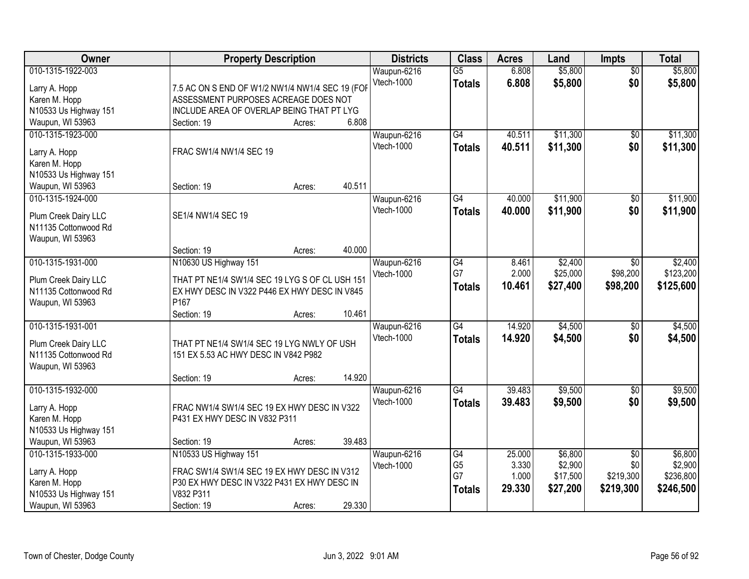| Owner | Property Description | Districts | Class | Acres | Land | Impts | Total |
|---|---|---|---|---|---|---|---|
| 010-1315-1922-003<br>Larry A. Hopp<br>Karen M. Hopp<br>N10533 Us Highway 151<br>Waupun, WI 53963 | 7.5 AC ON S END OF W1/2 NW1/4 NW1/4 SEC 19 (FOF ASSESSMENT PURPOSES ACREAGE DOES NOT INCLUDE AREA OF OVERLAP BEING THAT PT LYG<br>Section: 19 Acres: 6.808 | Waupun-6216<br>Vtech-1000 | G5<br>**Totals** | 6.808<br>**6.808** | $5,800<br>**$5,800** | $0<br>**$0** | $5,800<br>**$5,800** |
| 010-1315-1923-000<br>Larry A. Hopp<br>Karen M. Hopp<br>N10533 Us Highway 151<br>Waupun, WI 53963 | FRAC SW1/4 NW1/4 SEC 19<br>Section: 19 Acres: 40.511 | Waupun-6216<br>Vtech-1000 | G4<br>**Totals** | 40.511<br>**40.511** | $11,300<br>**$11,300** | $0<br>**$0** | $11,300<br>**$11,300** |
| 010-1315-1924-000<br>Plum Creek Dairy LLC<br>N11135 Cottonwood Rd<br>Waupun, WI 53963 | SE1/4 NW1/4 SEC 19<br>Section: 19 Acres: 40.000 | Waupun-6216<br>Vtech-1000 | G4<br>**Totals** | 40.000<br>**40.000** | $11,900<br>**$11,900** | $0<br>**$0** | $11,900<br>**$11,900** |
| 010-1315-1931-000<br>Plum Creek Dairy LLC<br>N11135 Cottonwood Rd<br>Waupun, WI 53963 | N10630 US Highway 151<br>THAT PT NE1/4 SW1/4 SEC 19 LYG S OF CL USH 151 EX HWY DESC IN V322 P446 EX HWY DESC IN V845 P167<br>Section: 19 Acres: 10.461 | Waupun-6216<br>Vtech-1000 | G4<br>G7<br>**Totals** | 8.461<br>2.000<br>**10.461** | $2,400<br>$25,000<br>**$27,400** | $0<br>$98,200<br>**$98,200** | $2,400<br>$123,200<br>**$125,600** |
| 010-1315-1931-001<br>Plum Creek Dairy LLC<br>N11135 Cottonwood Rd<br>Waupun, WI 53963 | THAT PT NE1/4 SW1/4 SEC 19 LYG NWLY OF USH 151 EX 5.53 AC HWY DESC IN V842 P982<br>Section: 19 Acres: 14.920 | Waupun-6216<br>Vtech-1000 | G4<br>**Totals** | 14.920<br>**14.920** | $4,500<br>**$4,500** | $0<br>**$0** | $4,500<br>**$4,500** |
| 010-1315-1932-000<br>Larry A. Hopp<br>Karen M. Hopp<br>N10533 Us Highway 151<br>Waupun, WI 53963 | FRAC NW1/4 SW1/4 SEC 19 EX HWY DESC IN V322 P431 EX HWY DESC IN V832 P311<br>Section: 19 Acres: 39.483 | Waupun-6216<br>Vtech-1000 | G4<br>**Totals** | 39.483<br>**39.483** | $9,500<br>**$9,500** | $0<br>**$0** | $9,500<br>**$9,500** |
| 010-1315-1933-000<br>Larry A. Hopp<br>Karen M. Hopp<br>N10533 Us Highway 151<br>Waupun, WI 53963 | N10533 US Highway 151<br>FRAC SW1/4 SW1/4 SEC 19 EX HWY DESC IN V312 P30 EX HWY DESC IN V322 P431 EX HWY DESC IN V832 P311<br>Section: 19 Acres: 29.330 | Waupun-6216<br>Vtech-1000 | G4<br>G5<br>G7<br>**Totals** | 25.000<br>3.330<br>1.000<br>**29.330** | $6,800<br>$2,900<br>$17,500<br>**$27,200** | $0<br>$0<br>$219,300<br>**$219,300** | $6,800<br>$2,900<br>$236,800<br>**$246,500** |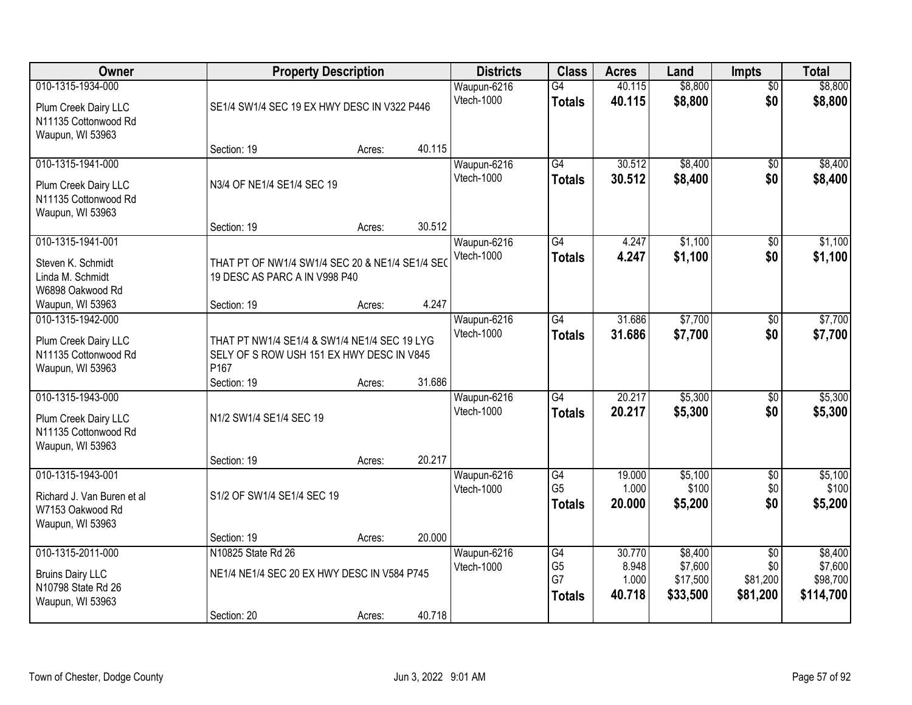| Owner | Property Description | Districts | Class | Acres | Land | Impts | Total |
|---|---|---|---|---|---|---|---|
| 010-1315-1934-000<br>Plum Creek Dairy LLC<br>N11135 Cottonwood Rd<br>Waupun, WI 53963 | SE1/4 SW1/4 SEC 19 EX HWY DESC IN V322 P446<br>Section: 19 Acres: 40.115 | Waupun-6216<br>Vtech-1000 | G4<br>**Totals** | 40.115<br>**40.115** | $8,800<br>**$8,800** | $0<br>**$0** | $8,800<br>**$8,800** |
| 010-1315-1941-000<br>Plum Creek Dairy LLC<br>N11135 Cottonwood Rd<br>Waupun, WI 53963 | N3/4 OF NE1/4 SE1/4 SEC 19<br>Section: 19 Acres: 30.512 | Waupun-6216<br>Vtech-1000 | G4<br>**Totals** | 30.512<br>**30.512** | $8,400<br>**$8,400** | $0<br>**$0** | $8,400<br>**$8,400** |
| 010-1315-1941-001<br>Steven K. Schmidt<br>Linda M. Schmidt<br>W6898 Oakwood Rd<br>Waupun, WI 53963 | THAT PT OF NW1/4 SW1/4 SEC 20 & NE1/4 SE1/4 SEC 19 DESC AS PARC A IN V998 P40<br>Section: 19 Acres: 4.247 | Waupun-6216<br>Vtech-1000 | G4<br>**Totals** | 4.247<br>**4.247** | $1,100<br>**$1,100** | $0<br>**$0** | $1,100<br>**$1,100** |
| 010-1315-1942-000<br>Plum Creek Dairy LLC<br>N11135 Cottonwood Rd<br>Waupun, WI 53963 | THAT PT NW1/4 SE1/4 & SW1/4 NE1/4 SEC 19 LYG SELY OF S ROW USH 151 EX HWY DESC IN V845 P167<br>Section: 19 Acres: 31.686 | Waupun-6216<br>Vtech-1000 | G4<br>**Totals** | 31.686<br>**31.686** | $7,700<br>**$7,700** | $0<br>**$0** | $7,700<br>**$7,700** |
| 010-1315-1943-000<br>Plum Creek Dairy LLC<br>N11135 Cottonwood Rd<br>Waupun, WI 53963 | N1/2 SW1/4 SE1/4 SEC 19<br>Section: 19 Acres: 20.217 | Waupun-6216<br>Vtech-1000 | G4<br>**Totals** | 20.217<br>**20.217** | $5,300<br>**$5,300** | $0<br>**$0** | $5,300<br>**$5,300** |
| 010-1315-1943-001<br>Richard J. Van Buren et al<br>W7153 Oakwood Rd<br>Waupun, WI 53963 | S1/2 OF SW1/4 SE1/4 SEC 19<br>Section: 19 Acres: 20.000 | Waupun-6216<br>Vtech-1000 | G4<br>G5<br>**Totals** | 19.000<br>1.000<br>**20.000** | $5,100<br>$100<br>**$5,200** | $0<br>$0<br>**$0** | $5,100<br>$100<br>**$5,200** |
| 010-1315-2011-000<br>Bruins Dairy LLC<br>N10798 State Rd 26<br>Waupun, WI 53963 | N10825 State Rd 26<br>NE1/4 NE1/4 SEC 20 EX HWY DESC IN V584 P745<br>Section: 20 Acres: 40.718 | Waupun-6216<br>Vtech-1000 | G4<br>G5<br>G7<br>**Totals** | 30.770<br>8.948<br>1.000<br>**40.718** | $8,400<br>$7,600<br>$17,500<br>**$33,500** | $0<br>$0<br>$81,200<br>**$81,200** | $8,400<br>$7,600<br>$98,700<br>**$114,700** |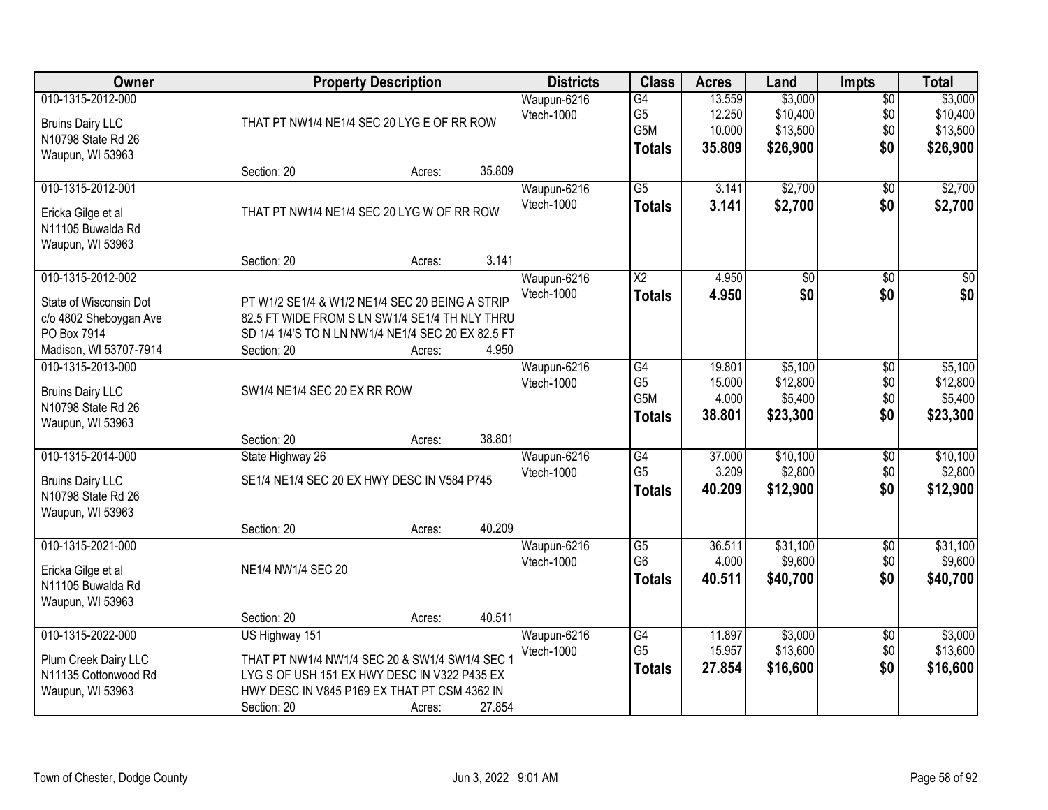| Owner | Property Description | Districts | Class | Acres | Land | Impts | Total |
|---|---|---|---|---|---|---|---|
| 010-1315-2012-000<br>Bruins Dairy LLC<br>N10798 State Rd 26<br>Waupun, WI 53963 | THAT PT NW1/4 NE1/4 SEC 20 LYG E OF RR ROW<br>Section: 20 Acres: 35.809 | Waupun-6216<br>Vtech-1000 | G4<br>G5<br>G5M<br>**Totals** | 13.559<br>12.250<br>10.000<br>**35.809** | $3,000<br>$10,400<br>$13,500<br>**$26,900** | $0<br>$0<br>$0<br>**$0** | $3,000<br>$10,400<br>$13,500<br>**$26,900** |
| 010-1315-2012-001<br>Ericka Gilge et al<br>N11105 Buwalda Rd<br>Waupun, WI 53963 | THAT PT NW1/4 NE1/4 SEC 20 LYG W OF RR ROW<br>Section: 20 Acres: 3.141 | Waupun-6216<br>Vtech-1000 | G5<br>**Totals** | 3.141<br>**3.141** | $2,700<br>**$2,700** | $0<br>**$0** | $2,700<br>**$2,700** |
| 010-1315-2012-002<br>State of Wisconsin Dot<br>c/o 4802 Sheboygan Ave<br>PO Box 7914<br>Madison, WI 53707-7914 | PT W1/2 SE1/4 & W1/2 NE1/4 SEC 20 BEING A STRIP 82.5 FT WIDE FROM S LN SW1/4 SE1/4 TH NLY THRU SD 1/4 1/4'S TO N LN NW1/4 NE1/4 SEC 20 EX 82.5 FT<br>Section: 20 Acres: 4.950 | Waupun-6216<br>Vtech-1000 | X2<br>**Totals** | 4.950<br>**4.950** | $0<br>**$0** | $0<br>**$0** | $0<br>**$0** |
| 010-1315-2013-000<br>Bruins Dairy LLC<br>N10798 State Rd 26<br>Waupun, WI 53963 | SW1/4 NE1/4 SEC 20 EX RR ROW<br>Section: 20 Acres: 38.801 | Waupun-6216<br>Vtech-1000 | G4<br>G5<br>G5M<br>**Totals** | 19.801<br>15.000<br>4.000<br>**38.801** | $5,100<br>$12,800<br>$5,400<br>**$23,300** | $0<br>$0<br>$0<br>**$0** | $5,100<br>$12,800<br>$5,400<br>**$23,300** |
| 010-1315-2014-000<br>Bruins Dairy LLC<br>N10798 State Rd 26<br>Waupun, WI 53963 | State Highway 26<br>SE1/4 NE1/4 SEC 20 EX HWY DESC IN V584 P745<br>Section: 20 Acres: 40.209 | Waupun-6216<br>Vtech-1000 | G4<br>G5<br>**Totals** | 37.000<br>3.209<br>**40.209** | $10,100<br>$2,800<br>**$12,900** | $0<br>$0<br>**$0** | $10,100<br>$2,800<br>**$12,900** |
| 010-1315-2021-000<br>Ericka Gilge et al<br>N11105 Buwalda Rd<br>Waupun, WI 53963 | NE1/4 NW1/4 SEC 20<br>Section: 20 Acres: 40.511 | Waupun-6216<br>Vtech-1000 | G5<br>G6<br>**Totals** | 36.511<br>4.000<br>**40.511** | $31,100<br>$9,600<br>**$40,700** | $0<br>$0<br>**$0** | $31,100<br>$9,600<br>**$40,700** |
| 010-1315-2022-000<br>Plum Creek Dairy LLC<br>N11135 Cottonwood Rd<br>Waupun, WI 53963 | US Highway 151<br>THAT PT NW1/4 NW1/4 SEC 20 & SW1/4 SW1/4 SEC 1 LYG S OF USH 151 EX HWY DESC IN V322 P435 EX HWY DESC IN V845 P169 EX THAT PT CSM 4362 IN<br>Section: 20 Acres: 27.854 | Waupun-6216<br>Vtech-1000 | G4<br>G5<br>**Totals** | 11.897<br>15.957<br>**27.854** | $3,000<br>$13,600<br>**$16,600** | $0<br>$0<br>**$0** | $3,000<br>$13,600<br>**$16,600** |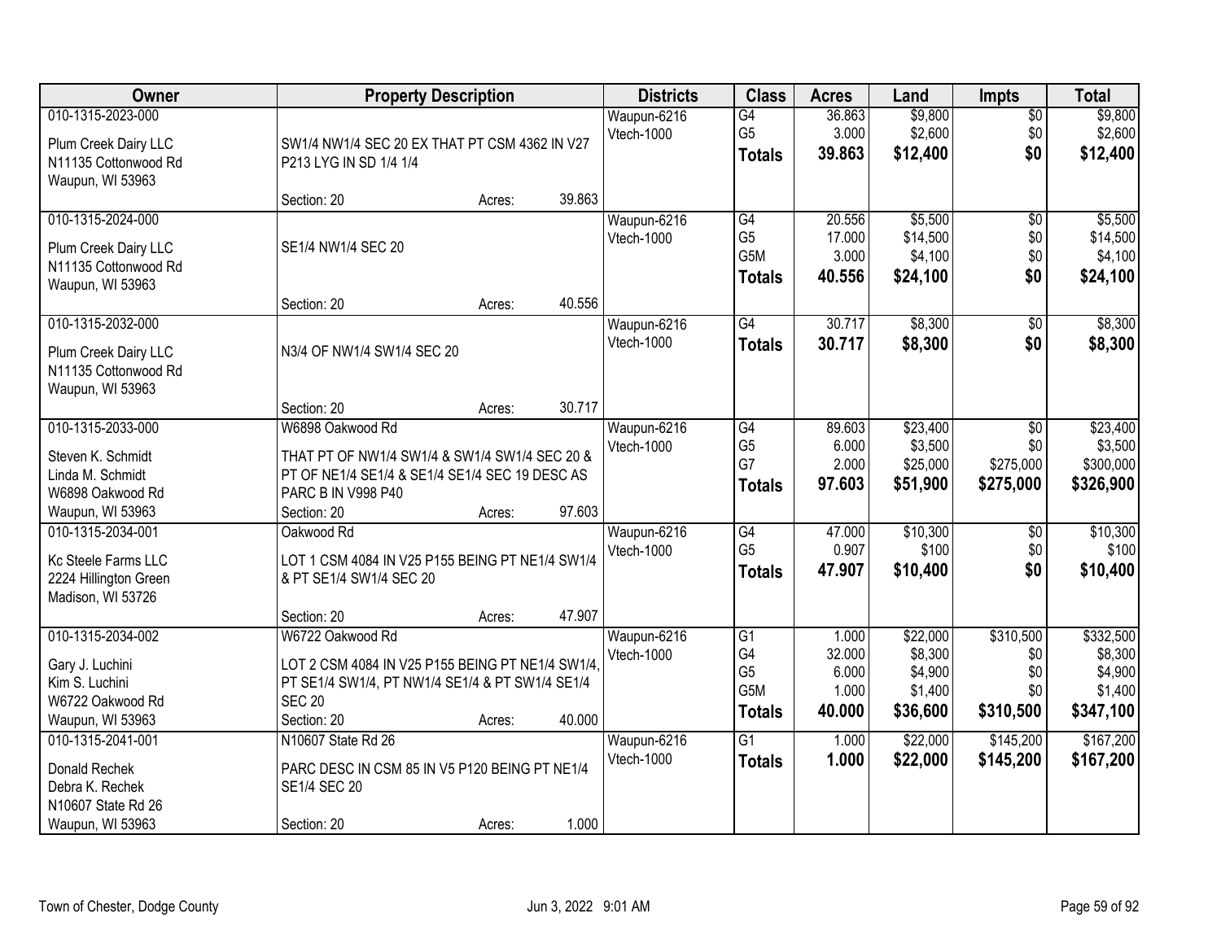| Owner | Property Description | Districts | Class | Acres | Land | Impts | Total |
|---|---|---|---|---|---|---|---|
| 010-1315-2023-000<br>Plum Creek Dairy LLC<br>N11135 Cottonwood Rd<br>Waupun, WI 53963 | SW1/4 NW1/4 SEC 20 EX THAT PT CSM 4362 IN V27 P213 LYG IN SD 1/4 1/4<br>Section: 20 Acres: 39.863 | Waupun-6216<br>Vtech-1000 | G4<br>G5<br>**Totals** | 36.863<br>3.000<br>**39.863** | $9,800<br>$2,600<br>**$12,400** | $0<br>$0<br>**$0** | $9,800<br>$2,600<br>**$12,400** |
| 010-1315-2024-000<br>Plum Creek Dairy LLC<br>N11135 Cottonwood Rd<br>Waupun, WI 53963 | SE1/4 NW1/4 SEC 20<br>Section: 20 Acres: 40.556 | Waupun-6216<br>Vtech-1000 | G4<br>G5<br>G5M<br>**Totals** | 20.556<br>17.000<br>3.000<br>**40.556** | $5,500<br>$14,500<br>$4,100<br>**$24,100** | $0<br>$0<br>$0<br>**$0** | $5,500<br>$14,500<br>$4,100<br>**$24,100** |
| 010-1315-2032-000<br>Plum Creek Dairy LLC<br>N11135 Cottonwood Rd<br>Waupun, WI 53963 | N3/4 OF NW1/4 SW1/4 SEC 20<br>Section: 20 Acres: 30.717 | Waupun-6216<br>Vtech-1000 | G4<br>**Totals** | 30.717<br>**30.717** | $8,300<br>**$8,300** | $0<br>**$0** | $8,300<br>**$8,300** |
| 010-1315-2033-000<br>Steven K. Schmidt<br>Linda M. Schmidt<br>W6898 Oakwood Rd<br>Waupun, WI 53963 | W6898 Oakwood Rd<br>THAT PT OF NW1/4 SW1/4 & SW1/4 SW1/4 SEC 20 & PT OF NE1/4 SE1/4 & SE1/4 SE1/4 SEC 19 DESC AS PARC B IN V998 P40<br>Section: 20 Acres: 97.603 | Waupun-6216<br>Vtech-1000 | G4<br>G5<br>G7<br>**Totals** | 89.603<br>6.000<br>2.000<br>**97.603** | $23,400<br>$3,500<br>$25,000<br>**$51,900** | $0<br>$0<br>$275,000<br>**$275,000** | $23,400<br>$3,500<br>$300,000<br>**$326,900** |
| 010-1315-2034-001<br>Kc Steele Farms LLC<br>2224 Hillington Green<br>Madison, WI 53726 | Oakwood Rd<br>LOT 1 CSM 4084 IN V25 P155 BEING PT NE1/4 SW1/4 & PT SE1/4 SW1/4 SEC 20<br>Section: 20 Acres: 47.907 | Waupun-6216<br>Vtech-1000 | G4<br>G5<br>**Totals** | 47.000<br>0.907<br>**47.907** | $10,300<br>$100<br>**$10,400** | $0<br>$0<br>**$0** | $10,300<br>$100<br>**$10,400** |
| 010-1315-2034-002<br>Gary J. Luchini<br>Kim S. Luchini<br>W6722 Oakwood Rd<br>Waupun, WI 53963 | W6722 Oakwood Rd<br>LOT 2 CSM 4084 IN V25 P155 BEING PT NE1/4 SW1/4, PT SE1/4 SW1/4, PT NW1/4 SE1/4 & PT SW1/4 SE1/4 SEC 20<br>Section: 20 Acres: 40.000 | Waupun-6216<br>Vtech-1000 | G1<br>G4<br>G5<br>G5M<br>**Totals** | 1.000<br>32.000<br>6.000<br>1.000<br>**40.000** | $22,000<br>$8,300<br>$4,900<br>$1,400<br>**$36,600** | $310,500<br>$0<br>$0<br>$0<br>**$310,500** | $332,500<br>$8,300<br>$4,900<br>$1,400<br>**$347,100** |
| 010-1315-2041-001<br>Donald Rechek<br>Debra K. Rechek<br>N10607 State Rd 26<br>Waupun, WI 53963 | N10607 State Rd 26<br>PARC DESC IN CSM 85 IN V5 P120 BEING PT NE1/4 SE1/4 SEC 20<br>Section: 20 Acres: 1.000 | Waupun-6216<br>Vtech-1000 | G1<br>**Totals** | 1.000<br>**1.000** | $22,000<br>**$22,000** | $145,200<br>**$145,200** | $167,200<br>**$167,200** |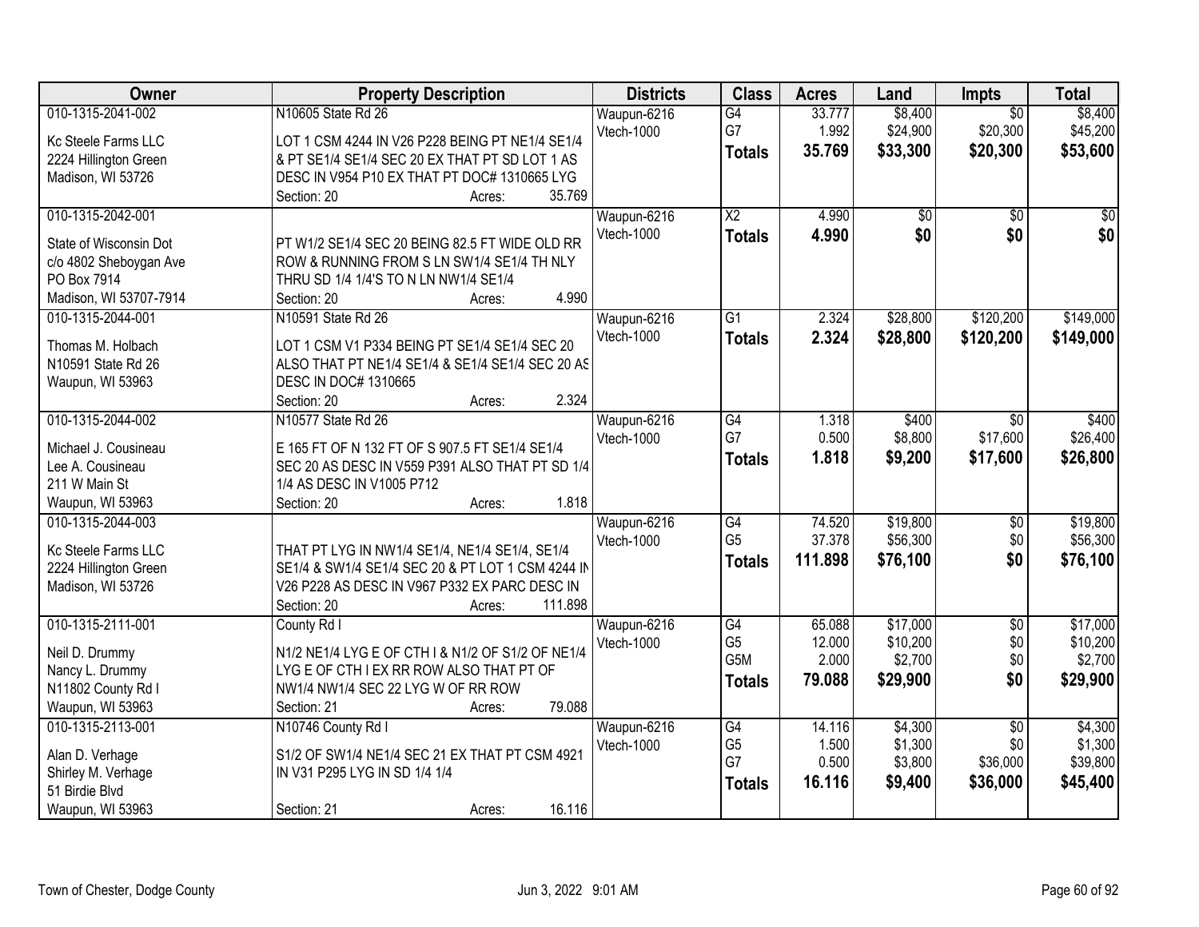| Owner | Property Description | Districts | Class | Acres | Land | Impts | Total |
|---|---|---|---|---|---|---|---|
| 010-1315-2041-002<br>Kc Steele Farms LLC<br>2224 Hillington Green<br>Madison, WI 53726 | N10605 State Rd 26<br>LOT 1 CSM 4244 IN V26 P228 BEING PT NE1/4 SE1/4 & PT SE1/4 SE1/4 SEC 20 EX THAT PT SD LOT 1 AS DESC IN V954 P10 EX THAT PT DOC# 1310665 LYG<br>Section: 20 Acres: 35.769 | Waupun-6216<br>Vtech-1000 | G4<br>G7<br>**Totals** | 33.777<br>1.992<br>**35.769** | $8,400<br>$24,900<br>**$33,300** | $0<br>$20,300<br>**$20,300** | $8,400<br>$45,200<br>**$53,600** |
| 010-1315-2042-001<br>State of Wisconsin Dot<br>c/o 4802 Sheboygan Ave<br>PO Box 7914<br>Madison, WI 53707-7914 | PT W1/2 SE1/4 SEC 20 BEING 82.5 FT WIDE OLD RR ROW & RUNNING FROM S LN SW1/4 SE1/4 TH NLY THRU SD 1/4 1/4'S TO N LN NW1/4 SE1/4<br>Section: 20 Acres: 4.990 | Waupun-6216<br>Vtech-1000 | X2<br>**Totals** | 4.990<br>**4.990** | $0<br>**$0** | $0<br>**$0** | $0<br>**$0** |
| 010-1315-2044-001<br>Thomas M. Holbach<br>N10591 State Rd 26<br>Waupun, WI 53963 | N10591 State Rd 26<br>LOT 1 CSM V1 P334 BEING PT SE1/4 SE1/4 SEC 20 ALSO THAT PT NE1/4 SE1/4 & SE1/4 SE1/4 SEC 20 AS DESC IN DOC# 1310665<br>Section: 20 Acres: 2.324 | Waupun-6216<br>Vtech-1000 | G1<br>**Totals** | 2.324<br>**2.324** | $28,800<br>**$28,800** | $120,200<br>**$120,200** | $149,000<br>**$149,000** |
| 010-1315-2044-002<br>Michael J. Cousineau<br>Lee A. Cousineau<br>211 W Main St<br>Waupun, WI 53963 | N10577 State Rd 26<br>E 165 FT OF N 132 FT OF S 907.5 FT SE1/4 SE1/4 SEC 20 AS DESC IN V559 P391 ALSO THAT PT SD 1/4 1/4 AS DESC IN V1005 P712<br>Section: 20 Acres: 1.818 | Waupun-6216<br>Vtech-1000 | G4<br>G7<br>**Totals** | 1.318<br>0.500<br>**1.818** | $400<br>$8,800<br>**$9,200** | $0<br>$17,600<br>**$17,600** | $400<br>$26,400<br>**$26,800** |
| 010-1315-2044-003<br>Kc Steele Farms LLC<br>2224 Hillington Green<br>Madison, WI 53726 | THAT PT LYG IN NW1/4 SE1/4, NE1/4 SE1/4, SE1/4 SE1/4 & SW1/4 SE1/4 SEC 20 & PT LOT 1 CSM 4244 IN V26 P228 AS DESC IN V967 P332 EX PARC DESC IN<br>Section: 20 Acres: 111.898 | Waupun-6216<br>Vtech-1000 | G4<br>G5<br>**Totals** | 74.520<br>37.378<br>**111.898** | $19,800<br>$56,300<br>**$76,100** | $0<br>$0<br>**$0** | $19,800<br>$56,300<br>**$76,100** |
| 010-1315-2111-001<br>Neil D. Drummy<br>Nancy L. Drummy<br>N11802 County Rd I<br>Waupun, WI 53963 | County Rd I<br>N1/2 NE1/4 LYG E OF CTH I & N1/2 OF S1/2 OF NE1/4 LYG E OF CTH I EX RR ROW ALSO THAT PT OF NW1/4 NW1/4 SEC 22 LYG W OF RR ROW<br>Section: 21 Acres: 79.088 | Waupun-6216<br>Vtech-1000 | G4<br>G5<br>G5M<br>**Totals** | 65.088<br>12.000<br>2.000<br>**79.088** | $17,000<br>$10,200<br>$2,700<br>**$29,900** | $0<br>$0<br>$0<br>**$0** | $17,000<br>$10,200<br>$2,700<br>**$29,900** |
| 010-1315-2113-001<br>Alan D. Verhage<br>Shirley M. Verhage<br>51 Birdie Blvd<br>Waupun, WI 53963 | N10746 County Rd I<br>S1/2 OF SW1/4 NE1/4 SEC 21 EX THAT PT CSM 4921 IN V31 P295 LYG IN SD 1/4 1/4<br>Section: 21 Acres: 16.116 | Waupun-6216<br>Vtech-1000 | G4<br>G5<br>G7<br>**Totals** | 14.116<br>1.500<br>0.500<br>**16.116** | $4,300<br>$1,300<br>$3,800<br>**$9,400** | $0<br>$0<br>$36,000<br>**$36,000** | $4,300<br>$1,300<br>$39,800<br>**$45,400** |

Town of Chester, Dodge County Jun 3, 2022 9:01 AM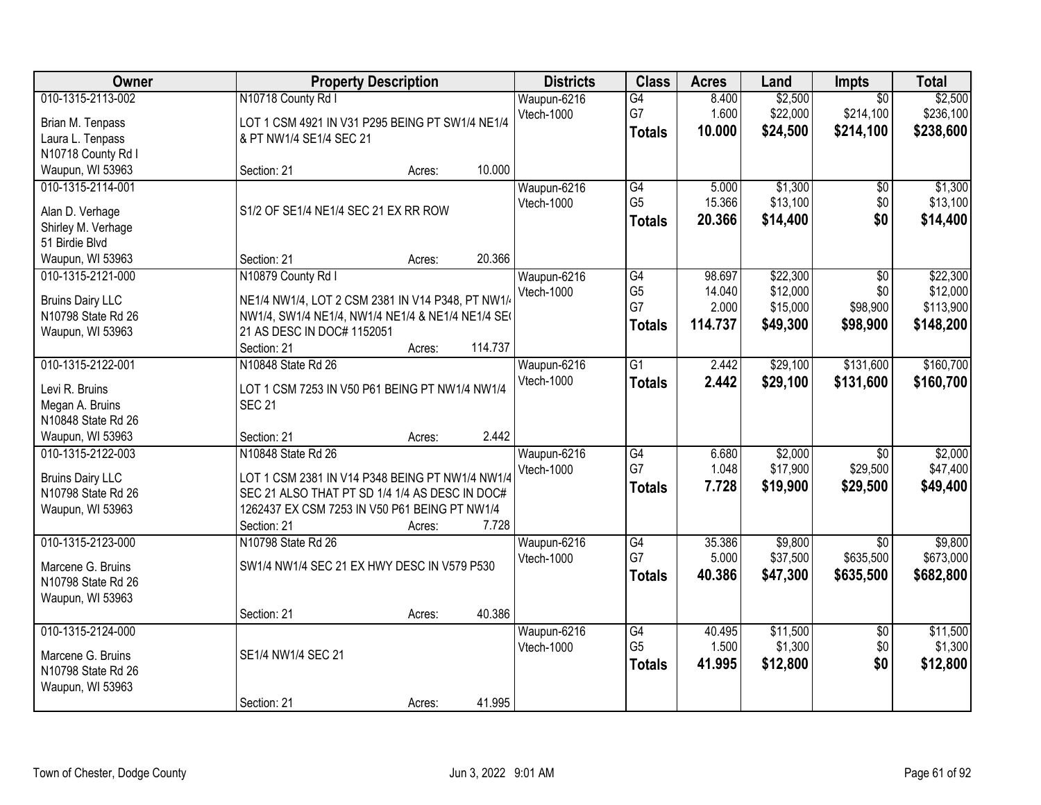| Owner | Property Description | Districts | Class | Acres | Land | Impts | Total |
|---|---|---|---|---|---|---|---|
| 010-1315-2113-002<br>Brian M. Tenpass<br>Laura L. Tenpass<br>N10718 County Rd I<br>Waupun, WI 53963 | N10718 County Rd I<br>LOT 1 CSM 4921 IN V31 P295 BEING PT SW1/4 NE1/4 & PT NW1/4 SE1/4 SEC 21<br>Section: 21 Acres: 10.000 | Waupun-6216<br>Vtech-1000 | G4<br>G7<br>**Totals** | 8.400<br>1.600<br>**10.000** | $2,500<br>$22,000<br>**$24,500** | $0<br>$214,100<br>**$214,100** | $2,500<br>$236,100<br>**$238,600** |
| 010-1315-2114-001<br>Alan D. Verhage<br>Shirley M. Verhage<br>51 Birdie Blvd<br>Waupun, WI 53963 | S1/2 OF SE1/4 NE1/4 SEC 21 EX RR ROW<br>Section: 21 Acres: 20.366 | Waupun-6216<br>Vtech-1000 | G4<br>G5<br>**Totals** | 5.000<br>15.366<br>**20.366** | $1,300<br>$13,100<br>**$14,400** | $0<br>$0<br>**$0** | $1,300<br>$13,100<br>**$14,400** |
| 010-1315-2121-000<br>Bruins Dairy LLC<br>N10798 State Rd 26<br>Waupun, WI 53963 | N10879 County Rd I<br>NE1/4 NW1/4, LOT 2 CSM 2381 IN V14 P348, PT NW1/4 NW1/4, SW1/4 NE1/4, NW1/4 NE1/4 & NE1/4 NE1/4 SEC 21 AS DESC IN DOC# 1152051<br>Section: 21 Acres: 114.737 | Waupun-6216<br>Vtech-1000 | G4<br>G5<br>G7<br>**Totals** | 98.697<br>14.040<br>2.000<br>**114.737** | $22,300<br>$12,000<br>$15,000<br>**$49,300** | $0<br>$0<br>$98,900<br>**$98,900** | $22,300<br>$12,000<br>$113,900<br>**$148,200** |
| 010-1315-2122-001<br>Levi R. Bruins<br>Megan A. Bruins<br>N10848 State Rd 26<br>Waupun, WI 53963 | N10848 State Rd 26<br>LOT 1 CSM 7253 IN V50 P61 BEING PT NW1/4 NW1/4 SEC 21<br>Section: 21 Acres: 2.442 | Waupun-6216<br>Vtech-1000 | G1<br>**Totals** | 2.442<br>**2.442** | $29,100<br>**$29,100** | $131,600<br>**$131,600** | $160,700<br>**$160,700** |
| 010-1315-2122-003<br>Bruins Dairy LLC<br>N10798 State Rd 26<br>Waupun, WI 53963 | N10848 State Rd 26<br>LOT 1 CSM 2381 IN V14 P348 BEING PT NW1/4 NW1/4 SEC 21 ALSO THAT PT SD 1/4 1/4 AS DESC IN DOC# 1262437 EX CSM 7253 IN V50 P61 BEING PT NW1/4<br>Section: 21 Acres: 7.728 | Waupun-6216<br>Vtech-1000 | G4<br>G7<br>**Totals** | 6.680<br>1.048<br>**7.728** | $2,000<br>$17,900<br>**$19,900** | $0<br>$29,500<br>**$29,500** | $2,000<br>$47,400<br>**$49,400** |
| 010-1315-2123-000<br>Marcene G. Bruins<br>N10798 State Rd 26<br>Waupun, WI 53963 | N10798 State Rd 26<br>SW1/4 NW1/4 SEC 21 EX HWY DESC IN V579 P530<br>Section: 21 Acres: 40.386 | Waupun-6216<br>Vtech-1000 | G4<br>G7<br>**Totals** | 35.386<br>5.000<br>**40.386** | $9,800<br>$37,500<br>**$47,300** | $0<br>$635,500<br>**$635,500** | $9,800<br>$673,000<br>**$682,800** |
| 010-1315-2124-000<br>Marcene G. Bruins<br>N10798 State Rd 26<br>Waupun, WI 53963 | SE1/4 NW1/4 SEC 21<br>Section: 21 Acres: 41.995 | Waupun-6216<br>Vtech-1000 | G4<br>G5<br>**Totals** | 40.495<br>1.500<br>**41.995** | $11,500<br>$1,300<br>**$12,800** | $0<br>$0<br>**$0** | $11,500<br>$1,300<br>**$12,800** |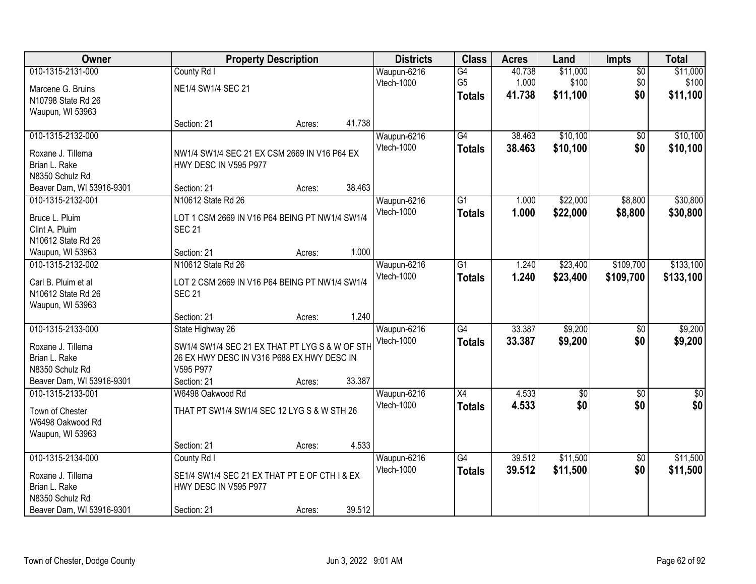| Owner | Property Description | Districts | Class | Acres | Land | Impts | Total |
|---|---|---|---|---|---|---|---|
| 010-1315-2131-000<br>Marcene G. Bruins<br>N10798 State Rd 26<br>Waupun, WI 53963 | County Rd I<br>NE1/4 SW1/4 SEC 21<br>Section: 21 Acres: 41.738 | Waupun-6216<br>Vtech-1000 | G4<br>G5<br>**Totals** | 40.738<br>1.000<br>**41.738** | $11,000<br>$100<br>**$11,100** | $0<br>$0<br>**$0** | $11,000<br>$100<br>**$11,100** |
| 010-1315-2132-000<br>Roxane J. Tillema<br>Brian L. Rake<br>N8350 Schulz Rd<br>Beaver Dam, WI 53916-9301 | NW1/4 SW1/4 SEC 21 EX CSM 2669 IN V16 P64 EX HWY DESC IN V595 P977<br>Section: 21 Acres: 38.463 | Waupun-6216<br>Vtech-1000 | G4<br>**Totals** | 38.463<br>**38.463** | $10,100<br>**$10,100** | $0<br>**$0** | $10,100<br>**$10,100** |
| 010-1315-2132-001<br>Bruce L. Pluim<br>Clint A. Pluim<br>N10612 State Rd 26<br>Waupun, WI 53963 | N10612 State Rd 26<br>LOT 1 CSM 2669 IN V16 P64 BEING PT NW1/4 SW1/4 SEC 21<br>Section: 21 Acres: 1.000 | Waupun-6216<br>Vtech-1000 | G1<br>**Totals** | 1.000<br>**1.000** | $22,000<br>**$22,000** | $8,800<br>**$8,800** | $30,800<br>**$30,800** |
| 010-1315-2132-002<br>Carl B. Pluim et al<br>N10612 State Rd 26<br>Waupun, WI 53963 | N10612 State Rd 26<br>LOT 2 CSM 2669 IN V16 P64 BEING PT NW1/4 SW1/4 SEC 21<br>Section: 21 Acres: 1.240 | Waupun-6216<br>Vtech-1000 | G1<br>**Totals** | 1.240<br>**1.240** | $23,400<br>**$23,400** | $109,700<br>**$109,700** | $133,100<br>**$133,100** |
| 010-1315-2133-000<br>Roxane J. Tillema<br>Brian L. Rake<br>N8350 Schulz Rd<br>Beaver Dam, WI 53916-9301 | State Highway 26<br>SW1/4 SW1/4 SEC 21 EX THAT PT LYG S & W OF STH 26 EX HWY DESC IN V316 P688 EX HWY DESC IN V595 P977<br>Section: 21 Acres: 33.387 | Waupun-6216<br>Vtech-1000 | G4<br>**Totals** | 33.387<br>**33.387** | $9,200<br>**$9,200** | $0<br>**$0** | $9,200<br>**$9,200** |
| 010-1315-2133-001<br>Town of Chester<br>W6498 Oakwood Rd<br>Waupun, WI 53963 | W6498 Oakwood Rd<br>THAT PT SW1/4 SW1/4 SEC 12 LYG S & W STH 26<br>Section: 21 Acres: 4.533 | Waupun-6216<br>Vtech-1000 | X4<br>**Totals** | 4.533<br>**4.533** | $0<br>**$0** | $0<br>**$0** | $0<br>**$0** |
| 010-1315-2134-000<br>Roxane J. Tillema<br>Brian L. Rake<br>N8350 Schulz Rd<br>Beaver Dam, WI 53916-9301 | County Rd I<br>SE1/4 SW1/4 SEC 21 EX THAT PT E OF CTH I & EX HWY DESC IN V595 P977<br>Section: 21 Acres: 39.512 | Waupun-6216<br>Vtech-1000 | G4<br>**Totals** | 39.512<br>**39.512** | $11,500<br>**$11,500** | $0<br>**$0** | $11,500<br>**$11,500** |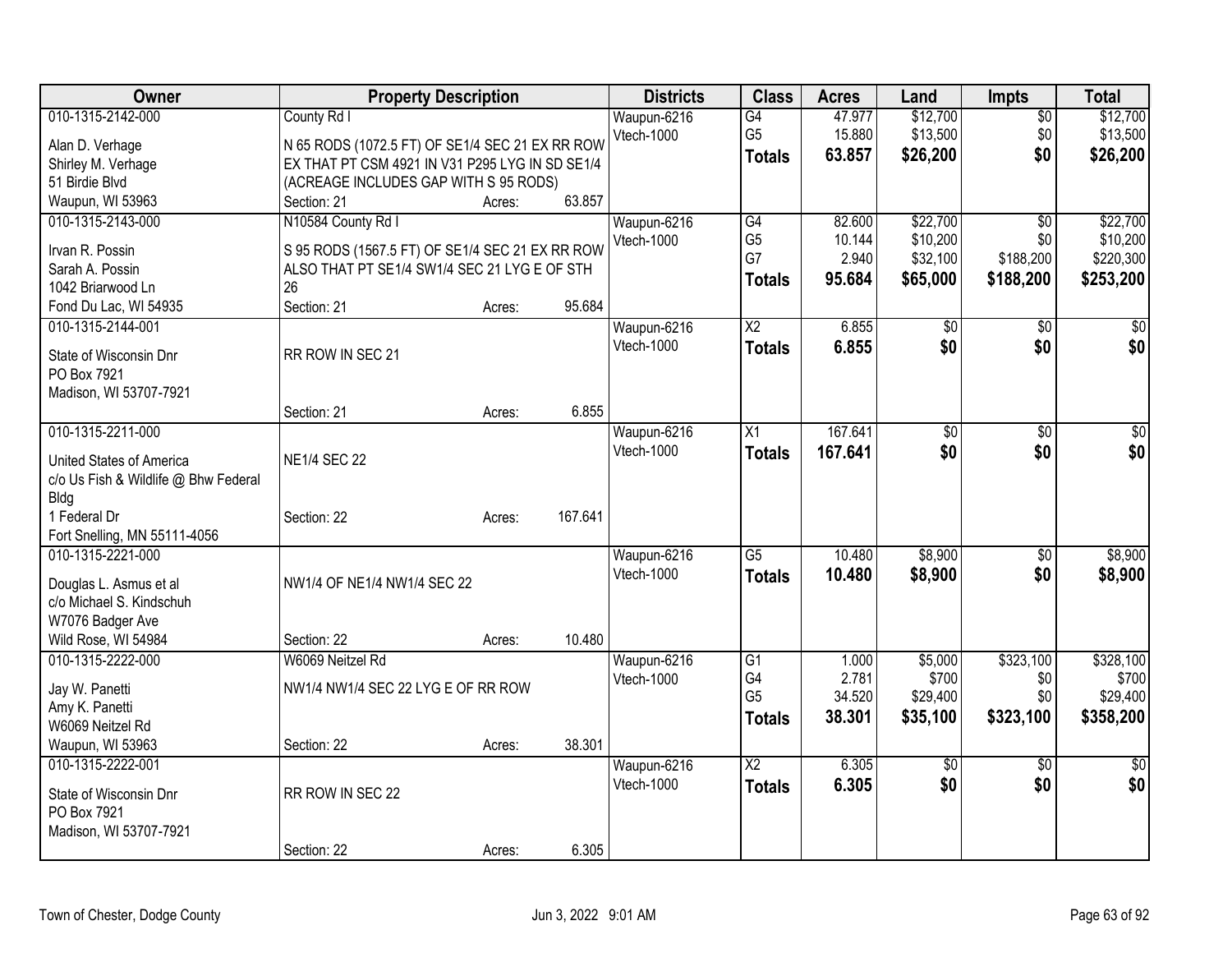| Owner | Property Description | Districts | Class | Acres | Land | Impts | Total |
|---|---|---|---|---|---|---|---|
| 010-1315-2142-000<br>Alan D. Verhage<br>Shirley M. Verhage<br>51 Birdie Blvd<br>Waupun, WI 53963 | County Rd I<br>N 65 RODS (1072.5 FT) OF SE1/4 SEC 21 EX RR ROW EX THAT PT CSM 4921 IN V31 P295 LYG IN SD SE1/4 (ACREAGE INCLUDES GAP WITH S 95 RODS)<br>Section: 21 Acres: 63.857 | Waupun-6216<br>Vtech-1000 | G4<br>G5<br>**Totals** | 47.977<br>15.880<br>**63.857** | $12,700<br>$13,500<br>**$26,200** | $0<br>$0<br>**$0** | $12,700<br>$13,500<br>**$26,200** |
| 010-1315-2143-000<br>Irvan R. Possin<br>Sarah A. Possin<br>1042 Briarwood Ln<br>Fond Du Lac, WI 54935 | N10584 County Rd I<br>S 95 RODS (1567.5 FT) OF SE1/4 SEC 21 EX RR ROW ALSO THAT PT SE1/4 SW1/4 SEC 21 LYG E OF STH 26<br>Section: 21 Acres: 95.684 | Waupun-6216<br>Vtech-1000 | G4<br>G5<br>G7<br>**Totals** | 82.600<br>10.144<br>2.940<br>**95.684** | $22,700<br>$10,200<br>$32,100<br>**$65,000** | $0<br>$0<br>$188,200<br>**$188,200** | $22,700<br>$10,200<br>$220,300<br>**$253,200** |
| 010-1315-2144-001<br>State of Wisconsin Dnr<br>PO Box 7921<br>Madison, WI 53707-7921 | RR ROW IN SEC 21<br>Section: 21 Acres: 6.855 | Waupun-6216<br>Vtech-1000 | X2<br>**Totals** | 6.855<br>**6.855** | $0<br>**$0** | $0<br>**$0** | $0<br>**$0** |
| 010-1315-2211-000<br>United States of America<br>c/o Us Fish & Wildlife @ Bhw Federal Bldg<br>1 Federal Dr<br>Fort Snelling, MN 55111-4056 | NE1/4 SEC 22<br>Section: 22 Acres: 167.641 | Waupun-6216<br>Vtech-1000 | X1<br>**Totals** | 167.641<br>**167.641** | $0<br>**$0** | $0<br>**$0** | $0<br>**$0** |
| 010-1315-2221-000<br>Douglas L. Asmus et al<br>c/o Michael S. Kindschuh<br>W7076 Badger Ave<br>Wild Rose, WI 54984 | NW1/4 OF NE1/4 NW1/4 SEC 22<br>Section: 22 Acres: 10.480 | Waupun-6216<br>Vtech-1000 | G5<br>**Totals** | 10.480<br>**10.480** | $8,900<br>**$8,900** | $0<br>**$0** | $8,900<br>**$8,900** |
| 010-1315-2222-000<br>Jay W. Panetti<br>Amy K. Panetti<br>W6069 Neitzel Rd<br>Waupun, WI 53963 | W6069 Neitzel Rd<br>NW1/4 NW1/4 SEC 22 LYG E OF RR ROW<br>Section: 22 Acres: 38.301 | Waupun-6216<br>Vtech-1000 | G1<br>G4<br>G5<br>**Totals** | 1.000<br>2.781<br>34.520<br>**38.301** | $5,000<br>$700<br>$29,400<br>**$35,100** | $323,100<br>$0<br>$0<br>**$323,100** | $328,100<br>$700<br>$29,400<br>**$358,200** |
| 010-1315-2222-001<br>State of Wisconsin Dnr<br>PO Box 7921<br>Madison, WI 53707-7921 | RR ROW IN SEC 22<br>Section: 22 Acres: 6.305 | Waupun-6216<br>Vtech-1000 | X2<br>**Totals** | 6.305<br>**6.305** | $0<br>**$0** | $0<br>**$0** | $0<br>**$0** |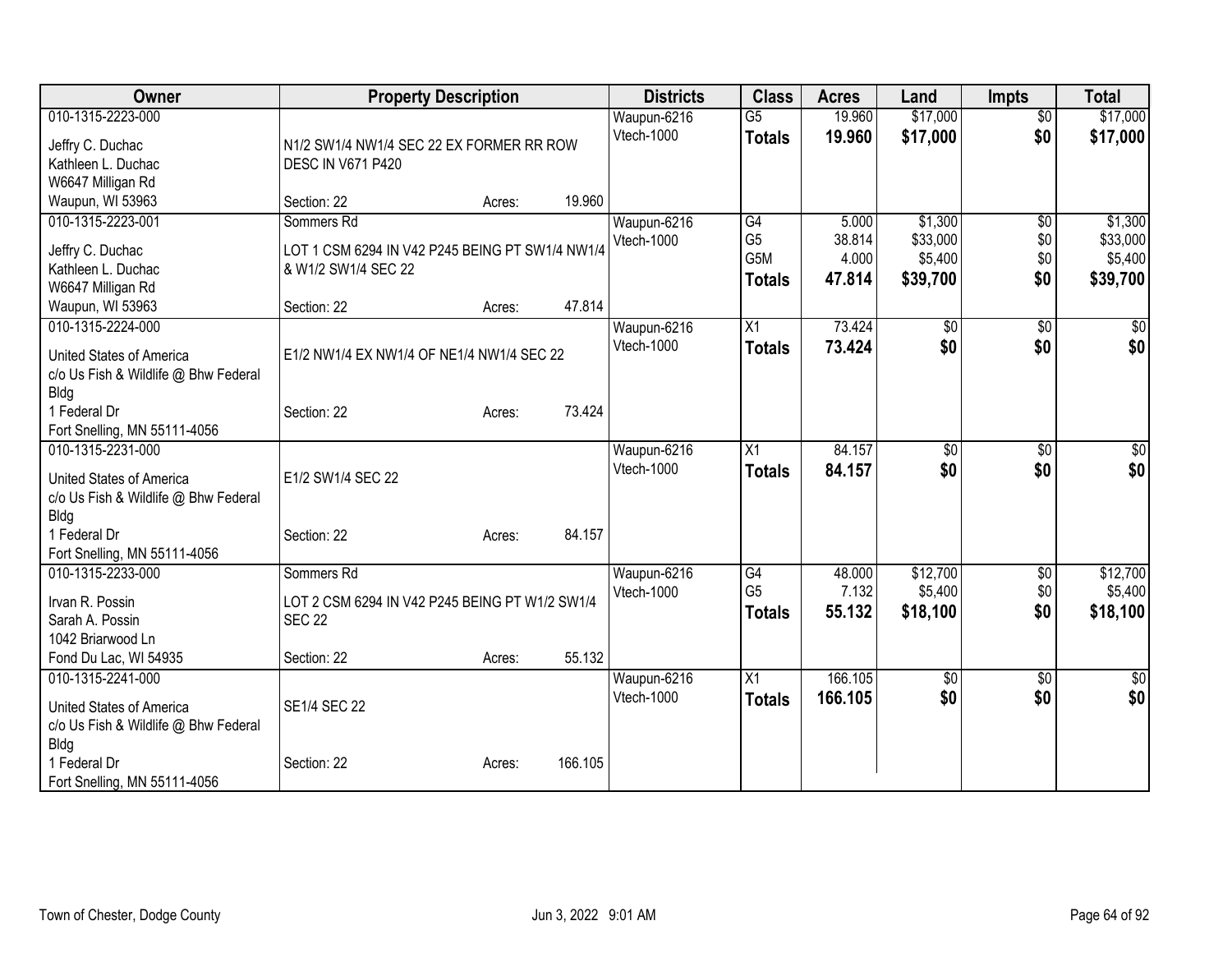| Owner | Property Description | Districts | Class | Acres | Land | Impts | Total |
|---|---|---|---|---|---|---|---|
| 010-1315-2223-000<br>Jeffry C. Duchac<br>Kathleen L. Duchac<br>W6647 Milligan Rd<br>Waupun, WI 53963 | N1/2 SW1/4 NW1/4 SEC 22 EX FORMER RR ROW DESC IN V671 P420<br>Section: 22 Acres: 19.960 | Waupun-6216<br>Vtech-1000 | G5<br>**Totals** | 19.960<br>**19.960** | $17,000<br>**$17,000** | $0<br>**$0** | $17,000<br>**$17,000** |
| 010-1315-2223-001<br>Jeffry C. Duchac<br>Kathleen L. Duchac<br>W6647 Milligan Rd<br>Waupun, WI 53963 | Sommers Rd<br>LOT 1 CSM 6294 IN V42 P245 BEING PT SW1/4 NW1/4 & W1/2 SW1/4 SEC 22<br>Section: 22 Acres: 47.814 | Waupun-6216<br>Vtech-1000 | G4<br>G5<br>G5M<br>**Totals** | 5.000<br>38.814<br>4.000<br>**47.814** | $1,300<br>$33,000<br>$5,400<br>**$39,700** | $0<br>$0<br>$0<br>**$0** | $1,300<br>$33,000<br>$5,400<br>**$39,700** |
| 010-1315-2224-000<br>United States of America<br>c/o Us Fish & Wildlife @ Bhw Federal Bldg<br>1 Federal Dr<br>Fort Snelling, MN 55111-4056 | E1/2 NW1/4 EX NW1/4 OF NE1/4 NW1/4 SEC 22<br>Section: 22 Acres: 73.424 | Waupun-6216<br>Vtech-1000 | X1<br>**Totals** | 73.424<br>**73.424** | $0<br>**$0** | $0<br>**$0** | $0<br>**$0** |
| 010-1315-2231-000<br>United States of America<br>c/o Us Fish & Wildlife @ Bhw Federal Bldg<br>1 Federal Dr<br>Fort Snelling, MN 55111-4056 | E1/2 SW1/4 SEC 22<br>Section: 22 Acres: 84.157 | Waupun-6216<br>Vtech-1000 | X1<br>**Totals** | 84.157<br>**84.157** | $0<br>**$0** | $0<br>**$0** | $0<br>**$0** |
| 010-1315-2233-000<br>Irvan R. Possin<br>Sarah A. Possin<br>1042 Briarwood Ln<br>Fond Du Lac, WI 54935 | Sommers Rd<br>LOT 2 CSM 6294 IN V42 P245 BEING PT W1/2 SW1/4 SEC 22<br>Section: 22 Acres: 55.132 | Waupun-6216<br>Vtech-1000 | G4<br>G5<br>**Totals** | 48.000<br>7.132<br>**55.132** | $12,700<br>$5,400<br>**$18,100** | $0<br>$0<br>**$0** | $12,700<br>$5,400<br>**$18,100** |
| 010-1315-2241-000<br>United States of America<br>c/o Us Fish & Wildlife @ Bhw Federal Bldg<br>1 Federal Dr<br>Fort Snelling, MN 55111-4056 | SE1/4 SEC 22<br>Section: 22 Acres: 166.105 | Waupun-6216<br>Vtech-1000 | X1<br>**Totals** | 166.105<br>**166.105** | $0<br>**$0** | $0<br>**$0** | $0<br>**$0** |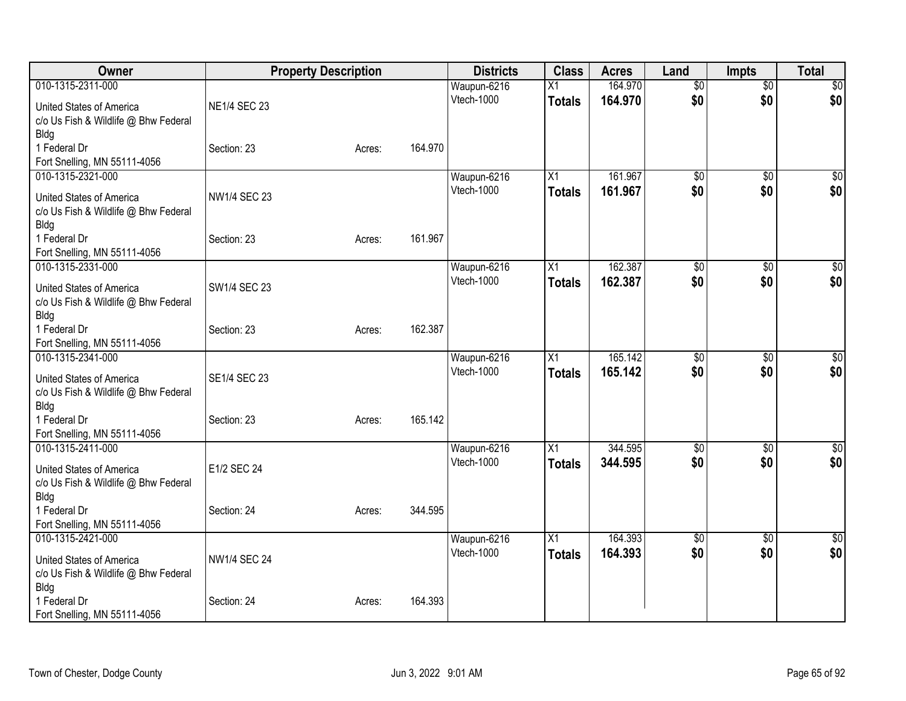| Owner | Property Description | | | Districts | Class | Acres | Land | Impts | Total |
|---|---|---|---|---|---|---|---|---|---|
| 010-1315-2311-000<br>United States of America<br>c/o Us Fish & Wildlife @ Bhw Federal Bldg<br>1 Federal Dr<br>Fort Snelling, MN 55111-4056 | NE1/4 SEC 23<br>Section: 23 | Acres: | 164.970 | Waupun-6216<br>Vtech-1000 | X1<br>**Totals** | 164.970<br>**164.970** | $0<br>**$0** | $0<br>**$0** | $0<br>**$0** |
| 010-1315-2321-000<br>United States of America<br>c/o Us Fish & Wildlife @ Bhw Federal Bldg<br>1 Federal Dr<br>Fort Snelling, MN 55111-4056 | NW1/4 SEC 23<br>Section: 23 | Acres: | 161.967 | Waupun-6216<br>Vtech-1000 | X1<br>**Totals** | 161.967<br>**161.967** | $0<br>**$0** | $0<br>**$0** | $0<br>**$0** |
| 010-1315-2331-000<br>United States of America<br>c/o Us Fish & Wildlife @ Bhw Federal Bldg<br>1 Federal Dr<br>Fort Snelling, MN 55111-4056 | SW1/4 SEC 23<br>Section: 23 | Acres: | 162.387 | Waupun-6216<br>Vtech-1000 | X1<br>**Totals** | 162.387<br>**162.387** | $0<br>**$0** | $0<br>**$0** | $0<br>**$0** |
| 010-1315-2341-000<br>United States of America<br>c/o Us Fish & Wildlife @ Bhw Federal Bldg<br>1 Federal Dr<br>Fort Snelling, MN 55111-4056 | SE1/4 SEC 23<br>Section: 23 | Acres: | 165.142 | Waupun-6216<br>Vtech-1000 | X1<br>**Totals** | 165.142<br>**165.142** | $0<br>**$0** | $0<br>**$0** | $0<br>**$0** |
| 010-1315-2411-000<br>United States of America<br>c/o Us Fish & Wildlife @ Bhw Federal Bldg<br>1 Federal Dr<br>Fort Snelling, MN 55111-4056 | E1/2 SEC 24<br>Section: 24 | Acres: | 344.595 | Waupun-6216<br>Vtech-1000 | X1<br>**Totals** | 344.595<br>**344.595** | $0<br>**$0** | $0<br>**$0** | $0<br>**$0** |
| 010-1315-2421-000<br>United States of America<br>c/o Us Fish & Wildlife @ Bhw Federal Bldg<br>1 Federal Dr<br>Fort Snelling, MN 55111-4056 | NW1/4 SEC 24<br>Section: 24 | Acres: | 164.393 | Waupun-6216<br>Vtech-1000 | X1<br>**Totals** | 164.393<br>**164.393** | $0<br>**$0** | $0<br>**$0** | $0<br>**$0** |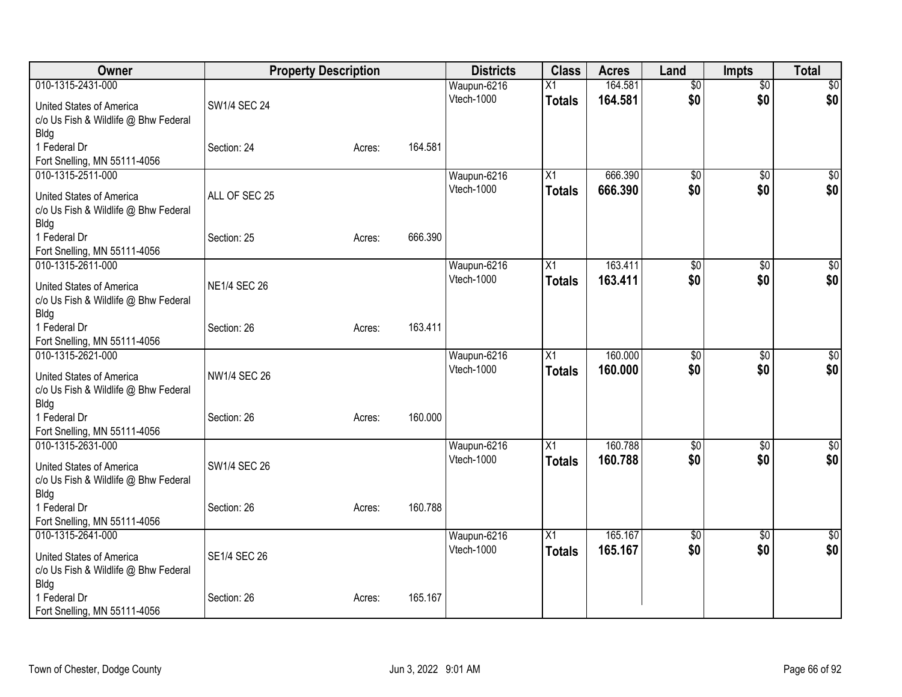| Owner | Property Description | | | Districts | Class | Acres | Land | Impts | Total |
|---|---|---|---|---|---|---|---|---|---|
| 010-1315-2431-000<br>United States of America<br>c/o Us Fish & Wildlife @ Bhw Federal Bldg<br>1 Federal Dr<br>Fort Snelling, MN 55111-4056 | SW1/4 SEC 24<br>Section: 24 | Acres: | 164.581 | Waupun-6216<br>Vtech-1000 | X1<br>**Totals** | 164.581<br>**164.581** | $0<br>**$0** | $0<br>**$0** | $0<br>**$0** |
| 010-1315-2511-000<br>United States of America<br>c/o Us Fish & Wildlife @ Bhw Federal Bldg<br>1 Federal Dr<br>Fort Snelling, MN 55111-4056 | ALL OF SEC 25<br>Section: 25 | Acres: | 666.390 | Waupun-6216<br>Vtech-1000 | X1<br>**Totals** | 666.390<br>**666.390** | $0<br>**$0** | $0<br>**$0** | $0<br>**$0** |
| 010-1315-2611-000<br>United States of America<br>c/o Us Fish & Wildlife @ Bhw Federal Bldg<br>1 Federal Dr<br>Fort Snelling, MN 55111-4056 | NE1/4 SEC 26<br>Section: 26 | Acres: | 163.411 | Waupun-6216<br>Vtech-1000 | X1<br>**Totals** | 163.411<br>**163.411** | $0<br>**$0** | $0<br>**$0** | $0<br>**$0** |
| 010-1315-2621-000<br>United States of America<br>c/o Us Fish & Wildlife @ Bhw Federal Bldg<br>1 Federal Dr<br>Fort Snelling, MN 55111-4056 | NW1/4 SEC 26<br>Section: 26 | Acres: | 160.000 | Waupun-6216<br>Vtech-1000 | X1<br>**Totals** | 160.000<br>**160.000** | $0<br>**$0** | $0<br>**$0** | $0<br>**$0** |
| 010-1315-2631-000<br>United States of America<br>c/o Us Fish & Wildlife @ Bhw Federal Bldg<br>1 Federal Dr<br>Fort Snelling, MN 55111-4056 | SW1/4 SEC 26<br>Section: 26 | Acres: | 160.788 | Waupun-6216<br>Vtech-1000 | X1<br>**Totals** | 160.788<br>**160.788** | $0<br>**$0** | $0<br>**$0** | $0<br>**$0** |
| 010-1315-2641-000<br>United States of America<br>c/o Us Fish & Wildlife @ Bhw Federal Bldg<br>1 Federal Dr<br>Fort Snelling, MN 55111-4056 | SE1/4 SEC 26<br>Section: 26 | Acres: | 165.167 | Waupun-6216<br>Vtech-1000 | X1<br>**Totals** | 165.167<br>**165.167** | $0<br>**$0** | $0<br>**$0** | $0<br>**$0** |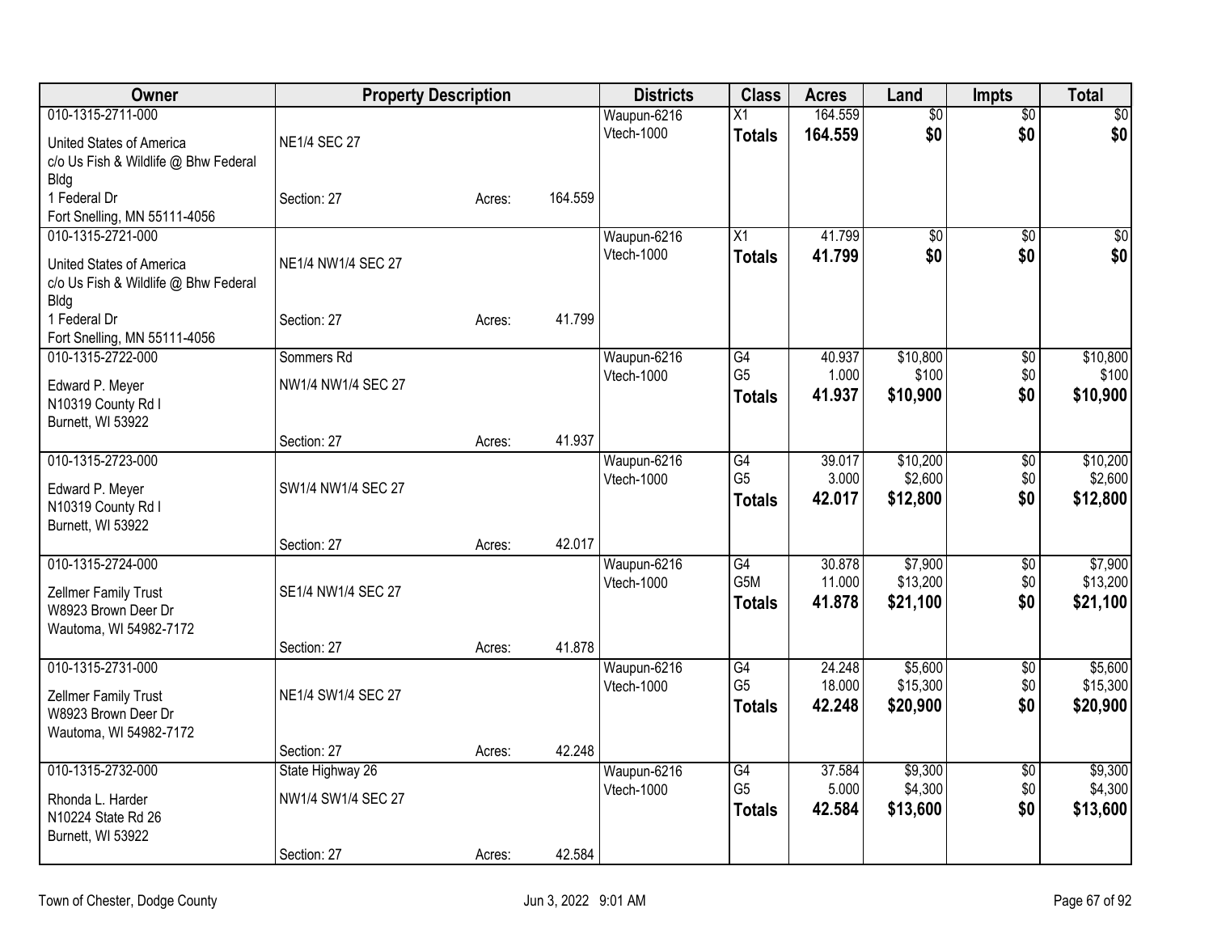| Owner | Property Description | | | Districts | Class | Acres | Land | Impts | Total |
|---|---|---|---|---|---|---|---|---|---|
| 010-1315-2711-000<br>United States of America<br>c/o Us Fish & Wildlife @ Bhw Federal Bldg<br>1 Federal Dr<br>Fort Snelling, MN 55111-4056 | NE1/4 SEC 27<br>Section: 27 | Acres: | 164.559 | Waupun-6216<br>Vtech-1000 | X1<br>**Totals** | 164.559<br>**164.559** | $0<br>**$0** | $0<br>**$0** | $0<br>**$0** |
| 010-1315-2721-000<br>United States of America<br>c/o Us Fish & Wildlife @ Bhw Federal Bldg<br>1 Federal Dr<br>Fort Snelling, MN 55111-4056 | NE1/4 NW1/4 SEC 27<br>Section: 27 | Acres: | 41.799 | Waupun-6216<br>Vtech-1000 | X1<br>**Totals** | 41.799<br>**41.799** | $0<br>**$0** | $0<br>**$0** | $0<br>**$0** |
| 010-1315-2722-000<br>Edward P. Meyer<br>N10319 County Rd I<br>Burnett, WI 53922 | Sommers Rd<br>NW1/4 NW1/4 SEC 27<br>Section: 27 | Acres: | 41.937 | Waupun-6216<br>Vtech-1000 | G4<br>G5<br>**Totals** | 40.937<br>1.000<br>**41.937** | $10,800<br>$100<br>**$10,900** | $0<br>$0<br>**$0** | $10,800<br>$100<br>**$10,900** |
| 010-1315-2723-000<br>Edward P. Meyer<br>N10319 County Rd I<br>Burnett, WI 53922 | SW1/4 NW1/4 SEC 27<br>Section: 27 | Acres: | 42.017 | Waupun-6216<br>Vtech-1000 | G4<br>G5<br>**Totals** | 39.017<br>3.000<br>**42.017** | $10,200<br>$2,600<br>**$12,800** | $0<br>$0<br>**$0** | $10,200<br>$2,600<br>**$12,800** |
| 010-1315-2724-000<br>Zellmer Family Trust<br>W8923 Brown Deer Dr<br>Wautoma, WI 54982-7172 | SE1/4 NW1/4 SEC 27<br>Section: 27 | Acres: | 41.878 | Waupun-6216<br>Vtech-1000 | G4<br>G5M<br>**Totals** | 30.878<br>11.000<br>**41.878** | $7,900<br>$13,200<br>**$21,100** | $0<br>$0<br>**$0** | $7,900<br>$13,200<br>**$21,100** |
| 010-1315-2731-000<br>Zellmer Family Trust<br>W8923 Brown Deer Dr<br>Wautoma, WI 54982-7172 | NE1/4 SW1/4 SEC 27<br>Section: 27 | Acres: | 42.248 | Waupun-6216<br>Vtech-1000 | G4<br>G5<br>**Totals** | 24.248<br>18.000<br>**42.248** | $5,600<br>$15,300<br>**$20,900** | $0<br>$0<br>**$0** | $5,600<br>$15,300<br>**$20,900** |
| 010-1315-2732-000<br>Rhonda L. Harder<br>N10224 State Rd 26<br>Burnett, WI 53922 | State Highway 26<br>NW1/4 SW1/4 SEC 27<br>Section: 27 | Acres: | 42.584 | Waupun-6216<br>Vtech-1000 | G4<br>G5<br>**Totals** | 37.584<br>5.000<br>**42.584** | $9,300<br>$4,300<br>**$13,600** | $0<br>$0<br>**$0** | $9,300<br>$4,300<br>**$13,600** |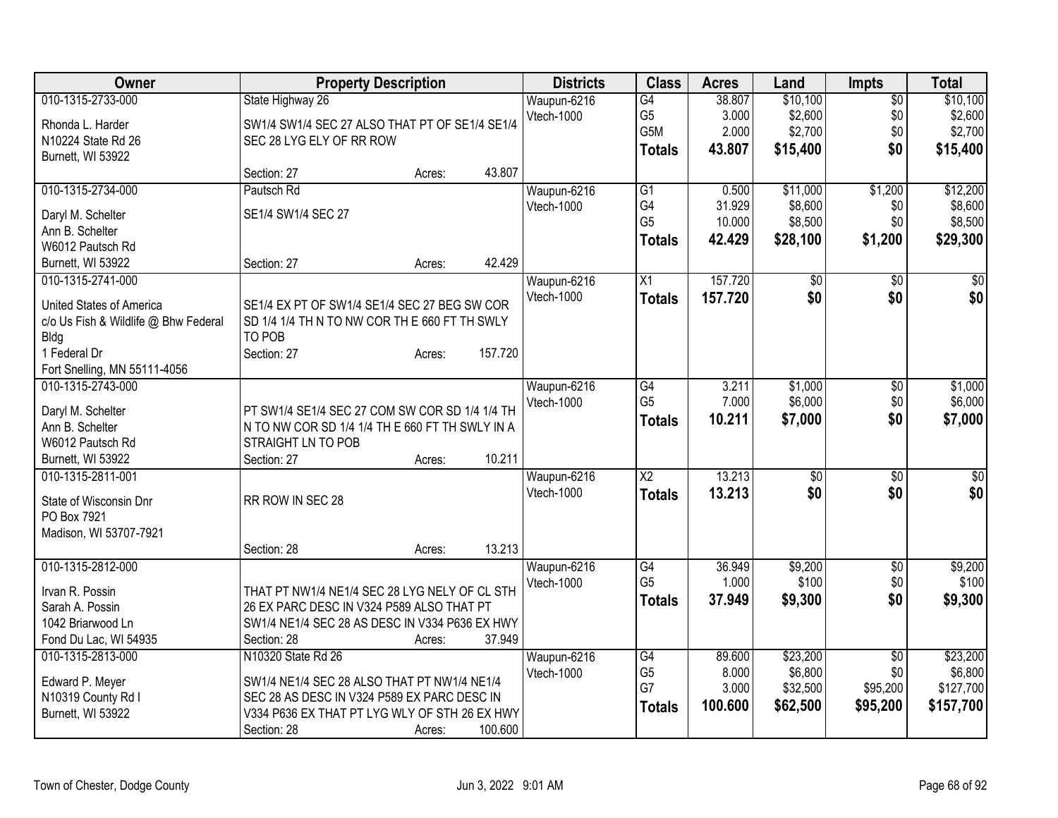| Owner | Property Description | Districts | Class | Acres | Land | Impts | Total |
|---|---|---|---|---|---|---|---|
| 010-1315-2733-000<br>Rhonda L. Harder<br>N10224 State Rd 26<br>Burnett, WI 53922 | State Highway 26<br>SW1/4 SW1/4 SEC 27 ALSO THAT PT OF SE1/4 SE1/4 SEC 28 LYG ELY OF RR ROW<br>Section: 27 Acres: 43.807 | Waupun-6216<br>Vtech-1000 | G4<br>G5<br>G5M<br>**Totals** | 38.807<br>3.000<br>2.000<br>**43.807** | $10,100<br>$2,600<br>$2,700<br>**$15,400** | $0<br>$0<br>$0<br>**$0** | $10,100<br>$2,600<br>$2,700<br>**$15,400** |
| 010-1315-2734-000<br>Daryl M. Schelter<br>Ann B. Schelter<br>W6012 Pautsch Rd<br>Burnett, WI 53922 | Pautsch Rd<br>SE1/4 SW1/4 SEC 27<br>Section: 27 Acres: 42.429 | Waupun-6216<br>Vtech-1000 | G1<br>G4<br>G5<br>**Totals** | 0.500<br>31.929<br>10.000<br>**42.429** | $11,000<br>$8,600<br>$8,500<br>**$28,100** | $1,200<br>$0<br>$0<br>**$1,200** | $12,200<br>$8,600<br>$8,500<br>**$29,300** |
| 010-1315-2741-000<br>United States of America<br>c/o Us Fish & Wildlife @ Bhw Federal Bldg<br>1 Federal Dr<br>Fort Snelling, MN 55111-4056 | SE1/4 EX PT OF SW1/4 SE1/4 SEC 27 BEG SW COR SD 1/4 1/4 TH N TO NW COR TH E 660 FT TH SWLY TO POB<br>Section: 27 Acres: 157.720 | Waupun-6216<br>Vtech-1000 | X1<br>**Totals** | 157.720<br>**157.720** | $0<br>**$0** | $0<br>**$0** | $0<br>**$0** |
| 010-1315-2743-000<br>Daryl M. Schelter<br>Ann B. Schelter<br>W6012 Pautsch Rd<br>Burnett, WI 53922 | PT SW1/4 SE1/4 SEC 27 COM SW COR SD 1/4 1/4 TH N TO NW COR SD 1/4 1/4 TH E 660 FT TH SWLY IN A STRAIGHT LN TO POB<br>Section: 27 Acres: 10.211 | Waupun-6216<br>Vtech-1000 | G4<br>G5<br>**Totals** | 3.211<br>7.000<br>**10.211** | $1,000<br>$6,000<br>**$7,000** | $0<br>$0<br>**$0** | $1,000<br>$6,000<br>**$7,000** |
| 010-1315-2811-001<br>State of Wisconsin Dnr<br>PO Box 7921<br>Madison, WI 53707-7921 | RR ROW IN SEC 28<br>Section: 28 Acres: 13.213 | Waupun-6216<br>Vtech-1000 | X2<br>**Totals** | 13.213<br>**13.213** | $0<br>**$0** | $0<br>**$0** | $0<br>**$0** |
| 010-1315-2812-000<br>Irvan R. Possin<br>Sarah A. Possin<br>1042 Briarwood Ln<br>Fond Du Lac, WI 54935 | THAT PT NW1/4 NE1/4 SEC 28 LYG NELY OF CL STH 26 EX PARC DESC IN V324 P589 ALSO THAT PT SW1/4 NE1/4 SEC 28 AS DESC IN V334 P636 EX HWY<br>Section: 28 Acres: 37.949 | Waupun-6216<br>Vtech-1000 | G4<br>G5<br>**Totals** | 36.949<br>1.000<br>**37.949** | $9,200<br>$100<br>**$9,300** | $0<br>$0<br>**$0** | $9,200<br>$100<br>**$9,300** |
| 010-1315-2813-000<br>Edward P. Meyer<br>N10319 County Rd I<br>Burnett, WI 53922 | N10320 State Rd 26<br>SW1/4 NE1/4 SEC 28 ALSO THAT PT NW1/4 NE1/4 SEC 28 AS DESC IN V324 P589 EX PARC DESC IN V334 P636 EX THAT PT LYG WLY OF STH 26 EX HWY<br>Section: 28 Acres: 100.600 | Waupun-6216<br>Vtech-1000 | G4<br>G5<br>G7<br>**Totals** | 89.600<br>8.000<br>3.000<br>**100.600** | $23,200<br>$6,800<br>$32,500<br>**$62,500** | $0<br>$0<br>$95,200<br>**$95,200** | $23,200<br>$6,800<br>$127,700<br>**$157,700** |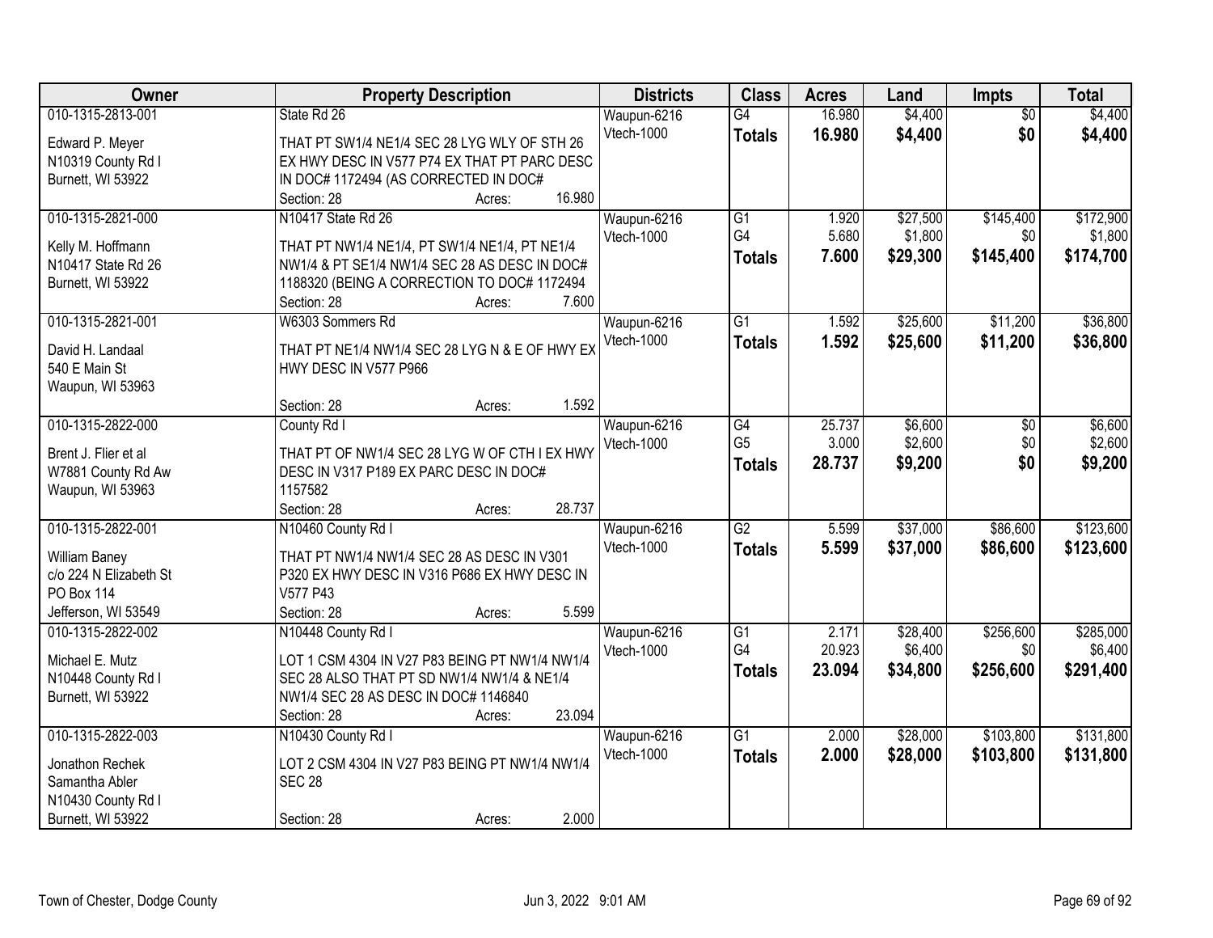| Owner | Property Description | Districts | Class | Acres | Land | Impts | Total |
|---|---|---|---|---|---|---|---|
| 010-1315-2813-001<br>Edward P. Meyer<br>N10319 County Rd I<br>Burnett, WI 53922 | State Rd 26<br>THAT PT SW1/4 NE1/4 SEC 28 LYG WLY OF STH 26 EX HWY DESC IN V577 P74 EX THAT PT PARC DESC IN DOC# 1172494 (AS CORRECTED IN DOC#<br>Section: 28 Acres: 16.980 | Waupun-6216<br>Vtech-1000 | G4<br>**Totals** | 16.980<br>**16.980** | $4,400<br>**$4,400** | $0<br>**$0** | $4,400<br>**$4,400** |
| 010-1315-2821-000<br>Kelly M. Hoffmann<br>N10417 State Rd 26<br>Burnett, WI 53922 | N10417 State Rd 26<br>THAT PT NW1/4 NE1/4, PT SW1/4 NE1/4, PT NE1/4 NW1/4 & PT SE1/4 NW1/4 SEC 28 AS DESC IN DOC# 1188320 (BEING A CORRECTION TO DOC# 1172494<br>Section: 28 Acres: 7.600 | Waupun-6216<br>Vtech-1000 | G1<br>G4<br>**Totals** | 1.920<br>5.680<br>**7.600** | $27,500<br>$1,800<br>**$29,300** | $145,400<br>$0<br>**$145,400** | $172,900<br>$1,800<br>**$174,700** |
| 010-1315-2821-001<br>David H. Landaal<br>540 E Main St<br>Waupun, WI 53963 | W6303 Sommers Rd<br>THAT PT NE1/4 NW1/4 SEC 28 LYG N & E OF HWY EX HWY DESC IN V577 P966<br>Section: 28 Acres: 1.592 | Waupun-6216<br>Vtech-1000 | G1<br>**Totals** | 1.592<br>**1.592** | $25,600<br>**$25,600** | $11,200<br>**$11,200** | $36,800<br>**$36,800** |
| 010-1315-2822-000<br>Brent J. Flier et al<br>W7881 County Rd Aw<br>Waupun, WI 53963 | County Rd I<br>THAT PT OF NW1/4 SEC 28 LYG W OF CTH I EX HWY DESC IN V317 P189 EX PARC DESC IN DOC# 1157582<br>Section: 28 Acres: 28.737 | Waupun-6216<br>Vtech-1000 | G4<br>G5<br>**Totals** | 25.737<br>3.000<br>**28.737** | $6,600<br>$2,600<br>**$9,200** | $0<br>$0<br>**$0** | $6,600<br>$2,600<br>**$9,200** |
| 010-1315-2822-001<br>William Baney<br>c/o 224 N Elizabeth St<br>PO Box 114<br>Jefferson, WI 53549 | N10460 County Rd I<br>THAT PT NW1/4 NW1/4 SEC 28 AS DESC IN V301 P320 EX HWY DESC IN V316 P686 EX HWY DESC IN V577 P43<br>Section: 28 Acres: 5.599 | Waupun-6216<br>Vtech-1000 | G2<br>**Totals** | 5.599<br>**5.599** | $37,000<br>**$37,000** | $86,600<br>**$86,600** | $123,600<br>**$123,600** |
| 010-1315-2822-002<br>Michael E. Mutz<br>N10448 County Rd I<br>Burnett, WI 53922 | N10448 County Rd I<br>LOT 1 CSM 4304 IN V27 P83 BEING PT NW1/4 NW1/4 SEC 28 ALSO THAT PT SD NW1/4 NW1/4 & NE1/4 NW1/4 SEC 28 AS DESC IN DOC# 1146840<br>Section: 28 Acres: 23.094 | Waupun-6216<br>Vtech-1000 | G1<br>G4<br>**Totals** | 2.171<br>20.923<br>**23.094** | $28,400<br>$6,400<br>**$34,800** | $256,600<br>$0<br>**$256,600** | $285,000<br>$6,400<br>**$291,400** |
| 010-1315-2822-003<br>Jonathon Rechek<br>Samantha Abler<br>N10430 County Rd I<br>Burnett, WI 53922 | N10430 County Rd I<br>LOT 2 CSM 4304 IN V27 P83 BEING PT NW1/4 NW1/4 SEC 28<br>Section: 28 Acres: 2.000 | Waupun-6216<br>Vtech-1000 | G1<br>**Totals** | 2.000<br>**2.000** | $28,000<br>**$28,000** | $103,800<br>**$103,800** | $131,800<br>**$131,800** |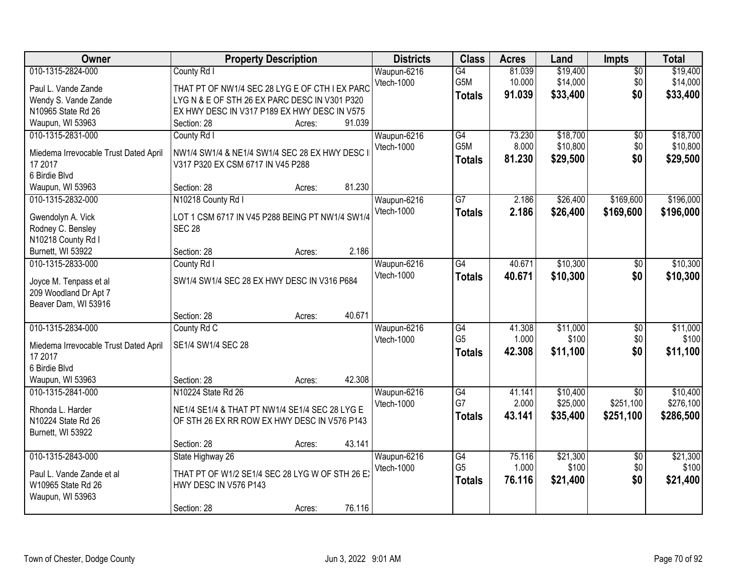| Owner | Property Description | Districts | Class | Acres | Land | Impts | Total |
|---|---|---|---|---|---|---|---|
| 010-1315-2824-000<br>Paul L. Vande Zande<br>Wendy S. Vande Zande<br>N10965 State Rd 26<br>Waupun, WI 53963 | County Rd I<br>THAT PT OF NW1/4 SEC 28 LYG E OF CTH I EX PARC LYG N & E OF STH 26 EX PARC DESC IN V301 P320 EX HWY DESC IN V317 P189 EX HWY DESC IN V575<br>Section: 28 Acres: 91.039 | Waupun-6216<br>Vtech-1000 | G4<br>G5M<br>**Totals** | 81.039<br>10.000<br>**91.039** | $19,400<br>$14,000<br>**$33,400** | $0<br>$0<br>**$0** | $19,400<br>$14,000<br>**$33,400** |
| 010-1315-2831-000<br>Miedema Irrevocable Trust Dated April 17 2017<br>6 Birdie Blvd<br>Waupun, WI 53963 | County Rd I<br>NW1/4 SW1/4 & NE1/4 SW1/4 SEC 28 EX HWY DESC IN V317 P320 EX CSM 6717 IN V45 P288<br>Section: 28 Acres: 81.230 | Waupun-6216<br>Vtech-1000 | G4<br>G5M<br>**Totals** | 73.230<br>8.000<br>**81.230** | $18,700<br>$10,800<br>**$29,500** | $0<br>$0<br>**$0** | $18,700<br>$10,800<br>**$29,500** |
| 010-1315-2832-000<br>Gwendolyn A. Vick<br>Rodney C. Bensley<br>N10218 County Rd I<br>Burnett, WI 53922 | N10218 County Rd I<br>LOT 1 CSM 6717 IN V45 P288 BEING PT NW1/4 SW1/4 SEC 28<br>Section: 28 Acres: 2.186 | Waupun-6216<br>Vtech-1000 | G7<br>**Totals** | 2.186<br>**2.186** | $26,400<br>**$26,400** | $169,600<br>**$169,600** | $196,000<br>**$196,000** |
| 010-1315-2833-000<br>Joyce M. Tenpass et al<br>209 Woodland Dr Apt 7<br>Beaver Dam, WI 53916 | County Rd I<br>SW1/4 SW1/4 SEC 28 EX HWY DESC IN V316 P684<br>Section: 28 Acres: 40.671 | Waupun-6216<br>Vtech-1000 | G4<br>**Totals** | 40.671<br>**40.671** | $10,300<br>**$10,300** | $0<br>**$0** | $10,300<br>**$10,300** |
| 010-1315-2834-000<br>Miedema Irrevocable Trust Dated April 17 2017<br>6 Birdie Blvd<br>Waupun, WI 53963 | County Rd C<br>SE1/4 SW1/4 SEC 28<br>Section: 28 Acres: 42.308 | Waupun-6216<br>Vtech-1000 | G4<br>G5<br>**Totals** | 41.308<br>1.000<br>**42.308** | $11,000<br>$100<br>**$11,100** | $0<br>$0<br>**$0** | $11,000<br>$100<br>**$11,100** |
| 010-1315-2841-000<br>Rhonda L. Harder<br>N10224 State Rd 26<br>Burnett, WI 53922 | N10224 State Rd 26<br>NE1/4 SE1/4 & THAT PT NW1/4 SE1/4 SEC 28 LYG E OF STH 26 EX RR ROW EX HWY DESC IN V576 P143<br>Section: 28 Acres: 43.141 | Waupun-6216<br>Vtech-1000 | G4<br>G7<br>**Totals** | 41.141<br>2.000<br>**43.141** | $10,400<br>$25,000<br>**$35,400** | $0<br>$251,100<br>**$251,100** | $10,400<br>$276,100<br>**$286,500** |
| 010-1315-2843-000<br>Paul L. Vande Zande et al<br>W10965 State Rd 26<br>Waupun, WI 53963 | State Highway 26<br>THAT PT OF W1/2 SE1/4 SEC 28 LYG W OF STH 26 EX HWY DESC IN V576 P143<br>Section: 28 Acres: 76.116 | Waupun-6216<br>Vtech-1000 | G4<br>G5<br>**Totals** | 75.116<br>1.000<br>**76.116** | $21,300<br>$100<br>**$21,400** | $0<br>$0<br>**$0** | $21,300<br>$100<br>**$21,400** |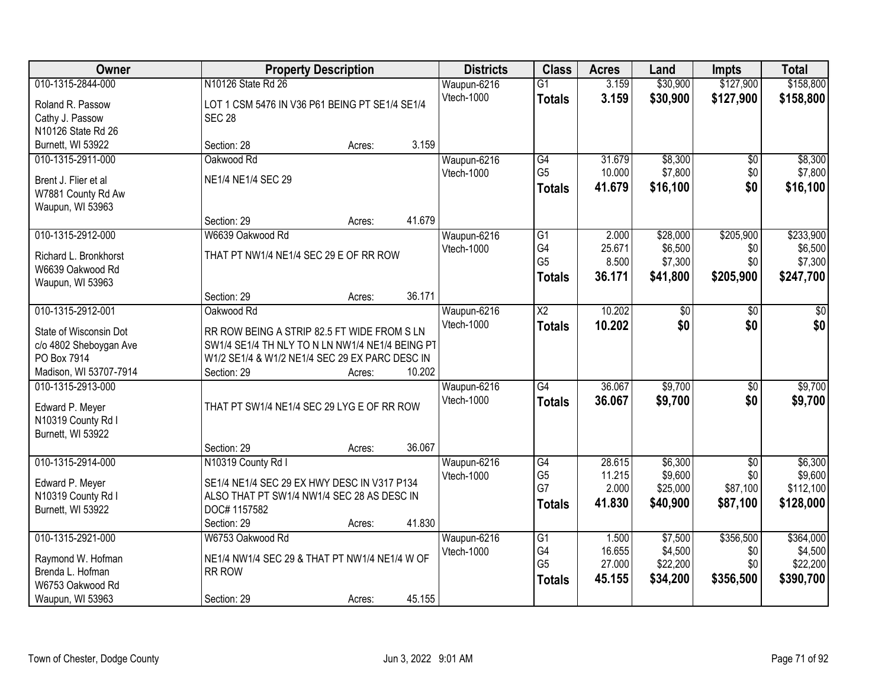| Owner | Property Description | Districts | Class | Acres | Land | Impts | Total |
|---|---|---|---|---|---|---|---|
| 010-1315-2844-000<br>Roland R. Passow<br>Cathy J. Passow<br>N10126 State Rd 26<br>Burnett, WI 53922 | N10126 State Rd 26<br>LOT 1 CSM 5476 IN V36 P61 BEING PT SE1/4 SE1/4 SEC 28<br>Section: 28 Acres: 3.159 | Waupun-6216<br>Vtech-1000 | G1<br>**Totals** | 3.159<br>**3.159** | $30,900<br>**$30,900** | $127,900<br>**$127,900** | $158,800<br>**$158,800** |
| 010-1315-2911-000<br>Brent J. Flier et al<br>W7881 County Rd Aw<br>Waupun, WI 53963 | Oakwood Rd<br>NE1/4 NE1/4 SEC 29<br>Section: 29 Acres: 41.679 | Waupun-6216<br>Vtech-1000 | G4<br>G5<br>**Totals** | 31.679<br>10.000<br>**41.679** | $8,300<br>$7,800<br>**$16,100** | $0<br>$0<br>**$0** | $8,300<br>$7,800<br>**$16,100** |
| 010-1315-2912-000<br>Richard L. Bronkhorst<br>W6639 Oakwood Rd<br>Waupun, WI 53963 | W6639 Oakwood Rd<br>THAT PT NW1/4 NE1/4 SEC 29 E OF RR ROW<br>Section: 29 Acres: 36.171 | Waupun-6216<br>Vtech-1000 | G1<br>G4<br>G5<br>**Totals** | 2.000<br>25.671<br>8.500<br>**36.171** | $28,000<br>$6,500<br>$7,300<br>**$41,800** | $205,900<br>$0<br>$0<br>**$205,900** | $233,900<br>$6,500<br>$7,300<br>**$247,700** |
| 010-1315-2912-001<br>State of Wisconsin Dot<br>c/o 4802 Sheboygan Ave<br>PO Box 7914<br>Madison, WI 53707-7914 | Oakwood Rd<br>RR ROW BEING A STRIP 82.5 FT WIDE FROM S LN SW1/4 SE1/4 TH NLY TO N LN NW1/4 NE1/4 BEING PT W1/2 SE1/4 & W1/2 NE1/4 SEC 29 EX PARC DESC IN<br>Section: 29 Acres: 10.202 | Waupun-6216<br>Vtech-1000 | X2<br>**Totals** | 10.202<br>**10.202** | $0<br>**$0** | $0<br>**$0** | $0<br>**$0** |
| 010-1315-2913-000<br>Edward P. Meyer<br>N10319 County Rd I<br>Burnett, WI 53922 | THAT PT SW1/4 NE1/4 SEC 29 LYG E OF RR ROW<br>Section: 29 Acres: 36.067 | Waupun-6216<br>Vtech-1000 | G4<br>**Totals** | 36.067<br>**36.067** | $9,700<br>**$9,700** | $0<br>**$0** | $9,700<br>**$9,700** |
| 010-1315-2914-000<br>Edward P. Meyer<br>N10319 County Rd I<br>Burnett, WI 53922 | N10319 County Rd I<br>SE1/4 NE1/4 SEC 29 EX HWY DESC IN V317 P134 ALSO THAT PT SW1/4 NW1/4 SEC 28 AS DESC IN DOC# 1157582<br>Section: 29 Acres: 41.830 | Waupun-6216<br>Vtech-1000 | G4<br>G5<br>G7<br>**Totals** | 28.615<br>11.215<br>2.000<br>**41.830** | $6,300<br>$9,600<br>$25,000<br>**$40,900** | $0<br>$0<br>$87,100<br>**$87,100** | $6,300<br>$9,600<br>$112,100<br>**$128,000** |
| 010-1315-2921-000<br>Raymond W. Hofman<br>Brenda L. Hofman<br>W6753 Oakwood Rd<br>Waupun, WI 53963 | W6753 Oakwood Rd<br>NE1/4 NW1/4 SEC 29 & THAT PT NW1/4 NE1/4 W OF RR ROW<br>Section: 29 Acres: 45.155 | Waupun-6216<br>Vtech-1000 | G1<br>G4<br>G5<br>**Totals** | 1.500<br>16.655<br>27.000<br>**45.155** | $7,500<br>$4,500<br>$22,200<br>**$34,200** | $356,500<br>$0<br>$0<br>**$356,500** | $364,000<br>$4,500<br>$22,200<br>**$390,700** |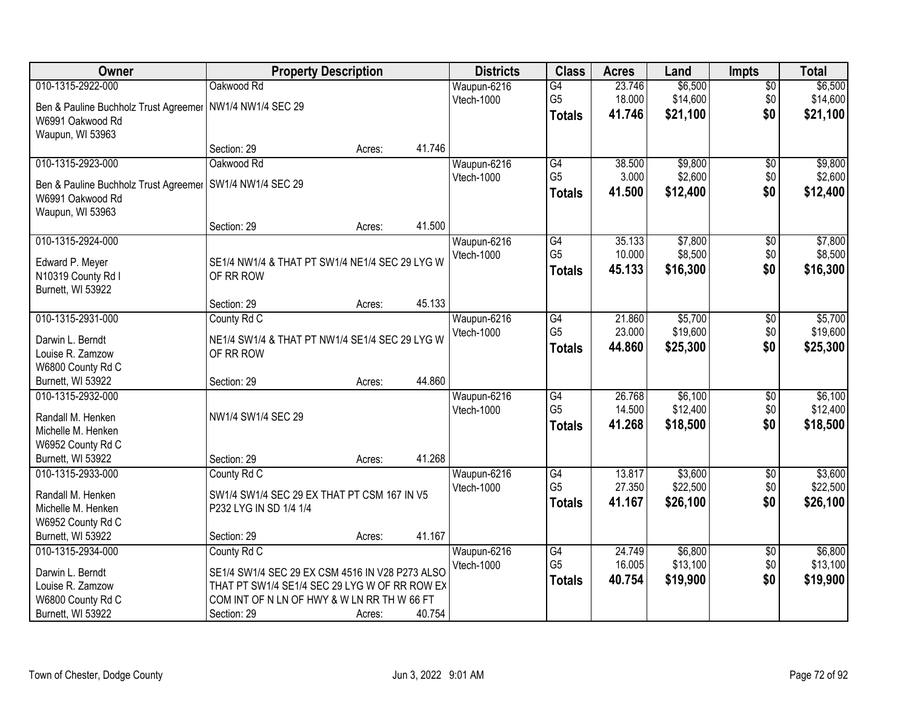| Owner | Property Description | Districts | Class | Acres | Land | Impts | Total |
|---|---|---|---|---|---|---|---|
| 010-1315-2922-000<br>Ben & Pauline Buchholz Trust Agreemer<br>W6991 Oakwood Rd<br>Waupun, WI 53963 | Oakwood Rd<br>NW1/4 NW1/4 SEC 29<br>Section: 29 Acres: 41.746 | Waupun-6216<br>Vtech-1000 | G4<br>G5<br>**Totals** | 23.746<br>18.000<br>**41.746** | $6,500<br>$14,600<br>**$21,100** | $0<br>$0<br>**$0** | $6,500<br>$14,600<br>**$21,100** |
| 010-1315-2923-000<br>Ben & Pauline Buchholz Trust Agreemer<br>W6991 Oakwood Rd<br>Waupun, WI 53963 | Oakwood Rd<br>SW1/4 NW1/4 SEC 29<br>Section: 29 Acres: 41.500 | Waupun-6216<br>Vtech-1000 | G4<br>G5<br>**Totals** | 38.500<br>3.000<br>**41.500** | $9,800<br>$2,600<br>**$12,400** | $0<br>$0<br>**$0** | $9,800<br>$2,600<br>**$12,400** |
| 010-1315-2924-000<br>Edward P. Meyer<br>N10319 County Rd I<br>Burnett, WI 53922 | SE1/4 NW1/4 & THAT PT SW1/4 NE1/4 SEC 29 LYG W OF RR ROW<br>Section: 29 Acres: 45.133 | Waupun-6216<br>Vtech-1000 | G4<br>G5<br>**Totals** | 35.133<br>10.000<br>**45.133** | $7,800<br>$8,500<br>**$16,300** | $0<br>$0<br>**$0** | $7,800<br>$8,500<br>**$16,300** |
| 010-1315-2931-000<br>Darwin L. Berndt<br>Louise R. Zamzow<br>W6800 County Rd C<br>Burnett, WI 53922 | County Rd C<br>NE1/4 SW1/4 & THAT PT NW1/4 SE1/4 SEC 29 LYG W OF RR ROW<br>Section: 29 Acres: 44.860 | Waupun-6216<br>Vtech-1000 | G4<br>G5<br>**Totals** | 21.860<br>23.000<br>**44.860** | $5,700<br>$19,600<br>**$25,300** | $0<br>$0<br>**$0** | $5,700<br>$19,600<br>**$25,300** |
| 010-1315-2932-000<br>Randall M. Henken<br>Michelle M. Henken<br>W6952 County Rd C<br>Burnett, WI 53922 | NW1/4 SW1/4 SEC 29<br>Section: 29 Acres: 41.268 | Waupun-6216<br>Vtech-1000 | G4<br>G5<br>**Totals** | 26.768<br>14.500<br>**41.268** | $6,100<br>$12,400<br>**$18,500** | $0<br>$0<br>**$0** | $6,100<br>$12,400<br>**$18,500** |
| 010-1315-2933-000<br>Randall M. Henken<br>Michelle M. Henken<br>W6952 County Rd C<br>Burnett, WI 53922 | County Rd C<br>SW1/4 SW1/4 SEC 29 EX THAT PT CSM 167 IN V5 P232 LYG IN SD 1/4 1/4<br>Section: 29 Acres: 41.167 | Waupun-6216<br>Vtech-1000 | G4<br>G5<br>**Totals** | 13.817<br>27.350<br>**41.167** | $3,600<br>$22,500<br>**$26,100** | $0<br>$0<br>**$0** | $3,600<br>$22,500<br>**$26,100** |
| 010-1315-2934-000<br>Darwin L. Berndt<br>Louise R. Zamzow<br>W6800 County Rd C<br>Burnett, WI 53922 | County Rd C<br>SE1/4 SW1/4 SEC 29 EX CSM 4516 IN V28 P273 ALSO THAT PT SW1/4 SE1/4 SEC 29 LYG W OF RR ROW EX COM INT OF N LN OF HWY & W LN RR TH W 66 FT<br>Section: 29 Acres: 40.754 | Waupun-6216<br>Vtech-1000 | G4<br>G5<br>**Totals** | 24.749<br>16.005<br>**40.754** | $6,800<br>$13,100<br>**$19,900** | $0<br>$0<br>**$0** | $6,800<br>$13,100<br>**$19,900** |

Town of Chester, Dodge County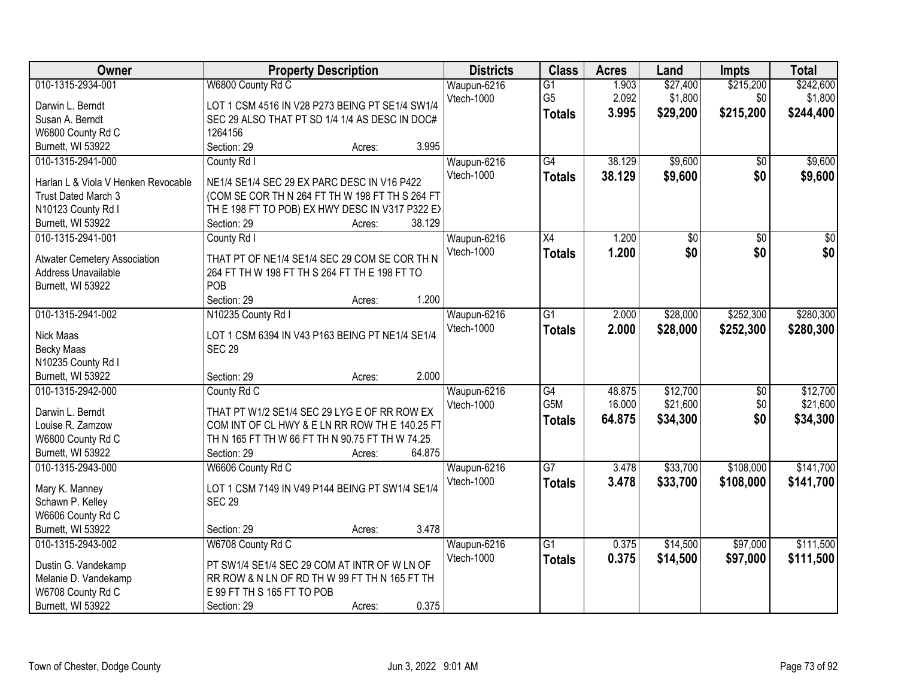| Owner | Property Description | Districts | Class | Acres | Land | Impts | Total |
|---|---|---|---|---|---|---|---|
| 010-1315-2934-001<br>Darwin L. Berndt<br>Susan A. Berndt<br>W6800 County Rd C<br>Burnett, WI 53922 | W6800 County Rd C<br>LOT 1 CSM 4516 IN V28 P273 BEING PT SE1/4 SW1/4 SEC 29 ALSO THAT PT SD 1/4 1/4 AS DESC IN DOC# 1264156<br>Section: 29 Acres: 3.995 | Waupun-6216<br>Vtech-1000 | G1<br>G5<br>**Totals** | 1.903<br>2.092<br>**3.995** | $27,400<br>$1,800<br>**$29,200** | $215,200<br>$0<br>**$215,200** | $242,600<br>$1,800<br>**$244,400** |
| 010-1315-2941-000<br>Harlan L & Viola V Henken Revocable Trust Dated March 3<br>N10123 County Rd I<br>Burnett, WI 53922 | County Rd I<br>NE1/4 SE1/4 SEC 29 EX PARC DESC IN V16 P422 (COM SE COR TH N 264 FT TH W 198 FT TH S 264 FT TH E 198 FT TO POB) EX HWY DESC IN V317 P322 EX<br>Section: 29 Acres: 38.129 | Waupun-6216<br>Vtech-1000 | G4<br>**Totals** | 38.129<br>**38.129** | $9,600<br>**$9,600** | $0<br>**$0** | $9,600<br>**$9,600** |
| 010-1315-2941-001<br>Atwater Cemetery Association<br>Address Unavailable<br>Burnett, WI 53922 | County Rd I<br>THAT PT OF NE1/4 SE1/4 SEC 29 COM SE COR TH N 264 FT TH W 198 FT TH S 264 FT TH E 198 FT TO POB<br>Section: 29 Acres: 1.200 | Waupun-6216<br>Vtech-1000 | X4<br>**Totals** | 1.200<br>**1.200** | $0<br>**$0** | $0<br>**$0** | $0<br>**$0** |
| 010-1315-2941-002<br>Nick Maas<br>Becky Maas<br>N10235 County Rd I<br>Burnett, WI 53922 | N10235 County Rd I<br>LOT 1 CSM 6394 IN V43 P163 BEING PT NE1/4 SE1/4 SEC 29<br>Section: 29 Acres: 2.000 | Waupun-6216<br>Vtech-1000 | G1<br>**Totals** | 2.000<br>**2.000** | $28,000<br>**$28,000** | $252,300<br>**$252,300** | $280,300<br>**$280,300** |
| 010-1315-2942-000<br>Darwin L. Berndt<br>Louise R. Zamzow<br>W6800 County Rd C<br>Burnett, WI 53922 | County Rd C<br>THAT PT W1/2 SE1/4 SEC 29 LYG E OF RR ROW EX COM INT OF CL HWY & E LN RR ROW TH E 140.25 FT TH N 165 FT TH W 66 FT TH N 90.75 FT TH W 74.25<br>Section: 29 Acres: 64.875 | Waupun-6216<br>Vtech-1000 | G4<br>G5M<br>**Totals** | 48.875<br>16.000<br>**64.875** | $12,700<br>$21,600<br>**$34,300** | $0<br>$0<br>**$0** | $12,700<br>$21,600<br>**$34,300** |
| 010-1315-2943-000<br>Mary K. Manney<br>Schawn P. Kelley<br>W6606 County Rd C<br>Burnett, WI 53922 | W6606 County Rd C<br>LOT 1 CSM 7149 IN V49 P144 BEING PT SW1/4 SE1/4 SEC 29<br>Section: 29 Acres: 3.478 | Waupun-6216<br>Vtech-1000 | G7<br>**Totals** | 3.478<br>**3.478** | $33,700<br>**$33,700** | $108,000<br>**$108,000** | $141,700<br>**$141,700** |
| 010-1315-2943-002<br>Dustin G. Vandekamp<br>Melanie D. Vandekamp<br>W6708 County Rd C<br>Burnett, WI 53922 | W6708 County Rd C<br>PT SW1/4 SE1/4 SEC 29 COM AT INTR OF W LN OF RR ROW & N LN OF RD TH W 99 FT TH N 165 FT TH E 99 FT TH S 165 FT TO POB<br>Section: 29 Acres: 0.375 | Waupun-6216<br>Vtech-1000 | G1<br>**Totals** | 0.375<br>**0.375** | $14,500<br>**$14,500** | $97,000<br>**$97,000** | $111,500<br>**$111,500** |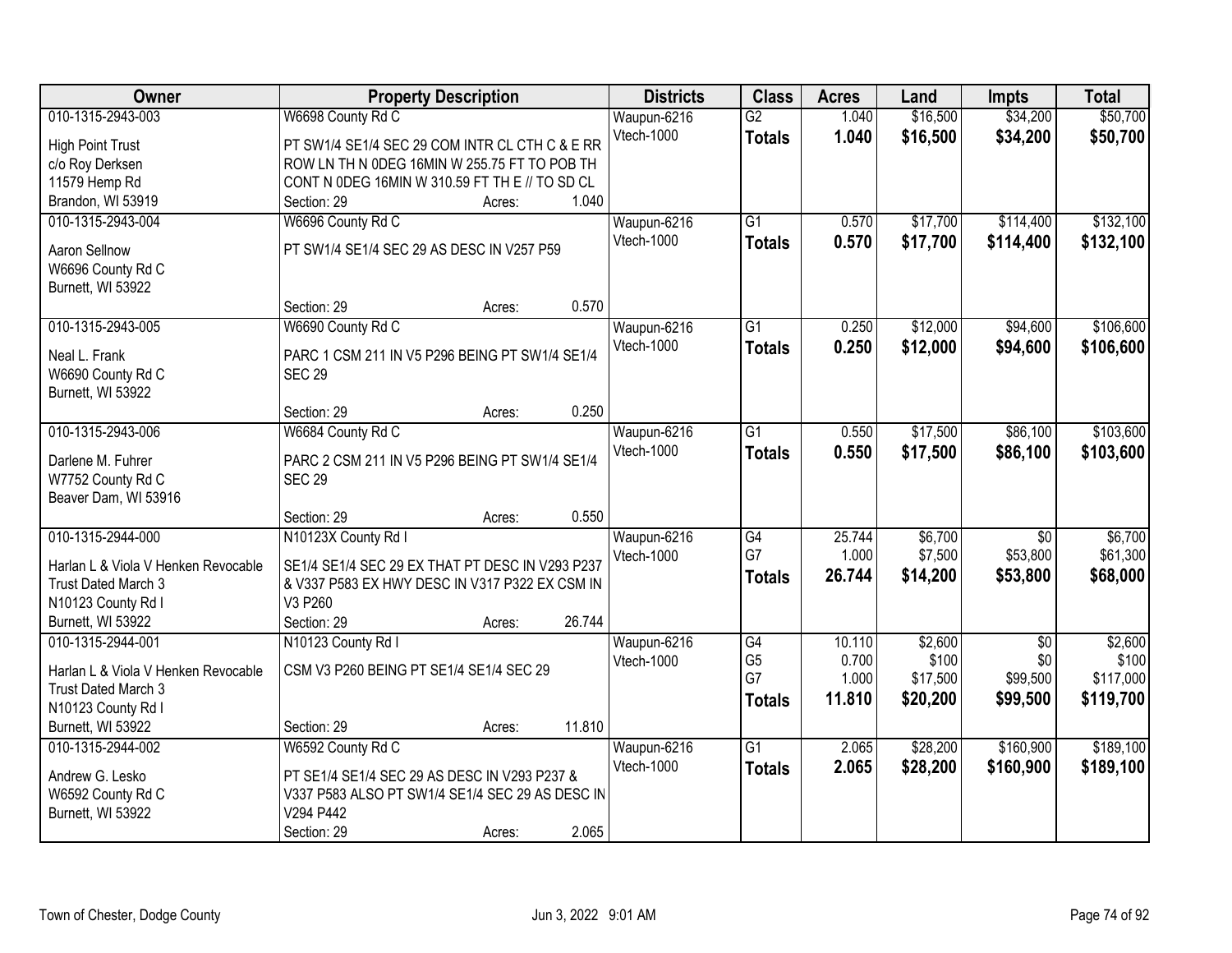| Owner | Property Description | Districts | Class | Acres | Land | Impts | Total |
|---|---|---|---|---|---|---|---|
| 010-1315-2943-003<br>High Point Trust<br>c/o Roy Derksen<br>11579 Hemp Rd<br>Brandon, WI 53919 | W6698 County Rd C<br>PT SW1/4 SE1/4 SEC 29 COM INTR CL CTH C & E RR ROW LN TH N 0DEG 16MIN W 255.75 FT TO POB TH CONT N 0DEG 16MIN W 310.59 FT TH E // TO SD CL<br>Section: 29 Acres: 1.040 | Waupun-6216<br>Vtech-1000 | G2<br>**Totals** | 1.040<br>**1.040** | \$16,500<br>**\$16,500** | \$34,200<br>**\$34,200** | \$50,700<br>**\$50,700** |
| 010-1315-2943-004<br>Aaron Sellnow<br>W6696 County Rd C<br>Burnett, WI 53922 | W6696 County Rd C<br>PT SW1/4 SE1/4 SEC 29 AS DESC IN V257 P59<br>Section: 29 Acres: 0.570 | Waupun-6216<br>Vtech-1000 | G1<br>**Totals** | 0.570<br>**0.570** | \$17,700<br>**\$17,700** | \$114,400<br>**\$114,400** | \$132,100<br>**\$132,100** |
| 010-1315-2943-005<br>Neal L. Frank<br>W6690 County Rd C<br>Burnett, WI 53922 | W6690 County Rd C<br>PARC 1 CSM 211 IN V5 P296 BEING PT SW1/4 SE1/4 SEC 29<br>Section: 29 Acres: 0.250 | Waupun-6216<br>Vtech-1000 | G1<br>**Totals** | 0.250<br>**0.250** | \$12,000<br>**\$12,000** | \$94,600<br>**\$94,600** | \$106,600<br>**\$106,600** |
| 010-1315-2943-006<br>Darlene M. Fuhrer<br>W7752 County Rd C<br>Beaver Dam, WI 53916 | W6684 County Rd C<br>PARC 2 CSM 211 IN V5 P296 BEING PT SW1/4 SE1/4 SEC 29<br>Section: 29 Acres: 0.550 | Waupun-6216<br>Vtech-1000 | G1<br>**Totals** | 0.550<br>**0.550** | \$17,500<br>**\$17,500** | \$86,100<br>**\$86,100** | \$103,600<br>**\$103,600** |
| 010-1315-2944-000<br>Harlan L & Viola V Henken Revocable Trust Dated March 3<br>N10123 County Rd I<br>Burnett, WI 53922 | N10123X County Rd I<br>SE1/4 SE1/4 SEC 29 EX THAT PT DESC IN V293 P237 & V337 P583 EX HWY DESC IN V317 P322 EX CSM IN V3 P260<br>Section: 29 Acres: 26.744 | Waupun-6216<br>Vtech-1000 | G4<br>G7<br>**Totals** | 25.744<br>1.000<br>**26.744** | \$6,700<br>\$7,500<br>**\$14,200** | \$0<br>\$53,800<br>**\$53,800** | \$6,700<br>\$61,300<br>**\$68,000** |
| 010-1315-2944-001<br>Harlan L & Viola V Henken Revocable Trust Dated March 3<br>N10123 County Rd I<br>Burnett, WI 53922 | N10123 County Rd I<br>CSM V3 P260 BEING PT SE1/4 SE1/4 SEC 29<br>Section: 29 Acres: 11.810 | Waupun-6216<br>Vtech-1000 | G4<br>G5<br>G7<br>**Totals** | 10.110<br>0.700<br>1.000<br>**11.810** | \$2,600<br>\$100<br>\$17,500<br>**\$20,200** | \$0<br>\$0<br>\$99,500<br>**\$99,500** | \$2,600<br>\$100<br>\$117,000<br>**\$119,700** |
| 010-1315-2944-002<br>Andrew G. Lesko<br>W6592 County Rd C<br>Burnett, WI 53922 | W6592 County Rd C<br>PT SE1/4 SE1/4 SEC 29 AS DESC IN V293 P237 & V337 P583 ALSO PT SW1/4 SE1/4 SEC 29 AS DESC IN V294 P442<br>Section: 29 Acres: 2.065 | Waupun-6216<br>Vtech-1000 | G1<br>**Totals** | 2.065<br>**2.065** | \$28,200<br>**\$28,200** | \$160,900<br>**\$160,900** | \$189,100<br>**\$189,100** |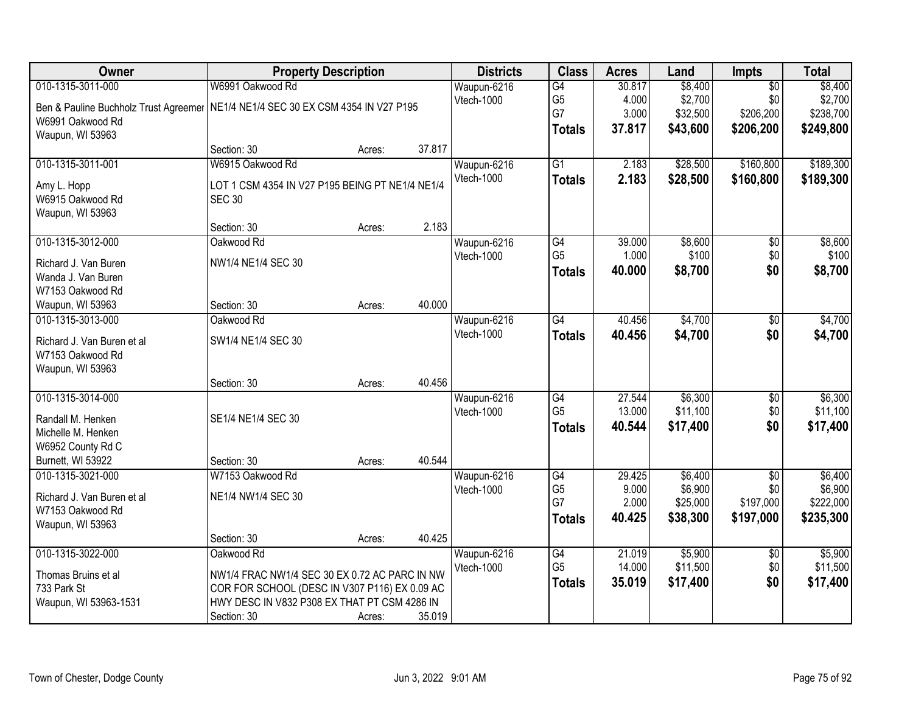| Owner | Property Description | | | Districts | Class | Acres | Land | Impts | Total |
|---|---|---|---|---|---|---|---|---|---|
| 010-1315-3011-000 | W6991 Oakwood Rd | | | Waupun-6216 | G4 | 30.817 | $8,400 | $0 | $8,400 |
| Ben & Pauline Buchholz Trust Agreemer | NE1/4 NE1/4 SEC 30 EX CSM 4354 IN V27 P195 | | | Vtech-1000 | G5 | 4.000 | $2,700 | $0 | $2,700 |
| W6991 Oakwood Rd | | | | | G7 | 3.000 | $32,500 | $206,200 | $238,700 |
| Waupun, WI 53963 | | | | | **Totals** | **37.817** | **$43,600** | **$206,200** | **$249,800** |
| | Section: 30 | Acres: | 37.817 | | | | | | |
| 010-1315-3011-001 | W6915 Oakwood Rd | | | Waupun-6216 | G1 | 2.183 | $28,500 | $160,800 | $189,300 |
| Amy L. Hopp | LOT 1 CSM 4354 IN V27 P195 BEING PT NE1/4 NE1/4 SEC 30 | | | Vtech-1000 | **Totals** | **2.183** | **$28,500** | **$160,800** | **$189,300** |
| W6915 Oakwood Rd | | | | | | | | | |
| Waupun, WI 53963 | | | | | | | | | |
| | Section: 30 | Acres: | 2.183 | | | | | | |
| 010-1315-3012-000 | Oakwood Rd | | | Waupun-6216 | G4 | 39.000 | $8,600 | $0 | $8,600 |
| Richard J. Van Buren | NW1/4 NE1/4 SEC 30 | | | Vtech-1000 | G5 | 1.000 | $100 | $0 | $100 |
| Wanda J. Van Buren | | | | | **Totals** | **40.000** | **$8,700** | **$0** | **$8,700** |
| W7153 Oakwood Rd | | | | | | | | | |
| Waupun, WI 53963 | Section: 30 | Acres: | 40.000 | | | | | | |
| 010-1315-3013-000 | Oakwood Rd | | | Waupun-6216 | G4 | 40.456 | $4,700 | $0 | $4,700 |
| Richard J. Van Buren et al | SW1/4 NE1/4 SEC 30 | | | Vtech-1000 | **Totals** | **40.456** | **$4,700** | **$0** | **$4,700** |
| W7153 Oakwood Rd | | | | | | | | | |
| Waupun, WI 53963 | | | | | | | | | |
| | Section: 30 | Acres: | 40.456 | | | | | | |
| 010-1315-3014-000 | | | | Waupun-6216 | G4 | 27.544 | $6,300 | $0 | $6,300 |
| Randall M. Henken | SE1/4 NE1/4 SEC 30 | | | Vtech-1000 | G5 | 13.000 | $11,100 | $0 | $11,100 |
| Michelle M. Henken | | | | | **Totals** | **40.544** | **$17,400** | **$0** | **$17,400** |
| W6952 County Rd C | | | | | | | | | |
| Burnett, WI 53922 | Section: 30 | Acres: | 40.544 | | | | | | |
| 010-1315-3021-000 | W7153 Oakwood Rd | | | Waupun-6216 | G4 | 29.425 | $6,400 | $0 | $6,400 |
| Richard J. Van Buren et al | NE1/4 NW1/4 SEC 30 | | | Vtech-1000 | G5 | 9.000 | $6,900 | $0 | $6,900 |
| W7153 Oakwood Rd | | | | | G7 | 2.000 | $25,000 | $197,000 | $222,000 |
| Waupun, WI 53963 | | | | | **Totals** | **40.425** | **$38,300** | **$197,000** | **$235,300** |
| | Section: 30 | Acres: | 40.425 | | | | | | |
| 010-1315-3022-000 | Oakwood Rd | | | Waupun-6216 | G4 | 21.019 | $5,900 | $0 | $5,900 |
| Thomas Bruins et al | NW1/4 FRAC NW1/4 SEC 30 EX 0.72 AC PARC IN NW COR FOR SCHOOL (DESC IN V307 P116) EX 0.09 AC HWY DESC IN V832 P308 EX THAT PT CSM 4286 IN | | | Vtech-1000 | G5 | 14.000 | $11,500 | $0 | $11,500 |
| 733 Park St | | | | | **Totals** | **35.019** | **$17,400** | **$0** | **$17,400** |
| Waupun, WI 53963-1531 | | | | | | | | | |
| | Section: 30 | Acres: | 35.019 | | | | | | |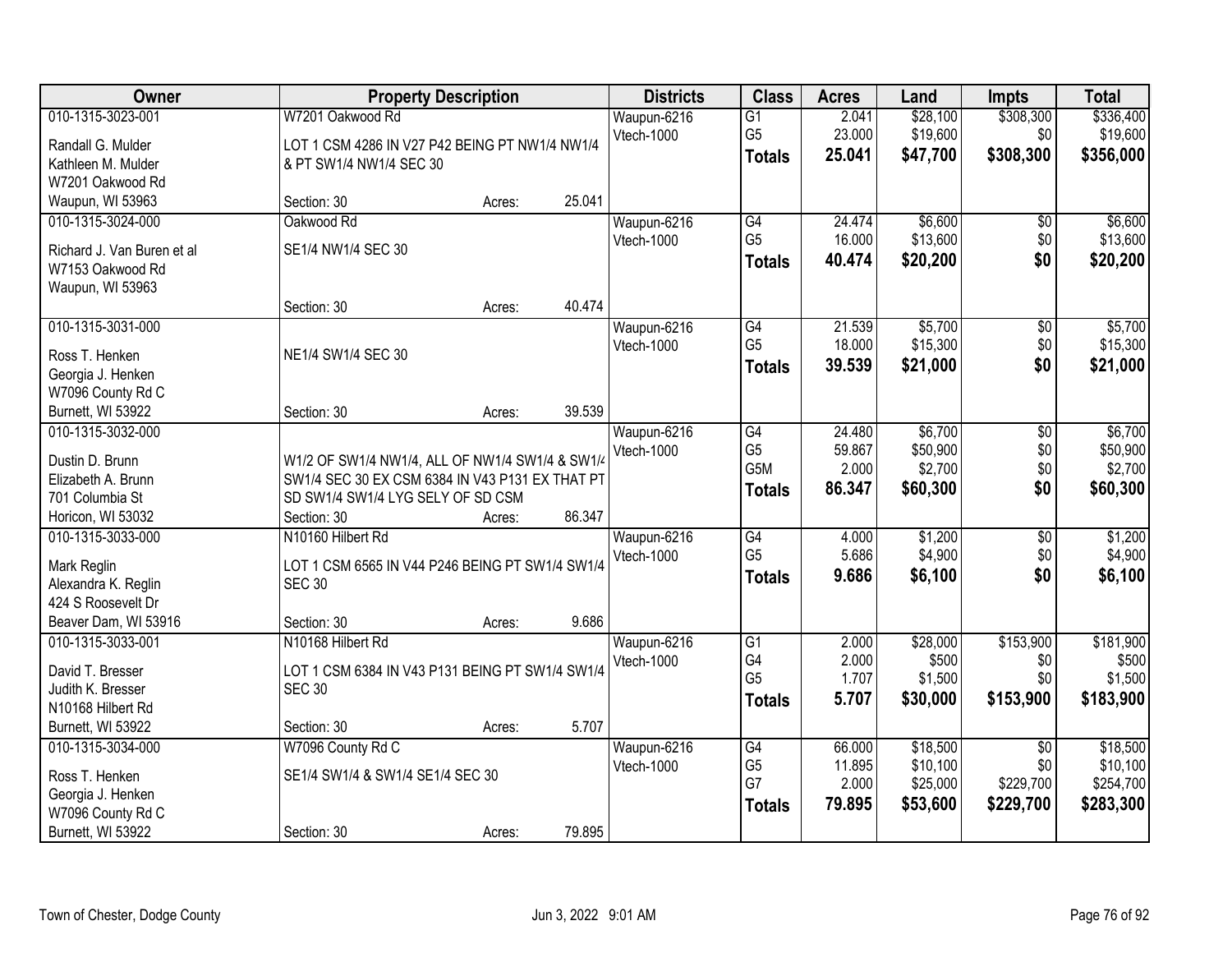| Owner | Property Description | Districts | Class | Acres | Land | Impts | Total |
|---|---|---|---|---|---|---|---|
| 010-1315-3023-001<br>Randall G. Mulder<br>Kathleen M. Mulder<br>W7201 Oakwood Rd<br>Waupun, WI 53963 | W7201 Oakwood Rd<br>LOT 1 CSM 4286 IN V27 P42 BEING PT NW1/4 NW1/4 & PT SW1/4 NW1/4 SEC 30<br>Section: 30 Acres: 25.041 | Waupun-6216<br>Vtech-1000 | G1<br>G5<br>**Totals** | 2.041<br>23.000<br>**25.041** | $28,100<br>$19,600<br>**$47,700** | $308,300<br>$0<br>**$308,300** | $336,400<br>$19,600<br>**$356,000** |
| 010-1315-3024-000<br>Richard J. Van Buren et al<br>W7153 Oakwood Rd<br>Waupun, WI 53963 | Oakwood Rd<br>SE1/4 NW1/4 SEC 30<br>Section: 30 Acres: 40.474 | Waupun-6216<br>Vtech-1000 | G4<br>G5<br>**Totals** | 24.474<br>16.000<br>**40.474** | $6,600<br>$13,600<br>**$20,200** | $0<br>$0<br>**$0** | $6,600<br>$13,600<br>**$20,200** |
| 010-1315-3031-000<br>Ross T. Henken<br>Georgia J. Henken<br>W7096 County Rd C<br>Burnett, WI 53922 | NE1/4 SW1/4 SEC 30<br>Section: 30 Acres: 39.539 | Waupun-6216<br>Vtech-1000 | G4<br>G5<br>**Totals** | 21.539<br>18.000<br>**39.539** | $5,700<br>$15,300<br>**$21,000** | $0<br>$0<br>**$0** | $5,700<br>$15,300<br>**$21,000** |
| 010-1315-3032-000<br>Dustin D. Brunn<br>Elizabeth A. Brunn<br>701 Columbia St<br>Horicon, WI 53032 | W1/2 OF SW1/4 NW1/4, ALL OF NW1/4 SW1/4 & SW1/4 SW1/4 SEC 30 EX CSM 6384 IN V43 P131 EX THAT PT SD SW1/4 SW1/4 LYG SELY OF SD CSM<br>Section: 30 Acres: 86.347 | Waupun-6216<br>Vtech-1000 | G4<br>G5<br>G5M<br>**Totals** | 24.480<br>59.867<br>2.000<br>**86.347** | $6,700<br>$50,900<br>$2,700<br>**$60,300** | $0<br>$0<br>$0<br>**$0** | $6,700<br>$50,900<br>$2,700<br>**$60,300** |
| 010-1315-3033-000<br>Mark Reglin<br>Alexandra K. Reglin<br>424 S Roosevelt Dr<br>Beaver Dam, WI 53916 | N10160 Hilbert Rd<br>LOT 1 CSM 6565 IN V44 P246 BEING PT SW1/4 SW1/4 SEC 30<br>Section: 30 Acres: 9.686 | Waupun-6216<br>Vtech-1000 | G4<br>G5<br>**Totals** | 4.000<br>5.686<br>**9.686** | $1,200<br>$4,900<br>**$6,100** | $0<br>$0<br>**$0** | $1,200<br>$4,900<br>**$6,100** |
| 010-1315-3033-001<br>David T. Bresser<br>Judith K. Bresser<br>N10168 Hilbert Rd<br>Burnett, WI 53922 | N10168 Hilbert Rd<br>LOT 1 CSM 6384 IN V43 P131 BEING PT SW1/4 SW1/4 SEC 30<br>Section: 30 Acres: 5.707 | Waupun-6216<br>Vtech-1000 | G1<br>G4<br>G5<br>**Totals** | 2.000<br>2.000<br>1.707<br>**5.707** | $28,000<br>$500<br>$1,500<br>**$30,000** | $153,900<br>$0<br>$0<br>**$153,900** | $181,900<br>$500<br>$1,500<br>**$183,900** |
| 010-1315-3034-000<br>Ross T. Henken<br>Georgia J. Henken<br>W7096 County Rd C<br>Burnett, WI 53922 | W7096 County Rd C<br>SE1/4 SW1/4 & SW1/4 SE1/4 SEC 30<br>Section: 30 Acres: 79.895 | Waupun-6216<br>Vtech-1000 | G4<br>G5<br>G7<br>**Totals** | 66.000<br>11.895<br>2.000<br>**79.895** | $18,500<br>$10,100<br>$25,000<br>**$53,600** | $0<br>$0<br>$229,700<br>**$229,700** | $18,500<br>$10,100<br>$254,700<br>**$283,300** |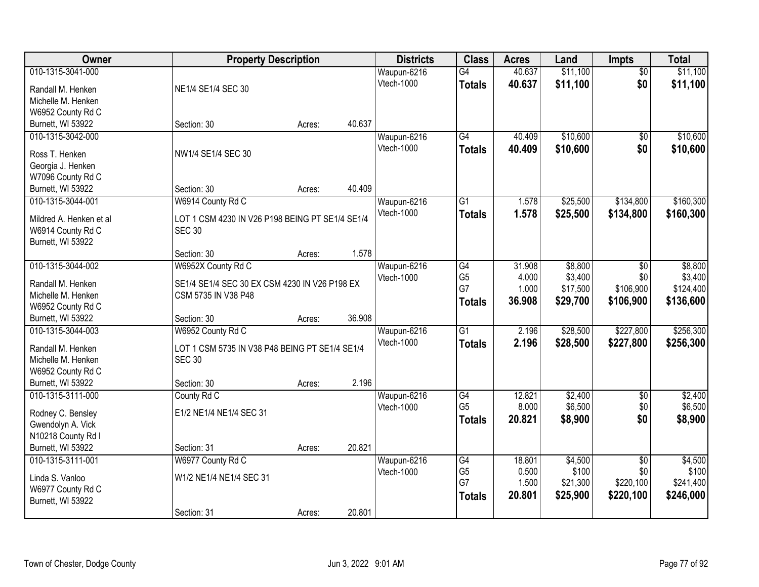| Owner | Property Description | Districts | Class | Acres | Land | Impts | Total |
|---|---|---|---|---|---|---|---|
| 010-1315-3041-000<br>Randall M. Henken<br>Michelle M. Henken<br>W6952 County Rd C<br>Burnett, WI 53922 | NE1/4 SE1/4 SEC 30<br>Section: 30 Acres: 40.637 | Waupun-6216<br>Vtech-1000 | G4<br>**Totals** | 40.637<br>**40.637** | $11,100<br>**$11,100** | $0<br>**$0** | $11,100<br>**$11,100** |
| 010-1315-3042-000<br>Ross T. Henken<br>Georgia J. Henken<br>W7096 County Rd C<br>Burnett, WI 53922 | NW1/4 SE1/4 SEC 30<br>Section: 30 Acres: 40.409 | Waupun-6216<br>Vtech-1000 | G4<br>**Totals** | 40.409<br>**40.409** | $10,600<br>**$10,600** | $0<br>**$0** | $10,600<br>**$10,600** |
| 010-1315-3044-001<br>Mildred A. Henken et al<br>W6914 County Rd C<br>Burnett, WI 53922 | W6914 County Rd C<br>LOT 1 CSM 4230 IN V26 P198 BEING PT SE1/4 SE1/4 SEC 30<br>Section: 30 Acres: 1.578 | Waupun-6216<br>Vtech-1000 | G1<br>**Totals** | 1.578<br>**1.578** | $25,500<br>**$25,500** | $134,800<br>**$134,800** | $160,300<br>**$160,300** |
| 010-1315-3044-002<br>Randall M. Henken<br>Michelle M. Henken<br>W6952 County Rd C<br>Burnett, WI 53922 | W6952X County Rd C<br>SE1/4 SE1/4 SEC 30 EX CSM 4230 IN V26 P198 EX CSM 5735 IN V38 P48<br>Section: 30 Acres: 36.908 | Waupun-6216<br>Vtech-1000 | G4<br>G5<br>G7<br>**Totals** | 31.908<br>4.000<br>1.000<br>**36.908** | $8,800<br>$3,400<br>$17,500<br>**$29,700** | $0<br>$0<br>$106,900<br>**$106,900** | $8,800<br>$3,400<br>$124,400<br>**$136,600** |
| 010-1315-3044-003<br>Randall M. Henken<br>Michelle M. Henken<br>W6952 County Rd C<br>Burnett, WI 53922 | W6952 County Rd C<br>LOT 1 CSM 5735 IN V38 P48 BEING PT SE1/4 SE1/4 SEC 30<br>Section: 30 Acres: 2.196 | Waupun-6216<br>Vtech-1000 | G1<br>**Totals** | 2.196<br>**2.196** | $28,500<br>**$28,500** | $227,800<br>**$227,800** | $256,300<br>**$256,300** |
| 010-1315-3111-000<br>Rodney C. Bensley<br>Gwendolyn A. Vick<br>N10218 County Rd I<br>Burnett, WI 53922 | County Rd C<br>E1/2 NE1/4 NE1/4 SEC 31<br>Section: 31 Acres: 20.821 | Waupun-6216<br>Vtech-1000 | G4<br>G5<br>**Totals** | 12.821<br>8.000<br>**20.821** | $2,400<br>$6,500<br>**$8,900** | $0<br>$0<br>**$0** | $2,400<br>$6,500<br>**$8,900** |
| 010-1315-3111-001<br>Linda S. Vanloo<br>W6977 County Rd C<br>Burnett, WI 53922 | W6977 County Rd C<br>W1/2 NE1/4 NE1/4 SEC 31<br>Section: 31 Acres: 20.801 | Waupun-6216<br>Vtech-1000 | G4<br>G5<br>G7<br>**Totals** | 18.801<br>0.500<br>1.500<br>**20.801** | $4,500<br>$100<br>$21,300<br>**$25,900** | $0<br>$0<br>$220,100<br>**$220,100** | $4,500<br>$100<br>$241,400<br>**$246,000** |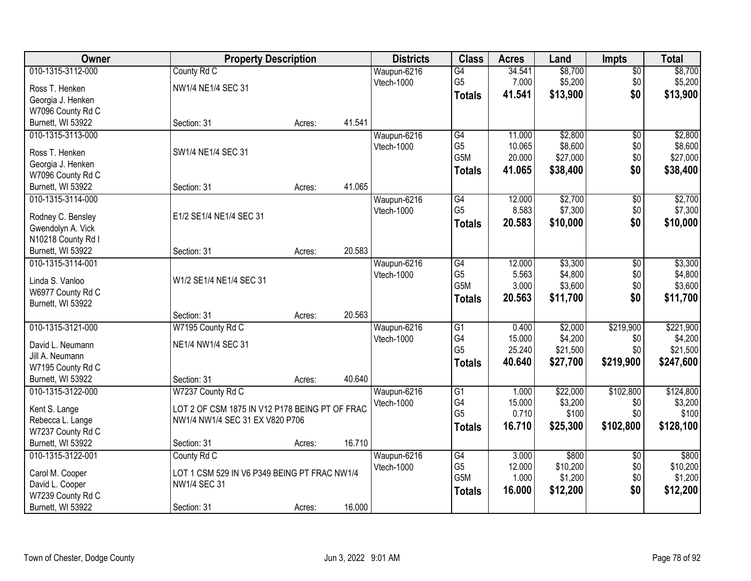| Owner | Property Description | | | Districts | Class | Acres | Land | Impts | Total |
|---|---|---|---|---|---|---|---|---|---|
| 010-1315-3112-000<br>Ross T. Henken<br>Georgia J. Henken<br>W7096 County Rd C<br>Burnett, WI 53922 | County Rd C<br>NW1/4 NE1/4 SEC 31<br>Section: 31 | Acres: | 41.541 | Waupun-6216<br>Vtech-1000 | G4<br>G5<br>**Totals** | 34.541<br>7.000<br>**41.541** | $8,700<br>$5,200<br>**$13,900** | $0<br>$0<br>**$0** | $8,700<br>$5,200<br>**$13,900** |
| 010-1315-3113-000<br>Ross T. Henken<br>Georgia J. Henken<br>W7096 County Rd C<br>Burnett, WI 53922 | SW1/4 NE1/4 SEC 31<br>Section: 31 | Acres: | 41.065 | Waupun-6216<br>Vtech-1000 | G4<br>G5<br>G5M<br>**Totals** | 11.000<br>10.065<br>20.000<br>**41.065** | $2,800<br>$8,600<br>$27,000<br>**$38,400** | $0<br>$0<br>$0<br>**$0** | $2,800<br>$8,600<br>$27,000<br>**$38,400** |
| 010-1315-3114-000<br>Rodney C. Bensley<br>Gwendolyn A. Vick<br>N10218 County Rd I<br>Burnett, WI 53922 | E1/2 SE1/4 NE1/4 SEC 31<br>Section: 31 | Acres: | 20.583 | Waupun-6216<br>Vtech-1000 | G4<br>G5<br>**Totals** | 12.000<br>8.583<br>**20.583** | $2,700<br>$7,300<br>**$10,000** | $0<br>$0<br>**$0** | $2,700<br>$7,300<br>**$10,000** |
| 010-1315-3114-001<br>Linda S. Vanloo<br>W6977 County Rd C<br>Burnett, WI 53922 | W1/2 SE1/4 NE1/4 SEC 31<br>Section: 31 | Acres: | 20.563 | Waupun-6216<br>Vtech-1000 | G4<br>G5<br>G5M<br>**Totals** | 12.000<br>5.563<br>3.000<br>**20.563** | $3,300<br>$4,800<br>$3,600<br>**$11,700** | $0<br>$0<br>$0<br>**$0** | $3,300<br>$4,800<br>$3,600<br>**$11,700** |
| 010-1315-3121-000<br>David L. Neumann<br>Jill A. Neumann<br>W7195 County Rd C<br>Burnett, WI 53922 | W7195 County Rd C<br>NE1/4 NW1/4 SEC 31<br>Section: 31 | Acres: | 40.640 | Waupun-6216<br>Vtech-1000 | G1<br>G4<br>G5<br>**Totals** | 0.400<br>15.000<br>25.240<br>**40.640** | $2,000<br>$4,200<br>$21,500<br>**$27,700** | $219,900<br>$0<br>$0<br>**$219,900** | $221,900<br>$4,200<br>$21,500<br>**$247,600** |
| 010-1315-3122-000<br>Kent S. Lange<br>Rebecca L. Lange<br>W7237 County Rd C<br>Burnett, WI 53922 | W7237 County Rd C<br>LOT 2 OF CSM 1875 IN V12 P178 BEING PT OF FRAC NW1/4 NW1/4 SEC 31 EX V820 P706<br>Section: 31 | Acres: | 16.710 | Waupun-6216<br>Vtech-1000 | G1<br>G4<br>G5<br>**Totals** | 1.000<br>15.000<br>0.710<br>**16.710** | $22,000<br>$3,200<br>$100<br>**$25,300** | $102,800<br>$0<br>$0<br>**$102,800** | $124,800<br>$3,200<br>$100<br>**$128,100** |
| 010-1315-3122-001<br>Carol M. Cooper<br>David L. Cooper<br>W7239 County Rd C<br>Burnett, WI 53922 | County Rd C<br>LOT 1 CSM 529 IN V6 P349 BEING PT FRAC NW1/4 NW1/4 SEC 31<br>Section: 31 | Acres: | 16.000 | Waupun-6216<br>Vtech-1000 | G4<br>G5<br>G5M<br>**Totals** | 3.000<br>12.000<br>1.000<br>**16.000** | $800<br>$10,200<br>$1,200<br>**$12,200** | $0<br>$0<br>$0<br>**$0** | $800<br>$10,200<br>$1,200<br>**$12,200** |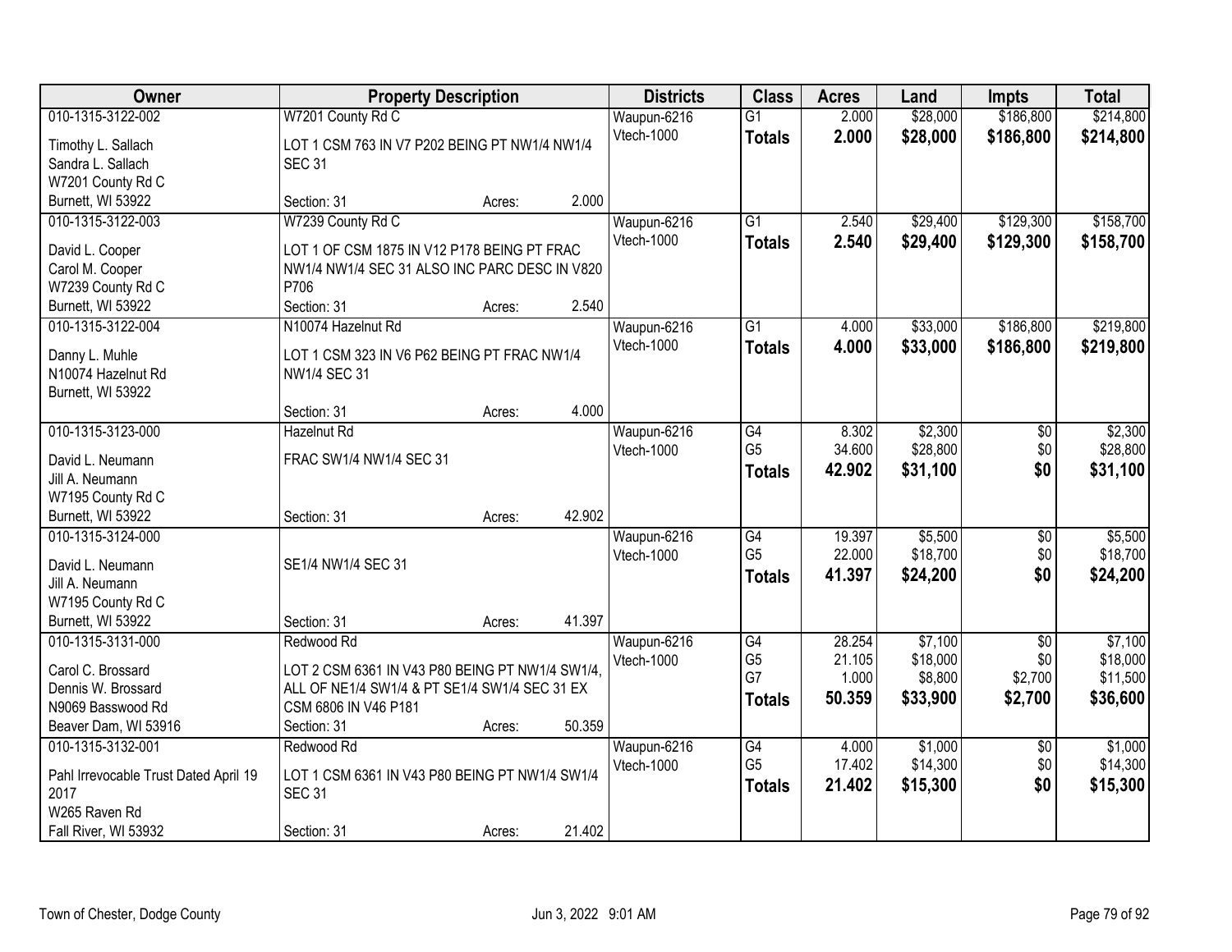| Owner | Property Description | Districts | Class | Acres | Land | Impts | Total |
|---|---|---|---|---|---|---|---|
| 010-1315-3122-002<br>Timothy L. Sallach<br>Sandra L. Sallach<br>W7201 County Rd C<br>Burnett, WI 53922 | W7201 County Rd C<br>LOT 1 CSM 763 IN V7 P202 BEING PT NW1/4 NW1/4 SEC 31<br>Section: 31 Acres: 2.000 | Waupun-6216<br>Vtech-1000 | G1<br>**Totals** | 2.000<br>**2.000** | \$28,000<br>**\$28,000** | \$186,800<br>**\$186,800** | \$214,800<br>**\$214,800** |
| 010-1315-3122-003<br>David L. Cooper<br>Carol M. Cooper<br>W7239 County Rd C<br>Burnett, WI 53922 | W7239 County Rd C<br>LOT 1 OF CSM 1875 IN V12 P178 BEING PT FRAC NW1/4 NW1/4 SEC 31 ALSO INC PARC DESC IN V820 P706<br>Section: 31 Acres: 2.540 | Waupun-6216<br>Vtech-1000 | G1<br>**Totals** | 2.540<br>**2.540** | \$29,400<br>**\$29,400** | \$129,300<br>**\$129,300** | \$158,700<br>**\$158,700** |
| 010-1315-3122-004<br>Danny L. Muhle<br>N10074 Hazelnut Rd<br>Burnett, WI 53922 | N10074 Hazelnut Rd<br>LOT 1 CSM 323 IN V6 P62 BEING PT FRAC NW1/4 NW1/4 SEC 31<br>Section: 31 Acres: 4.000 | Waupun-6216<br>Vtech-1000 | G1<br>**Totals** | 4.000<br>**4.000** | \$33,000<br>**\$33,000** | \$186,800<br>**\$186,800** | \$219,800<br>**\$219,800** |
| 010-1315-3123-000<br>David L. Neumann<br>Jill A. Neumann<br>W7195 County Rd C<br>Burnett, WI 53922 | Hazelnut Rd<br>FRAC SW1/4 NW1/4 SEC 31<br>Section: 31 Acres: 42.902 | Waupun-6216<br>Vtech-1000 | G4<br>G5<br>**Totals** | 8.302<br>34.600<br>**42.902** | \$2,300<br>\$28,800<br>**\$31,100** | \$0<br>\$0<br>**\$0** | \$2,300<br>\$28,800<br>**\$31,100** |
| 010-1315-3124-000<br>David L. Neumann<br>Jill A. Neumann<br>W7195 County Rd C<br>Burnett, WI 53922 | SE1/4 NW1/4 SEC 31<br>Section: 31 Acres: 41.397 | Waupun-6216<br>Vtech-1000 | G4<br>G5<br>**Totals** | 19.397<br>22.000<br>**41.397** | \$5,500<br>\$18,700<br>**\$24,200** | \$0<br>\$0<br>**\$0** | \$5,500<br>\$18,700<br>**\$24,200** |
| 010-1315-3131-000<br>Carol C. Brossard<br>Dennis W. Brossard<br>N9069 Basswood Rd<br>Beaver Dam, WI 53916 | Redwood Rd<br>LOT 2 CSM 6361 IN V43 P80 BEING PT NW1/4 SW1/4, ALL OF NE1/4 SW1/4 & PT SE1/4 SW1/4 SEC 31 EX CSM 6806 IN V46 P181<br>Section: 31 Acres: 50.359 | Waupun-6216<br>Vtech-1000 | G4<br>G5<br>G7<br>**Totals** | 28.254<br>21.105<br>1.000<br>**50.359** | \$7,100<br>\$18,000<br>\$8,800<br>**\$33,900** | \$0<br>\$0<br>\$2,700<br>**\$2,700** | \$7,100<br>\$18,000<br>\$11,500<br>**\$36,600** |
| 010-1315-3132-001<br>Pahl Irrevocable Trust Dated April 19 2017<br>W265 Raven Rd<br>Fall River, WI 53932 | Redwood Rd<br>LOT 1 CSM 6361 IN V43 P80 BEING PT NW1/4 SW1/4 SEC 31<br>Section: 31 Acres: 21.402 | Waupun-6216<br>Vtech-1000 | G4<br>G5<br>**Totals** | 4.000<br>17.402<br>**21.402** | \$1,000<br>\$14,300<br>**\$15,300** | \$0<br>\$0<br>**\$0** | \$1,000<br>\$14,300<br>**\$15,300** |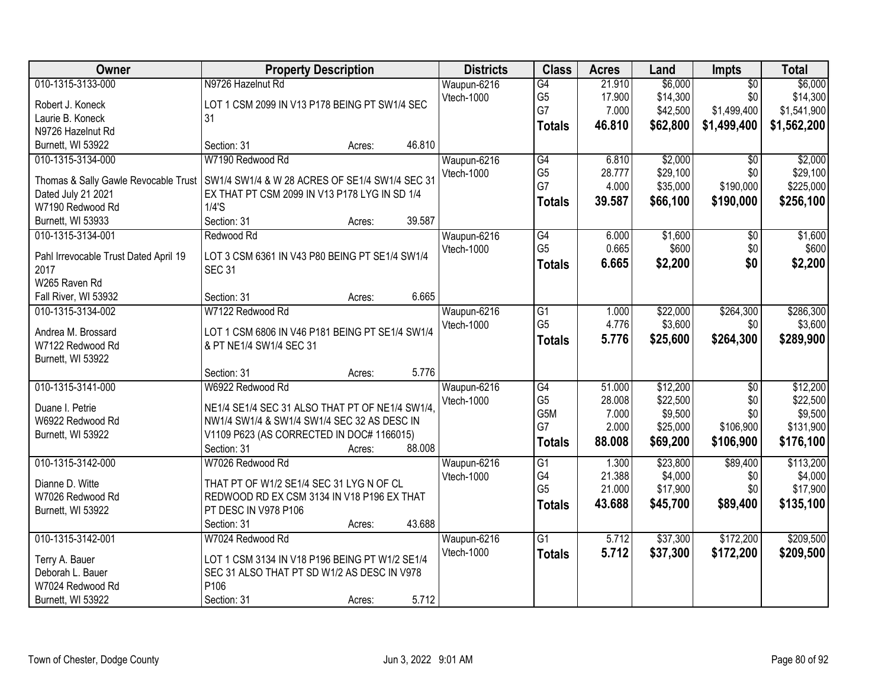| Owner | Property Description | Districts | Class | Acres | Land | Impts | Total |
|---|---|---|---|---|---|---|---|
| 010-1315-3133-000<br>Robert J. Koneck<br>Laurie B. Koneck<br>N9726 Hazelnut Rd<br>Burnett, WI 53922 | N9726 Hazelnut Rd<br>LOT 1 CSM 2099 IN V13 P178 BEING PT SW1/4 SEC 31<br>Section: 31 Acres: 46.810 | Waupun-6216<br>Vtech-1000 | G4<br>G5<br>G7<br>**Totals** | 21.910<br>17.900<br>7.000<br>**46.810** | $6,000<br>$14,300<br>$42,500<br>**$62,800** | $0<br>$0<br>$1,499,400<br>**$1,499,400** | $6,000<br>$14,300<br>$1,541,900<br>**$1,562,200** |
| 010-1315-3134-000<br>Thomas & Sally Gawle Revocable Trust<br>Dated July 21 2021<br>W7190 Redwood Rd<br>Burnett, WI 53933 | W7190 Redwood Rd<br>SW1/4 SW1/4 & W 28 ACRES OF SE1/4 SW1/4 SEC 31 EX THAT PT CSM 2099 IN V13 P178 LYG IN SD 1/4 1/4'S<br>Section: 31 Acres: 39.587 | Waupun-6216<br>Vtech-1000 | G4<br>G5<br>G7<br>**Totals** | 6.810<br>28.777<br>4.000<br>**39.587** | $2,000<br>$29,100<br>$35,000<br>**$66,100** | $0<br>$0<br>$190,000<br>**$190,000** | $2,000<br>$29,100<br>$225,000<br>**$256,100** |
| 010-1315-3134-001<br>Pahl Irrevocable Trust Dated April 19 2017<br>W265 Raven Rd<br>Fall River, WI 53932 | Redwood Rd<br>LOT 3 CSM 6361 IN V43 P80 BEING PT SE1/4 SW1/4 SEC 31<br>Section: 31 Acres: 6.665 | Waupun-6216<br>Vtech-1000 | G4<br>G5<br>**Totals** | 6.000<br>0.665<br>**6.665** | $1,600<br>$600<br>**$2,200** | $0<br>$0<br>**$0** | $1,600<br>$600<br>**$2,200** |
| 010-1315-3134-002<br>Andrea M. Brossard<br>W7122 Redwood Rd<br>Burnett, WI 53922 | W7122 Redwood Rd<br>LOT 1 CSM 6806 IN V46 P181 BEING PT SE1/4 SW1/4 & PT NE1/4 SW1/4 SEC 31<br>Section: 31 Acres: 5.776 | Waupun-6216<br>Vtech-1000 | G1<br>G5<br>**Totals** | 1.000<br>4.776<br>**5.776** | $22,000<br>$3,600<br>**$25,600** | $264,300<br>$0<br>**$264,300** | $286,300<br>$3,600<br>**$289,900** |
| 010-1315-3141-000<br>Duane I. Petrie<br>W6922 Redwood Rd<br>Burnett, WI 53922 | W6922 Redwood Rd<br>NE1/4 SE1/4 SEC 31 ALSO THAT PT OF NE1/4 SW1/4, NW1/4 SW1/4 & SW1/4 SW1/4 SEC 32 AS DESC IN V1109 P623 (AS CORRECTED IN DOC# 1166015)<br>Section: 31 Acres: 88.008 | Waupun-6216<br>Vtech-1000 | G4<br>G5<br>G5M<br>G7<br>**Totals** | 51.000<br>28.008<br>7.000<br>2.000<br>**88.008** | $12,200<br>$22,500<br>$9,500<br>$25,000<br>**$69,200** | $0<br>$0<br>$0<br>$106,900<br>**$106,900** | $12,200<br>$22,500<br>$9,500<br>$131,900<br>**$176,100** |
| 010-1315-3142-000<br>Dianne D. Witte<br>W7026 Redwood Rd<br>Burnett, WI 53922 | W7026 Redwood Rd<br>THAT PT OF W1/2 SE1/4 SEC 31 LYG N OF CL REDWOOD RD EX CSM 3134 IN V18 P196 EX THAT PT DESC IN V978 P106<br>Section: 31 Acres: 43.688 | Waupun-6216<br>Vtech-1000 | G1<br>G4<br>G5<br>**Totals** | 1.300<br>21.388<br>21.000<br>**43.688** | $23,800<br>$4,000<br>$17,900<br>**$45,700** | $89,400<br>$0<br>$0<br>**$89,400** | $113,200<br>$4,000<br>$17,900<br>**$135,100** |
| 010-1315-3142-001<br>Terry A. Bauer<br>Deborah L. Bauer<br>W7024 Redwood Rd<br>Burnett, WI 53922 | W7024 Redwood Rd<br>LOT 1 CSM 3134 IN V18 P196 BEING PT W1/2 SE1/4 SEC 31 ALSO THAT PT SD W1/2 AS DESC IN V978 P106<br>Section: 31 Acres: 5.712 | Waupun-6216<br>Vtech-1000 | G1<br>**Totals** | 5.712<br>**5.712** | $37,300<br>**$37,300** | $172,200<br>**$172,200** | $209,500<br>**$209,500** |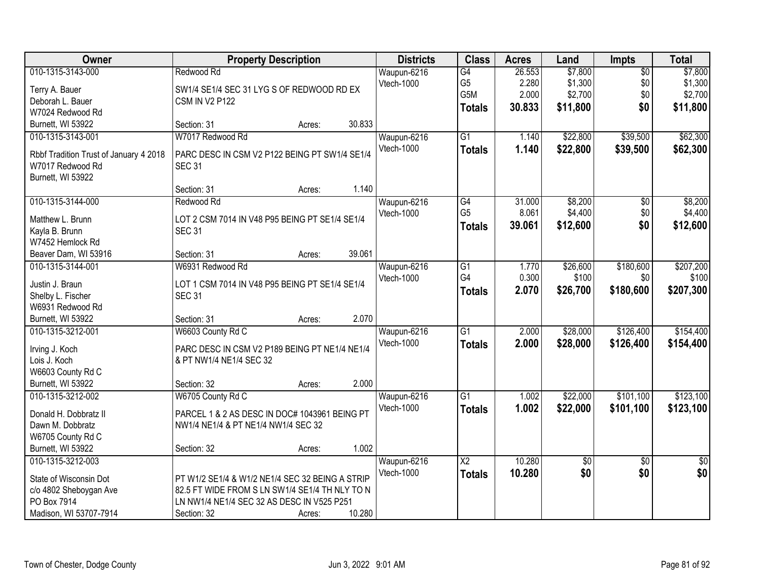| Owner | Property Description | Districts | Class | Acres | Land | Impts | Total |
|---|---|---|---|---|---|---|---|
| 010-1315-3143-000<br>Terry A. Bauer<br>Deborah L. Bauer<br>W7024 Redwood Rd<br>Burnett, WI 53922 | Redwood Rd<br>SW1/4 SE1/4 SEC 31 LYG S OF REDWOOD RD EX CSM IN V2 P122<br>Section: 31 Acres: 30.833 | Waupun-6216<br>Vtech-1000 | G4<br>G5<br>G5M<br>**Totals** | 26.553<br>2.280<br>2.000<br>**30.833** | $7,800<br>$1,300<br>$2,700<br>**$11,800** | $0<br>$0<br>$0<br>**$0** | $7,800<br>$1,300<br>$2,700<br>**$11,800** |
| 010-1315-3143-001<br>Rbbf Tradition Trust of January 4 2018<br>W7017 Redwood Rd<br>Burnett, WI 53922 | W7017 Redwood Rd<br>PARC DESC IN CSM V2 P122 BEING PT SW1/4 SE1/4 SEC 31<br>Section: 31 Acres: 1.140 | Waupun-6216<br>Vtech-1000 | G1<br>**Totals** | 1.140<br>**1.140** | $22,800<br>**$22,800** | $39,500<br>**$39,500** | $62,300<br>**$62,300** |
| 010-1315-3144-000<br>Matthew L. Brunn<br>Kayla B. Brunn<br>W7452 Hemlock Rd<br>Beaver Dam, WI 53916 | Redwood Rd<br>LOT 2 CSM 7014 IN V48 P95 BEING PT SE1/4 SE1/4 SEC 31<br>Section: 31 Acres: 39.061 | Waupun-6216<br>Vtech-1000 | G4<br>G5<br>**Totals** | 31.000<br>8.061<br>**39.061** | $8,200<br>$4,400<br>**$12,600** | $0<br>$0<br>**$0** | $8,200<br>$4,400<br>**$12,600** |
| 010-1315-3144-001<br>Justin J. Braun<br>Shelby L. Fischer<br>W6931 Redwood Rd<br>Burnett, WI 53922 | W6931 Redwood Rd<br>LOT 1 CSM 7014 IN V48 P95 BEING PT SE1/4 SE1/4 SEC 31<br>Section: 31 Acres: 2.070 | Waupun-6216<br>Vtech-1000 | G1<br>G4<br>**Totals** | 1.770<br>0.300<br>**2.070** | $26,600<br>$100<br>**$26,700** | $180,600<br>$0<br>**$180,600** | $207,200<br>$100<br>**$207,300** |
| 010-1315-3212-001<br>Irving J. Koch<br>Lois J. Koch<br>W6603 County Rd C<br>Burnett, WI 53922 | W6603 County Rd C<br>PARC DESC IN CSM V2 P189 BEING PT NE1/4 NE1/4 & PT NW1/4 NE1/4 SEC 32<br>Section: 32 Acres: 2.000 | Waupun-6216<br>Vtech-1000 | G1<br>**Totals** | 2.000<br>**2.000** | $28,000<br>**$28,000** | $126,400<br>**$126,400** | $154,400<br>**$154,400** |
| 010-1315-3212-002<br>Donald H. Dobbratz II<br>Dawn M. Dobbratz<br>W6705 County Rd C<br>Burnett, WI 53922 | W6705 County Rd C<br>PARCEL 1 & 2 AS DESC IN DOC# 1043961 BEING PT NW1/4 NE1/4 & PT NE1/4 NW1/4 SEC 32<br>Section: 32 Acres: 1.002 | Waupun-6216<br>Vtech-1000 | G1<br>**Totals** | 1.002<br>**1.002** | $22,000<br>**$22,000** | $101,100<br>**$101,100** | $123,100<br>**$123,100** |
| 010-1315-3212-003<br>State of Wisconsin Dot<br>c/o 4802 Sheboygan Ave<br>PO Box 7914<br>Madison, WI 53707-7914 | PT W1/2 SE1/4 & W1/2 NE1/4 SEC 32 BEING A STRIP 82.5 FT WIDE FROM S LN SW1/4 SE1/4 TH NLY TO N LN NW1/4 NE1/4 SEC 32 AS DESC IN V525 P251<br>Section: 32 Acres: 10.280 | Waupun-6216<br>Vtech-1000 | X2<br>**Totals** | 10.280<br>**10.280** | $0<br>**$0** | $0<br>**$0** | $0<br>**$0** |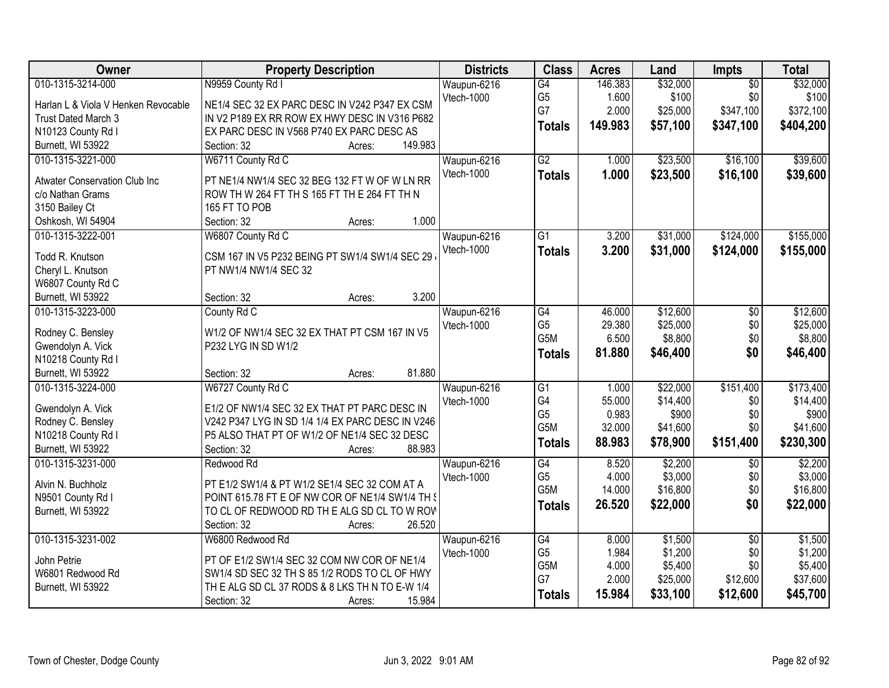| Owner | Property Description | Districts | Class | Acres | Land | Impts | Total |
|---|---|---|---|---|---|---|---|
| 010-1315-3214-000<br>Harlan L & Viola V Henken Revocable Trust Dated March 3<br>N10123 County Rd I<br>Burnett, WI 53922 | N9959 County Rd I<br>NE1/4 SEC 32 EX PARC DESC IN V242 P347 EX CSM IN V2 P189 EX RR ROW EX HWY DESC IN V316 P682 EX PARC DESC IN V568 P740 EX PARC DESC AS<br>Section: 32 Acres: 149.983 | Waupun-6216<br>Vtech-1000 | G4<br>G5<br>G7<br>**Totals** | 146.383<br>1.600<br>2.000<br>**149.983** | $32,000<br>$100<br>$25,000<br>**$57,100** | $0<br>$0<br>$347,100<br>**$347,100** | $32,000<br>$100<br>$372,100<br>**$404,200** |
| 010-1315-3221-000<br>Atwater Conservation Club Inc<br>c/o Nathan Grams<br>3150 Bailey Ct<br>Oshkosh, WI 54904 | W6711 County Rd C<br>PT NE1/4 NW1/4 SEC 32 BEG 132 FT W OF W LN RR ROW TH W 264 FT TH S 165 FT TH E 264 FT TH N 165 FT TO POB<br>Section: 32 Acres: 1.000 | Waupun-6216<br>Vtech-1000 | G2<br>**Totals** | 1.000<br>**1.000** | $23,500<br>**$23,500** | $16,100<br>**$16,100** | $39,600<br>**$39,600** |
| 010-1315-3222-001<br>Todd R. Knutson<br>Cheryl L. Knutson<br>W6807 County Rd C<br>Burnett, WI 53922 | W6807 County Rd C<br>CSM 167 IN V5 P232 BEING PT SW1/4 SW1/4 SEC 29 & PT NW1/4 NW1/4 SEC 32<br>Section: 32 Acres: 3.200 | Waupun-6216<br>Vtech-1000 | G1<br>**Totals** | 3.200<br>**3.200** | $31,000<br>**$31,000** | $124,000<br>**$124,000** | $155,000<br>**$155,000** |
| 010-1315-3223-000<br>Rodney C. Bensley<br>Gwendolyn A. Vick<br>N10218 County Rd I<br>Burnett, WI 53922 | County Rd C<br>W1/2 OF NW1/4 SEC 32 EX THAT PT CSM 167 IN V5 P232 LYG IN SD W1/2<br>Section: 32 Acres: 81.880 | Waupun-6216<br>Vtech-1000 | G4<br>G5<br>G5M<br>**Totals** | 46.000<br>29.380<br>6.500<br>**81.880** | $12,600<br>$25,000<br>$8,800<br>**$46,400** | $0<br>$0<br>$0<br>**$0** | $12,600<br>$25,000<br>$8,800<br>**$46,400** |
| 010-1315-3224-000<br>Gwendolyn A. Vick<br>Rodney C. Bensley<br>N10218 County Rd I<br>Burnett, WI 53922 | W6727 County Rd C<br>E1/2 OF NW1/4 SEC 32 EX THAT PT PARC DESC IN V242 P347 LYG IN SD 1/4 1/4 EX PARC DESC IN V246 P5 ALSO THAT PT OF W1/2 OF NE1/4 SEC 32 DESC<br>Section: 32 Acres: 88.983 | Waupun-6216<br>Vtech-1000 | G1<br>G4<br>G5<br>G5M<br>**Totals** | 1.000<br>55.000<br>0.983<br>32.000<br>**88.983** | $22,000<br>$14,400<br>$900<br>$41,600<br>**$78,900** | $151,400<br>$0<br>$0<br>$0<br>**$151,400** | $173,400<br>$14,400<br>$900<br>$41,600<br>**$230,300** |
| 010-1315-3231-000<br>Alvin N. Buchholz<br>N9501 County Rd I<br>Burnett, WI 53922 | Redwood Rd<br>PT E1/2 SW1/4 & PT W1/2 SE1/4 SEC 32 COM AT A POINT 615.78 FT E OF NW COR OF NE1/4 SW1/4 TH S TO CL OF REDWOOD RD TH E ALG SD CL TO W ROW<br>Section: 32 Acres: 26.520 | Waupun-6216<br>Vtech-1000 | G4<br>G5<br>G5M<br>**Totals** | 8.520<br>4.000<br>14.000<br>**26.520** | $2,200<br>$3,000<br>$16,800<br>**$22,000** | $0<br>$0<br>$0<br>**$0** | $2,200<br>$3,000<br>$16,800<br>**$22,000** |
| 010-1315-3231-002<br>John Petrie<br>W6801 Redwood Rd<br>Burnett, WI 53922 | W6800 Redwood Rd<br>PT OF E1/2 SW1/4 SEC 32 COM NW COR OF NE1/4 SW1/4 SD SEC 32 TH S 85 1/2 RODS TO CL OF HWY TH E ALG SD CL 37 RODS & 8 LKS TH N TO E-W 1/4<br>Section: 32 Acres: 15.984 | Waupun-6216<br>Vtech-1000 | G4<br>G5<br>G5M<br>G7<br>**Totals** | 8.000<br>1.984<br>4.000<br>2.000<br>**15.984** | $1,500<br>$1,200<br>$5,400<br>$25,000<br>**$33,100** | $0<br>$0<br>$0<br>$12,600<br>**$12,600** | $1,500<br>$1,200<br>$5,400<br>$37,600<br>**$45,700** |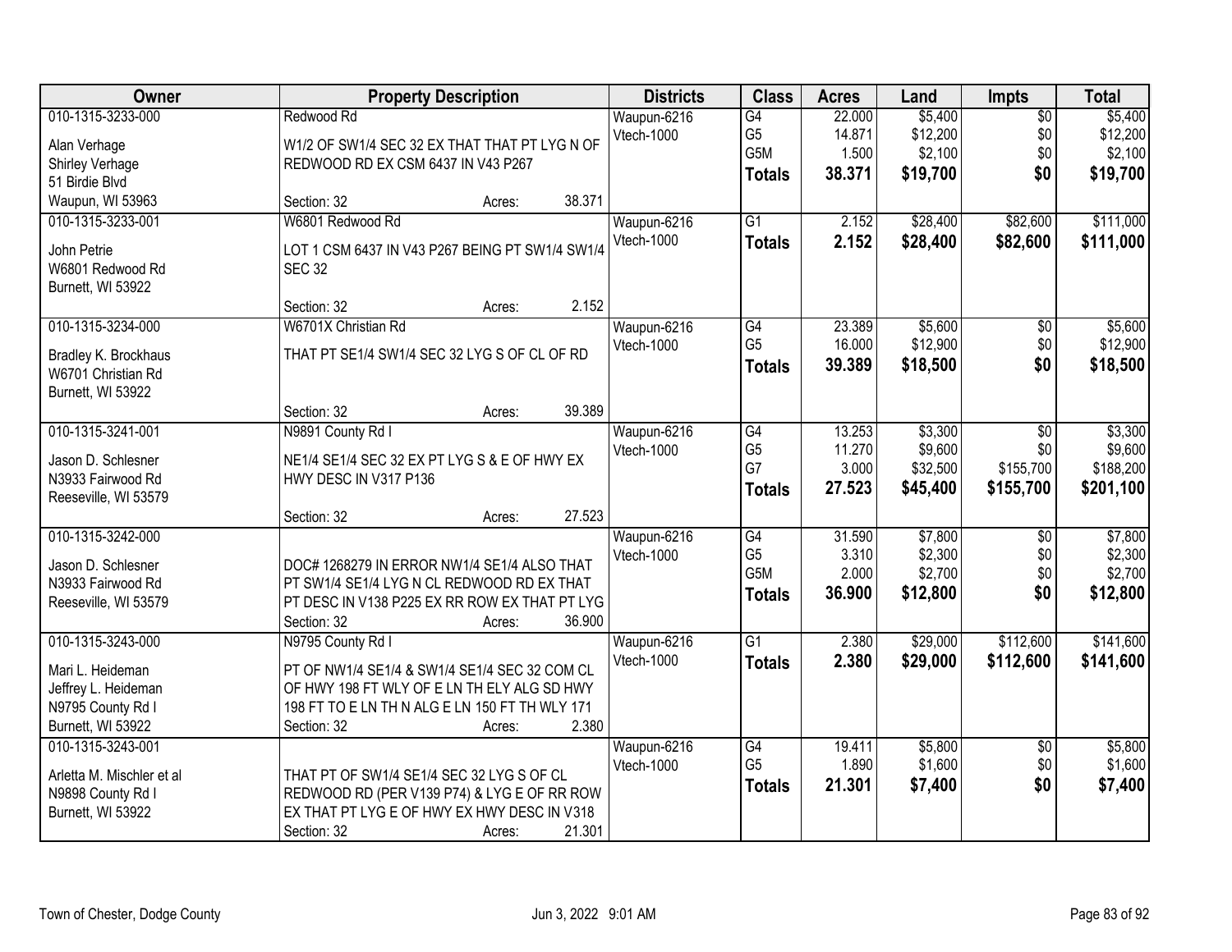| Owner | Property Description | Districts | Class | Acres | Land | Impts | Total |
|---|---|---|---|---|---|---|---|
| 010-1315-3233-000<br>Alan Verhage<br>Shirley Verhage<br>51 Birdie Blvd<br>Waupun, WI 53963 | Redwood Rd<br>W1/2 OF SW1/4 SEC 32 EX THAT THAT PT LYG N OF REDWOOD RD EX CSM 6437 IN V43 P267<br>Section: 32 Acres: 38.371 | Waupun-6216<br>Vtech-1000 | G4<br>G5<br>G5M<br>**Totals** | 22.000<br>14.871<br>1.500<br>**38.371** | $5,400<br>$12,200<br>$2,100<br>**$19,700** | $0<br>$0<br>$0<br>**$0** | $5,400<br>$12,200<br>$2,100<br>**$19,700** |
| 010-1315-3233-001<br>John Petrie<br>W6801 Redwood Rd<br>Burnett, WI 53922 | W6801 Redwood Rd<br>LOT 1 CSM 6437 IN V43 P267 BEING PT SW1/4 SW1/4 SEC 32<br>Section: 32 Acres: 2.152 | Waupun-6216<br>Vtech-1000 | G1<br>**Totals** | 2.152<br>**2.152** | $28,400<br>**$28,400** | $82,600<br>**$82,600** | $111,000<br>**$111,000** |
| 010-1315-3234-000<br>Bradley K. Brockhaus<br>W6701 Christian Rd<br>Burnett, WI 53922 | W6701X Christian Rd<br>THAT PT SE1/4 SW1/4 SEC 32 LYG S OF CL OF RD<br>Section: 32 Acres: 39.389 | Waupun-6216<br>Vtech-1000 | G4<br>G5<br>**Totals** | 23.389<br>16.000<br>**39.389** | $5,600<br>$12,900<br>**$18,500** | $0<br>$0<br>**$0** | $5,600<br>$12,900<br>**$18,500** |
| 010-1315-3241-001<br>Jason D. Schlesner<br>N3933 Fairwood Rd<br>Reeseville, WI 53579 | N9891 County Rd I<br>NE1/4 SE1/4 SEC 32 EX PT LYG S & E OF HWY EX HWY DESC IN V317 P136<br>Section: 32 Acres: 27.523 | Waupun-6216<br>Vtech-1000 | G4<br>G5<br>G7<br>**Totals** | 13.253<br>11.270<br>3.000<br>**27.523** | $3,300<br>$9,600<br>$32,500<br>**$45,400** | $0<br>$0<br>$155,700<br>**$155,700** | $3,300<br>$9,600<br>$188,200<br>**$201,100** |
| 010-1315-3242-000<br>Jason D. Schlesner<br>N3933 Fairwood Rd<br>Reeseville, WI 53579 | DOC# 1268279 IN ERROR NW1/4 SE1/4 ALSO THAT PT SW1/4 SE1/4 LYG N CL REDWOOD RD EX THAT PT DESC IN V138 P225 EX RR ROW EX THAT PT LYG<br>Section: 32 Acres: 36.900 | Waupun-6216<br>Vtech-1000 | G4<br>G5<br>G5M<br>**Totals** | 31.590<br>3.310<br>2.000<br>**36.900** | $7,800<br>$2,300<br>$2,700<br>**$12,800** | $0<br>$0<br>$0<br>**$0** | $7,800<br>$2,300<br>$2,700<br>**$12,800** |
| 010-1315-3243-000<br>Mari L. Heideman<br>Jeffrey L. Heideman<br>N9795 County Rd I<br>Burnett, WI 53922 | N9795 County Rd I<br>PT OF NW1/4 SE1/4 & SW1/4 SE1/4 SEC 32 COM CL OF HWY 198 FT WLY OF E LN TH ELY ALG SD HWY 198 FT TO E LN TH N ALG E LN 150 FT TH WLY 171<br>Section: 32 Acres: 2.380 | Waupun-6216<br>Vtech-1000 | G1<br>**Totals** | 2.380<br>**2.380** | $29,000<br>**$29,000** | $112,600<br>**$112,600** | $141,600<br>**$141,600** |
| 010-1315-3243-001<br>Arletta M. Mischler et al<br>N9898 County Rd I<br>Burnett, WI 53922 | THAT PT OF SW1/4 SE1/4 SEC 32 LYG S OF CL REDWOOD RD (PER V139 P74) & LYG E OF RR ROW EX THAT PT LYG E OF HWY EX HWY DESC IN V318<br>Section: 32 Acres: 21.301 | Waupun-6216<br>Vtech-1000 | G4<br>G5<br>**Totals** | 19.411<br>1.890<br>**21.301** | $5,800<br>$1,600<br>**$7,400** | $0<br>$0<br>**$0** | $5,800<br>$1,600<br>**$7,400** |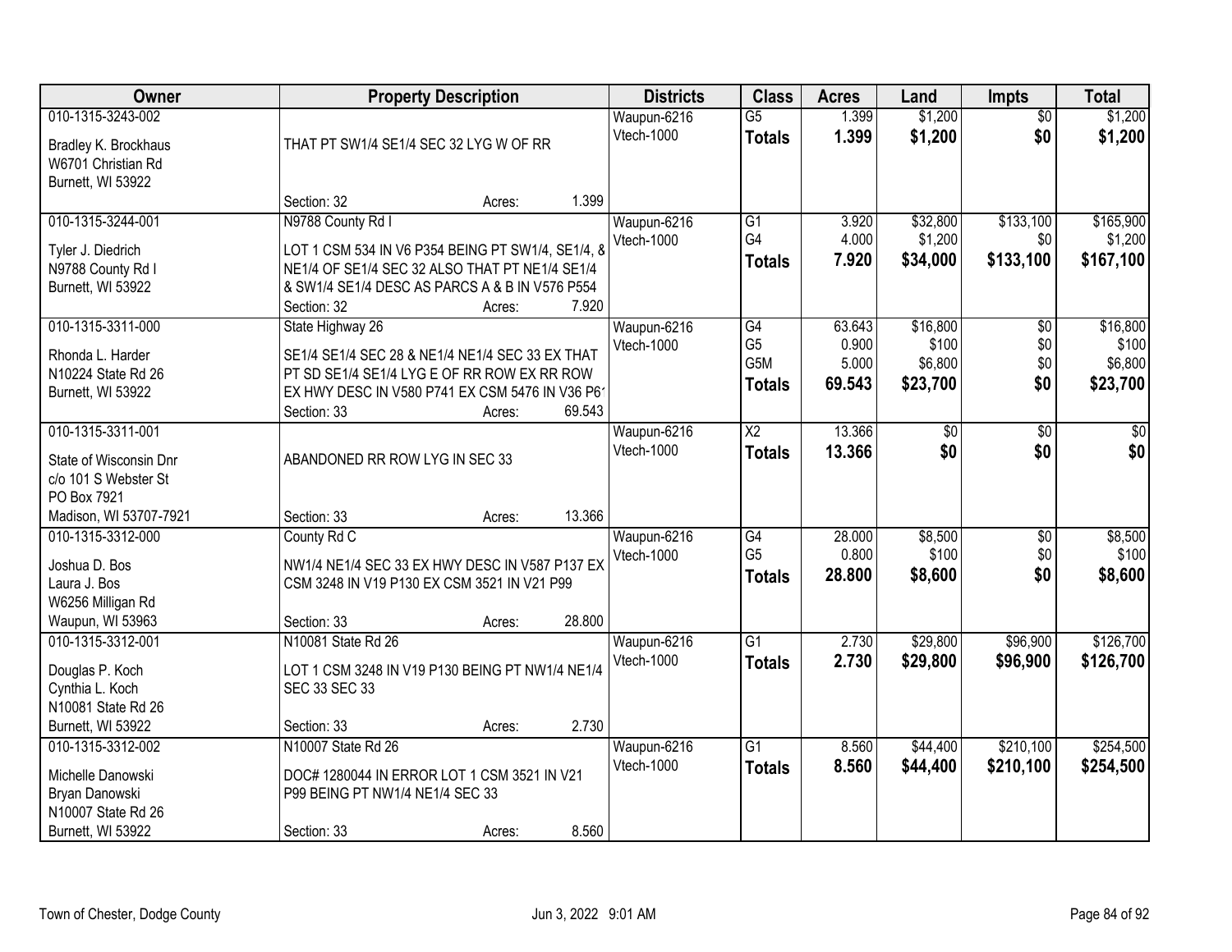| Owner | Property Description | Districts | Class | Acres | Land | Impts | Total |
|---|---|---|---|---|---|---|---|
| 010-1315-3243-002<br>Bradley K. Brockhaus<br>W6701 Christian Rd<br>Burnett, WI 53922 | THAT PT SW1/4 SE1/4 SEC 32 LYG W OF RR<br>Section: 32 Acres: 1.399 | Waupun-6216<br>Vtech-1000 | G5<br>**Totals** | 1.399<br>**1.399** | $1,200<br>**$1,200** | $0<br>**$0** | $1,200<br>**$1,200** |
| 010-1315-3244-001<br>Tyler J. Diedrich<br>N9788 County Rd I<br>Burnett, WI 53922 | N9788 County Rd I<br>LOT 1 CSM 534 IN V6 P354 BEING PT SW1/4, SE1/4, & NE1/4 OF SE1/4 SEC 32 ALSO THAT PT NE1/4 SE1/4 & SW1/4 SE1/4 DESC AS PARCS A & B IN V576 P554<br>Section: 32 Acres: 7.920 | Waupun-6216<br>Vtech-1000 | G1<br>G4<br>**Totals** | 3.920<br>4.000<br>**7.920** | $32,800<br>$1,200<br>**$34,000** | $133,100<br>$0<br>**$133,100** | $165,900<br>$1,200<br>**$167,100** |
| 010-1315-3311-000<br>Rhonda L. Harder<br>N10224 State Rd 26<br>Burnett, WI 53922 | State Highway 26<br>SE1/4 SE1/4 SEC 28 & NE1/4 NE1/4 SEC 33 EX THAT PT SD SE1/4 SE1/4 LYG E OF RR ROW EX RR ROW EX HWY DESC IN V580 P741 EX CSM 5476 IN V36 P61<br>Section: 33 Acres: 69.543 | Waupun-6216<br>Vtech-1000 | G4<br>G5<br>G5M<br>**Totals** | 63.643<br>0.900<br>5.000<br>**69.543** | $16,800<br>$100<br>$6,800<br>**$23,700** | $0<br>$0<br>$0<br>**$0** | $16,800<br>$100<br>$6,800<br>**$23,700** |
| 010-1315-3311-001<br>State of Wisconsin Dnr<br>c/o 101 S Webster St<br>PO Box 7921<br>Madison, WI 53707-7921 | ABANDONED RR ROW LYG IN SEC 33<br>Section: 33 Acres: 13.366 | Waupun-6216<br>Vtech-1000 | X2<br>**Totals** | 13.366<br>**13.366** | $0<br>**$0** | $0<br>**$0** | $0<br>**$0** |
| 010-1315-3312-000<br>Joshua D. Bos<br>Laura J. Bos<br>W6256 Milligan Rd<br>Waupun, WI 53963 | County Rd C<br>NW1/4 NE1/4 SEC 33 EX HWY DESC IN V587 P137 EX CSM 3248 IN V19 P130 EX CSM 3521 IN V21 P99<br>Section: 33 Acres: 28.800 | Waupun-6216<br>Vtech-1000 | G4<br>G5<br>**Totals** | 28.000<br>0.800<br>**28.800** | $8,500<br>$100<br>**$8,600** | $0<br>$0<br>**$0** | $8,500<br>$100<br>**$8,600** |
| 010-1315-3312-001<br>Douglas P. Koch<br>Cynthia L. Koch<br>N10081 State Rd 26<br>Burnett, WI 53922 | N10081 State Rd 26<br>LOT 1 CSM 3248 IN V19 P130 BEING PT NW1/4 NE1/4 SEC 33 SEC 33<br>Section: 33 Acres: 2.730 | Waupun-6216<br>Vtech-1000 | G1<br>**Totals** | 2.730<br>**2.730** | $29,800<br>**$29,800** | $96,900<br>**$96,900** | $126,700<br>**$126,700** |
| 010-1315-3312-002<br>Michelle Danowski<br>Bryan Danowski<br>N10007 State Rd 26<br>Burnett, WI 53922 | N10007 State Rd 26<br>DOC# 1280044 IN ERROR LOT 1 CSM 3521 IN V21 P99 BEING PT NW1/4 NE1/4 SEC 33<br>Section: 33 Acres: 8.560 | Waupun-6216<br>Vtech-1000 | G1<br>**Totals** | 8.560<br>**8.560** | $44,400<br>**$44,400** | $210,100<br>**$210,100** | $254,500<br>**$254,500** |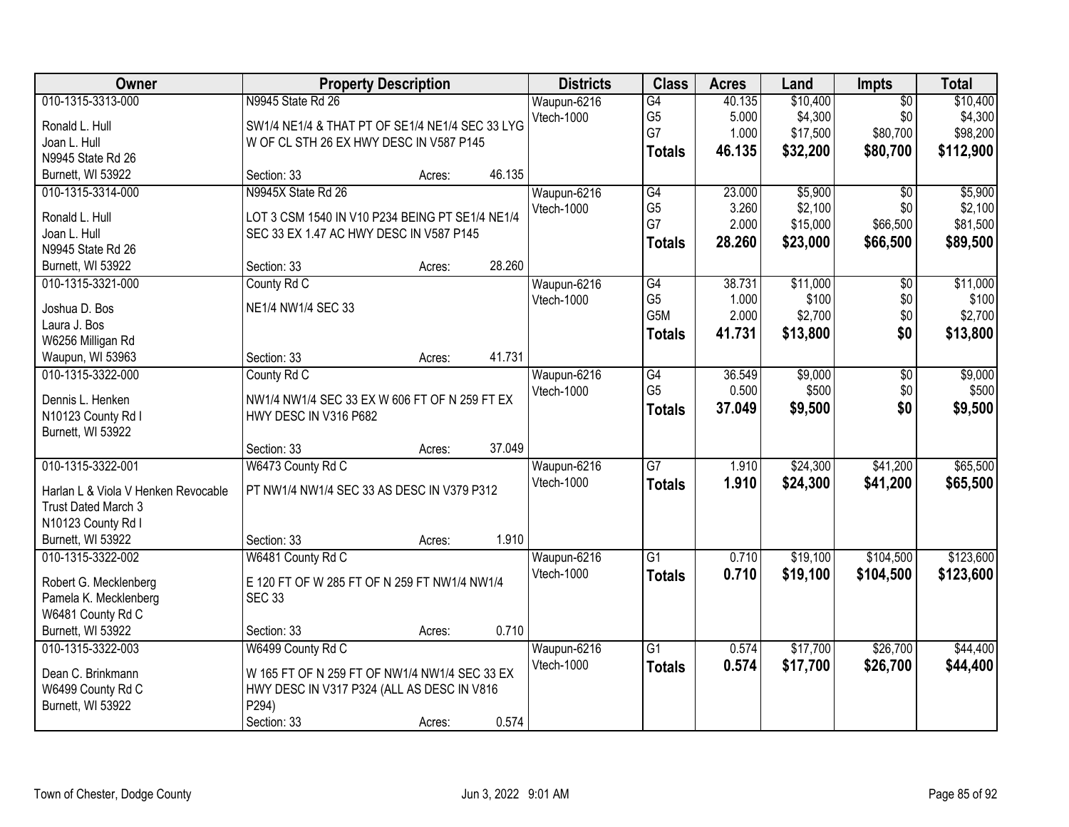| Owner | Property Description | Districts | Class | Acres | Land | Impts | Total |
|---|---|---|---|---|---|---|---|
| 010-1315-3313-000<br>Ronald L. Hull<br>Joan L. Hull<br>N9945 State Rd 26<br>Burnett, WI 53922 | N9945 State Rd 26<br>SW1/4 NE1/4 & THAT PT OF SE1/4 NE1/4 SEC 33 LYG W OF CL STH 26 EX HWY DESC IN V587 P145<br>Section: 33 Acres: 46.135 | Waupun-6216<br>Vtech-1000 | G4<br>G5<br>G7<br>**Totals** | 40.135<br>5.000<br>1.000<br>**46.135** | $10,400<br>$4,300<br>$17,500<br>**$32,200** | $0<br>$0<br>$80,700<br>**$80,700** | $10,400<br>$4,300<br>$98,200<br>**$112,900** |
| 010-1315-3314-000<br>Ronald L. Hull<br>Joan L. Hull<br>N9945 State Rd 26<br>Burnett, WI 53922 | N9945X State Rd 26<br>LOT 3 CSM 1540 IN V10 P234 BEING PT SE1/4 NE1/4 SEC 33 EX 1.47 AC HWY DESC IN V587 P145<br>Section: 33 Acres: 28.260 | Waupun-6216<br>Vtech-1000 | G4<br>G5<br>G7<br>**Totals** | 23.000<br>3.260<br>2.000<br>**28.260** | $5,900<br>$2,100<br>$15,000<br>**$23,000** | $0<br>$0<br>$66,500<br>**$66,500** | $5,900<br>$2,100<br>$81,500<br>**$89,500** |
| 010-1315-3321-000<br>Joshua D. Bos<br>Laura J. Bos<br>W6256 Milligan Rd<br>Waupun, WI 53963 | County Rd C<br>NE1/4 NW1/4 SEC 33<br>Section: 33 Acres: 41.731 | Waupun-6216<br>Vtech-1000 | G4<br>G5<br>G5M<br>**Totals** | 38.731<br>1.000<br>2.000<br>**41.731** | $11,000<br>$100<br>$2,700<br>**$13,800** | $0<br>$0<br>$0<br>**$0** | $11,000<br>$100<br>$2,700<br>**$13,800** |
| 010-1315-3322-000<br>Dennis L. Henken<br>N10123 County Rd I<br>Burnett, WI 53922 | County Rd C<br>NW1/4 NW1/4 SEC 33 EX W 606 FT OF N 259 FT EX HWY DESC IN V316 P682<br>Section: 33 Acres: 37.049 | Waupun-6216<br>Vtech-1000 | G4<br>G5<br>**Totals** | 36.549<br>0.500<br>**37.049** | $9,000<br>$500<br>**$9,500** | $0<br>$0<br>**$0** | $9,000<br>$500<br>**$9,500** |
| 010-1315-3322-001<br>Harlan L & Viola V Henken Revocable Trust Dated March 3<br>N10123 County Rd I<br>Burnett, WI 53922 | W6473 County Rd C<br>PT NW1/4 NW1/4 SEC 33 AS DESC IN V379 P312<br>Section: 33 Acres: 1.910 | Waupun-6216<br>Vtech-1000 | G7<br>**Totals** | 1.910<br>**1.910** | $24,300<br>**$24,300** | $41,200<br>**$41,200** | $65,500<br>**$65,500** |
| 010-1315-3322-002<br>Robert G. Mecklenberg<br>Pamela K. Mecklenberg<br>W6481 County Rd C<br>Burnett, WI 53922 | W6481 County Rd C<br>E 120 FT OF W 285 FT OF N 259 FT NW1/4 NW1/4 SEC 33<br>Section: 33 Acres: 0.710 | Waupun-6216<br>Vtech-1000 | G1<br>**Totals** | 0.710<br>**0.710** | $19,100<br>**$19,100** | $104,500<br>**$104,500** | $123,600<br>**$123,600** |
| 010-1315-3322-003<br>Dean C. Brinkmann<br>W6499 County Rd C<br>Burnett, WI 53922 | W6499 County Rd C<br>W 165 FT OF N 259 FT OF NW1/4 NW1/4 SEC 33 EX HWY DESC IN V317 P324 (ALL AS DESC IN V816 P294)<br>Section: 33 Acres: 0.574 | Waupun-6216<br>Vtech-1000 | G1<br>**Totals** | 0.574<br>**0.574** | $17,700<br>**$17,700** | $26,700<br>**$26,700** | $44,400<br>**$44,400** |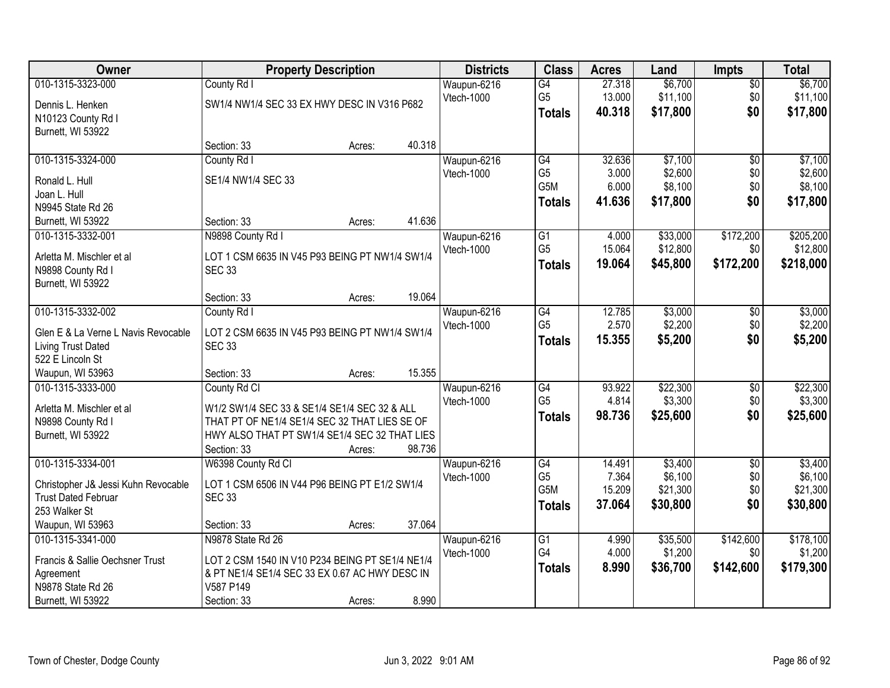| Owner | Property Description | Districts | Class | Acres | Land | Impts | Total |
|---|---|---|---|---|---|---|---|
| 010-1315-3323-000<br>Dennis L. Henken<br>N10123 County Rd I<br>Burnett, WI 53922 | County Rd I<br>SW1/4 NW1/4 SEC 33 EX HWY DESC IN V316 P682<br>Section: 33 Acres: 40.318 | Waupun-6216<br>Vtech-1000 | G4<br>G5<br>**Totals** | 27.318<br>13.000<br>**40.318** | $6,700<br>$11,100<br>**$17,800** | $0<br>$0<br>**$0** | $6,700<br>$11,100<br>**$17,800** |
| 010-1315-3324-000<br>Ronald L. Hull<br>Joan L. Hull<br>N9945 State Rd 26<br>Burnett, WI 53922 | County Rd I<br>SE1/4 NW1/4 SEC 33<br>Section: 33 Acres: 41.636 | Waupun-6216<br>Vtech-1000 | G4<br>G5<br>G5M<br>**Totals** | 32.636<br>3.000<br>6.000<br>**41.636** | $7,100<br>$2,600<br>$8,100<br>**$17,800** | $0<br>$0<br>$0<br>**$0** | $7,100<br>$2,600<br>$8,100<br>**$17,800** |
| 010-1315-3332-001<br>Arletta M. Mischler et al<br>N9898 County Rd I<br>Burnett, WI 53922 | N9898 County Rd I<br>LOT 1 CSM 6635 IN V45 P93 BEING PT NW1/4 SW1/4 SEC 33<br>Section: 33 Acres: 19.064 | Waupun-6216<br>Vtech-1000 | G1<br>G5<br>**Totals** | 4.000<br>15.064<br>**19.064** | $33,000<br>$12,800<br>**$45,800** | $172,200<br>$0<br>**$172,200** | $205,200<br>$12,800<br>**$218,000** |
| 010-1315-3332-002<br>Glen E & La Verne L Navis Revocable Living Trust Dated<br>522 E Lincoln St<br>Waupun, WI 53963 | County Rd I<br>LOT 2 CSM 6635 IN V45 P93 BEING PT NW1/4 SW1/4 SEC 33<br>Section: 33 Acres: 15.355 | Waupun-6216<br>Vtech-1000 | G4<br>G5<br>**Totals** | 12.785<br>2.570<br>**15.355** | $3,000<br>$2,200<br>**$5,200** | $0<br>$0<br>**$0** | $3,000<br>$2,200<br>**$5,200** |
| 010-1315-3333-000<br>Arletta M. Mischler et al<br>N9898 County Rd I<br>Burnett, WI 53922 | County Rd CI<br>W1/2 SW1/4 SEC 33 & SE1/4 SE1/4 SEC 32 & ALL THAT PT OF NE1/4 SE1/4 SEC 32 THAT LIES SE OF HWY ALSO THAT PT SW1/4 SE1/4 SEC 32 THAT LIES<br>Section: 33 Acres: 98.736 | Waupun-6216<br>Vtech-1000 | G4<br>G5<br>**Totals** | 93.922<br>4.814<br>**98.736** | $22,300<br>$3,300<br>**$25,600** | $0<br>$0<br>**$0** | $22,300<br>$3,300<br>**$25,600** |
| 010-1315-3334-001<br>Christopher J& Jessi Kuhn Revocable Trust Dated Februar<br>253 Walker St<br>Waupun, WI 53963 | W6398 County Rd CI<br>LOT 1 CSM 6506 IN V44 P96 BEING PT E1/2 SW1/4 SEC 33<br>Section: 33 Acres: 37.064 | Waupun-6216<br>Vtech-1000 | G4<br>G5<br>G5M<br>**Totals** | 14.491<br>7.364<br>15.209<br>**37.064** | $3,400<br>$6,100<br>$21,300<br>**$30,800** | $0<br>$0<br>$0<br>**$0** | $3,400<br>$6,100<br>$21,300<br>**$30,800** |
| 010-1315-3341-000<br>Francis & Sallie Oechsner Trust Agreement<br>N9878 State Rd 26<br>Burnett, WI 53922 | N9878 State Rd 26<br>LOT 2 CSM 1540 IN V10 P234 BEING PT SE1/4 NE1/4 & PT NE1/4 SE1/4 SEC 33 EX 0.67 AC HWY DESC IN V587 P149<br>Section: 33 Acres: 8.990 | Waupun-6216<br>Vtech-1000 | G1<br>G4<br>**Totals** | 4.990<br>4.000<br>**8.990** | $35,500<br>$1,200<br>**$36,700** | $142,600<br>$0<br>**$142,600** | $178,100<br>$1,200<br>**$179,300** |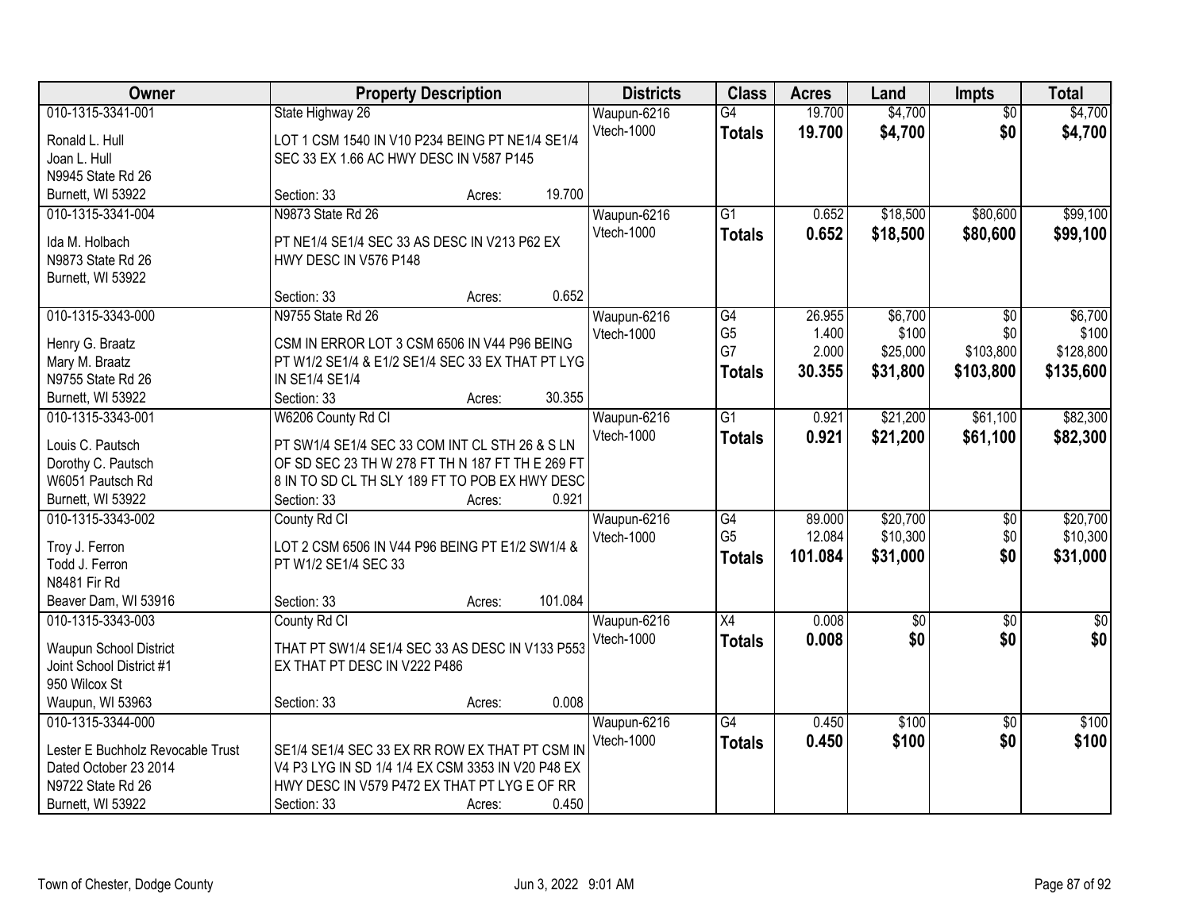| Owner | Property Description | Districts | Class | Acres | Land | Impts | Total |
|---|---|---|---|---|---|---|---|
| 010-1315-3341-001<br>Ronald L. Hull<br>Joan L. Hull<br>N9945 State Rd 26<br>Burnett, WI 53922 | State Highway 26<br>LOT 1 CSM 1540 IN V10 P234 BEING PT NE1/4 SE1/4 SEC 33 EX 1.66 AC HWY DESC IN V587 P145<br>Section: 33 Acres: 19.700 | Waupun-6216<br>Vtech-1000 | G4<br>**Totals** | 19.700<br>**19.700** | $4,700<br>**$4,700** | $0<br>**$0** | $4,700<br>**$4,700** |
| 010-1315-3341-004<br>Ida M. Holbach<br>N9873 State Rd 26<br>Burnett, WI 53922 | N9873 State Rd 26<br>PT NE1/4 SE1/4 SEC 33 AS DESC IN V213 P62 EX HWY DESC IN V576 P148<br>Section: 33 Acres: 0.652 | Waupun-6216<br>Vtech-1000 | G1<br>**Totals** | 0.652<br>**0.652** | $18,500<br>**$18,500** | $80,600<br>**$80,600** | $99,100<br>**$99,100** |
| 010-1315-3343-000<br>Henry G. Braatz<br>Mary M. Braatz<br>N9755 State Rd 26<br>Burnett, WI 53922 | N9755 State Rd 26<br>CSM IN ERROR LOT 3 CSM 6506 IN V44 P96 BEING PT W1/2 SE1/4 & E1/2 SE1/4 SEC 33 EX THAT PT LYG IN SE1/4 SE1/4<br>Section: 33 Acres: 30.355 | Waupun-6216<br>Vtech-1000 | G4<br>G5<br>G7<br>**Totals** | 26.955<br>1.400<br>2.000<br>**30.355** | $6,700<br>$100<br>$25,000<br>**$31,800** | $0<br>$0<br>$103,800<br>**$103,800** | $6,700<br>$100<br>$128,800<br>**$135,600** |
| 010-1315-3343-001<br>Louis C. Pautsch<br>Dorothy C. Pautsch<br>W6051 Pautsch Rd<br>Burnett, WI 53922 | W6206 County Rd CI<br>PT SW1/4 SE1/4 SEC 33 COM INT CL STH 26 & S LN OF SD SEC 23 TH W 278 FT TH N 187 FT TH E 269 FT 8 IN TO SD CL TH SLY 189 FT TO POB EX HWY DESC<br>Section: 33 Acres: 0.921 | Waupun-6216<br>Vtech-1000 | G1<br>**Totals** | 0.921<br>**0.921** | $21,200<br>**$21,200** | $61,100<br>**$61,100** | $82,300<br>**$82,300** |
| 010-1315-3343-002<br>Troy J. Ferron<br>Todd J. Ferron<br>N8481 Fir Rd<br>Beaver Dam, WI 53916 | County Rd CI<br>LOT 2 CSM 6506 IN V44 P96 BEING PT E1/2 SW1/4 & PT W1/2 SE1/4 SEC 33<br>Section: 33 Acres: 101.084 | Waupun-6216<br>Vtech-1000 | G4<br>G5<br>**Totals** | 89.000<br>12.084<br>**101.084** | $20,700<br>$10,300<br>**$31,000** | $0<br>$0<br>**$0** | $20,700<br>$10,300<br>**$31,000** |
| 010-1315-3343-003<br>Waupun School District<br>Joint School District #1<br>950 Wilcox St<br>Waupun, WI 53963 | County Rd CI<br>THAT PT SW1/4 SE1/4 SEC 33 AS DESC IN V133 P553 EX THAT PT DESC IN V222 P486<br>Section: 33 Acres: 0.008 | Waupun-6216<br>Vtech-1000 | X4<br>**Totals** | 0.008<br>**0.008** | $0<br>**$0** | $0<br>**$0** | $0<br>**$0** |
| 010-1315-3344-000<br>Lester E Buchholz Revocable Trust<br>Dated October 23 2014<br>N9722 State Rd 26<br>Burnett, WI 53922 | SE1/4 SE1/4 SEC 33 EX RR ROW EX THAT PT CSM IN V4 P3 LYG IN SD 1/4 1/4 EX CSM 3353 IN V20 P48 EX HWY DESC IN V579 P472 EX THAT PT LYG E OF RR<br>Section: 33 Acres: 0.450 | Waupun-6216<br>Vtech-1000 | G4<br>**Totals** | 0.450<br>**0.450** | $100<br>**$100** | $0<br>**$0** | $100<br>**$100** |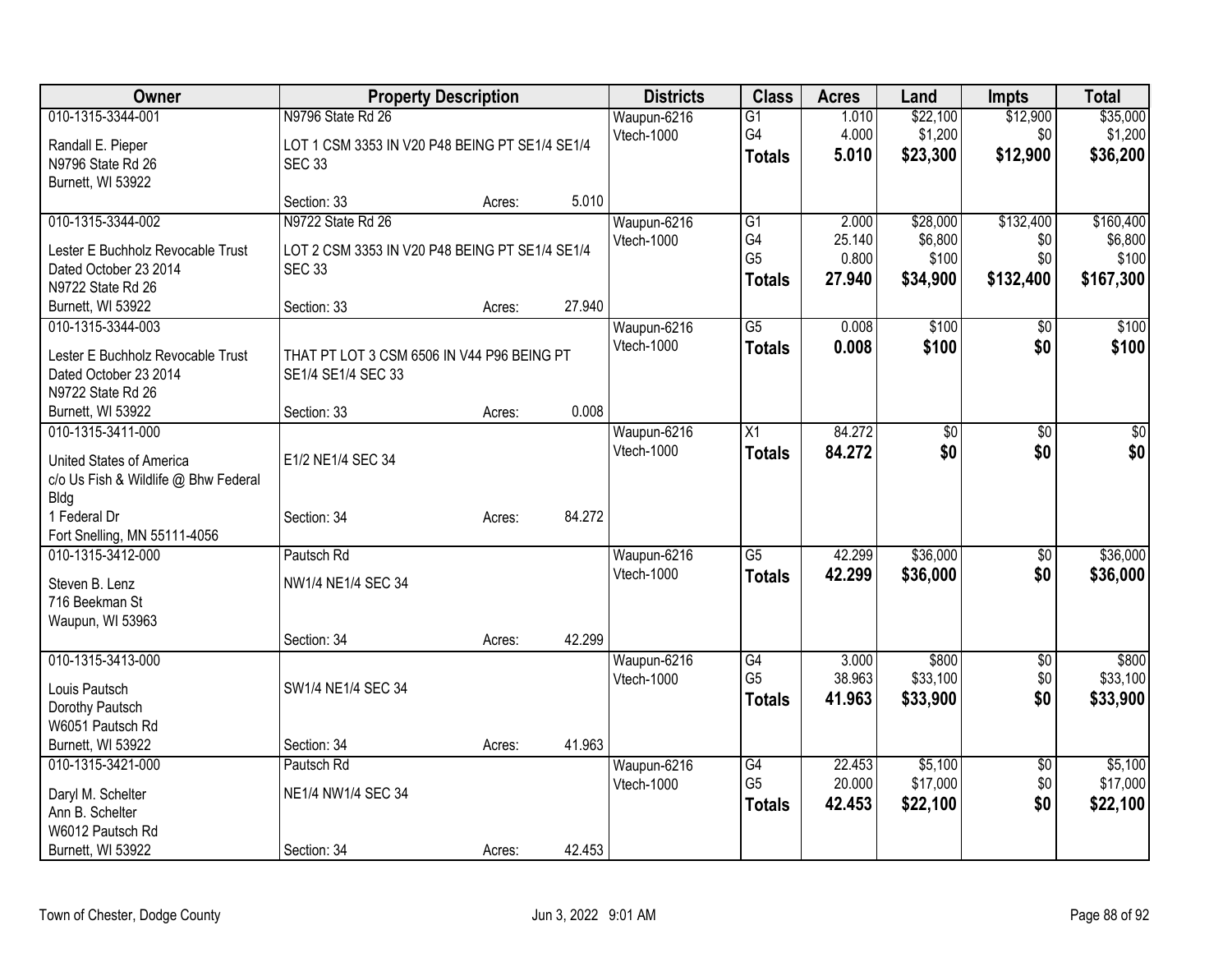| Owner | Property Description | | | Districts | Class | Acres | Land | Impts | Total |
|---|---|---|---|---|---|---|---|---|---|
| 010-1315-3344-001 | N9796 State Rd 26 | | | Waupun-6216 | G1 | 1.010 | $22,100 | $12,900 | $35,000 |
| Randall E. Pieper | LOT 1 CSM 3353 IN V20 P48 BEING PT SE1/4 SE1/4 SEC 33 | | | Vtech-1000 | G4 | 4.000 | $1,200 | $0 | $1,200 |
| N9796 State Rd 26 | | | | | **Totals** | **5.010** | **$23,300** | **$12,900** | **$36,200** |
| Burnett, WI 53922 | Section: 33 | Acres: | 5.010 | | | | | | |
| 010-1315-3344-002 | N9722 State Rd 26 | | | Waupun-6216 | G1 | 2.000 | $28,000 | $132,400 | $160,400 |
| Lester E Buchholz Revocable Trust | LOT 2 CSM 3353 IN V20 P48 BEING PT SE1/4 SE1/4 SEC 33 | | | Vtech-1000 | G4 | 25.140 | $6,800 | $0 | $6,800 |
| Dated October 23 2014 | | | | | G5 | 0.800 | $100 | $0 | $100 |
| N9722 State Rd 26 | | | | | **Totals** | **27.940** | **$34,900** | **$132,400** | **$167,300** |
| Burnett, WI 53922 | Section: 33 | Acres: | 27.940 | | | | | | |
| 010-1315-3344-003 | | | | Waupun-6216 | G5 | 0.008 | $100 | $0 | $100 |
| Lester E Buchholz Revocable Trust | THAT PT LOT 3 CSM 6506 IN V44 P96 BEING PT SE1/4 SE1/4 SEC 33 | | | Vtech-1000 | **Totals** | **0.008** | **$100** | **$0** | **$100** |
| Dated October 23 2014 | | | | | | | | | |
| N9722 State Rd 26 | | | | | | | | | |
| Burnett, WI 53922 | Section: 33 | Acres: | 0.008 | | | | | | |
| 010-1315-3411-000 | | | | Waupun-6216 | X1 | 84.272 | $0 | $0 | $0 |
| United States of America | E1/2 NE1/4 SEC 34 | | | Vtech-1000 | **Totals** | **84.272** | **$0** | **$0** | **$0** |
| c/o Us Fish & Wildlife @ Bhw Federal Bldg | | | | | | | | | |
| 1 Federal Dr | Section: 34 | Acres: | 84.272 | | | | | | |
| Fort Snelling, MN 55111-4056 | | | | | | | | | |
| 010-1315-3412-000 | Pautsch Rd | | | Waupun-6216 | G5 | 42.299 | $36,000 | $0 | $36,000 |
| Steven B. Lenz | NW1/4 NE1/4 SEC 34 | | | Vtech-1000 | **Totals** | **42.299** | **$36,000** | **$0** | **$36,000** |
| 716 Beekman St | | | | | | | | | |
| Waupun, WI 53963 | | | | | | | | | |
| | Section: 34 | Acres: | 42.299 | | | | | | |
| 010-1315-3413-000 | | | | Waupun-6216 | G4 | 3.000 | $800 | $0 | $800 |
| Louis Pautsch | SW1/4 NE1/4 SEC 34 | | | Vtech-1000 | G5 | 38.963 | $33,100 | $0 | $33,100 |
| Dorothy Pautsch | | | | | **Totals** | **41.963** | **$33,900** | **$0** | **$33,900** |
| W6051 Pautsch Rd | | | | | | | | | |
| Burnett, WI 53922 | Section: 34 | Acres: | 41.963 | | | | | | |
| 010-1315-3421-000 | Pautsch Rd | | | Waupun-6216 | G4 | 22.453 | $5,100 | $0 | $5,100 |
| Daryl M. Schelter | NE1/4 NW1/4 SEC 34 | | | Vtech-1000 | G5 | 20.000 | $17,000 | $0 | $17,000 |
| Ann B. Schelter | | | | | **Totals** | **42.453** | **$22,100** | **$0** | **$22,100** |
| W6012 Pautsch Rd | | | | | | | | | |
| Burnett, WI 53922 | Section: 34 | Acres: | 42.453 | | | | | | |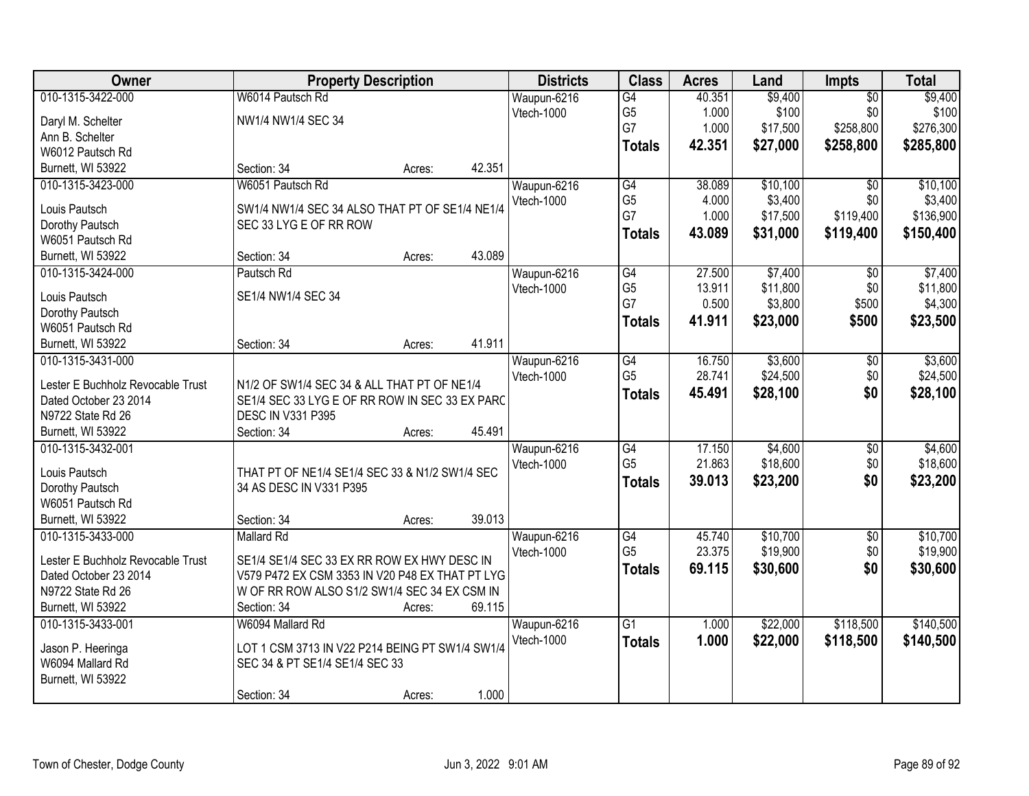| Owner | Property Description | Districts | Class | Acres | Land | Impts | Total |
|---|---|---|---|---|---|---|---|
| 010-1315-3422-000<br>Daryl M. Schelter<br>Ann B. Schelter<br>W6012 Pautsch Rd<br>Burnett, WI 53922 | W6014 Pautsch Rd<br>NW1/4 NW1/4 SEC 34<br>Section: 34 Acres: 42.351 | Waupun-6216<br>Vtech-1000 | G4<br>G5<br>G7<br>**Totals** | 40.351<br>1.000<br>1.000<br>**42.351** | $9,400<br>$100<br>$17,500<br>**$27,000** | $0<br>$0<br>$258,800<br>**$258,800** | $9,400<br>$100<br>$276,300<br>**$285,800** |
| 010-1315-3423-000<br>Louis Pautsch<br>Dorothy Pautsch<br>W6051 Pautsch Rd<br>Burnett, WI 53922 | W6051 Pautsch Rd<br>SW1/4 NW1/4 SEC 34 ALSO THAT PT OF SE1/4 NE1/4 SEC 33 LYG E OF RR ROW<br>Section: 34 Acres: 43.089 | Waupun-6216<br>Vtech-1000 | G4<br>G5<br>G7<br>**Totals** | 38.089<br>4.000<br>1.000<br>**43.089** | $10,100<br>$3,400<br>$17,500<br>**$31,000** | $0<br>$0<br>$119,400<br>**$119,400** | $10,100<br>$3,400<br>$136,900<br>**$150,400** |
| 010-1315-3424-000<br>Louis Pautsch<br>Dorothy Pautsch<br>W6051 Pautsch Rd<br>Burnett, WI 53922 | Pautsch Rd<br>SE1/4 NW1/4 SEC 34<br>Section: 34 Acres: 41.911 | Waupun-6216<br>Vtech-1000 | G4<br>G5<br>G7<br>**Totals** | 27.500<br>13.911<br>0.500<br>**41.911** | $7,400<br>$11,800<br>$3,800<br>**$23,000** | $0<br>$0<br>$500<br>**$500** | $7,400<br>$11,800<br>$4,300<br>**$23,500** |
| 010-1315-3431-000<br>Lester E Buchholz Revocable Trust<br>Dated October 23 2014<br>N9722 State Rd 26<br>Burnett, WI 53922 | N1/2 OF SW1/4 SEC 34 & ALL THAT PT OF NE1/4 SE1/4 SEC 33 LYG E OF RR ROW IN SEC 33 EX PARC DESC IN V331 P395<br>Section: 34 Acres: 45.491 | Waupun-6216<br>Vtech-1000 | G4<br>G5<br>**Totals** | 16.750<br>28.741<br>**45.491** | $3,600<br>$24,500<br>**$28,100** | $0<br>$0<br>**$0** | $3,600<br>$24,500<br>**$28,100** |
| 010-1315-3432-001<br>Louis Pautsch<br>Dorothy Pautsch<br>W6051 Pautsch Rd<br>Burnett, WI 53922 | THAT PT OF NE1/4 SE1/4 SEC 33 & N1/2 SW1/4 SEC 34 AS DESC IN V331 P395<br>Section: 34 Acres: 39.013 | Waupun-6216<br>Vtech-1000 | G4<br>G5<br>**Totals** | 17.150<br>21.863<br>**39.013** | $4,600<br>$18,600<br>**$23,200** | $0<br>$0<br>**$0** | $4,600<br>$18,600<br>**$23,200** |
| 010-1315-3433-000<br>Lester E Buchholz Revocable Trust<br>Dated October 23 2014<br>N9722 State Rd 26<br>Burnett, WI 53922 | Mallard Rd<br>SE1/4 SE1/4 SEC 33 EX RR ROW EX HWY DESC IN V579 P472 EX CSM 3353 IN V20 P48 EX THAT PT LYG W OF RR ROW ALSO S1/2 SW1/4 SEC 34 EX CSM IN<br>Section: 34 Acres: 69.115 | Waupun-6216<br>Vtech-1000 | G4<br>G5<br>**Totals** | 45.740<br>23.375<br>**69.115** | $10,700<br>$19,900<br>**$30,600** | $0<br>$0<br>**$0** | $10,700<br>$19,900<br>**$30,600** |
| 010-1315-3433-001<br>Jason P. Heeringa<br>W6094 Mallard Rd<br>Burnett, WI 53922 | W6094 Mallard Rd<br>LOT 1 CSM 3713 IN V22 P214 BEING PT SW1/4 SW1/4 SEC 34 & PT SE1/4 SE1/4 SEC 33<br>Section: 34 Acres: 1.000 | Waupun-6216<br>Vtech-1000 | G1<br>**Totals** | 1.000<br>**1.000** | $22,000<br>**$22,000** | $118,500<br>**$118,500** | $140,500<br>**$140,500** |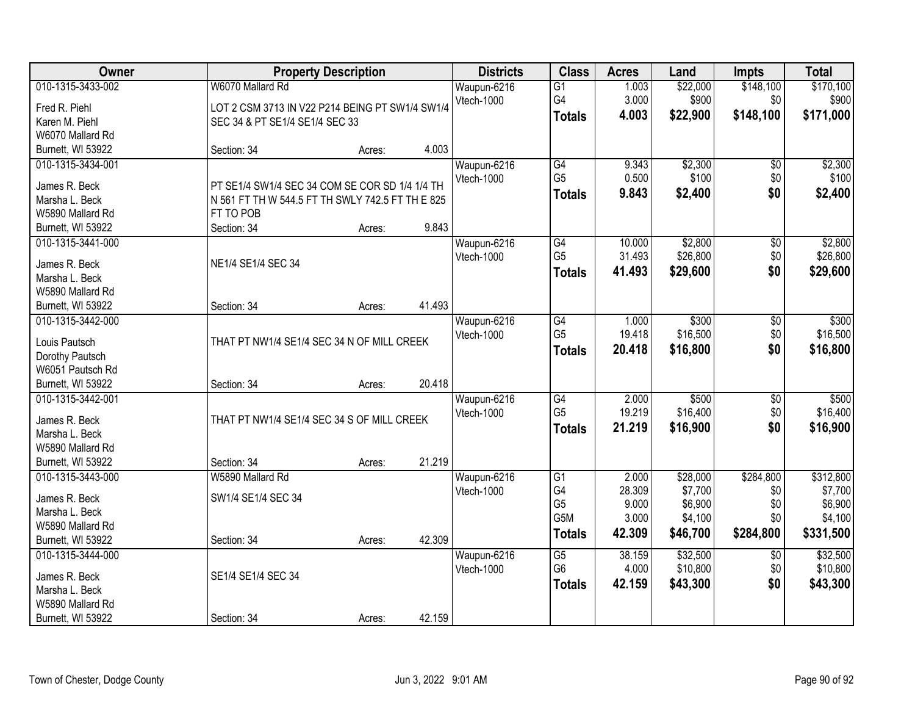| Owner | Property Description | Districts | Class | Acres | Land | Impts | Total |
|---|---|---|---|---|---|---|---|
| 010-1315-3433-002<br>Fred R. Piehl<br>Karen M. Piehl<br>W6070 Mallard Rd<br>Burnett, WI 53922 | W6070 Mallard Rd<br>LOT 2 CSM 3713 IN V22 P214 BEING PT SW1/4 SW1/4 SEC 34 & PT SE1/4 SE1/4 SEC 33<br>Section: 34 Acres: 4.003 | Waupun-6216<br>Vtech-1000 | G1<br>G4<br>**Totals** | 1.003<br>3.000<br>**4.003** | $22,000<br>$900<br>**$22,900** | $148,100<br>$0<br>**$148,100** | $170,100<br>$900<br>**$171,000** |
| 010-1315-3434-001<br>James R. Beck<br>Marsha L. Beck<br>W5890 Mallard Rd<br>Burnett, WI 53922 | PT SE1/4 SW1/4 SEC 34 COM SE COR SD 1/4 1/4 TH N 561 FT TH W 544.5 FT TH SWLY 742.5 FT TH E 825 FT TO POB<br>Section: 34 Acres: 9.843 | Waupun-6216<br>Vtech-1000 | G4<br>G5<br>**Totals** | 9.343<br>0.500<br>**9.843** | $2,300<br>$100<br>**$2,400** | $0<br>$0<br>**$0** | $2,300<br>$100<br>**$2,400** |
| 010-1315-3441-000<br>James R. Beck<br>Marsha L. Beck<br>W5890 Mallard Rd<br>Burnett, WI 53922 | NE1/4 SE1/4 SEC 34<br>Section: 34 Acres: 41.493 | Waupun-6216<br>Vtech-1000 | G4<br>G5<br>**Totals** | 10.000<br>31.493<br>**41.493** | $2,800<br>$26,800<br>**$29,600** | $0<br>$0<br>**$0** | $2,800<br>$26,800<br>**$29,600** |
| 010-1315-3442-000<br>Louis Pautsch<br>Dorothy Pautsch<br>W6051 Pautsch Rd<br>Burnett, WI 53922 | THAT PT NW1/4 SE1/4 SEC 34 N OF MILL CREEK<br>Section: 34 Acres: 20.418 | Waupun-6216<br>Vtech-1000 | G4<br>G5<br>**Totals** | 1.000<br>19.418<br>**20.418** | $300<br>$16,500<br>**$16,800** | $0<br>$0<br>**$0** | $300<br>$16,500<br>**$16,800** |
| 010-1315-3442-001<br>James R. Beck<br>Marsha L. Beck<br>W5890 Mallard Rd<br>Burnett, WI 53922 | THAT PT NW1/4 SE1/4 SEC 34 S OF MILL CREEK<br>Section: 34 Acres: 21.219 | Waupun-6216<br>Vtech-1000 | G4<br>G5<br>**Totals** | 2.000<br>19.219<br>**21.219** | $500<br>$16,400<br>**$16,900** | $0<br>$0<br>**$0** | $500<br>$16,400<br>**$16,900** |
| 010-1315-3443-000<br>James R. Beck<br>Marsha L. Beck<br>W5890 Mallard Rd<br>Burnett, WI 53922 | W5890 Mallard Rd<br>SW1/4 SE1/4 SEC 34<br>Section: 34 Acres: 42.309 | Waupun-6216<br>Vtech-1000 | G1<br>G4<br>G5<br>G5M<br>**Totals** | 2.000<br>28.309<br>9.000<br>3.000<br>**42.309** | $28,000<br>$7,700<br>$6,900<br>$4,100<br>**$46,700** | $284,800<br>$0<br>$0<br>$0<br>**$284,800** | $312,800<br>$7,700<br>$6,900<br>$4,100<br>**$331,500** |
| 010-1315-3444-000<br>James R. Beck<br>Marsha L. Beck<br>W5890 Mallard Rd<br>Burnett, WI 53922 | SE1/4 SE1/4 SEC 34<br>Section: 34 Acres: 42.159 | Waupun-6216<br>Vtech-1000 | G5<br>G6<br>**Totals** | 38.159<br>4.000<br>**42.159** | $32,500<br>$10,800<br>**$43,300** | $0<br>$0<br>**$0** | $32,500<br>$10,800<br>**$43,300** |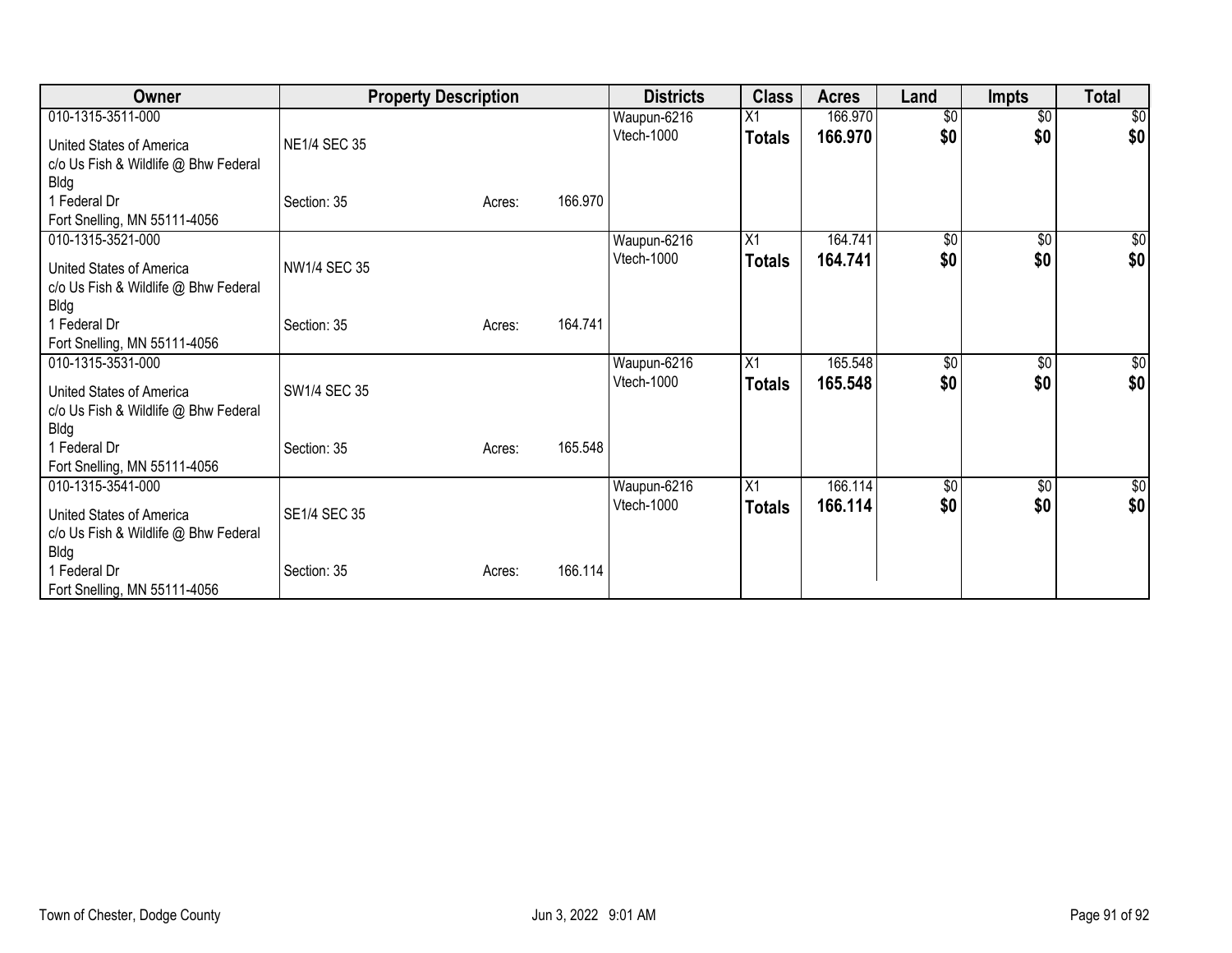| Owner | Property Description | | | Districts | Class | Acres | Land | Impts | Total |
|---|---|---|---|---|---|---|---|---|---|
| 010-1315-3511-000<br>United States of America<br>c/o Us Fish & Wildlife @ Bhw Federal Bldg<br>1 Federal Dr<br>Fort Snelling, MN 55111-4056 | NE1/4 SEC 35<br>Section: 35 | Acres: | 166.970 | Waupun-6216<br>Vtech-1000 | X1<br>**Totals** | 166.970<br>**166.970** | $0<br>**$0** | $0<br>**$0** | $0<br>**$0** |
| 010-1315-3521-000<br>United States of America<br>c/o Us Fish & Wildlife @ Bhw Federal Bldg<br>1 Federal Dr<br>Fort Snelling, MN 55111-4056 | NW1/4 SEC 35<br>Section: 35 | Acres: | 164.741 | Waupun-6216<br>Vtech-1000 | X1<br>**Totals** | 164.741<br>**164.741** | $0<br>**$0** | $0<br>**$0** | $0<br>**$0** |
| 010-1315-3531-000<br>United States of America<br>c/o Us Fish & Wildlife @ Bhw Federal Bldg<br>1 Federal Dr<br>Fort Snelling, MN 55111-4056 | SW1/4 SEC 35<br>Section: 35 | Acres: | 165.548 | Waupun-6216<br>Vtech-1000 | X1<br>**Totals** | 165.548<br>**165.548** | $0<br>**$0** | $0<br>**$0** | $0<br>**$0** |
| 010-1315-3541-000<br>United States of America<br>c/o Us Fish & Wildlife @ Bhw Federal Bldg<br>1 Federal Dr<br>Fort Snelling, MN 55111-4056 | SE1/4 SEC 35<br>Section: 35 | Acres: | 166.114 | Waupun-6216<br>Vtech-1000 | X1<br>**Totals** | 166.114<br>**166.114** | $0<br>**$0** | $0<br>**$0** | $0<br>**$0** |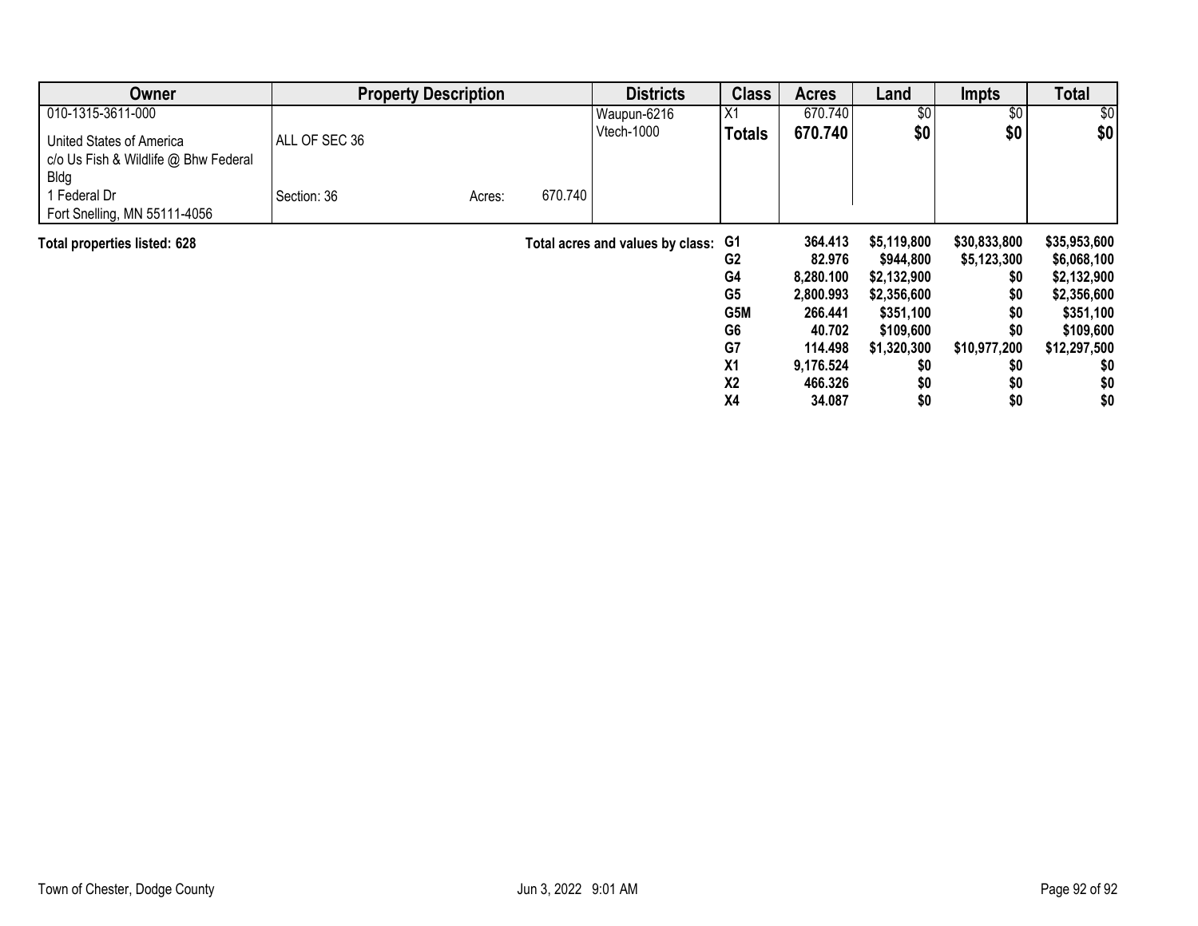| Owner | Property Description | | | Districts | Class | Acres | Land | Impts | Total |
|---|---|---|---|---|---|---|---|---|---|
| 010-1315-3611-000 | | | | Waupun-6216 | X1 | 670.740 | $0 | $0 | $0 |
| United States of America<br>c/o Us Fish & Wildlife @ Bhw Federal Bldg | ALL OF SEC 36 | | | Vtech-1000 | **Totals** | **670.740** | **$0** | **$0** | **$0** |
| 1 Federal Dr<br>Fort Snelling, MN 55111-4056 | Section: 36 | Acres: | 670.740 | | | | | | |

**Total properties listed: 628**

**Total acres and values by class:**

| Class | Acres | Land | Impts | Total |
|---|---|---|---|---|
| **G1** | **364.413** | **$5,119,800** | **$30,833,800** | **$35,953,600** |
| **G2** | **82.976** | **$944,800** | **$5,123,300** | **$6,068,100** |
| **G4** | **8,280.100** | **$2,132,900** | **$0** | **$2,132,900** |
| **G5** | **2,800.993** | **$2,356,600** | **$0** | **$2,356,600** |
| **G5M** | **266.441** | **$351,100** | **$0** | **$351,100** |
| **G6** | **40.702** | **$109,600** | **$0** | **$109,600** |
| **G7** | **114.498** | **$1,320,300** | **$10,977,200** | **$12,297,500** |
| **X1** | **9,176.524** | **$0** | **$0** | **$0** |
| **X2** | **466.326** | **$0** | **$0** | **$0** |
| **X4** | **34.087** | **$0** | **$0** | **$0** |